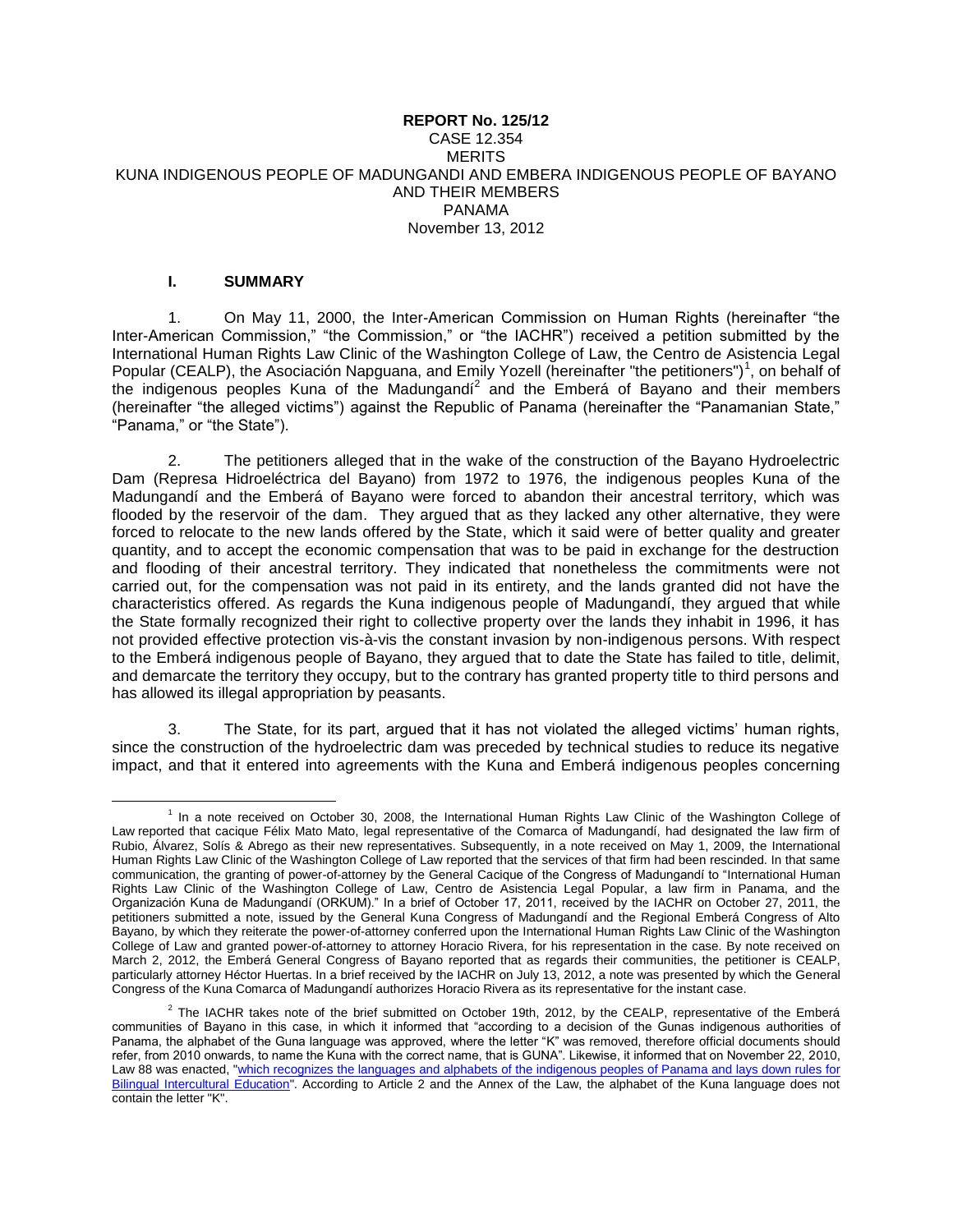**REPORT No. 125/12**
CASE 12.354
MERITS
KUNA INDIGENOUS PEOPLE OF MADUNGANDI AND EMBERA INDIGENOUS PEOPLE OF BAYANO AND THEIR MEMBERS
PANAMA
November 13, 2012

## I. SUMMARY

1. On May 11, 2000, the Inter-American Commission on Human Rights (hereinafter "the Inter-American Commission," "the Commission," or "the IACHR") received a petition submitted by the International Human Rights Law Clinic of the Washington College of Law, the Centro de Asistencia Legal Popular (CEALP), the Asociación Napguana, and Emily Yozell (hereinafter "the petitioners")[1], on behalf of the indigenous peoples Kuna of the Madungandí[2] and the Emberá of Bayano and their members (hereinafter "the alleged victims") against the Republic of Panama (hereinafter the "Panamanian State," "Panama," or "the State").

2. The petitioners alleged that in the wake of the construction of the Bayano Hydroelectric Dam (Represa Hidroeléctrica del Bayano) from 1972 to 1976, the indigenous peoples Kuna of the Madungandí and the Emberá of Bayano were forced to abandon their ancestral territory, which was flooded by the reservoir of the dam. They argued that as they lacked any other alternative, they were forced to relocate to the new lands offered by the State, which it said were of better quality and greater quantity, and to accept the economic compensation that was to be paid in exchange for the destruction and flooding of their ancestral territory. They indicated that nonetheless the commitments were not carried out, for the compensation was not paid in its entirety, and the lands granted did not have the characteristics offered. As regards the Kuna indigenous people of Madungandí, they argued that while the State formally recognized their right to collective property over the lands they inhabit in 1996, it has not provided effective protection vis-à-vis the constant invasion by non-indigenous persons. With respect to the Emberá indigenous people of Bayano, they argued that to date the State has failed to title, delimit, and demarcate the territory they occupy, but to the contrary has granted property title to third persons and has allowed its illegal appropriation by peasants.

3. The State, for its part, argued that it has not violated the alleged victims' human rights, since the construction of the hydroelectric dam was preceded by technical studies to reduce its negative impact, and that it entered into agreements with the Kuna and Emberá indigenous peoples concerning

---

[1] In a note received on October 30, 2008, the International Human Rights Law Clinic of the Washington College of Law reported that cacique Félix Mato Mato, legal representative of the Comarca of Madungandí, had designated the law firm of Rubio, Álvarez, Solís & Abrego as their new representatives. Subsequently, in a note received on May 1, 2009, the International Human Rights Law Clinic of the Washington College of Law reported that the services of that firm had been rescinded. In that same communication, the granting of power-of-attorney by the General Cacique of the Congress of Madungandí to "International Human Rights Law Clinic of the Washington College of Law, Centro de Asistencia Legal Popular, a law firm in Panama, and the Organización Kuna de Madungandí (ORKUM)." In a brief of October 17, 2011, received by the IACHR on October 27, 2011, the petitioners submitted a note, issued by the General Kuna Congress of Madungandí and the Regional Emberá Congress of Alto Bayano, by which they reiterate the power-of-attorney conferred upon the International Human Rights Law Clinic of the Washington College of Law and granted power-of-attorney to attorney Horacio Rivera, for his representation in the case. By note received on March 2, 2012, the Emberá General Congress of Bayano reported that as regards their communities, the petitioner is CEALP, particularly attorney Héctor Huertas. In a brief received by the IACHR on July 13, 2012, a note was presented by which the General Congress of the Kuna Comarca of Madungandí authorizes Horacio Rivera as its representative for the instant case.

[2] The IACHR takes note of the brief submitted on October 19th, 2012, by the CEALP, representative of the Emberá communities of Bayano in this case, in which it informed that "according to a decision of the Gunas indigenous authorities of Panama, the alphabet of the Guna language was approved, where the letter "K" was removed, therefore official documents should refer, from 2010 onwards, to name the Kuna with the correct name, that is GUNA". Likewise, it informed that on November 22, 2010, Law 88 was enacted, "which recognizes the languages and alphabets of the indigenous peoples of Panama and lays down rules for Bilingual Intercultural Education". According to Article 2 and the Annex of the Law, the alphabet of the Kuna language does not contain the letter "K".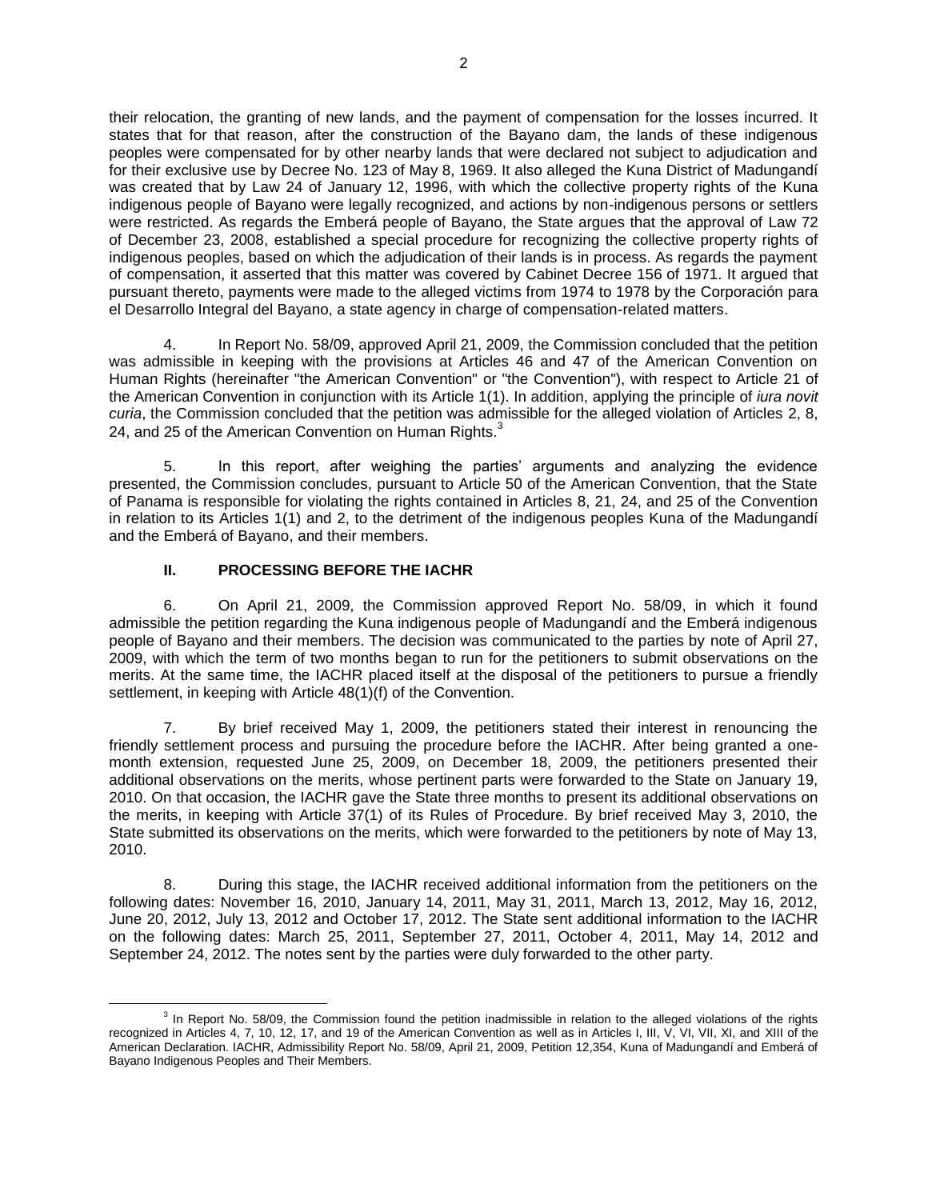their relocation, the granting of new lands, and the payment of compensation for the losses incurred. It states that for that reason, after the construction of the Bayano dam, the lands of these indigenous peoples were compensated for by other nearby lands that were declared not subject to adjudication and for their exclusive use by Decree No. 123 of May 8, 1969. It also alleged the Kuna District of Madungandí was created that by Law 24 of January 12, 1996, with which the collective property rights of the Kuna indigenous people of Bayano were legally recognized, and actions by non-indigenous persons or settlers were restricted. As regards the Emberá people of Bayano, the State argues that the approval of Law 72 of December 23, 2008, established a special procedure for recognizing the collective property rights of indigenous peoples, based on which the adjudication of their lands is in process. As regards the payment of compensation, it asserted that this matter was covered by Cabinet Decree 156 of 1971. It argued that pursuant thereto, payments were made to the alleged victims from 1974 to 1978 by the Corporación para el Desarrollo Integral del Bayano, a state agency in charge of compensation-related matters.

4. In Report No. 58/09, approved April 21, 2009, the Commission concluded that the petition was admissible in keeping with the provisions at Articles 46 and 47 of the American Convention on Human Rights (hereinafter "the American Convention" or "the Convention"), with respect to Article 21 of the American Convention in conjunction with its Article 1(1). In addition, applying the principle of *iura novit curia*, the Commission concluded that the petition was admissible for the alleged violation of Articles 2, 8, 24, and 25 of the American Convention on Human Rights.[3]

5. In this report, after weighing the parties' arguments and analyzing the evidence presented, the Commission concludes, pursuant to Article 50 of the American Convention, that the State of Panama is responsible for violating the rights contained in Articles 8, 21, 24, and 25 of the Convention in relation to its Articles 1(1) and 2, to the detriment of the indigenous peoples Kuna of the Madungandí and the Emberá of Bayano, and their members.

## II. PROCESSING BEFORE THE IACHR

6. On April 21, 2009, the Commission approved Report No. 58/09, in which it found admissible the petition regarding the Kuna indigenous people of Madungandí and the Emberá indigenous people of Bayano and their members. The decision was communicated to the parties by note of April 27, 2009, with which the term of two months began to run for the petitioners to submit observations on the merits. At the same time, the IACHR placed itself at the disposal of the petitioners to pursue a friendly settlement, in keeping with Article 48(1)(f) of the Convention.

7. By brief received May 1, 2009, the petitioners stated their interest in renouncing the friendly settlement process and pursuing the procedure before the IACHR. After being granted a one-month extension, requested June 25, 2009, on December 18, 2009, the petitioners presented their additional observations on the merits, whose pertinent parts were forwarded to the State on January 19, 2010. On that occasion, the IACHR gave the State three months to present its additional observations on the merits, in keeping with Article 37(1) of its Rules of Procedure. By brief received May 3, 2010, the State submitted its observations on the merits, which were forwarded to the petitioners by note of May 13, 2010.

8. During this stage, the IACHR received additional information from the petitioners on the following dates: November 16, 2010, January 14, 2011, May 31, 2011, March 13, 2012, May 16, 2012, June 20, 2012, July 13, 2012 and October 17, 2012. The State sent additional information to the IACHR on the following dates: March 25, 2011, September 27, 2011, October 4, 2011, May 14, 2012 and September 24, 2012. The notes sent by the parties were duly forwarded to the other party.

[3] In Report No. 58/09, the Commission found the petition inadmissible in relation to the alleged violations of the rights recognized in Articles 4, 7, 10, 12, 17, and 19 of the American Convention as well as in Articles I, III, V, VI, VII, XI, and XIII of the American Declaration. IACHR, Admissibility Report No. 58/09, April 21, 2009, Petition 12,354, Kuna of Madungandí and Emberá of Bayano Indigenous Peoples and Their Members.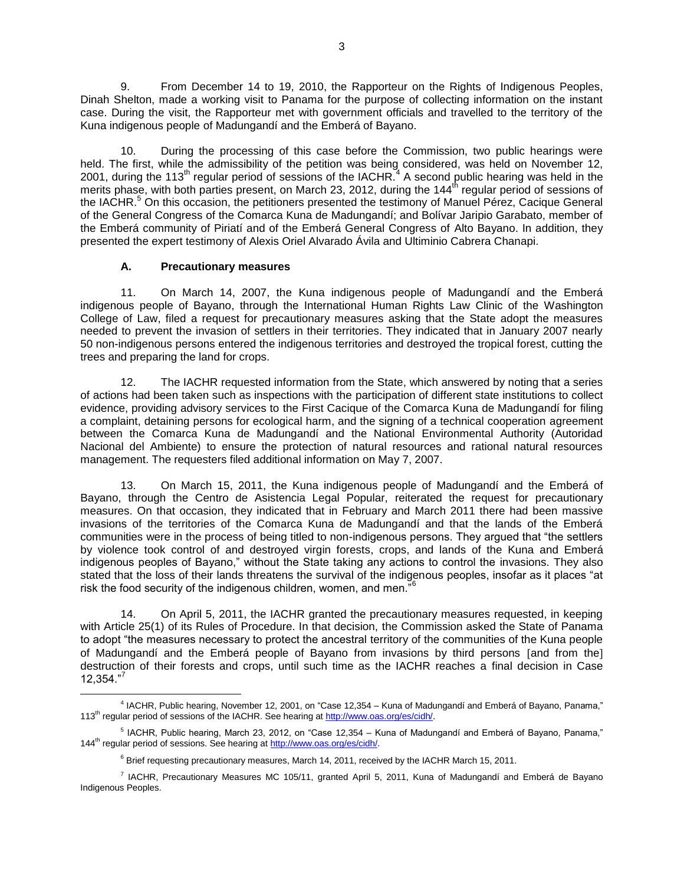9. From December 14 to 19, 2010, the Rapporteur on the Rights of Indigenous Peoples, Dinah Shelton, made a working visit to Panama for the purpose of collecting information on the instant case. During the visit, the Rapporteur met with government officials and travelled to the territory of the Kuna indigenous people of Madungandí and the Emberá of Bayano.

10. During the processing of this case before the Commission, two public hearings were held. The first, while the admissibility of the petition was being considered, was held on November 12, 2001, during the 113th regular period of sessions of the IACHR.[4] A second public hearing was held in the merits phase, with both parties present, on March 23, 2012, during the 144th regular period of sessions of the IACHR.[5] On this occasion, the petitioners presented the testimony of Manuel Pérez, Cacique General of the General Congress of the Comarca Kuna de Madungandí; and Bolívar Jaripio Garabato, member of the Emberá community of Piriatí and of the Emberá General Congress of Alto Bayano. In addition, they presented the expert testimony of Alexis Oriel Alvarado Ávila and Ultiminio Cabrera Chanapi.

### A. Precautionary measures

11. On March 14, 2007, the Kuna indigenous people of Madungandí and the Emberá indigenous people of Bayano, through the International Human Rights Law Clinic of the Washington College of Law, filed a request for precautionary measures asking that the State adopt the measures needed to prevent the invasion of settlers in their territories. They indicated that in January 2007 nearly 50 non-indigenous persons entered the indigenous territories and destroyed the tropical forest, cutting the trees and preparing the land for crops.

12. The IACHR requested information from the State, which answered by noting that a series of actions had been taken such as inspections with the participation of different state institutions to collect evidence, providing advisory services to the First Cacique of the Comarca Kuna de Madungandí for filing a complaint, detaining persons for ecological harm, and the signing of a technical cooperation agreement between the Comarca Kuna de Madungandí and the National Environmental Authority (Autoridad Nacional del Ambiente) to ensure the protection of natural resources and rational natural resources management. The requesters filed additional information on May 7, 2007.

13. On March 15, 2011, the Kuna indigenous people of Madungandí and the Emberá of Bayano, through the Centro de Asistencia Legal Popular, reiterated the request for precautionary measures. On that occasion, they indicated that in February and March 2011 there had been massive invasions of the territories of the Comarca Kuna de Madungandí and that the lands of the Emberá communities were in the process of being titled to non-indigenous persons. They argued that "the settlers by violence took control of and destroyed virgin forests, crops, and lands of the Kuna and Emberá indigenous peoples of Bayano," without the State taking any actions to control the invasions. They also stated that the loss of their lands threatens the survival of the indigenous peoples, insofar as it places "at risk the food security of the indigenous children, women, and men."[6]

14. On April 5, 2011, the IACHR granted the precautionary measures requested, in keeping with Article 25(1) of its Rules of Procedure. In that decision, the Commission asked the State of Panama to adopt "the measures necessary to protect the ancestral territory of the communities of the Kuna people of Madungandí and the Emberá people of Bayano from invasions by third persons [and from the] destruction of their forests and crops, until such time as the IACHR reaches a final decision in Case 12,354."[7]

---

[4] IACHR, Public hearing, November 12, 2001, on "Case 12,354 – Kuna of Madungandí and Emberá of Bayano, Panama," 113th regular period of sessions of the IACHR. See hearing at http://www.oas.org/es/cidh/.

[5] IACHR, Public hearing, March 23, 2012, on "Case 12,354 – Kuna of Madungandí and Emberá of Bayano, Panama," 144th regular period of sessions. See hearing at http://www.oas.org/es/cidh/.

[6] Brief requesting precautionary measures, March 14, 2011, received by the IACHR March 15, 2011.

[7] IACHR, Precautionary Measures MC 105/11, granted April 5, 2011, Kuna of Madungandí and Emberá de Bayano Indigenous Peoples.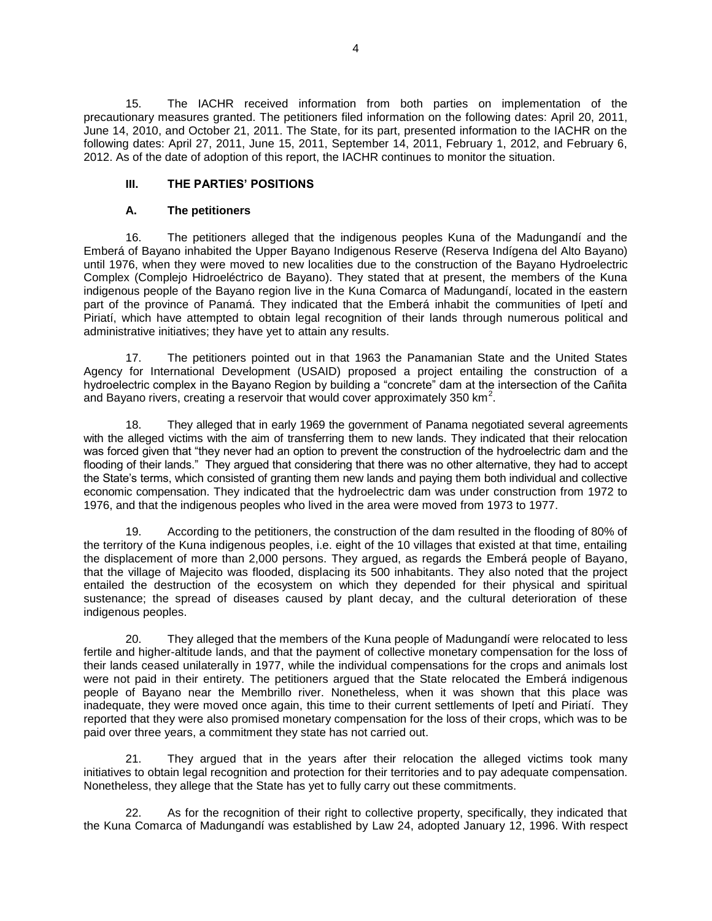15. The IACHR received information from both parties on implementation of the precautionary measures granted. The petitioners filed information on the following dates: April 20, 2011, June 14, 2010, and October 21, 2011. The State, for its part, presented information to the IACHR on the following dates: April 27, 2011, June 15, 2011, September 14, 2011, February 1, 2012, and February 6, 2012. As of the date of adoption of this report, the IACHR continues to monitor the situation.

## III. THE PARTIES' POSITIONS

### A. The petitioners

16. The petitioners alleged that the indigenous peoples Kuna of the Madungandí and the Emberá of Bayano inhabited the Upper Bayano Indigenous Reserve (Reserva Indígena del Alto Bayano) until 1976, when they were moved to new localities due to the construction of the Bayano Hydroelectric Complex (Complejo Hidroeléctrico de Bayano). They stated that at present, the members of the Kuna indigenous people of the Bayano region live in the Kuna Comarca of Madungandí, located in the eastern part of the province of Panamá. They indicated that the Emberá inhabit the communities of Ipetí and Piriatí, which have attempted to obtain legal recognition of their lands through numerous political and administrative initiatives; they have yet to attain any results.

17. The petitioners pointed out in that 1963 the Panamanian State and the United States Agency for International Development (USAID) proposed a project entailing the construction of a hydroelectric complex in the Bayano Region by building a "concrete" dam at the intersection of the Cañita and Bayano rivers, creating a reservoir that would cover approximately 350 $km^2$.

18. They alleged that in early 1969 the government of Panama negotiated several agreements with the alleged victims with the aim of transferring them to new lands. They indicated that their relocation was forced given that "they never had an option to prevent the construction of the hydroelectric dam and the flooding of their lands." They argued that considering that there was no other alternative, they had to accept the State's terms, which consisted of granting them new lands and paying them both individual and collective economic compensation. They indicated that the hydroelectric dam was under construction from 1972 to 1976, and that the indigenous peoples who lived in the area were moved from 1973 to 1977.

19. According to the petitioners, the construction of the dam resulted in the flooding of 80% of the territory of the Kuna indigenous peoples, i.e. eight of the 10 villages that existed at that time, entailing the displacement of more than 2,000 persons. They argued, as regards the Emberá people of Bayano, that the village of Majecito was flooded, displacing its 500 inhabitants. They also noted that the project entailed the destruction of the ecosystem on which they depended for their physical and spiritual sustenance; the spread of diseases caused by plant decay, and the cultural deterioration of these indigenous peoples.

20. They alleged that the members of the Kuna people of Madungandí were relocated to less fertile and higher-altitude lands, and that the payment of collective monetary compensation for the loss of their lands ceased unilaterally in 1977, while the individual compensations for the crops and animals lost were not paid in their entirety. The petitioners argued that the State relocated the Emberá indigenous people of Bayano near the Membrillo river. Nonetheless, when it was shown that this place was inadequate, they were moved once again, this time to their current settlements of Ipetí and Piriatí. They reported that they were also promised monetary compensation for the loss of their crops, which was to be paid over three years, a commitment they state has not carried out.

21. They argued that in the years after their relocation the alleged victims took many initiatives to obtain legal recognition and protection for their territories and to pay adequate compensation. Nonetheless, they allege that the State has yet to fully carry out these commitments.

22. As for the recognition of their right to collective property, specifically, they indicated that the Kuna Comarca of Madungandí was established by Law 24, adopted January 12, 1996. With respect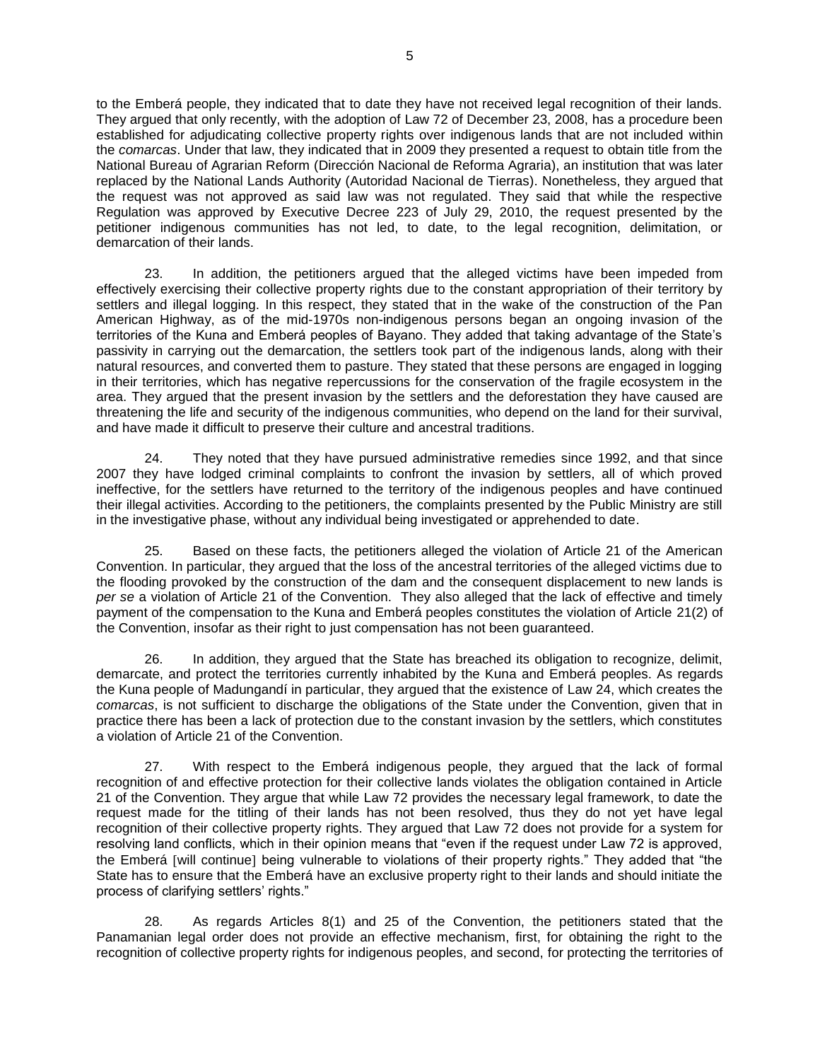to the Emberá people, they indicated that to date they have not received legal recognition of their lands. They argued that only recently, with the adoption of Law 72 of December 23, 2008, has a procedure been established for adjudicating collective property rights over indigenous lands that are not included within the *comarcas*. Under that law, they indicated that in 2009 they presented a request to obtain title from the National Bureau of Agrarian Reform (Dirección Nacional de Reforma Agraria), an institution that was later replaced by the National Lands Authority (Autoridad Nacional de Tierras). Nonetheless, they argued that the request was not approved as said law was not regulated. They said that while the respective Regulation was approved by Executive Decree 223 of July 29, 2010, the request presented by the petitioner indigenous communities has not led, to date, to the legal recognition, delimitation, or demarcation of their lands.

23. In addition, the petitioners argued that the alleged victims have been impeded from effectively exercising their collective property rights due to the constant appropriation of their territory by settlers and illegal logging. In this respect, they stated that in the wake of the construction of the Pan American Highway, as of the mid-1970s non-indigenous persons began an ongoing invasion of the territories of the Kuna and Emberá peoples of Bayano. They added that taking advantage of the State's passivity in carrying out the demarcation, the settlers took part of the indigenous lands, along with their natural resources, and converted them to pasture. They stated that these persons are engaged in logging in their territories, which has negative repercussions for the conservation of the fragile ecosystem in the area. They argued that the present invasion by the settlers and the deforestation they have caused are threatening the life and security of the indigenous communities, who depend on the land for their survival, and have made it difficult to preserve their culture and ancestral traditions.

24. They noted that they have pursued administrative remedies since 1992, and that since 2007 they have lodged criminal complaints to confront the invasion by settlers, all of which proved ineffective, for the settlers have returned to the territory of the indigenous peoples and have continued their illegal activities. According to the petitioners, the complaints presented by the Public Ministry are still in the investigative phase, without any individual being investigated or apprehended to date.

25. Based on these facts, the petitioners alleged the violation of Article 21 of the American Convention. In particular, they argued that the loss of the ancestral territories of the alleged victims due to the flooding provoked by the construction of the dam and the consequent displacement to new lands is *per se* a violation of Article 21 of the Convention. They also alleged that the lack of effective and timely payment of the compensation to the Kuna and Emberá peoples constitutes the violation of Article 21(2) of the Convention, insofar as their right to just compensation has not been guaranteed.

26. In addition, they argued that the State has breached its obligation to recognize, delimit, demarcate, and protect the territories currently inhabited by the Kuna and Emberá peoples. As regards the Kuna people of Madungandí in particular, they argued that the existence of Law 24, which creates the *comarcas*, is not sufficient to discharge the obligations of the State under the Convention, given that in practice there has been a lack of protection due to the constant invasion by the settlers, which constitutes a violation of Article 21 of the Convention.

27. With respect to the Emberá indigenous people, they argued that the lack of formal recognition of and effective protection for their collective lands violates the obligation contained in Article 21 of the Convention. They argue that while Law 72 provides the necessary legal framework, to date the request made for the titling of their lands has not been resolved, thus they do not yet have legal recognition of their collective property rights. They argued that Law 72 does not provide for a system for resolving land conflicts, which in their opinion means that "even if the request under Law 72 is approved, the Emberá [will continue] being vulnerable to violations of their property rights." They added that "the State has to ensure that the Emberá have an exclusive property right to their lands and should initiate the process of clarifying settlers' rights."

28. As regards Articles 8(1) and 25 of the Convention, the petitioners stated that the Panamanian legal order does not provide an effective mechanism, first, for obtaining the right to the recognition of collective property rights for indigenous peoples, and second, for protecting the territories of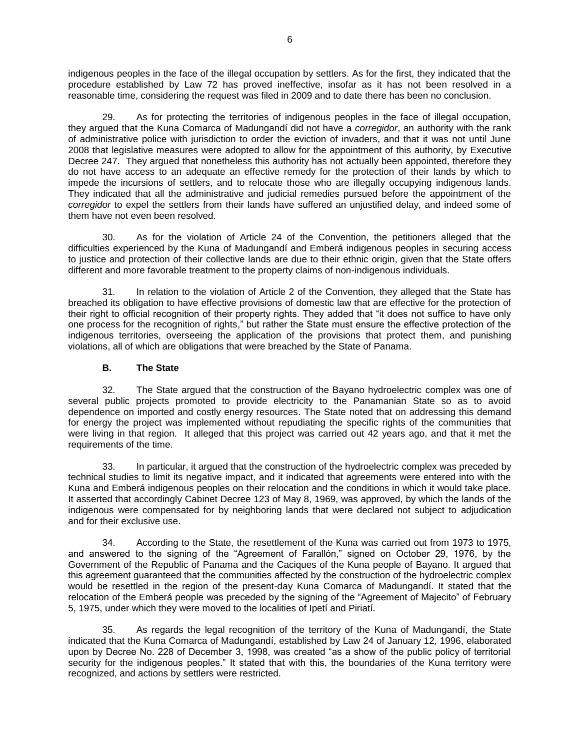indigenous peoples in the face of the illegal occupation by settlers. As for the first, they indicated that the procedure established by Law 72 has proved ineffective, insofar as it has not been resolved in a reasonable time, considering the request was filed in 2009 and to date there has been no conclusion.

29. As for protecting the territories of indigenous peoples in the face of illegal occupation, they argued that the Kuna Comarca of Madungandí did not have a *corregidor*, an authority with the rank of administrative police with jurisdiction to order the eviction of invaders, and that it was not until June 2008 that legislative measures were adopted to allow for the appointment of this authority, by Executive Decree 247. They argued that nonetheless this authority has not actually been appointed, therefore they do not have access to an adequate an effective remedy for the protection of their lands by which to impede the incursions of settlers, and to relocate those who are illegally occupying indigenous lands. They indicated that all the administrative and judicial remedies pursued before the appointment of the *corregidor* to expel the settlers from their lands have suffered an unjustified delay, and indeed some of them have not even been resolved.

30. As for the violation of Article 24 of the Convention, the petitioners alleged that the difficulties experienced by the Kuna of Madungandí and Emberá indigenous peoples in securing access to justice and protection of their collective lands are due to their ethnic origin, given that the State offers different and more favorable treatment to the property claims of non-indigenous individuals.

31. In relation to the violation of Article 2 of the Convention, they alleged that the State has breached its obligation to have effective provisions of domestic law that are effective for the protection of their right to official recognition of their property rights. They added that "it does not suffice to have only one process for the recognition of rights," but rather the State must ensure the effective protection of the indigenous territories, overseeing the application of the provisions that protect them, and punishing violations, all of which are obligations that were breached by the State of Panama.

### B. The State

32. The State argued that the construction of the Bayano hydroelectric complex was one of several public projects promoted to provide electricity to the Panamanian State so as to avoid dependence on imported and costly energy resources. The State noted that on addressing this demand for energy the project was implemented without repudiating the specific rights of the communities that were living in that region. It alleged that this project was carried out 42 years ago, and that it met the requirements of the time.

33. In particular, it argued that the construction of the hydroelectric complex was preceded by technical studies to limit its negative impact, and it indicated that agreements were entered into with the Kuna and Emberá indigenous peoples on their relocation and the conditions in which it would take place. It asserted that accordingly Cabinet Decree 123 of May 8, 1969, was approved, by which the lands of the indigenous were compensated for by neighboring lands that were declared not subject to adjudication and for their exclusive use.

34. According to the State, the resettlement of the Kuna was carried out from 1973 to 1975, and answered to the signing of the "Agreement of Farallón," signed on October 29, 1976, by the Government of the Republic of Panama and the Caciques of the Kuna people of Bayano. It argued that this agreement guaranteed that the communities affected by the construction of the hydroelectric complex would be resettled in the region of the present-day Kuna Comarca of Madungandí. It stated that the relocation of the Emberá people was preceded by the signing of the "Agreement of Majecito" of February 5, 1975, under which they were moved to the localities of Ipetí and Piriatí.

35. As regards the legal recognition of the territory of the Kuna of Madungandí, the State indicated that the Kuna Comarca of Madungandí, established by Law 24 of January 12, 1996, elaborated upon by Decree No. 228 of December 3, 1998, was created "as a show of the public policy of territorial security for the indigenous peoples." It stated that with this, the boundaries of the Kuna territory were recognized, and actions by settlers were restricted.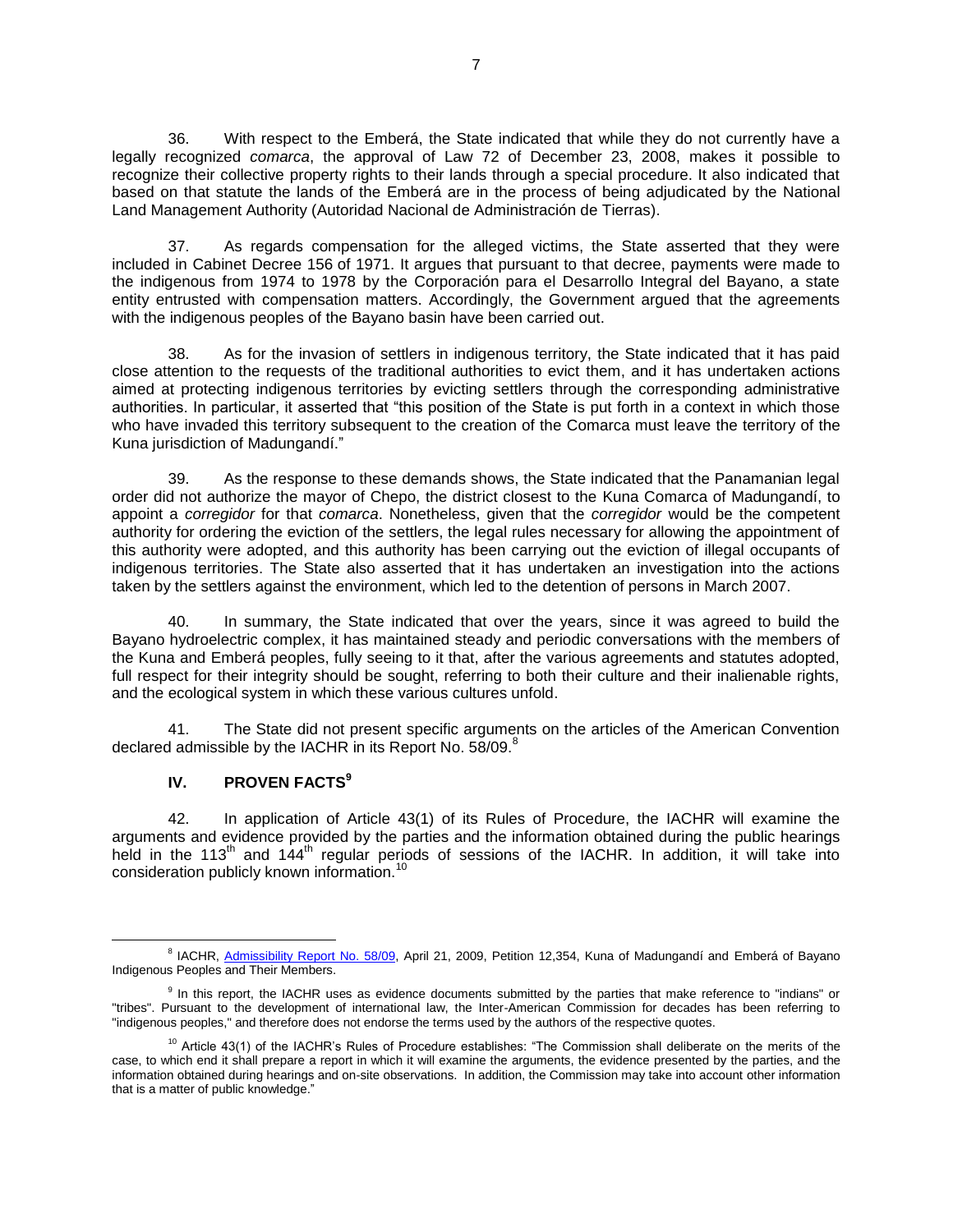36. With respect to the Emberá, the State indicated that while they do not currently have a legally recognized *comarca*, the approval of Law 72 of December 23, 2008, makes it possible to recognize their collective property rights to their lands through a special procedure. It also indicated that based on that statute the lands of the Emberá are in the process of being adjudicated by the National Land Management Authority (Autoridad Nacional de Administración de Tierras).

37. As regards compensation for the alleged victims, the State asserted that they were included in Cabinet Decree 156 of 1971. It argues that pursuant to that decree, payments were made to the indigenous from 1974 to 1978 by the Corporación para el Desarrollo Integral del Bayano, a state entity entrusted with compensation matters. Accordingly, the Government argued that the agreements with the indigenous peoples of the Bayano basin have been carried out.

38. As for the invasion of settlers in indigenous territory, the State indicated that it has paid close attention to the requests of the traditional authorities to evict them, and it has undertaken actions aimed at protecting indigenous territories by evicting settlers through the corresponding administrative authorities. In particular, it asserted that "this position of the State is put forth in a context in which those who have invaded this territory subsequent to the creation of the Comarca must leave the territory of the Kuna jurisdiction of Madungandí."

39. As the response to these demands shows, the State indicated that the Panamanian legal order did not authorize the mayor of Chepo, the district closest to the Kuna Comarca of Madungandí, to appoint a *corregidor* for that *comarca*. Nonetheless, given that the *corregidor* would be the competent authority for ordering the eviction of the settlers, the legal rules necessary for allowing the appointment of this authority were adopted, and this authority has been carrying out the eviction of illegal occupants of indigenous territories. The State also asserted that it has undertaken an investigation into the actions taken by the settlers against the environment, which led to the detention of persons in March 2007.

40. In summary, the State indicated that over the years, since it was agreed to build the Bayano hydroelectric complex, it has maintained steady and periodic conversations with the members of the Kuna and Emberá peoples, fully seeing to it that, after the various agreements and statutes adopted, full respect for their integrity should be sought, referring to both their culture and their inalienable rights, and the ecological system in which these various cultures unfold.

41. The State did not present specific arguments on the articles of the American Convention declared admissible by the IACHR in its Report No. 58/09.[8]

## IV. PROVEN FACTS[9]

42. In application of Article 43(1) of its Rules of Procedure, the IACHR will examine the arguments and evidence provided by the parties and the information obtained during the public hearings held in the 113th and 144th regular periods of sessions of the IACHR. In addition, it will take into consideration publicly known information.[10]

---

[8] IACHR, Admissibility Report No. 58/09, April 21, 2009, Petition 12,354, Kuna of Madungandí and Emberá of Bayano Indigenous Peoples and Their Members.

[9] In this report, the IACHR uses as evidence documents submitted by the parties that make reference to "indians" or "tribes". Pursuant to the development of international law, the Inter-American Commission for decades has been referring to "indigenous peoples," and therefore does not endorse the terms used by the authors of the respective quotes.

[10] Article 43(1) of the IACHR's Rules of Procedure establishes: "The Commission shall deliberate on the merits of the case, to which end it shall prepare a report in which it will examine the arguments, the evidence presented by the parties, and the information obtained during hearings and on-site observations. In addition, the Commission may take into account other information that is a matter of public knowledge."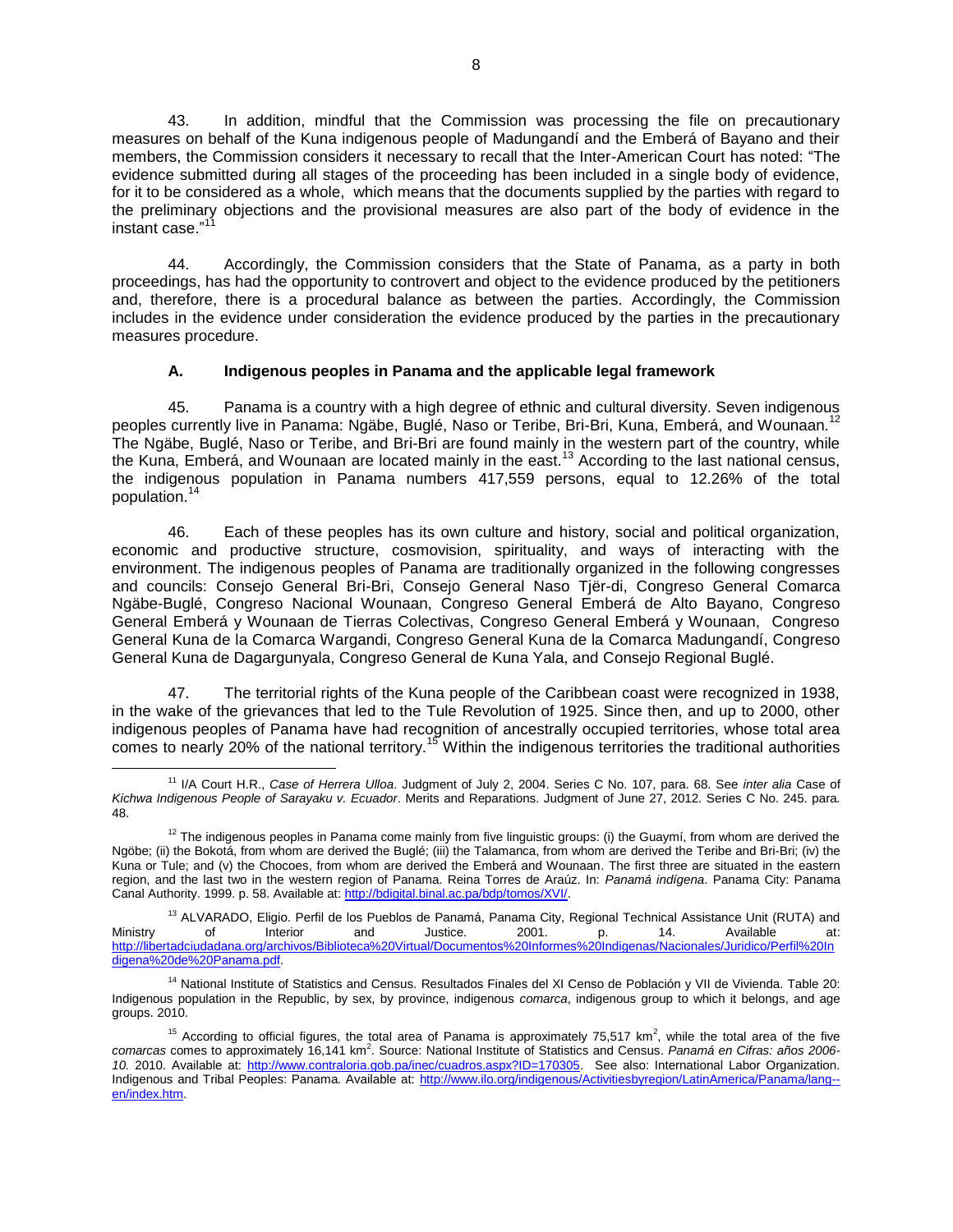43. In addition, mindful that the Commission was processing the file on precautionary measures on behalf of the Kuna indigenous people of Madungandí and the Emberá of Bayano and their members, the Commission considers it necessary to recall that the Inter-American Court has noted: "The evidence submitted during all stages of the proceeding has been included in a single body of evidence, for it to be considered as a whole, which means that the documents supplied by the parties with regard to the preliminary objections and the provisional measures are also part of the body of evidence in the instant case."[11]

44. Accordingly, the Commission considers that the State of Panama, as a party in both proceedings, has had the opportunity to controvert and object to the evidence produced by the petitioners and, therefore, there is a procedural balance as between the parties. Accordingly, the Commission includes in the evidence under consideration the evidence produced by the parties in the precautionary measures procedure.

### A. Indigenous peoples in Panama and the applicable legal framework

45. Panama is a country with a high degree of ethnic and cultural diversity. Seven indigenous peoples currently live in Panama: Ngäbe, Buglé, Naso or Teribe, Bri-Bri, Kuna, Emberá, and Wounaan.[12] The Ngäbe, Buglé, Naso or Teribe, and Bri-Bri are found mainly in the western part of the country, while the Kuna, Emberá, and Wounaan are located mainly in the east.[13] According to the last national census, the indigenous population in Panama numbers 417,559 persons, equal to 12.26% of the total population.[14]

46. Each of these peoples has its own culture and history, social and political organization, economic and productive structure, cosmovision, spirituality, and ways of interacting with the environment. The indigenous peoples of Panama are traditionally organized in the following congresses and councils: Consejo General Bri-Bri, Consejo General Naso Tjër-di, Congreso General Comarca Ngäbe-Buglé, Congreso Nacional Wounaan, Congreso General Emberá de Alto Bayano, Congreso General Emberá y Wounaan de Tierras Colectivas, Congreso General Emberá y Wounaan, Congreso General Kuna de la Comarca Wargandi, Congreso General Kuna de la Comarca Madungandí, Congreso General Kuna de Dagargunyala, Congreso General de Kuna Yala, and Consejo Regional Buglé.

47. The territorial rights of the Kuna people of the Caribbean coast were recognized in 1938, in the wake of the grievances that led to the Tule Revolution of 1925. Since then, and up to 2000, other indigenous peoples of Panama have had recognition of ancestrally occupied territories, whose total area comes to nearly 20% of the national territory.[15] Within the indigenous territories the traditional authorities

---

[11] I/A Court H.R., *Case of Herrera Ulloa*. Judgment of July 2, 2004. Series C No. 107, para. 68. See *inter alia* Case of *Kichwa Indigenous People of Sarayaku v. Ecuador*. Merits and Reparations. Judgment of June 27, 2012. Series C No. 245. para. 48.

[12] The indigenous peoples in Panama come mainly from five linguistic groups: (i) the Guaymí, from whom are derived the Ngöbe; (ii) the Bokotá, from whom are derived the Buglé; (iii) the Talamanca, from whom are derived the Teribe and Bri-Bri; (iv) the Kuna or Tule; and (v) the Chocoes, from whom are derived the Emberá and Wounaan. The first three are situated in the eastern region, and the last two in the western region of Panama. Reina Torres de Araúz. In: *Panamá indígena*. Panama City: Panama Canal Authority. 1999. p. 58. Available at: http://bdigital.binal.ac.pa/bdp/tomos/XVI/.

[13] ALVARADO, Eligio. Perfil de los Pueblos de Panamá, Panama City, Regional Technical Assistance Unit (RUTA) and Ministry of Interior and Justice. 2001. p. 14. Available at: http://libertadciudadana.org/archivos/Biblioteca%20Virtual/Documentos%20Informes%20Indigenas/Nacionales/Juridico/Perfil%20Indigena%20de%20Panama.pdf.

[14] National Institute of Statistics and Census. Resultados Finales del XI Censo de Población y VII de Vivienda. Table 20: Indigenous population in the Republic, by sex, by province, indigenous *comarca*, indigenous group to which it belongs, and age groups. 2010.

[15] According to official figures, the total area of Panama is approximately 75,517 km$^2$, while the total area of the five *comarcas* comes to approximately 16,141 km$^2$. Source: National Institute of Statistics and Census. *Panamá en Cifras: años 2006-10.* 2010. Available at: http://www.contraloria.gob.pa/inec/cuadros.aspx?ID=170305. See also: International Labor Organization. Indigenous and Tribal Peoples: Panama. Available at: http://www.ilo.org/indigenous/Activitiesbyregion/LatinAmerica/Panama/lang--en/index.htm.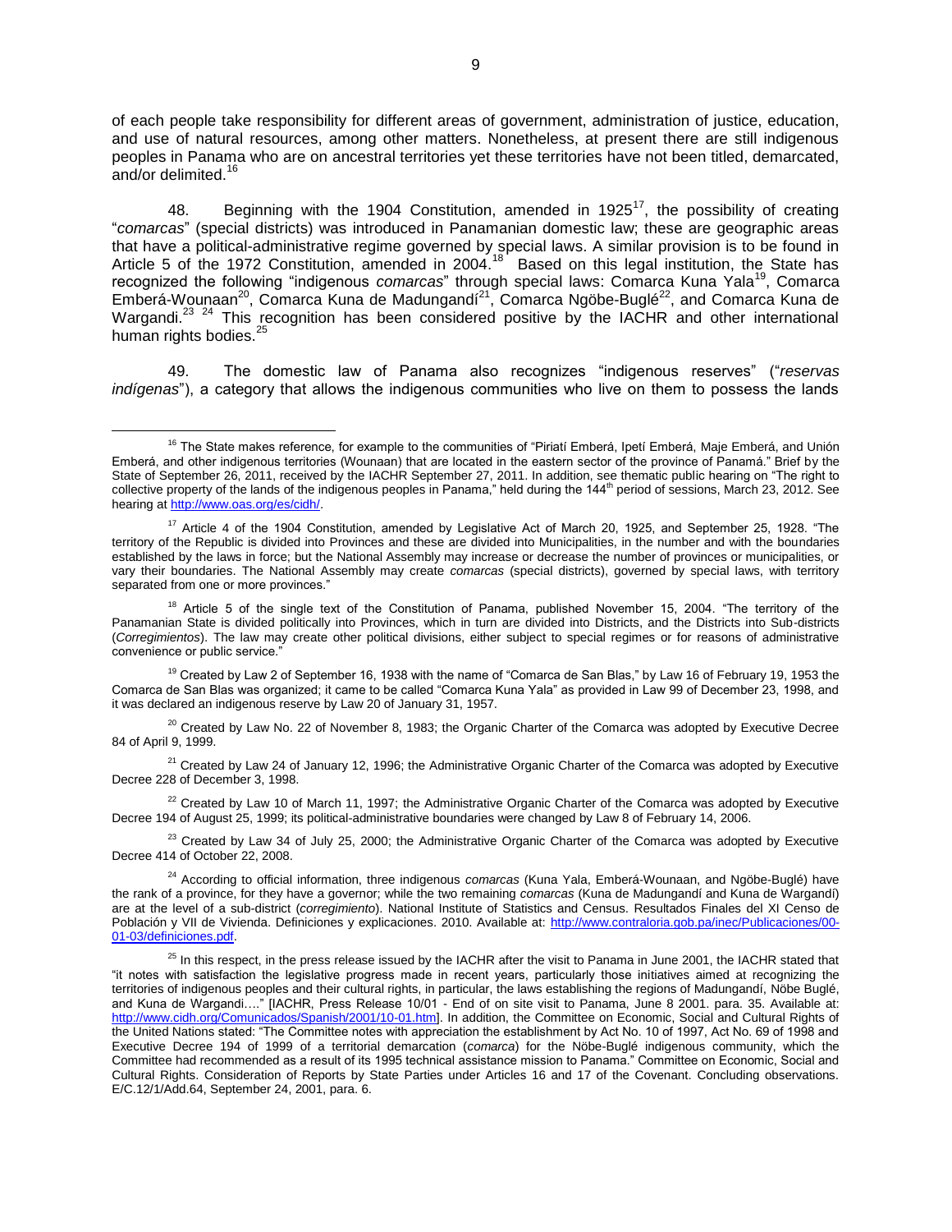of each people take responsibility for different areas of government, administration of justice, education, and use of natural resources, among other matters. Nonetheless, at present there are still indigenous peoples in Panama who are on ancestral territories yet these territories have not been titled, demarcated, and/or delimited.[16]

48. Beginning with the 1904 Constitution, amended in 1925[17], the possibility of creating "*comarcas*" (special districts) was introduced in Panamanian domestic law; these are geographic areas that have a political-administrative regime governed by special laws. A similar provision is to be found in Article 5 of the 1972 Constitution, amended in 2004.[18] Based on this legal institution, the State has recognized the following "indigenous *comarcas*" through special laws: Comarca Kuna Yala[19], Comarca Emberá-Wounaan[20], Comarca Kuna de Madungandí[21], Comarca Ngöbe-Buglé[22], and Comarca Kuna de Wargandi.[23] [24] This recognition has been considered positive by the IACHR and other international human rights bodies.[25]

49. The domestic law of Panama also recognizes "indigenous reserves" ("*reservas indígenas*"), a category that allows the indigenous communities who live on them to possess the lands

---

[16] The State makes reference, for example to the communities of "Piriatí Emberá, Ipetí Emberá, Maje Emberá, and Unión Emberá, and other indigenous territories (Wounaan) that are located in the eastern sector of the province of Panamá." Brief by the State of September 26, 2011, received by the IACHR September 27, 2011. In addition, see thematic public hearing on "The right to collective property of the lands of the indigenous peoples in Panama," held during the 144th period of sessions, March 23, 2012. See hearing at http://www.oas.org/es/cidh/.

[17] Article 4 of the 1904 Constitution, amended by Legislative Act of March 20, 1925, and September 25, 1928. "The territory of the Republic is divided into Provinces and these are divided into Municipalities, in the number and with the boundaries established by the laws in force; but the National Assembly may increase or decrease the number of provinces or municipalities, or vary their boundaries. The National Assembly may create *comarcas* (special districts), governed by special laws, with territory separated from one or more provinces."

[18] Article 5 of the single text of the Constitution of Panama, published November 15, 2004. "The territory of the Panamanian State is divided politically into Provinces, which in turn are divided into Districts, and the Districts into Sub-districts (*Corregimientos*). The law may create other political divisions, either subject to special regimes or for reasons of administrative convenience or public service."

[19] Created by Law 2 of September 16, 1938 with the name of "Comarca de San Blas," by Law 16 of February 19, 1953 the Comarca de San Blas was organized; it came to be called "Comarca Kuna Yala" as provided in Law 99 of December 23, 1998, and it was declared an indigenous reserve by Law 20 of January 31, 1957.

[20] Created by Law No. 22 of November 8, 1983; the Organic Charter of the Comarca was adopted by Executive Decree 84 of April 9, 1999.

[21] Created by Law 24 of January 12, 1996; the Administrative Organic Charter of the Comarca was adopted by Executive Decree 228 of December 3, 1998.

[22] Created by Law 10 of March 11, 1997; the Administrative Organic Charter of the Comarca was adopted by Executive Decree 194 of August 25, 1999; its political-administrative boundaries were changed by Law 8 of February 14, 2006.

[23] Created by Law 34 of July 25, 2000; the Administrative Organic Charter of the Comarca was adopted by Executive Decree 414 of October 22, 2008.

[24] According to official information, three indigenous *comarcas* (Kuna Yala, Emberá-Wounaan, and Ngöbe-Buglé) have the rank of a province, for they have a governor; while the two remaining *comarcas* (Kuna de Madungandí and Kuna de Wargandí) are at the level of a sub-district (*corregimiento*). National Institute of Statistics and Census. Resultados Finales del XI Censo de Población y VII de Vivienda. Definiciones y explicaciones. 2010. Available at: http://www.contraloria.gob.pa/inec/Publicaciones/00-01-03/definiciones.pdf.

[25] In this respect, in the press release issued by the IACHR after the visit to Panama in June 2001, the IACHR stated that "it notes with satisfaction the legislative progress made in recent years, particularly those initiatives aimed at recognizing the territories of indigenous peoples and their cultural rights, in particular, the laws establishing the regions of Madungandí, Nöbe Buglé, and Kuna de Wargandi…." [IACHR, Press Release 10/01 - End of on site visit to Panama, June 8 2001. para. 35. Available at: http://www.cidh.org/Comunicados/Spanish/2001/10-01.htm]. In addition, the Committee on Economic, Social and Cultural Rights of the United Nations stated: "The Committee notes with appreciation the establishment by Act No. 10 of 1997, Act No. 69 of 1998 and Executive Decree 194 of 1999 of a territorial demarcation (*comarca*) for the Nöbe-Buglé indigenous community, which the Committee had recommended as a result of its 1995 technical assistance mission to Panama." Committee on Economic, Social and Cultural Rights. Consideration of Reports by State Parties under Articles 16 and 17 of the Covenant. Concluding observations. E/C.12/1/Add.64, September 24, 2001, para. 6.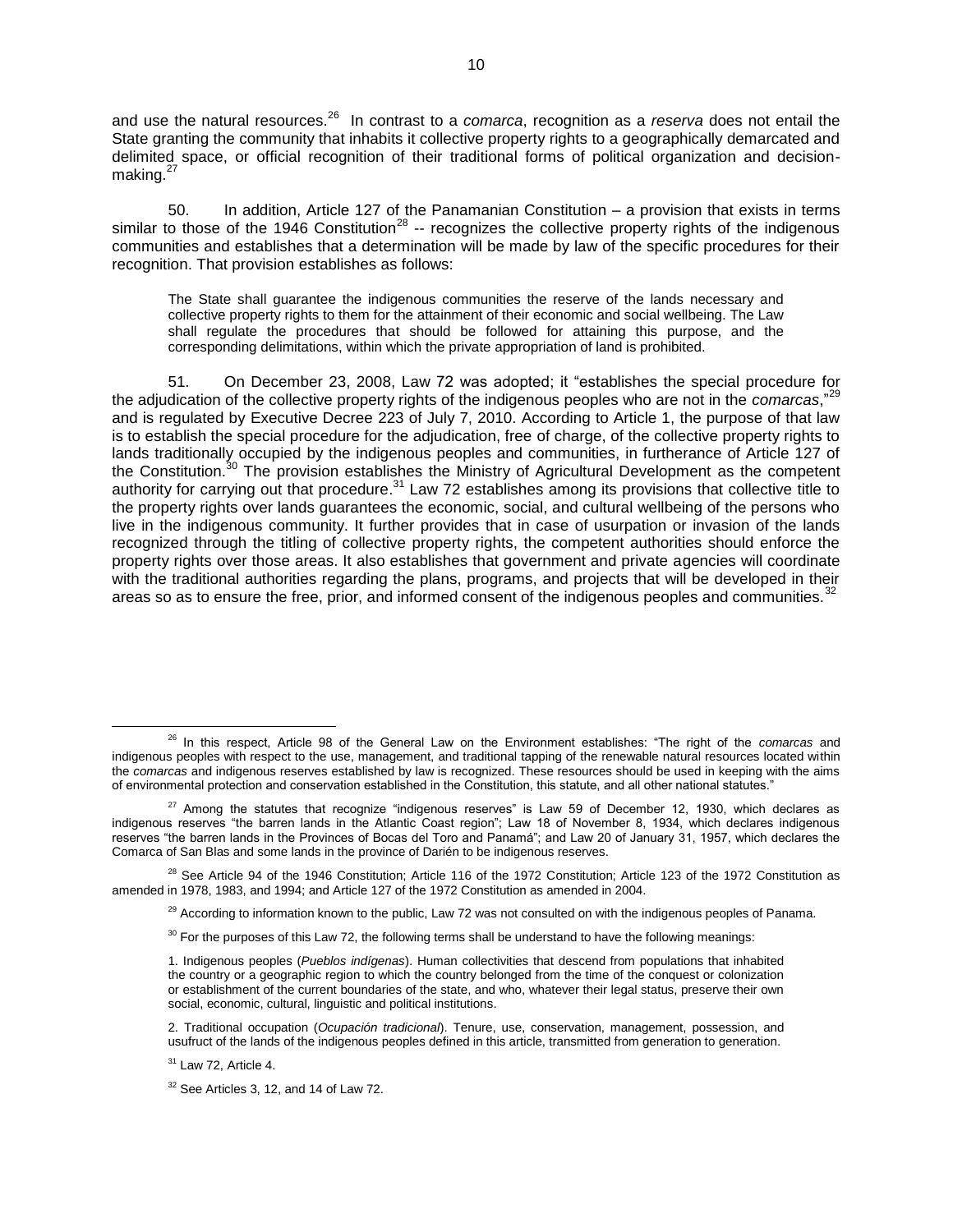and use the natural resources.[26] In contrast to a *comarca*, recognition as a *reserva* does not entail the State granting the community that inhabits it collective property rights to a geographically demarcated and delimited space, or official recognition of their traditional forms of political organization and decision-making.[27]

50. In addition, Article 127 of the Panamanian Constitution – a provision that exists in terms similar to those of the 1946 Constitution[28] -- recognizes the collective property rights of the indigenous communities and establishes that a determination will be made by law of the specific procedures for their recognition. That provision establishes as follows:

> The State shall guarantee the indigenous communities the reserve of the lands necessary and collective property rights to them for the attainment of their economic and social wellbeing. The Law shall regulate the procedures that should be followed for attaining this purpose, and the corresponding delimitations, within which the private appropriation of land is prohibited.

51. On December 23, 2008, Law 72 was adopted; it "establishes the special procedure for the adjudication of the collective property rights of the indigenous peoples who are not in the *comarcas*,"[29] and is regulated by Executive Decree 223 of July 7, 2010. According to Article 1, the purpose of that law is to establish the special procedure for the adjudication, free of charge, of the collective property rights to lands traditionally occupied by the indigenous peoples and communities, in furtherance of Article 127 of the Constitution.[30] The provision establishes the Ministry of Agricultural Development as the competent authority for carrying out that procedure.[31] Law 72 establishes among its provisions that collective title to the property rights over lands guarantees the economic, social, and cultural wellbeing of the persons who live in the indigenous community. It further provides that in case of usurpation or invasion of the lands recognized through the titling of collective property rights, the competent authorities should enforce the property rights over those areas. It also establishes that government and private agencies will coordinate with the traditional authorities regarding the plans, programs, and projects that will be developed in their areas so as to ensure the free, prior, and informed consent of the indigenous peoples and communities.[32]

---

[26] In this respect, Article 98 of the General Law on the Environment establishes: "The right of the *comarcas* and indigenous peoples with respect to the use, management, and traditional tapping of the renewable natural resources located within the *comarcas* and indigenous reserves established by law is recognized. These resources should be used in keeping with the aims of environmental protection and conservation established in the Constitution, this statute, and all other national statutes."

[27] Among the statutes that recognize "indigenous reserves" is Law 59 of December 12, 1930, which declares as indigenous reserves "the barren lands in the Atlantic Coast region"; Law 18 of November 8, 1934, which declares indigenous reserves "the barren lands in the Provinces of Bocas del Toro and Panamá"; and Law 20 of January 31, 1957, which declares the Comarca of San Blas and some lands in the province of Darién to be indigenous reserves.

[28] See Article 94 of the 1946 Constitution; Article 116 of the 1972 Constitution; Article 123 of the 1972 Constitution as amended in 1978, 1983, and 1994; and Article 127 of the 1972 Constitution as amended in 2004.

[29] According to information known to the public, Law 72 was not consulted on with the indigenous peoples of Panama.

[30] For the purposes of this Law 72, the following terms shall be understand to have the following meanings:

> 1. Indigenous peoples (*Pueblos indígenas*). Human collectivities that descend from populations that inhabited the country or a geographic region to which the country belonged from the time of the conquest or colonization or establishment of the current boundaries of the state, and who, whatever their legal status, preserve their own social, economic, cultural, linguistic and political institutions.
>
> 2. Traditional occupation (*Ocupación tradicional*). Tenure, use, conservation, management, possession, and usufruct of the lands of the indigenous peoples defined in this article, transmitted from generation to generation.

[31] Law 72, Article 4.

[32] See Articles 3, 12, and 14 of Law 72.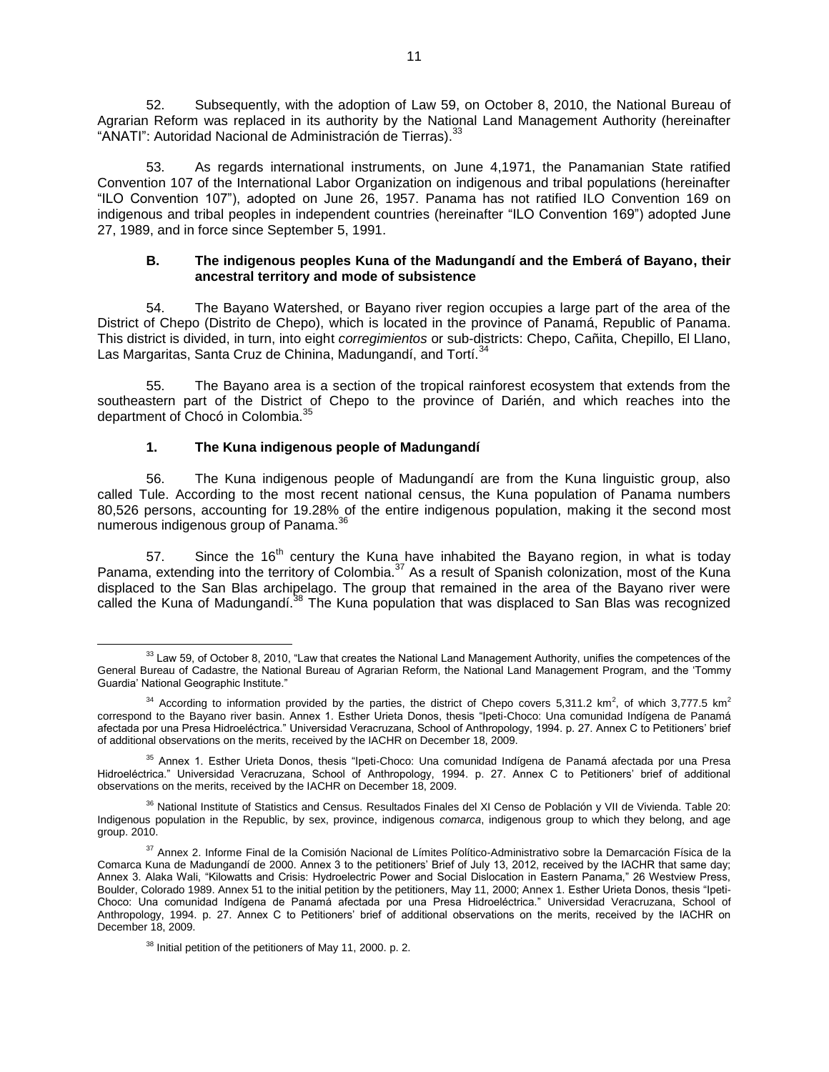52. Subsequently, with the adoption of Law 59, on October 8, 2010, the National Bureau of Agrarian Reform was replaced in its authority by the National Land Management Authority (hereinafter "ANATI": Autoridad Nacional de Administración de Tierras).[33]

53. As regards international instruments, on June 4,1971, the Panamanian State ratified Convention 107 of the International Labor Organization on indigenous and tribal populations (hereinafter "ILO Convention 107"), adopted on June 26, 1957. Panama has not ratified ILO Convention 169 on indigenous and tribal peoples in independent countries (hereinafter "ILO Convention 169") adopted June 27, 1989, and in force since September 5, 1991.

### B. The indigenous peoples Kuna of the Madungandí and the Emberá of Bayano, their ancestral territory and mode of subsistence

54. The Bayano Watershed, or Bayano river region occupies a large part of the area of the District of Chepo (Distrito de Chepo), which is located in the province of Panamá, Republic of Panama. This district is divided, in turn, into eight *corregimientos* or sub-districts: Chepo, Cañita, Chepillo, El Llano, Las Margaritas, Santa Cruz de Chinina, Madungandí, and Tortí.[34]

55. The Bayano area is a section of the tropical rainforest ecosystem that extends from the southeastern part of the District of Chepo to the province of Darién, and which reaches into the department of Chocó in Colombia.[35]

#### 1. The Kuna indigenous people of Madungandí

56. The Kuna indigenous people of Madungandí are from the Kuna linguistic group, also called Tule. According to the most recent national census, the Kuna population of Panama numbers 80,526 persons, accounting for 19.28% of the entire indigenous population, making it the second most numerous indigenous group of Panama.[36]

57. Since the 16th century the Kuna have inhabited the Bayano region, in what is today Panama, extending into the territory of Colombia.[37] As a result of Spanish colonization, most of the Kuna displaced to the San Blas archipelago. The group that remained in the area of the Bayano river were called the Kuna of Madungandí.[38] The Kuna population that was displaced to San Blas was recognized

---

[33] Law 59, of October 8, 2010, "Law that creates the National Land Management Authority, unifies the competences of the General Bureau of Cadastre, the National Bureau of Agrarian Reform, the National Land Management Program, and the 'Tommy Guardia' National Geographic Institute."

[34] According to information provided by the parties, the district of Chepo covers 5,311.2 km$^2$, of which 3,777.5 km$^2$ correspond to the Bayano river basin. Annex 1. Esther Urieta Donos, thesis "Ipeti-Choco: Una comunidad Indígena de Panamá afectada por una Presa Hidroeléctrica." Universidad Veracruzana, School of Anthropology, 1994. p. 27. Annex C to Petitioners' brief of additional observations on the merits, received by the IACHR on December 18, 2009.

[35] Annex 1. Esther Urieta Donos, thesis "Ipeti-Choco: Una comunidad Indígena de Panamá afectada por una Presa Hidroeléctrica." Universidad Veracruzana, School of Anthropology, 1994. p. 27. Annex C to Petitioners' brief of additional observations on the merits, received by the IACHR on December 18, 2009.

[36] National Institute of Statistics and Census. Resultados Finales del XI Censo de Población y VII de Vivienda. Table 20: Indigenous population in the Republic, by sex, province, indigenous *comarca*, indigenous group to which they belong, and age group. 2010.

[37] Annex 2. Informe Final de la Comisión Nacional de Límites Político-Administrativo sobre la Demarcación Física de la Comarca Kuna de Madungandí de 2000. Annex 3 to the petitioners' Brief of July 13, 2012, received by the IACHR that same day; Annex 3. Alaka Wali, "Kilowatts and Crisis: Hydroelectric Power and Social Dislocation in Eastern Panama," 26 Westview Press, Boulder, Colorado 1989. Annex 51 to the initial petition by the petitioners, May 11, 2000; Annex 1. Esther Urieta Donos, thesis "Ipeti-Choco: Una comunidad Indígena de Panamá afectada por una Presa Hidroeléctrica." Universidad Veracruzana, School of Anthropology, 1994. p. 27. Annex C to Petitioners' brief of additional observations on the merits, received by the IACHR on December 18, 2009.

[38] Initial petition of the petitioners of May 11, 2000. p. 2.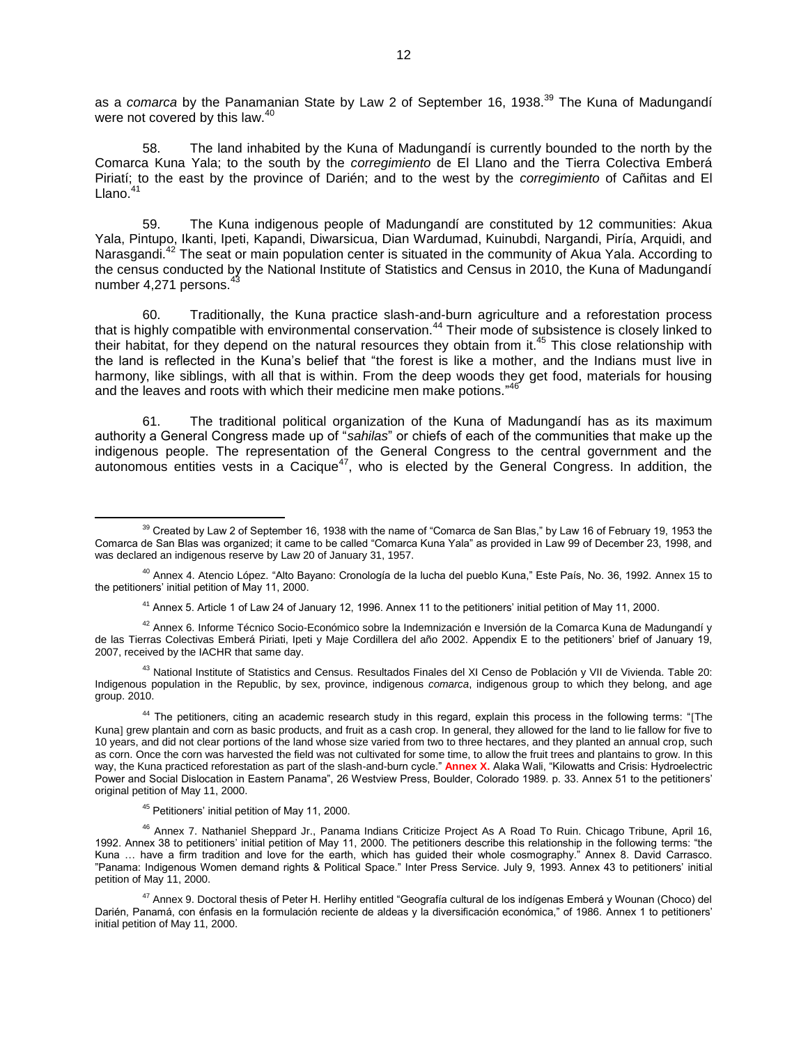as a *comarca* by the Panamanian State by Law 2 of September 16, 1938.[39] The Kuna of Madungandí were not covered by this law.[40]

58. The land inhabited by the Kuna of Madungandí is currently bounded to the north by the Comarca Kuna Yala; to the south by the *corregimiento* de El Llano and the Tierra Colectiva Emberá Piriatí; to the east by the province of Darién; and to the west by the *corregimiento* of Cañitas and El Llano.[41]

59. The Kuna indigenous people of Madungandí are constituted by 12 communities: Akua Yala, Pintupo, Ikanti, Ipeti, Kapandi, Diwarsicua, Dian Wardumad, Kuinubdi, Nargandi, Piría, Arquidi, and Narasgandi.[42] The seat or main population center is situated in the community of Akua Yala. According to the census conducted by the National Institute of Statistics and Census in 2010, the Kuna of Madungandí number 4,271 persons.[43]

60. Traditionally, the Kuna practice slash-and-burn agriculture and a reforestation process that is highly compatible with environmental conservation.[44] Their mode of subsistence is closely linked to their habitat, for they depend on the natural resources they obtain from it.[45] This close relationship with the land is reflected in the Kuna's belief that "the forest is like a mother, and the Indians must live in harmony, like siblings, with all that is within. From the deep woods they get food, materials for housing and the leaves and roots with which their medicine men make potions."[46]

61. The traditional political organization of the Kuna of Madungandí has as its maximum authority a General Congress made up of "*sahilas*" or chiefs of each of the communities that make up the indigenous people. The representation of the General Congress to the central government and the autonomous entities vests in a Cacique[47], who is elected by the General Congress. In addition, the

---

[39] Created by Law 2 of September 16, 1938 with the name of "Comarca de San Blas," by Law 16 of February 19, 1953 the Comarca de San Blas was organized; it came to be called "Comarca Kuna Yala" as provided in Law 99 of December 23, 1998, and was declared an indigenous reserve by Law 20 of January 31, 1957.

[40] Annex 4. Atencio López. "Alto Bayano: Cronología de la lucha del pueblo Kuna," Este País, No. 36, 1992. Annex 15 to the petitioners' initial petition of May 11, 2000.

[41] Annex 5. Article 1 of Law 24 of January 12, 1996. Annex 11 to the petitioners' initial petition of May 11, 2000.

[42] Annex 6. Informe Técnico Socio-Económico sobre la Indemnización e Inversión de la Comarca Kuna de Madungandí y de las Tierras Colectivas Emberá Piriati, Ipeti y Maje Cordillera del año 2002. Appendix E to the petitioners' brief of January 19, 2007, received by the IACHR that same day.

[43] National Institute of Statistics and Census. Resultados Finales del XI Censo de Población y VII de Vivienda. Table 20: Indigenous population in the Republic, by sex, province, indigenous *comarca*, indigenous group to which they belong, and age group. 2010.

[44] The petitioners, citing an academic research study in this regard, explain this process in the following terms: "[The Kuna] grew plantain and corn as basic products, and fruit as a cash crop. In general, they allowed for the land to lie fallow for five to 10 years, and did not clear portions of the land whose size varied from two to three hectares, and they planted an annual crop, such as corn. Once the corn was harvested the field was not cultivated for some time, to allow the fruit trees and plantains to grow. In this way, the Kuna practiced reforestation as part of the slash-and-burn cycle." **Annex X.** Alaka Wali, "Kilowatts and Crisis: Hydroelectric Power and Social Dislocation in Eastern Panama", 26 Westview Press, Boulder, Colorado 1989. p. 33. Annex 51 to the petitioners' original petition of May 11, 2000.

[45] Petitioners' initial petition of May 11, 2000.

[46] Annex 7. Nathaniel Sheppard Jr., Panama Indians Criticize Project As A Road To Ruin. Chicago Tribune, April 16, 1992. Annex 38 to petitioners' initial petition of May 11, 2000. The petitioners describe this relationship in the following terms: "the Kuna … have a firm tradition and love for the earth, which has guided their whole cosmography." Annex 8. David Carrasco. "Panama: Indigenous Women demand rights & Political Space." Inter Press Service. July 9, 1993. Annex 43 to petitioners' initial petition of May 11, 2000.

[47] Annex 9. Doctoral thesis of Peter H. Herlihy entitled "Geografía cultural de los indígenas Emberá y Wounan (Choco) del Darién, Panamá, con énfasis en la formulación reciente de aldeas y la diversificación económica," of 1986. Annex 1 to petitioners' initial petition of May 11, 2000.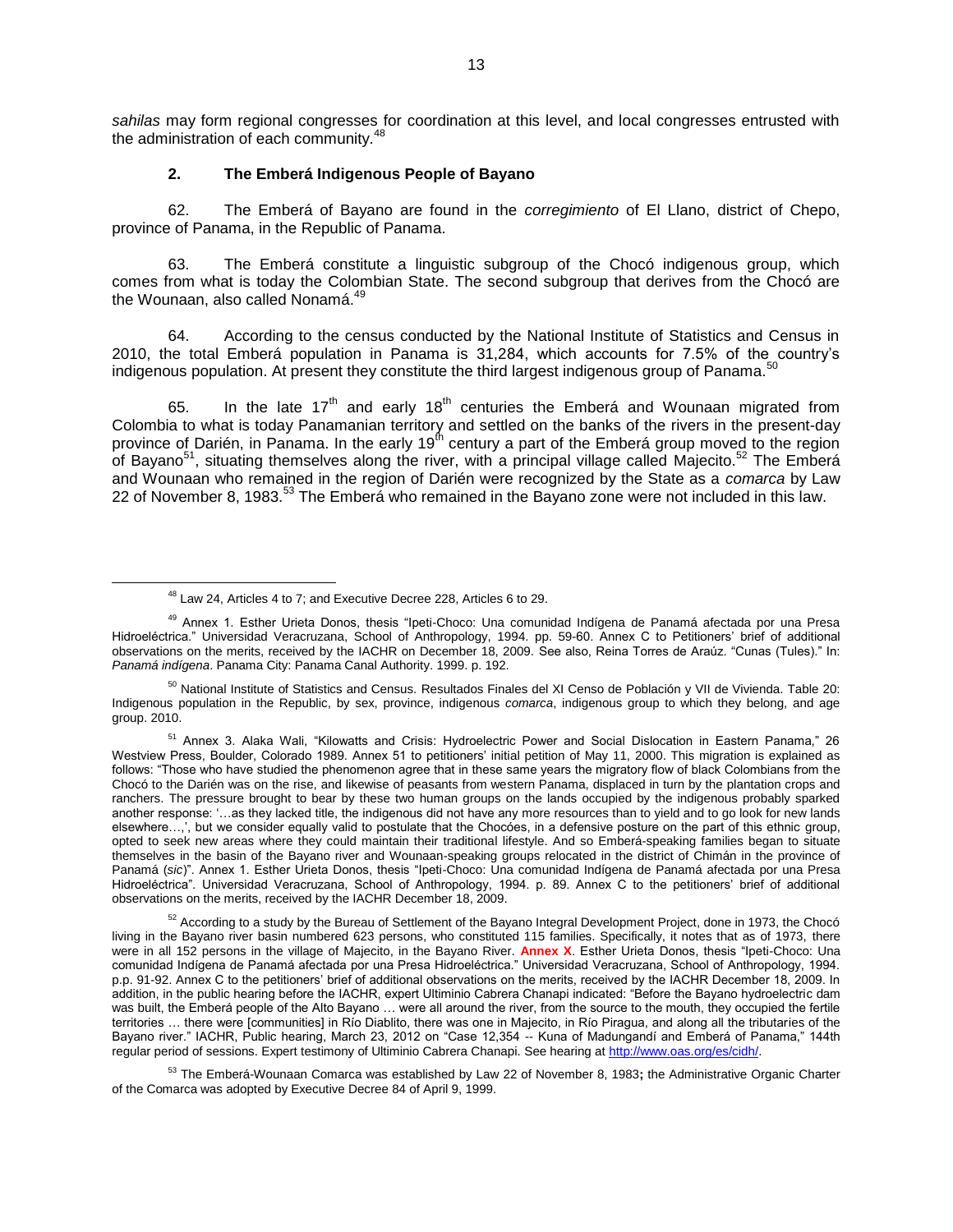*sahilas* may form regional congresses for coordination at this level, and local congresses entrusted with the administration of each community.[48]

### 2. The Emberá Indigenous People of Bayano

62. The Emberá of Bayano are found in the *corregimiento* of El Llano, district of Chepo, province of Panama, in the Republic of Panama.

63. The Emberá constitute a linguistic subgroup of the Chocó indigenous group, which comes from what is today the Colombian State. The second subgroup that derives from the Chocó are the Wounaan, also called Nonamá.[49]

64. According to the census conducted by the National Institute of Statistics and Census in 2010, the total Emberá population in Panama is 31,284, which accounts for 7.5% of the country's indigenous population. At present they constitute the third largest indigenous group of Panama.[50]

65. In the late 17th and early 18th centuries the Emberá and Wounaan migrated from Colombia to what is today Panamanian territory and settled on the banks of the rivers in the present-day province of Darién, in Panama. In the early 19th century a part of the Emberá group moved to the region of Bayano[51], situating themselves along the river, with a principal village called Majecito.[52] The Emberá and Wounaan who remained in the region of Darién were recognized by the State as a *comarca* by Law 22 of November 8, 1983.[53] The Emberá who remained in the Bayano zone were not included in this law.

---

[48] Law 24, Articles 4 to 7; and Executive Decree 228, Articles 6 to 29.

[49] Annex 1. Esther Urieta Donos, thesis "Ipeti-Choco: Una comunidad Indígena de Panamá afectada por una Presa Hidroeléctrica." Universidad Veracruzana, School of Anthropology, 1994. pp. 59-60. Annex C to Petitioners' brief of additional observations on the merits, received by the IACHR on December 18, 2009. See also, Reina Torres de Araúz. "Cunas (Tules)." In: *Panamá indígena*. Panama City: Panama Canal Authority. 1999. p. 192.

[50] National Institute of Statistics and Census. Resultados Finales del XI Censo de Población y VII de Vivienda. Table 20: Indigenous population in the Republic, by sex, province, indigenous *comarca*, indigenous group to which they belong, and age group. 2010.

[51] Annex 3. Alaka Wali, "Kilowatts and Crisis: Hydroelectric Power and Social Dislocation in Eastern Panama," 26 Westview Press, Boulder, Colorado 1989. Annex 51 to petitioners' initial petition of May 11, 2000. This migration is explained as follows: "Those who have studied the phenomenon agree that in these same years the migratory flow of black Colombians from the Chocó to the Darién was on the rise, and likewise of peasants from western Panama, displaced in turn by the plantation crops and ranchers. The pressure brought to bear by these two human groups on the lands occupied by the indigenous probably sparked another response: '…as they lacked title, the indigenous did not have any more resources than to yield and to go look for new lands elsewhere…,', but we consider equally valid to postulate that the Chocóes, in a defensive posture on the part of this ethnic group, opted to seek new areas where they could maintain their traditional lifestyle. And so Emberá-speaking families began to situate themselves in the basin of the Bayano river and Wounaan-speaking groups relocated in the district of Chimán in the province of Panamá (*sic*)". Annex 1. Esther Urieta Donos, thesis "Ipeti-Choco: Una comunidad Indígena de Panamá afectada por una Presa Hidroeléctrica". Universidad Veracruzana, School of Anthropology, 1994. p. 89. Annex C to the petitioners' brief of additional observations on the merits, received by the IACHR December 18, 2009.

[52] According to a study by the Bureau of Settlement of the Bayano Integral Development Project, done in 1973, the Chocó living in the Bayano river basin numbered 623 persons, who constituted 115 families. Specifically, it notes that as of 1973, there were in all 152 persons in the village of Majecito, in the Bayano River. **Annex X**. Esther Urieta Donos, thesis "Ipeti-Choco: Una comunidad Indígena de Panamá afectada por una Presa Hidroeléctrica." Universidad Veracruzana, School of Anthropology, 1994. p.p. 91-92. Annex C to the petitioners' brief of additional observations on the merits, received by the IACHR December 18, 2009. In addition, in the public hearing before the IACHR, expert Ultiminio Cabrera Chanapi indicated: "Before the Bayano hydroelectric dam was built, the Emberá people of the Alto Bayano … were all around the river, from the source to the mouth, they occupied the fertile territories … there were [communities] in Río Diablito, there was one in Majecito, in Río Piragua, and along all the tributaries of the Bayano river." IACHR, Public hearing, March 23, 2012 on "Case 12,354 -- Kuna of Madungandí and Emberá of Panama," 144th regular period of sessions. Expert testimony of Ultiminio Cabrera Chanapi. See hearing at http://www.oas.org/es/cidh/.

[53] The Emberá-Wounaan Comarca was established by Law 22 of November 8, 1983**;** the Administrative Organic Charter of the Comarca was adopted by Executive Decree 84 of April 9, 1999.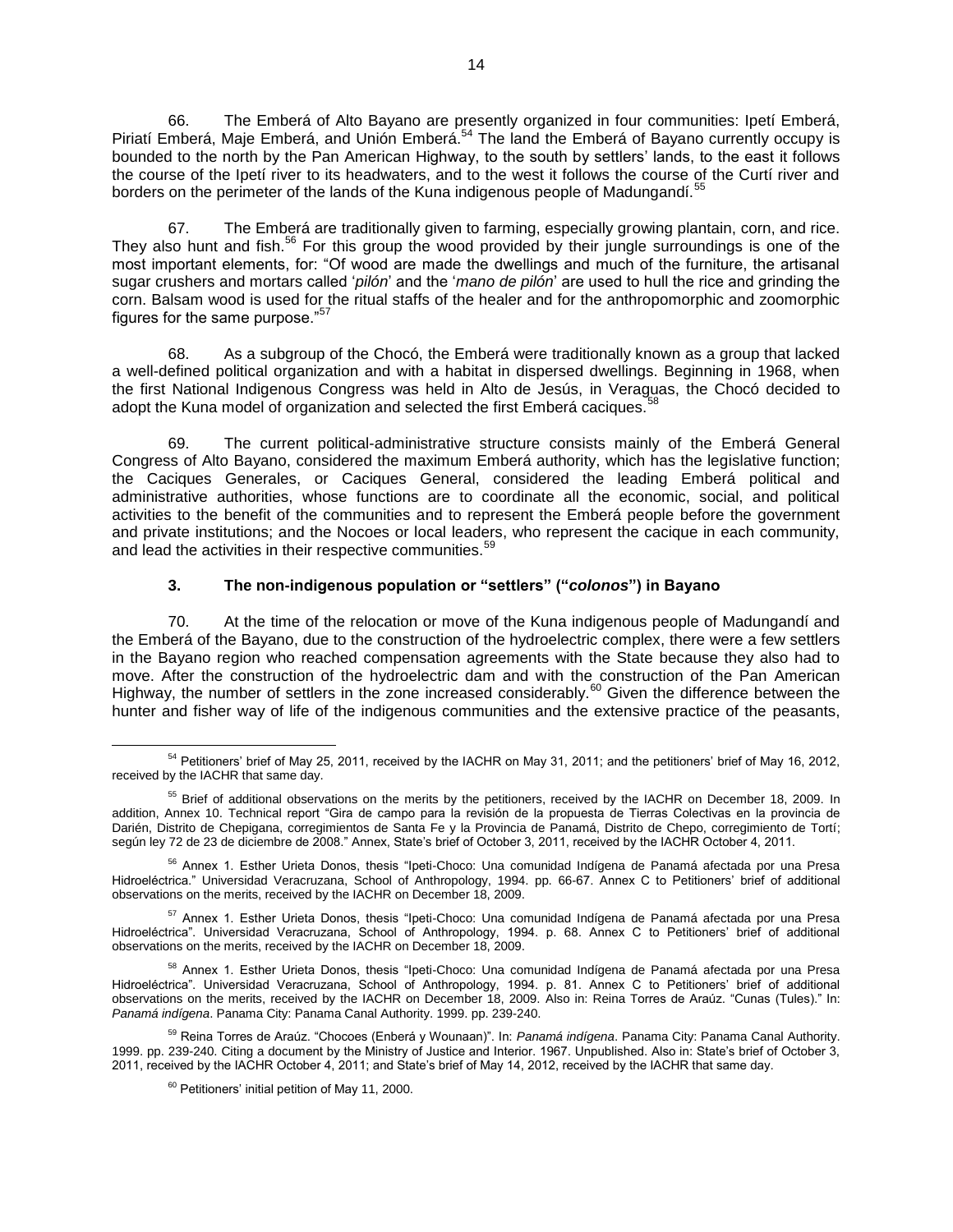66. The Emberá of Alto Bayano are presently organized in four communities: Ipetí Emberá, Piriatí Emberá, Maje Emberá, and Unión Emberá.[54] The land the Emberá of Bayano currently occupy is bounded to the north by the Pan American Highway, to the south by settlers' lands, to the east it follows the course of the Ipetí river to its headwaters, and to the west it follows the course of the Curtí river and borders on the perimeter of the lands of the Kuna indigenous people of Madungandí.[55]

67. The Emberá are traditionally given to farming, especially growing plantain, corn, and rice. They also hunt and fish.[56] For this group the wood provided by their jungle surroundings is one of the most important elements, for: "Of wood are made the dwellings and much of the furniture, the artisanal sugar crushers and mortars called '*pilón*' and the '*mano de pilón*' are used to hull the rice and grinding the corn. Balsam wood is used for the ritual staffs of the healer and for the anthropomorphic and zoomorphic figures for the same purpose."[57]

68. As a subgroup of the Chocó, the Emberá were traditionally known as a group that lacked a well-defined political organization and with a habitat in dispersed dwellings. Beginning in 1968, when the first National Indigenous Congress was held in Alto de Jesús, in Veraguas, the Chocó decided to adopt the Kuna model of organization and selected the first Emberá caciques.[58]

69. The current political-administrative structure consists mainly of the Emberá General Congress of Alto Bayano, considered the maximum Emberá authority, which has the legislative function; the Caciques Generales, or Caciques General, considered the leading Emberá political and administrative authorities, whose functions are to coordinate all the economic, social, and political activities to the benefit of the communities and to represent the Emberá people before the government and private institutions; and the Nocoes or local leaders, who represent the cacique in each community, and lead the activities in their respective communities.[59]

### 3. The non-indigenous population or "settlers" ("*colonos*") in Bayano

70. At the time of the relocation or move of the Kuna indigenous people of Madungandí and the Emberá of the Bayano, due to the construction of the hydroelectric complex, there were a few settlers in the Bayano region who reached compensation agreements with the State because they also had to move. After the construction of the hydroelectric dam and with the construction of the Pan American Highway, the number of settlers in the zone increased considerably.[60] Given the difference between the hunter and fisher way of life of the indigenous communities and the extensive practice of the peasants,

---

[54] Petitioners' brief of May 25, 2011, received by the IACHR on May 31, 2011; and the petitioners' brief of May 16, 2012, received by the IACHR that same day.

[55] Brief of additional observations on the merits by the petitioners, received by the IACHR on December 18, 2009. In addition, Annex 10. Technical report "Gira de campo para la revisión de la propuesta de Tierras Colectivas en la provincia de Darién, Distrito de Chepigana, corregimientos de Santa Fe y la Provincia de Panamá, Distrito de Chepo, corregimiento de Tortí; según ley 72 de 23 de diciembre de 2008." Annex, State's brief of October 3, 2011, received by the IACHR October 4, 2011.

[56] Annex 1. Esther Urieta Donos, thesis "Ipeti-Choco: Una comunidad Indígena de Panamá afectada por una Presa Hidroeléctrica." Universidad Veracruzana, School of Anthropology, 1994. pp. 66-67. Annex C to Petitioners' brief of additional observations on the merits, received by the IACHR on December 18, 2009.

[57] Annex 1. Esther Urieta Donos, thesis "Ipeti-Choco: Una comunidad Indígena de Panamá afectada por una Presa Hidroeléctrica". Universidad Veracruzana, School of Anthropology, 1994. p. 68. Annex C to Petitioners' brief of additional observations on the merits, received by the IACHR on December 18, 2009.

[58] Annex 1. Esther Urieta Donos, thesis "Ipeti-Choco: Una comunidad Indígena de Panamá afectada por una Presa Hidroeléctrica". Universidad Veracruzana, School of Anthropology, 1994. p. 81. Annex C to Petitioners' brief of additional observations on the merits, received by the IACHR on December 18, 2009. Also in: Reina Torres de Araúz. "Cunas (Tules)." In: *Panamá indígena*. Panama City: Panama Canal Authority. 1999. pp. 239-240.

[59] Reina Torres de Araúz. "Chocoes (Enberá y Wounaan)". In: *Panamá indígena*. Panama City: Panama Canal Authority. 1999. pp. 239-240. Citing a document by the Ministry of Justice and Interior. 1967. Unpublished. Also in: State's brief of October 3, 2011, received by the IACHR October 4, 2011; and State's brief of May 14, 2012, received by the IACHR that same day.

[60] Petitioners' initial petition of May 11, 2000.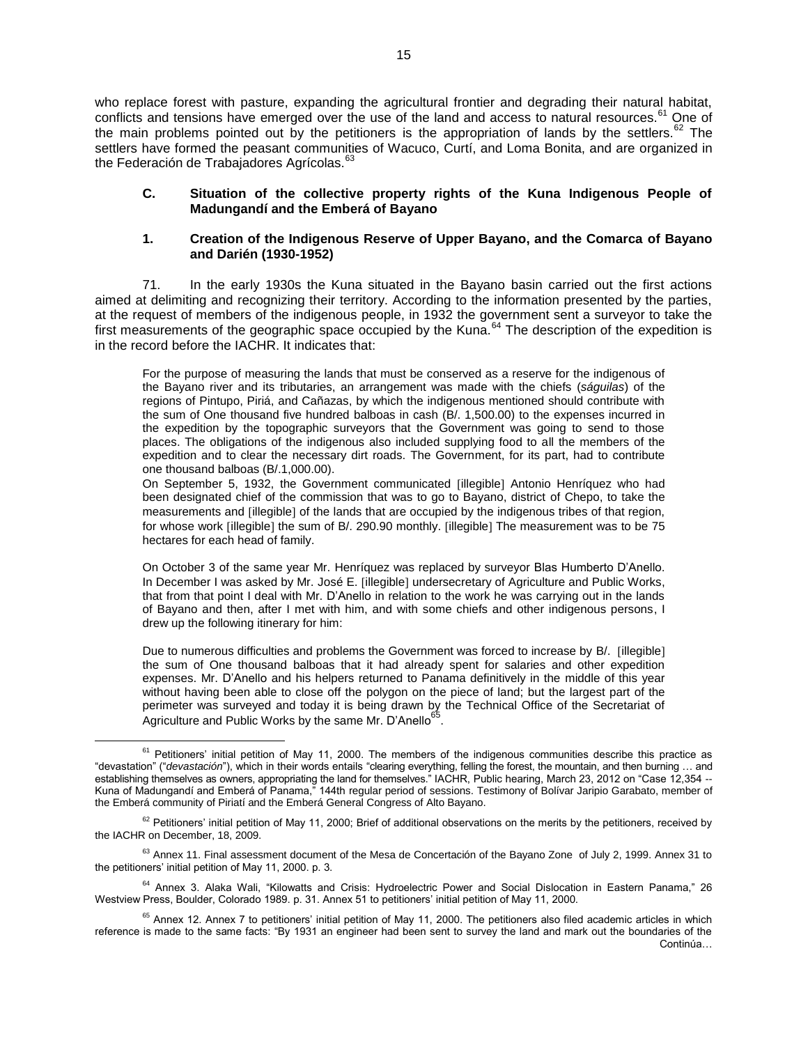who replace forest with pasture, expanding the agricultural frontier and degrading their natural habitat, conflicts and tensions have emerged over the use of the land and access to natural resources.[61] One of the main problems pointed out by the petitioners is the appropriation of lands by the settlers.[62] The settlers have formed the peasant communities of Wacuco, Curtí, and Loma Bonita, and are organized in the Federación de Trabajadores Agrícolas.[63]

### C. Situation of the collective property rights of the Kuna Indigenous People of Madungandí and the Emberá of Bayano

#### 1. Creation of the Indigenous Reserve of Upper Bayano, and the Comarca of Bayano and Darién (1930-1952)

71. In the early 1930s the Kuna situated in the Bayano basin carried out the first actions aimed at delimiting and recognizing their territory. According to the information presented by the parties, at the request of members of the indigenous people, in 1932 the government sent a surveyor to take the first measurements of the geographic space occupied by the Kuna.[64] The description of the expedition is in the record before the IACHR. It indicates that:

> For the purpose of measuring the lands that must be conserved as a reserve for the indigenous of the Bayano river and its tributaries, an arrangement was made with the chiefs (*ságuilas*) of the regions of Pintupo, Piriá, and Cañazas, by which the indigenous mentioned should contribute with the sum of One thousand five hundred balboas in cash (B/. 1,500.00) to the expenses incurred in the expedition by the topographic surveyors that the Government was going to send to those places. The obligations of the indigenous also included supplying food to all the members of the expedition and to clear the necessary dirt roads. The Government, for its part, had to contribute one thousand balboas (B/.1,000.00).
>
> On September 5, 1932, the Government communicated [illegible] Antonio Henríquez who had been designated chief of the commission that was to go to Bayano, district of Chepo, to take the measurements and [illegible] of the lands that are occupied by the indigenous tribes of that region, for whose work [illegible] the sum of B/. 290.90 monthly. [illegible] The measurement was to be 75 hectares for each head of family.
>
> On October 3 of the same year Mr. Henríquez was replaced by surveyor Blas Humberto D'Anello. In December I was asked by Mr. José E. [illegible] undersecretary of Agriculture and Public Works, that from that point I deal with Mr. D'Anello in relation to the work he was carrying out in the lands of Bayano and then, after I met with him, and with some chiefs and other indigenous persons, I drew up the following itinerary for him:
>
> Due to numerous difficulties and problems the Government was forced to increase by B/. [illegible] the sum of One thousand balboas that it had already spent for salaries and other expedition expenses. Mr. D'Anello and his helpers returned to Panama definitively in the middle of this year without having been able to close off the polygon on the piece of land; but the largest part of the perimeter was surveyed and today it is being drawn by the Technical Office of the Secretariat of Agriculture and Public Works by the same Mr. D'Anello[65].

---

[61] Petitioners' initial petition of May 11, 2000. The members of the indigenous communities describe this practice as "devastation" ("*devastación*"), which in their words entails "clearing everything, felling the forest, the mountain, and then burning … and establishing themselves as owners, appropriating the land for themselves." IACHR, Public hearing, March 23, 2012 on "Case 12,354 -- Kuna of Madungandí and Emberá of Panama," 144th regular period of sessions. Testimony of Bolívar Jaripio Garabato, member of the Emberá community of Piriatí and the Emberá General Congress of Alto Bayano.

[62] Petitioners' initial petition of May 11, 2000; Brief of additional observations on the merits by the petitioners, received by the IACHR on December, 18, 2009.

[63] Annex 11. Final assessment document of the Mesa de Concertación of the Bayano Zone of July 2, 1999. Annex 31 to the petitioners' initial petition of May 11, 2000. p. 3.

[64] Annex 3. Alaka Wali, "Kilowatts and Crisis: Hydroelectric Power and Social Dislocation in Eastern Panama," 26 Westview Press, Boulder, Colorado 1989. p. 31. Annex 51 to petitioners' initial petition of May 11, 2000.

[65] Annex 12. Annex 7 to petitioners' initial petition of May 11, 2000. The petitioners also filed academic articles in which reference is made to the same facts: "By 1931 an engineer had been sent to survey the land and mark out the boundaries of the

Continúa…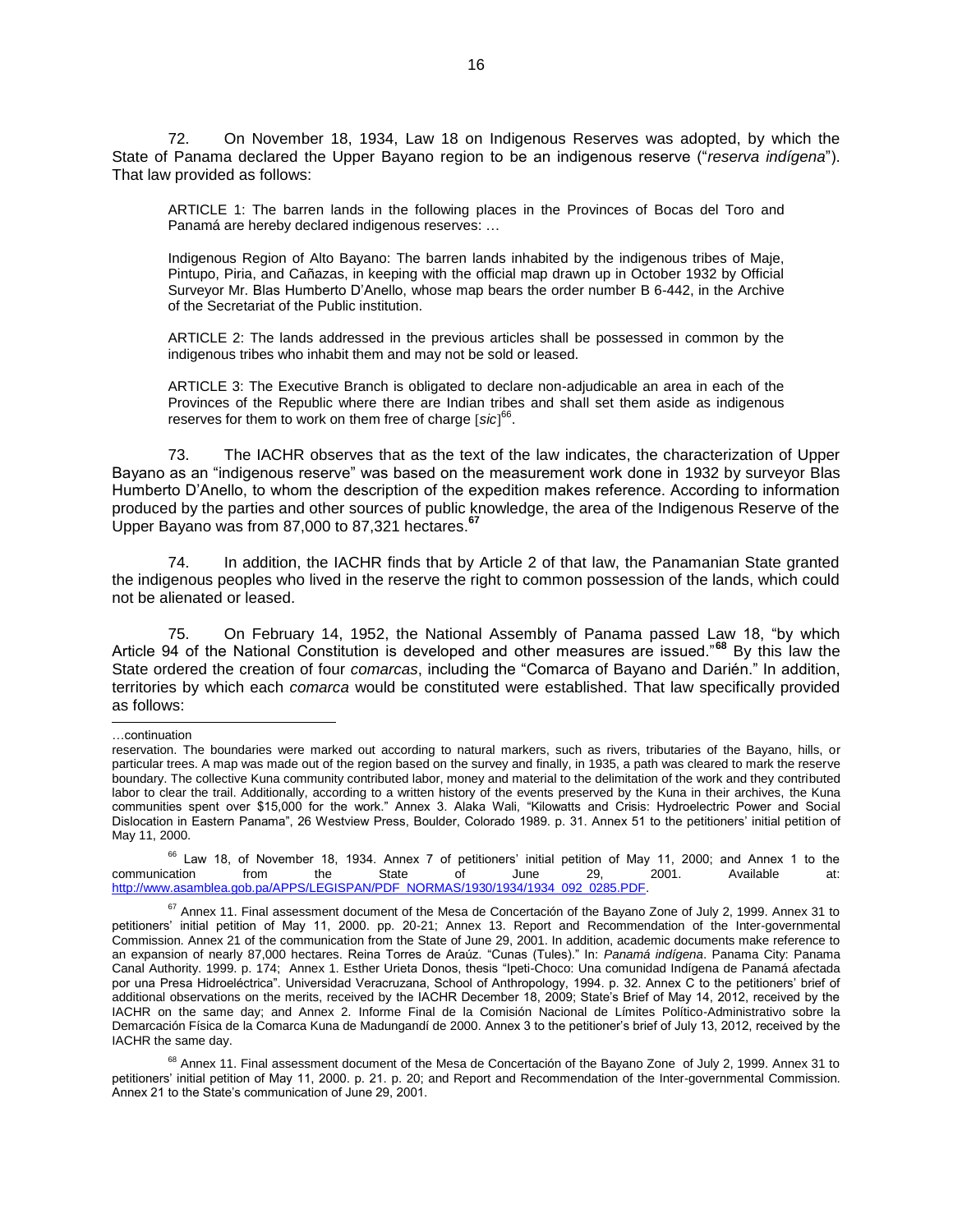72. On November 18, 1934, Law 18 on Indigenous Reserves was adopted, by which the State of Panama declared the Upper Bayano region to be an indigenous reserve ("*reserva indígena*"). That law provided as follows:

> ARTICLE 1: The barren lands in the following places in the Provinces of Bocas del Toro and Panamá are hereby declared indigenous reserves: …
>
> Indigenous Region of Alto Bayano: The barren lands inhabited by the indigenous tribes of Maje, Pintupo, Piria, and Cañazas, in keeping with the official map drawn up in October 1932 by Official Surveyor Mr. Blas Humberto D'Anello, whose map bears the order number B 6-442, in the Archive of the Secretariat of the Public institution.
>
> ARTICLE 2: The lands addressed in the previous articles shall be possessed in common by the indigenous tribes who inhabit them and may not be sold or leased.
>
> ARTICLE 3: The Executive Branch is obligated to declare non-adjudicable an area in each of the Provinces of the Republic where there are Indian tribes and shall set them aside as indigenous reserves for them to work on them free of charge [*sic*][66].

73. The IACHR observes that as the text of the law indicates, the characterization of Upper Bayano as an "indigenous reserve" was based on the measurement work done in 1932 by surveyor Blas Humberto D'Anello, to whom the description of the expedition makes reference. According to information produced by the parties and other sources of public knowledge, the area of the Indigenous Reserve of the Upper Bayano was from 87,000 to 87,321 hectares.[67]

74. In addition, the IACHR finds that by Article 2 of that law, the Panamanian State granted the indigenous peoples who lived in the reserve the right to common possession of the lands, which could not be alienated or leased.

75. On February 14, 1952, the National Assembly of Panama passed Law 18, "by which Article 94 of the National Constitution is developed and other measures are issued."[68] By this law the State ordered the creation of four *comarcas*, including the "Comarca of Bayano and Darién." In addition, territories by which each *comarca* would be constituted were established. That law specifically provided as follows:

---

…continuation

reservation. The boundaries were marked out according to natural markers, such as rivers, tributaries of the Bayano, hills, or particular trees. A map was made out of the region based on the survey and finally, in 1935, a path was cleared to mark the reserve boundary. The collective Kuna community contributed labor, money and material to the delimitation of the work and they contributed labor to clear the trail. Additionally, according to a written history of the events preserved by the Kuna in their archives, the Kuna communities spent over $15,000 for the work." Annex 3. Alaka Wali, "Kilowatts and Crisis: Hydroelectric Power and Social Dislocation in Eastern Panama", 26 Westview Press, Boulder, Colorado 1989. p. 31. Annex 51 to the petitioners' initial petition of May 11, 2000.

[66] Law 18, of November 18, 1934. Annex 7 of petitioners' initial petition of May 11, 2000; and Annex 1 to the communication from the State of June 29, 2001. Available at: http://www.asamblea.gob.pa/APPS/LEGISPAN/PDF_NORMAS/1930/1934/1934_092_0285.PDF.

[67] Annex 11. Final assessment document of the Mesa de Concertación of the Bayano Zone of July 2, 1999. Annex 31 to petitioners' initial petition of May 11, 2000. pp. 20-21; Annex 13. Report and Recommendation of the Inter-governmental Commission. Annex 21 of the communication from the State of June 29, 2001. In addition, academic documents make reference to an expansion of nearly 87,000 hectares. Reina Torres de Araúz. "Cunas (Tules)." In: *Panamá indígena*. Panama City: Panama Canal Authority. 1999. p. 174; Annex 1. Esther Urieta Donos, thesis "Ipeti-Choco: Una comunidad Indígena de Panamá afectada por una Presa Hidroeléctrica". Universidad Veracruzana, School of Anthropology, 1994. p. 32. Annex C to the petitioners' brief of additional observations on the merits, received by the IACHR December 18, 2009; State's Brief of May 14, 2012, received by the IACHR on the same day; and Annex 2. Informe Final de la Comisión Nacional de Límites Político-Administrativo sobre la Demarcación Física de la Comarca Kuna de Madungandí de 2000. Annex 3 to the petitioner's brief of July 13, 2012, received by the IACHR the same day.

[68] Annex 11. Final assessment document of the Mesa de Concertación of the Bayano Zone of July 2, 1999. Annex 31 to petitioners' initial petition of May 11, 2000. p. 21. p. 20; and Report and Recommendation of the Inter-governmental Commission. Annex 21 to the State's communication of June 29, 2001.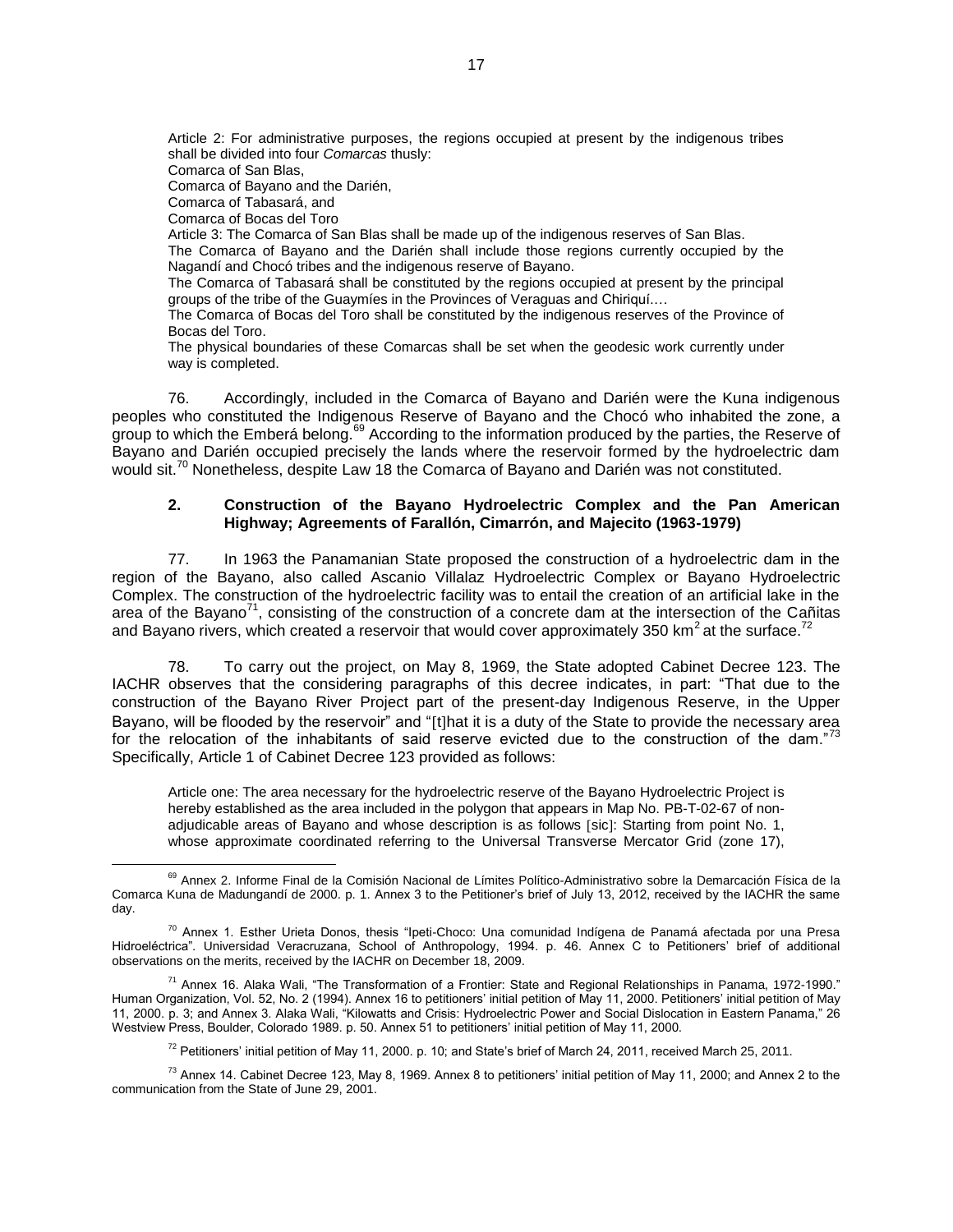> Article 2: For administrative purposes, the regions occupied at present by the indigenous tribes shall be divided into four *Comarcas* thusly:
> Comarca of San Blas,
> Comarca of Bayano and the Darién,
> Comarca of Tabasará, and
> Comarca of Bocas del Toro
> Article 3: The Comarca of San Blas shall be made up of the indigenous reserves of San Blas.
> The Comarca of Bayano and the Darién shall include those regions currently occupied by the Nagandí and Chocó tribes and the indigenous reserve of Bayano.
> The Comarca of Tabasará shall be constituted by the regions occupied at present by the principal groups of the tribe of the Guaymíes in the Provinces of Veraguas and Chiriquí.…
> The Comarca of Bocas del Toro shall be constituted by the indigenous reserves of the Province of Bocas del Toro.
> The physical boundaries of these Comarcas shall be set when the geodesic work currently under way is completed.

76. Accordingly, included in the Comarca of Bayano and Darién were the Kuna indigenous peoples who constituted the Indigenous Reserve of Bayano and the Chocó who inhabited the zone, a group to which the Emberá belong.[69] According to the information produced by the parties, the Reserve of Bayano and Darién occupied precisely the lands where the reservoir formed by the hydroelectric dam would sit.[70] Nonetheless, despite Law 18 the Comarca of Bayano and Darién was not constituted.

### 2. Construction of the Bayano Hydroelectric Complex and the Pan American Highway; Agreements of Farallón, Cimarrón, and Majecito (1963-1979)

77. In 1963 the Panamanian State proposed the construction of a hydroelectric dam in the region of the Bayano, also called Ascanio Villalaz Hydroelectric Complex or Bayano Hydroelectric Complex. The construction of the hydroelectric facility was to entail the creation of an artificial lake in the area of the Bayano[71], consisting of the construction of a concrete dam at the intersection of the Cañitas and Bayano rivers, which created a reservoir that would cover approximately 350 km$^2$ at the surface.[72]

78. To carry out the project, on May 8, 1969, the State adopted Cabinet Decree 123. The IACHR observes that the considering paragraphs of this decree indicates, in part: "That due to the construction of the Bayano River Project part of the present-day Indigenous Reserve, in the Upper Bayano, will be flooded by the reservoir" and "[t]hat it is a duty of the State to provide the necessary area for the relocation of the inhabitants of said reserve evicted due to the construction of the dam."[73] Specifically, Article 1 of Cabinet Decree 123 provided as follows:

> Article one: The area necessary for the hydroelectric reserve of the Bayano Hydroelectric Project is hereby established as the area included in the polygon that appears in Map No. PB-T-02-67 of non-adjudicable areas of Bayano and whose description is as follows [sic]: Starting from point No. 1, whose approximate coordinated referring to the Universal Transverse Mercator Grid (zone 17),

---

[69] Annex 2. Informe Final de la Comisión Nacional de Límites Político-Administrativo sobre la Demarcación Física de la Comarca Kuna de Madungandí de 2000. p. 1. Annex 3 to the Petitioner's brief of July 13, 2012, received by the IACHR the same day.

[70] Annex 1. Esther Urieta Donos, thesis "Ipeti-Choco: Una comunidad Indígena de Panamá afectada por una Presa Hidroeléctrica". Universidad Veracruzana, School of Anthropology, 1994. p. 46. Annex C to Petitioners' brief of additional observations on the merits, received by the IACHR on December 18, 2009.

[71] Annex 16. Alaka Wali, "The Transformation of a Frontier: State and Regional Relationships in Panama, 1972-1990." Human Organization, Vol. 52, No. 2 (1994). Annex 16 to petitioners' initial petition of May 11, 2000. Petitioners' initial petition of May 11, 2000. p. 3; and Annex 3. Alaka Wali, "Kilowatts and Crisis: Hydroelectric Power and Social Dislocation in Eastern Panama," 26 Westview Press, Boulder, Colorado 1989. p. 50. Annex 51 to petitioners' initial petition of May 11, 2000.

[72] Petitioners' initial petition of May 11, 2000. p. 10; and State's brief of March 24, 2011, received March 25, 2011.

[73] Annex 14. Cabinet Decree 123, May 8, 1969. Annex 8 to petitioners' initial petition of May 11, 2000; and Annex 2 to the communication from the State of June 29, 2001.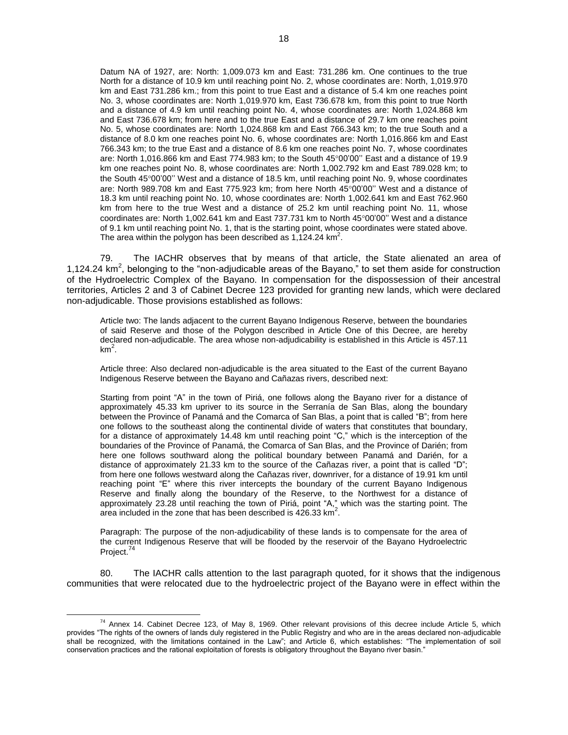Datum NA of 1927, are: North: 1,009.073 km and East: 731.286 km. One continues to the true North for a distance of 10.9 km until reaching point No. 2, whose coordinates are: North, 1,019.970 km and East 731.286 km.; from this point to true East and a distance of 5.4 km one reaches point No. 3, whose coordinates are: North 1,019.970 km, East 736.678 km, from this point to true North and a distance of 4.9 km until reaching point No. 4, whose coordinates are: North 1,024.868 km and East 736.678 km; from here and to the true East and a distance of 29.7 km one reaches point No. 5, whose coordinates are: North 1,024.868 km and East 766.343 km; to the true South and a distance of 8.0 km one reaches point No. 6, whose coordinates are: North 1,016.866 km and East 766.343 km; to the true East and a distance of 8.6 km one reaches point No. 7, whose coordinates are: North 1,016.866 km and East 774.983 km; to the South 45°00'00'' East and a distance of 19.9 km one reaches point No. 8, whose coordinates are: North 1,002.792 km and East 789.028 km; to the South 45°00'00'' West and a distance of 18.5 km, until reaching point No. 9, whose coordinates are: North 989.708 km and East 775.923 km; from here North 45°00'00'' West and a distance of 18.3 km until reaching point No. 10, whose coordinates are: North 1,002.641 km and East 762.960 km from here to the true West and a distance of 25.2 km until reaching point No. 11, whose coordinates are: North 1,002.641 km and East 737.731 km to North 45°00'00'' West and a distance of 9.1 km until reaching point No. 1, that is the starting point, whose coordinates were stated above. The area within the polygon has been described as 1,124.24 km$^2$.

79. The IACHR observes that by means of that article, the State alienated an area of 1,124.24 km$^2$, belonging to the "non-adjudicable areas of the Bayano," to set them aside for construction of the Hydroelectric Complex of the Bayano. In compensation for the dispossession of their ancestral territories, Articles 2 and 3 of Cabinet Decree 123 provided for granting new lands, which were declared non-adjudicable. Those provisions established as follows:

Article two: The lands adjacent to the current Bayano Indigenous Reserve, between the boundaries of said Reserve and those of the Polygon described in Article One of this Decree, are hereby declared non-adjudicable. The area whose non-adjudicability is established in this Article is 457.11 km$^2$.

Article three: Also declared non-adjudicable is the area situated to the East of the current Bayano Indigenous Reserve between the Bayano and Cañazas rivers, described next:

Starting from point "A" in the town of Piriá, one follows along the Bayano river for a distance of approximately 45.33 km upriver to its source in the Serranía de San Blas, along the boundary between the Province of Panamá and the Comarca of San Blas, a point that is called "B"; from here one follows to the southeast along the continental divide of waters that constitutes that boundary, for a distance of approximately 14.48 km until reaching point "C," which is the interception of the boundaries of the Province of Panamá, the Comarca of San Blas, and the Province of Darién; from here one follows southward along the political boundary between Panamá and Darién, for a distance of approximately 21.33 km to the source of the Cañazas river, a point that is called "D"; from here one follows westward along the Cañazas river, downriver, for a distance of 19.91 km until reaching point "E" where this river intercepts the boundary of the current Bayano Indigenous Reserve and finally along the boundary of the Reserve, to the Northwest for a distance of approximately 23.28 until reaching the town of Piriá, point "A," which was the starting point. The area included in the zone that has been described is 426.33 km$^2$.

Paragraph: The purpose of the non-adjudicability of these lands is to compensate for the area of the current Indigenous Reserve that will be flooded by the reservoir of the Bayano Hydroelectric Project.[74]

80. The IACHR calls attention to the last paragraph quoted, for it shows that the indigenous communities that were relocated due to the hydroelectric project of the Bayano were in effect within the

[74] Annex 14. Cabinet Decree 123, of May 8, 1969. Other relevant provisions of this decree include Article 5, which provides "The rights of the owners of lands duly registered in the Public Registry and who are in the areas declared non-adjudicable shall be recognized, with the limitations contained in the Law"; and Article 6, which establishes: "The implementation of soil conservation practices and the rational exploitation of forests is obligatory throughout the Bayano river basin."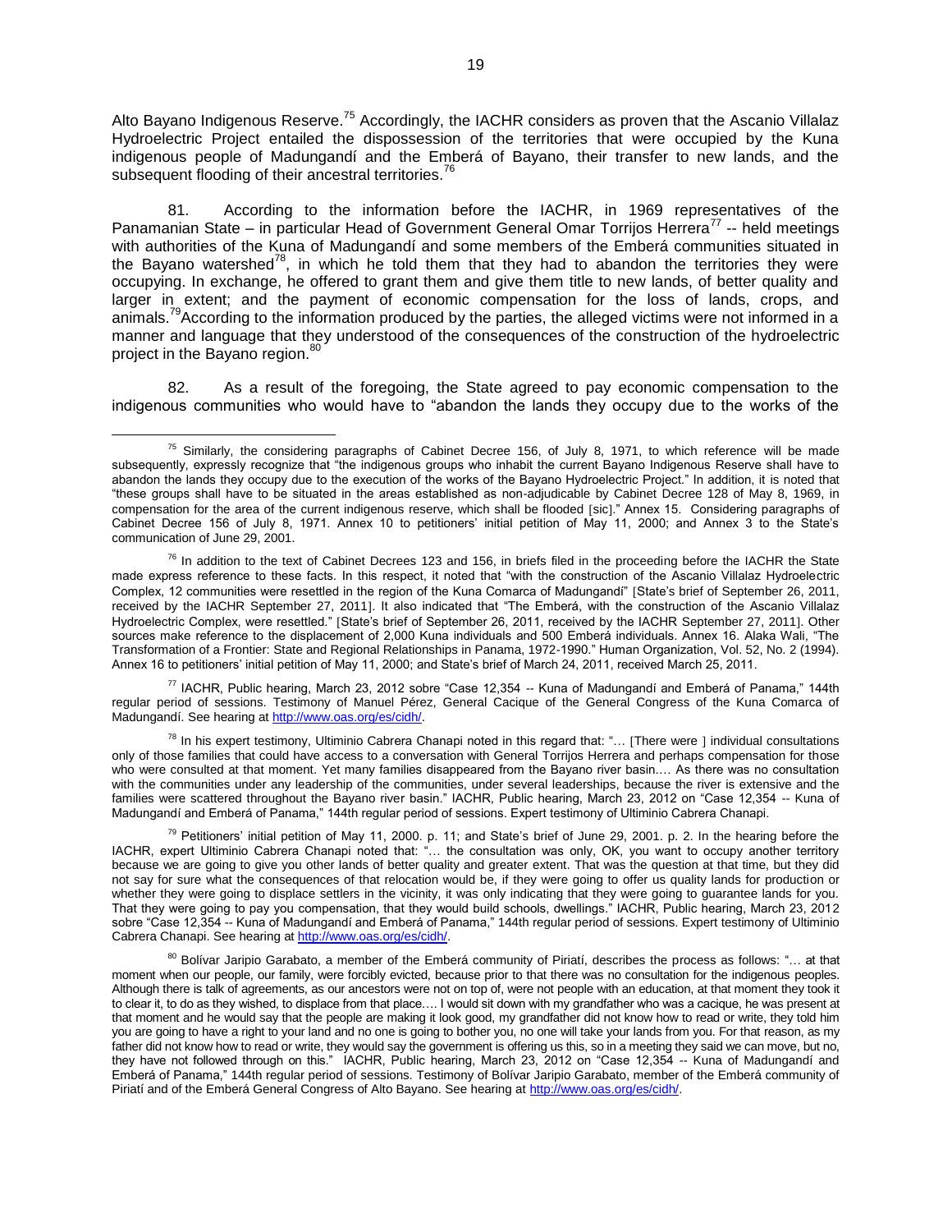Alto Bayano Indigenous Reserve.[75] Accordingly, the IACHR considers as proven that the Ascanio Villalaz Hydroelectric Project entailed the dispossession of the territories that were occupied by the Kuna indigenous people of Madungandí and the Emberá of Bayano, their transfer to new lands, and the subsequent flooding of their ancestral territories.[76]

81. According to the information before the IACHR, in 1969 representatives of the Panamanian State – in particular Head of Government General Omar Torrijos Herrera[77] -- held meetings with authorities of the Kuna of Madungandí and some members of the Emberá communities situated in the Bayano watershed[78], in which he told them that they had to abandon the territories they were occupying. In exchange, he offered to grant them and give them title to new lands, of better quality and larger in extent; and the payment of economic compensation for the loss of lands, crops, and animals.[79] According to the information produced by the parties, the alleged victims were not informed in a manner and language that they understood of the consequences of the construction of the hydroelectric project in the Bayano region.[80]

82. As a result of the foregoing, the State agreed to pay economic compensation to the indigenous communities who would have to "abandon the lands they occupy due to the works of the

---

[75] Similarly, the considering paragraphs of Cabinet Decree 156, of July 8, 1971, to which reference will be made subsequently, expressly recognize that "the indigenous groups who inhabit the current Bayano Indigenous Reserve shall have to abandon the lands they occupy due to the execution of the works of the Bayano Hydroelectric Project." In addition, it is noted that "these groups shall have to be situated in the areas established as non-adjudicable by Cabinet Decree 128 of May 8, 1969, in compensation for the area of the current indigenous reserve, which shall be flooded [sic]." Annex 15. Considering paragraphs of Cabinet Decree 156 of July 8, 1971. Annex 10 to petitioners' initial petition of May 11, 2000; and Annex 3 to the State's communication of June 29, 2001.

[76] In addition to the text of Cabinet Decrees 123 and 156, in briefs filed in the proceeding before the IACHR the State made express reference to these facts. In this respect, it noted that "with the construction of the Ascanio Villalaz Hydroelectric Complex, 12 communities were resettled in the region of the Kuna Comarca of Madungandí" [State's brief of September 26, 2011, received by the IACHR September 27, 2011]. It also indicated that "The Emberá, with the construction of the Ascanio Villalaz Hydroelectric Complex, were resettled." [State's brief of September 26, 2011, received by the IACHR September 27, 2011]. Other sources make reference to the displacement of 2,000 Kuna individuals and 500 Emberá individuals. Annex 16. Alaka Wali, "The Transformation of a Frontier: State and Regional Relationships in Panama, 1972-1990." Human Organization, Vol. 52, No. 2 (1994). Annex 16 to petitioners' initial petition of May 11, 2000; and State's brief of March 24, 2011, received March 25, 2011.

[77] IACHR, Public hearing, March 23, 2012 sobre "Case 12,354 -- Kuna of Madungandí and Emberá of Panama," 144th regular period of sessions. Testimony of Manuel Pérez, General Cacique of the General Congress of the Kuna Comarca of Madungandí. See hearing at http://www.oas.org/es/cidh/.

[78] In his expert testimony, Ultiminio Cabrera Chanapi noted in this regard that: "… [There were ] individual consultations only of those families that could have access to a conversation with General Torrijos Herrera and perhaps compensation for those who were consulted at that moment. Yet many families disappeared from the Bayano river basin.… As there was no consultation with the communities under any leadership of the communities, under several leaderships, because the river is extensive and the families were scattered throughout the Bayano river basin." IACHR, Public hearing, March 23, 2012 on "Case 12,354 -- Kuna of Madungandí and Emberá of Panama," 144th regular period of sessions. Expert testimony of Ultiminio Cabrera Chanapi.

[79] Petitioners' initial petition of May 11, 2000. p. 11; and State's brief of June 29, 2001. p. 2. In the hearing before the IACHR, expert Ultiminio Cabrera Chanapi noted that: "… the consultation was only, OK, you want to occupy another territory because we are going to give you other lands of better quality and greater extent. That was the question at that time, but they did not say for sure what the consequences of that relocation would be, if they were going to offer us quality lands for production or whether they were going to displace settlers in the vicinity, it was only indicating that they were going to guarantee lands for you. That they were going to pay you compensation, that they would build schools, dwellings." IACHR, Public hearing, March 23, 2012 sobre "Case 12,354 -- Kuna of Madungandí and Emberá of Panama," 144th regular period of sessions. Expert testimony of Ultiminio Cabrera Chanapi. See hearing at http://www.oas.org/es/cidh/.

[80] Bolívar Jaripio Garabato, a member of the Emberá community of Piriatí, describes the process as follows: "… at that moment when our people, our family, were forcibly evicted, because prior to that there was no consultation for the indigenous peoples. Although there is talk of agreements, as our ancestors were not on top of, were not people with an education, at that moment they took it to clear it, to do as they wished, to displace from that place.… I would sit down with my grandfather who was a cacique, he was present at that moment and he would say that the people are making it look good, my grandfather did not know how to read or write, they told him you are going to have a right to your land and no one is going to bother you, no one will take your lands from you. For that reason, as my father did not know how to read or write, they would say the government is offering us this, so in a meeting they said we can move, but no, they have not followed through on this." IACHR, Public hearing, March 23, 2012 on "Case 12,354 -- Kuna of Madungandí and Emberá of Panama," 144th regular period of sessions. Testimony of Bolívar Jaripio Garabato, member of the Emberá community of Piriatí and of the Emberá General Congress of Alto Bayano. See hearing at http://www.oas.org/es/cidh/.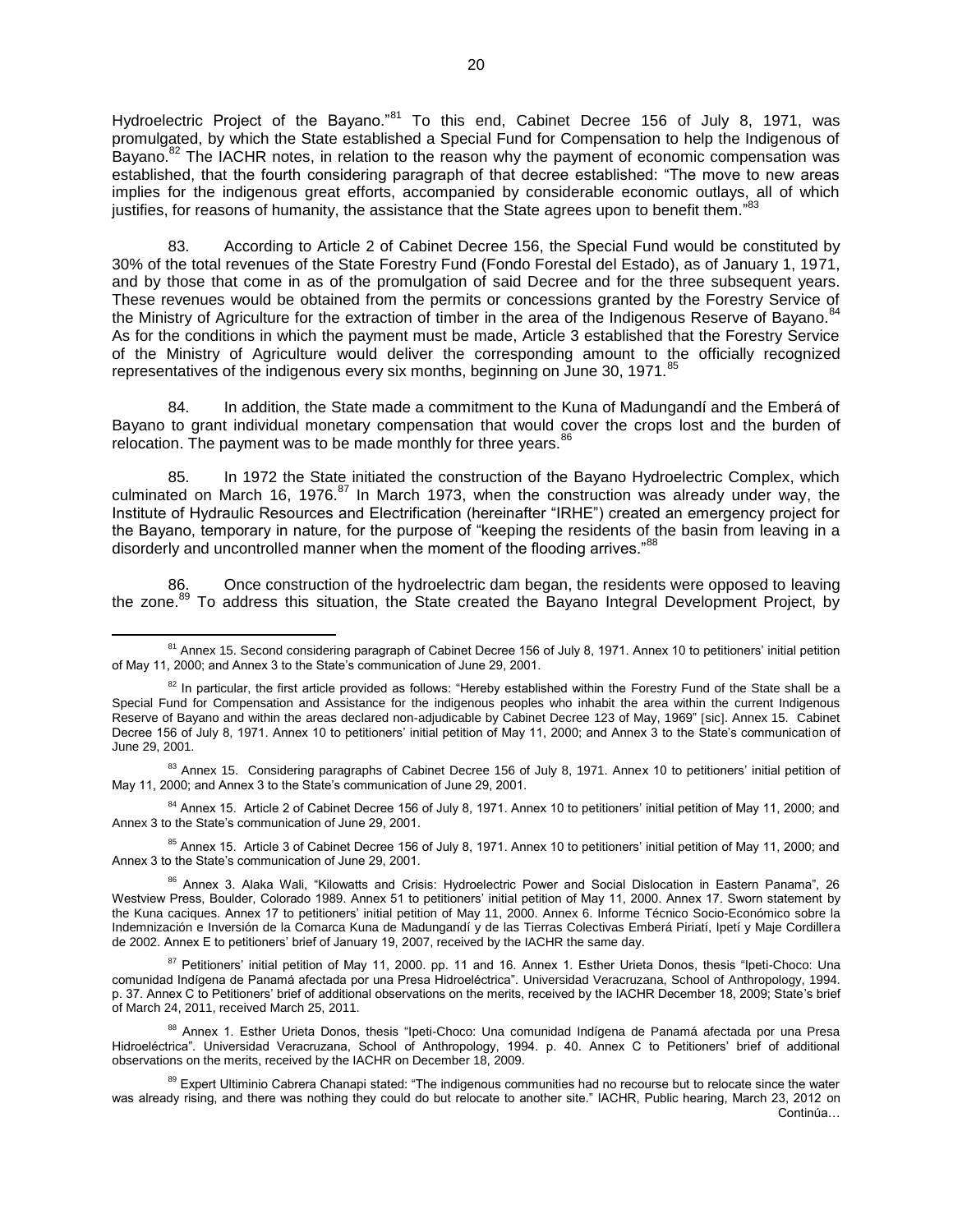Hydroelectric Project of the Bayano."[81] To this end, Cabinet Decree 156 of July 8, 1971, was promulgated, by which the State established a Special Fund for Compensation to help the Indigenous of Bayano.[82] The IACHR notes, in relation to the reason why the payment of economic compensation was established, that the fourth considering paragraph of that decree established: "The move to new areas implies for the indigenous great efforts, accompanied by considerable economic outlays, all of which justifies, for reasons of humanity, the assistance that the State agrees upon to benefit them."[83]

83. According to Article 2 of Cabinet Decree 156, the Special Fund would be constituted by 30% of the total revenues of the State Forestry Fund (Fondo Forestal del Estado), as of January 1, 1971, and by those that come in as of the promulgation of said Decree and for the three subsequent years. These revenues would be obtained from the permits or concessions granted by the Forestry Service of the Ministry of Agriculture for the extraction of timber in the area of the Indigenous Reserve of Bayano.[84] As for the conditions in which the payment must be made, Article 3 established that the Forestry Service of the Ministry of Agriculture would deliver the corresponding amount to the officially recognized representatives of the indigenous every six months, beginning on June 30, 1971.[85]

84. In addition, the State made a commitment to the Kuna of Madungandí and the Emberá of Bayano to grant individual monetary compensation that would cover the crops lost and the burden of relocation. The payment was to be made monthly for three years.[86]

85. In 1972 the State initiated the construction of the Bayano Hydroelectric Complex, which culminated on March 16, 1976.[87] In March 1973, when the construction was already under way, the Institute of Hydraulic Resources and Electrification (hereinafter "IRHE") created an emergency project for the Bayano, temporary in nature, for the purpose of "keeping the residents of the basin from leaving in a disorderly and uncontrolled manner when the moment of the flooding arrives."[88]

86. Once construction of the hydroelectric dam began, the residents were opposed to leaving the zone.[89] To address this situation, the State created the Bayano Integral Development Project, by

---

[81] Annex 15. Second considering paragraph of Cabinet Decree 156 of July 8, 1971. Annex 10 to petitioners' initial petition of May 11, 2000; and Annex 3 to the State's communication of June 29, 2001.

[82] In particular, the first article provided as follows: "Hereby established within the Forestry Fund of the State shall be a Special Fund for Compensation and Assistance for the indigenous peoples who inhabit the area within the current Indigenous Reserve of Bayano and within the areas declared non-adjudicable by Cabinet Decree 123 of May, 1969" [sic]. Annex 15. Cabinet Decree 156 of July 8, 1971. Annex 10 to petitioners' initial petition of May 11, 2000; and Annex 3 to the State's communication of June 29, 2001.

[83] Annex 15. Considering paragraphs of Cabinet Decree 156 of July 8, 1971. Annex 10 to petitioners' initial petition of May 11, 2000; and Annex 3 to the State's communication of June 29, 2001.

[84] Annex 15. Article 2 of Cabinet Decree 156 of July 8, 1971. Annex 10 to petitioners' initial petition of May 11, 2000; and Annex 3 to the State's communication of June 29, 2001.

[85] Annex 15. Article 3 of Cabinet Decree 156 of July 8, 1971. Annex 10 to petitioners' initial petition of May 11, 2000; and Annex 3 to the State's communication of June 29, 2001.

[86] Annex 3. Alaka Wali, "Kilowatts and Crisis: Hydroelectric Power and Social Dislocation in Eastern Panama", 26 Westview Press, Boulder, Colorado 1989. Annex 51 to petitioners' initial petition of May 11, 2000. Annex 17. Sworn statement by the Kuna caciques. Annex 17 to petitioners' initial petition of May 11, 2000. Annex 6. Informe Técnico Socio-Económico sobre la Indemnización e Inversión de la Comarca Kuna de Madungandí y de las Tierras Colectivas Emberá Piriatí, Ipetí y Maje Cordillera de 2002. Annex E to petitioners' brief of January 19, 2007, received by the IACHR the same day.

[87] Petitioners' initial petition of May 11, 2000. pp. 11 and 16. Annex 1. Esther Urieta Donos, thesis "Ipeti-Choco: Una comunidad Indígena de Panamá afectada por una Presa Hidroeléctrica". Universidad Veracruzana, School of Anthropology, 1994. p. 37. Annex C to Petitioners' brief of additional observations on the merits, received by the IACHR December 18, 2009; State's brief of March 24, 2011, received March 25, 2011.

[88] Annex 1. Esther Urieta Donos, thesis "Ipeti-Choco: Una comunidad Indígena de Panamá afectada por una Presa Hidroeléctrica". Universidad Veracruzana, School of Anthropology, 1994. p. 40. Annex C to Petitioners' brief of additional observations on the merits, received by the IACHR on December 18, 2009.

[89] Expert Ultiminio Cabrera Chanapi stated: "The indigenous communities had no recourse but to relocate since the water was already rising, and there was nothing they could do but relocate to another site." IACHR, Public hearing, March 23, 2012 on

Continúa…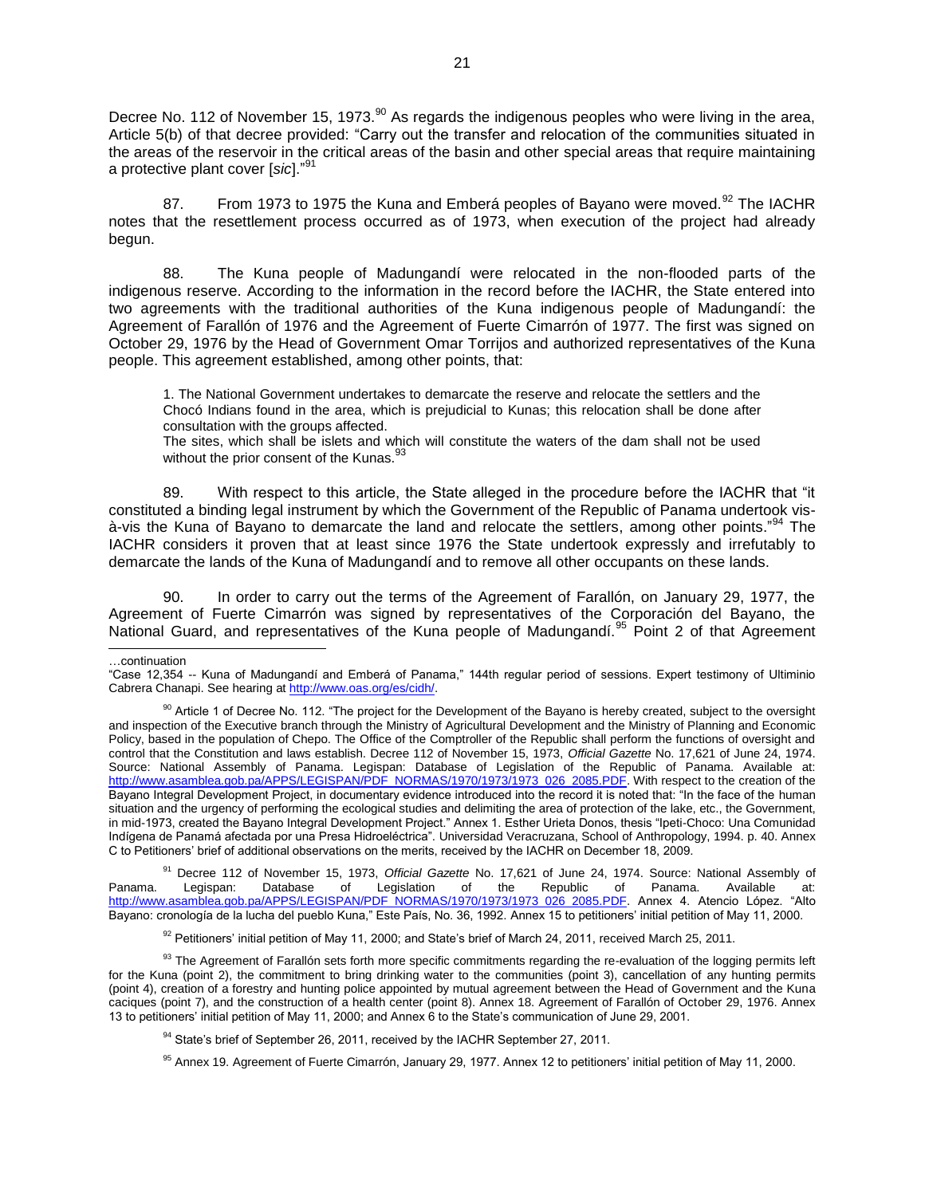Decree No. 112 of November 15, 1973.[90] As regards the indigenous peoples who were living in the area, Article 5(b) of that decree provided: "Carry out the transfer and relocation of the communities situated in the areas of the reservoir in the critical areas of the basin and other special areas that require maintaining a protective plant cover [*sic*]."[91]

87. From 1973 to 1975 the Kuna and Emberá peoples of Bayano were moved.[92] The IACHR notes that the resettlement process occurred as of 1973, when execution of the project had already begun.

88. The Kuna people of Madungandí were relocated in the non-flooded parts of the indigenous reserve. According to the information in the record before the IACHR, the State entered into two agreements with the traditional authorities of the Kuna indigenous people of Madungandí: the Agreement of Farallón of 1976 and the Agreement of Fuerte Cimarrón of 1977. The first was signed on October 29, 1976 by the Head of Government Omar Torrijos and authorized representatives of the Kuna people. This agreement established, among other points, that:

> 1. The National Government undertakes to demarcate the reserve and relocate the settlers and the Chocó Indians found in the area, which is prejudicial to Kunas; this relocation shall be done after consultation with the groups affected.
> The sites, which shall be islets and which will constitute the waters of the dam shall not be used without the prior consent of the Kunas.[93]

89. With respect to this article, the State alleged in the procedure before the IACHR that "it constituted a binding legal instrument by which the Government of the Republic of Panama undertook vis-à-vis the Kuna of Bayano to demarcate the land and relocate the settlers, among other points."[94] The IACHR considers it proven that at least since 1976 the State undertook expressly and irrefutably to demarcate the lands of the Kuna of Madungandí and to remove all other occupants on these lands.

90. In order to carry out the terms of the Agreement of Farallón, on January 29, 1977, the Agreement of Fuerte Cimarrón was signed by representatives of the Corporación del Bayano, the National Guard, and representatives of the Kuna people of Madungandí.[95] Point 2 of that Agreement

---

…continuation
"Case 12,354 -- Kuna of Madungandí and Emberá of Panama," 144th regular period of sessions. Expert testimony of Ultiminio Cabrera Chanapi. See hearing at http://www.oas.org/es/cidh/.

[90] Article 1 of Decree No. 112. "The project for the Development of the Bayano is hereby created, subject to the oversight and inspection of the Executive branch through the Ministry of Agricultural Development and the Ministry of Planning and Economic Policy, based in the population of Chepo. The Office of the Comptroller of the Republic shall perform the functions of oversight and control that the Constitution and laws establish. Decree 112 of November 15, 1973, *Official Gazette* No. 17,621 of June 24, 1974. Source: National Assembly of Panama. Legispan: Database of Legislation of the Republic of Panama. Available at: http://www.asamblea.gob.pa/APPS/LEGISPAN/PDF_NORMAS/1970/1973/1973_026_2085.PDF. With respect to the creation of the Bayano Integral Development Project, in documentary evidence introduced into the record it is noted that: "In the face of the human situation and the urgency of performing the ecological studies and delimiting the area of protection of the lake, etc., the Government, in mid-1973, created the Bayano Integral Development Project." Annex 1. Esther Urieta Donos, thesis "Ipeti-Choco: Una Comunidad Indígena de Panamá afectada por una Presa Hidroeléctrica". Universidad Veracruzana, School of Anthropology, 1994. p. 40. Annex C to Petitioners' brief of additional observations on the merits, received by the IACHR on December 18, 2009.

[91] Decree 112 of November 15, 1973, *Official Gazette* No. 17,621 of June 24, 1974. Source: National Assembly of Panama. Legispan: Database of Legislation of the Republic of Panama. Available at: http://www.asamblea.gob.pa/APPS/LEGISPAN/PDF_NORMAS/1970/1973/1973_026_2085.PDF. Annex 4. Atencio López. "Alto Bayano: cronología de la lucha del pueblo Kuna," Este País, No. 36, 1992. Annex 15 to petitioners' initial petition of May 11, 2000.

[92] Petitioners' initial petition of May 11, 2000; and State's brief of March 24, 2011, received March 25, 2011.

[93] The Agreement of Farallón sets forth more specific commitments regarding the re-evaluation of the logging permits left for the Kuna (point 2), the commitment to bring drinking water to the communities (point 3), cancellation of any hunting permits (point 4), creation of a forestry and hunting police appointed by mutual agreement between the Head of Government and the Kuna caciques (point 7), and the construction of a health center (point 8). Annex 18. Agreement of Farallón of October 29, 1976. Annex 13 to petitioners' initial petition of May 11, 2000; and Annex 6 to the State's communication of June 29, 2001.

[94] State's brief of September 26, 2011, received by the IACHR September 27, 2011.

[95] Annex 19. Agreement of Fuerte Cimarrón, January 29, 1977. Annex 12 to petitioners' initial petition of May 11, 2000.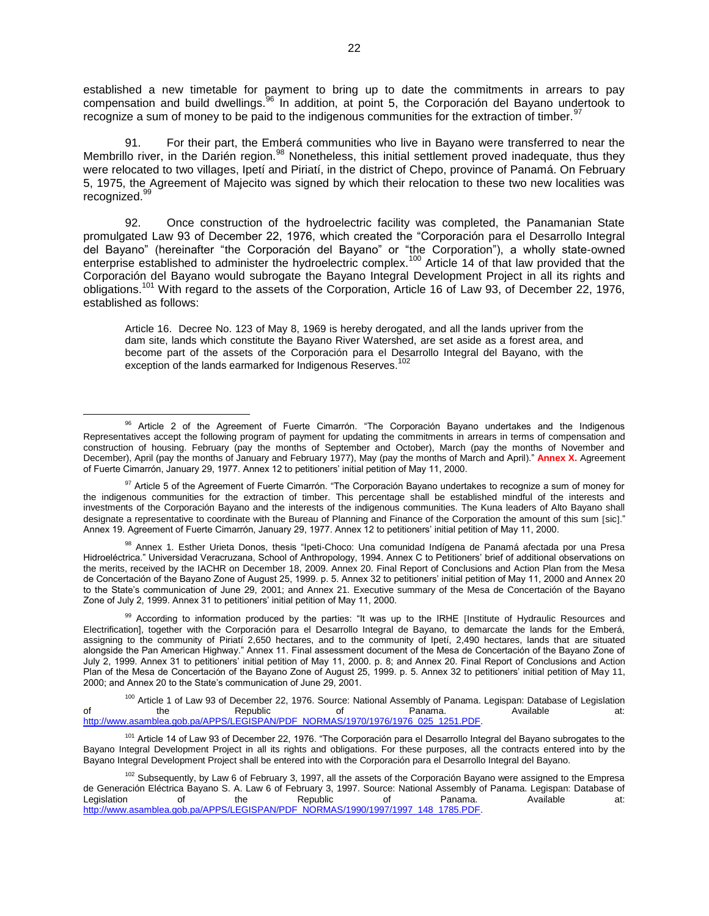established a new timetable for payment to bring up to date the commitments in arrears to pay compensation and build dwellings.[96] In addition, at point 5, the Corporación del Bayano undertook to recognize a sum of money to be paid to the indigenous communities for the extraction of timber.[97]

91. For their part, the Emberá communities who live in Bayano were transferred to near the Membrillo river, in the Darién region.[98] Nonetheless, this initial settlement proved inadequate, thus they were relocated to two villages, Ipetí and Piriatí, in the district of Chepo, province of Panamá. On February 5, 1975, the Agreement of Majecito was signed by which their relocation to these two new localities was recognized.[99]

92. Once construction of the hydroelectric facility was completed, the Panamanian State promulgated Law 93 of December 22, 1976, which created the "Corporación para el Desarrollo Integral del Bayano" (hereinafter "the Corporación del Bayano" or "the Corporation"), a wholly state-owned enterprise established to administer the hydroelectric complex.[100] Article 14 of that law provided that the Corporación del Bayano would subrogate the Bayano Integral Development Project in all its rights and obligations.[101] With regard to the assets of the Corporation, Article 16 of Law 93, of December 22, 1976, established as follows:

> Article 16. Decree No. 123 of May 8, 1969 is hereby derogated, and all the lands upriver from the dam site, lands which constitute the Bayano River Watershed, are set aside as a forest area, and become part of the assets of the Corporación para el Desarrollo Integral del Bayano, with the exception of the lands earmarked for Indigenous Reserves.[102]

---

[96] Article 2 of the Agreement of Fuerte Cimarrón. "The Corporación Bayano undertakes and the Indigenous Representatives accept the following program of payment for updating the commitments in arrears in terms of compensation and construction of housing. February (pay the months of September and October), March (pay the months of November and December), April (pay the months of January and February 1977), May (pay the months of March and April)." **Annex X.** Agreement of Fuerte Cimarrón, January 29, 1977. Annex 12 to petitioners' initial petition of May 11, 2000.

[97] Article 5 of the Agreement of Fuerte Cimarrón. "The Corporación Bayano undertakes to recognize a sum of money for the indigenous communities for the extraction of timber. This percentage shall be established mindful of the interests and investments of the Corporación Bayano and the interests of the indigenous communities. The Kuna leaders of Alto Bayano shall designate a representative to coordinate with the Bureau of Planning and Finance of the Corporation the amount of this sum [sic]." Annex 19. Agreement of Fuerte Cimarrón, January 29, 1977. Annex 12 to petitioners' initial petition of May 11, 2000.

[98] Annex 1. Esther Urieta Donos, thesis "Ipeti-Choco: Una comunidad Indígena de Panamá afectada por una Presa Hidroeléctrica." Universidad Veracruzana, School of Anthropology, 1994. Annex C to Petitioners' brief of additional observations on the merits, received by the IACHR on December 18, 2009. Annex 20. Final Report of Conclusions and Action Plan from the Mesa de Concertación of the Bayano Zone of August 25, 1999. p. 5. Annex 32 to petitioners' initial petition of May 11, 2000 and Annex 20 to the State's communication of June 29, 2001; and Annex 21. Executive summary of the Mesa de Concertación of the Bayano Zone of July 2, 1999. Annex 31 to petitioners' initial petition of May 11, 2000.

[99] According to information produced by the parties: "It was up to the IRHE [Institute of Hydraulic Resources and Electrification], together with the Corporación para el Desarrollo Integral de Bayano, to demarcate the lands for the Emberá, assigning to the community of Piriatí 2,650 hectares, and to the community of Ipetí, 2,490 hectares, lands that are situated alongside the Pan American Highway." Annex 11. Final assessment document of the Mesa de Concertación of the Bayano Zone of July 2, 1999. Annex 31 to petitioners' initial petition of May 11, 2000. p. 8; and Annex 20. Final Report of Conclusions and Action Plan of the Mesa de Concertación of the Bayano Zone of August 25, 1999. p. 5. Annex 32 to petitioners' initial petition of May 11, 2000; and Annex 20 to the State's communication of June 29, 2001.

[100] Article 1 of Law 93 of December 22, 1976. Source: National Assembly of Panama. Legispan: Database of Legislation of the Republic of Panama. Available at: http://www.asamblea.gob.pa/APPS/LEGISPAN/PDF_NORMAS/1970/1976/1976_025_1251.PDF.

[101] Article 14 of Law 93 of December 22, 1976. "The Corporación para el Desarrollo Integral del Bayano subrogates to the Bayano Integral Development Project in all its rights and obligations. For these purposes, all the contracts entered into by the Bayano Integral Development Project shall be entered into with the Corporación para el Desarrollo Integral del Bayano.

[102] Subsequently, by Law 6 of February 3, 1997, all the assets of the Corporación Bayano were assigned to the Empresa de Generación Eléctrica Bayano S. A. Law 6 of February 3, 1997. Source: National Assembly of Panama. Legispan: Database of Legislation of the Republic of Panama. Available at: http://www.asamblea.gob.pa/APPS/LEGISPAN/PDF_NORMAS/1990/1997/1997_148_1785.PDF.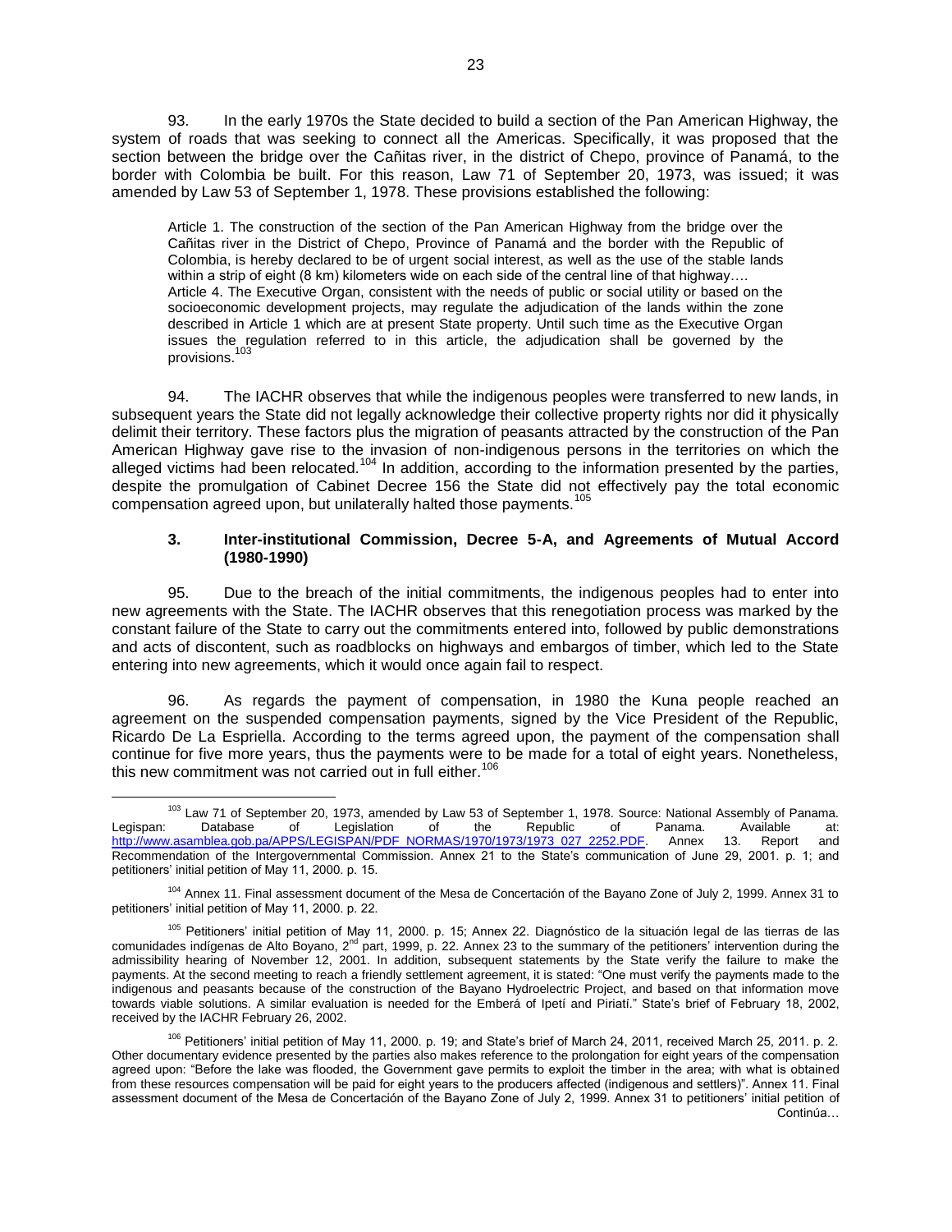93. In the early 1970s the State decided to build a section of the Pan American Highway, the system of roads that was seeking to connect all the Americas. Specifically, it was proposed that the section between the bridge over the Cañitas river, in the district of Chepo, province of Panamá, to the border with Colombia be built. For this reason, Law 71 of September 20, 1973, was issued; it was amended by Law 53 of September 1, 1978. These provisions established the following:

> Article 1. The construction of the section of the Pan American Highway from the bridge over the Cañitas river in the District of Chepo, Province of Panamá and the border with the Republic of Colombia, is hereby declared to be of urgent social interest, as well as the use of the stable lands within a strip of eight (8 km) kilometers wide on each side of the central line of that highway….
> Article 4. The Executive Organ, consistent with the needs of public or social utility or based on the socioeconomic development projects, may regulate the adjudication of the lands within the zone described in Article 1 which are at present State property. Until such time as the Executive Organ issues the regulation referred to in this article, the adjudication shall be governed by the provisions.[103]

94. The IACHR observes that while the indigenous peoples were transferred to new lands, in subsequent years the State did not legally acknowledge their collective property rights nor did it physically delimit their territory. These factors plus the migration of peasants attracted by the construction of the Pan American Highway gave rise to the invasion of non-indigenous persons in the territories on which the alleged victims had been relocated.[104] In addition, according to the information presented by the parties, despite the promulgation of Cabinet Decree 156 the State did not effectively pay the total economic compensation agreed upon, but unilaterally halted those payments.[105]

### 3. Inter-institutional Commission, Decree 5-A, and Agreements of Mutual Accord (1980-1990)

95. Due to the breach of the initial commitments, the indigenous peoples had to enter into new agreements with the State. The IACHR observes that this renegotiation process was marked by the constant failure of the State to carry out the commitments entered into, followed by public demonstrations and acts of discontent, such as roadblocks on highways and embargos of timber, which led to the State entering into new agreements, which it would once again fail to respect.

96. As regards the payment of compensation, in 1980 the Kuna people reached an agreement on the suspended compensation payments, signed by the Vice President of the Republic, Ricardo De La Espriella. According to the terms agreed upon, the payment of the compensation shall continue for five more years, thus the payments were to be made for a total of eight years. Nonetheless, this new commitment was not carried out in full either.[106]

---

[103] Law 71 of September 20, 1973, amended by Law 53 of September 1, 1978. Source: National Assembly of Panama. Legispan: Database of Legislation of the Republic of Panama. Available at: http://www.asamblea.gob.pa/APPS/LEGISPAN/PDF_NORMAS/1970/1973/1973_027_2252.PDF. Annex 13. Report and Recommendation of the Intergovernmental Commission. Annex 21 to the State's communication of June 29, 2001. p. 1; and petitioners' initial petition of May 11, 2000. p. 15.

[104] Annex 11. Final assessment document of the Mesa de Concertación of the Bayano Zone of July 2, 1999. Annex 31 to petitioners' initial petition of May 11, 2000. p. 22.

[105] Petitioners' initial petition of May 11, 2000. p. 15; Annex 22. Diagnóstico de la situación legal de las tierras de las comunidades indígenas de Alto Boyano, 2nd part, 1999, p. 22. Annex 23 to the summary of the petitioners' intervention during the admissibility hearing of November 12, 2001. In addition, subsequent statements by the State verify the failure to make the payments. At the second meeting to reach a friendly settlement agreement, it is stated: "One must verify the payments made to the indigenous and peasants because of the construction of the Bayano Hydroelectric Project, and based on that information move towards viable solutions. A similar evaluation is needed for the Emberá of Ipetí and Piriatí." State's brief of February 18, 2002, received by the IACHR February 26, 2002.

[106] Petitioners' initial petition of May 11, 2000. p. 19; and State's brief of March 24, 2011, received March 25, 2011. p. 2. Other documentary evidence presented by the parties also makes reference to the prolongation for eight years of the compensation agreed upon: "Before the lake was flooded, the Government gave permits to exploit the timber in the area; with what is obtained from these resources compensation will be paid for eight years to the producers affected (indigenous and settlers)". Annex 11. Final assessment document of the Mesa de Concertación of the Bayano Zone of July 2, 1999. Annex 31 to petitioners' initial petition of Continúa…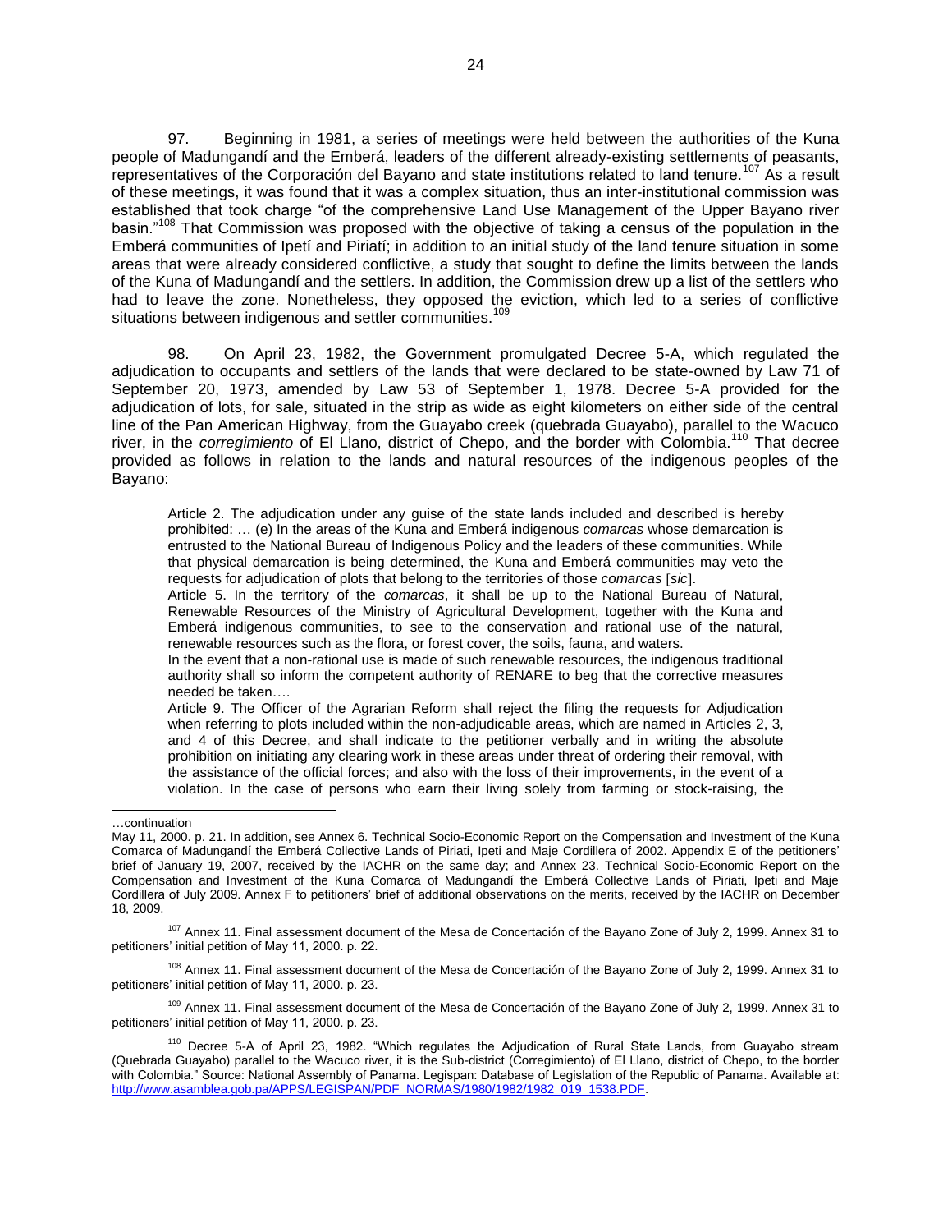97. Beginning in 1981, a series of meetings were held between the authorities of the Kuna people of Madungandí and the Emberá, leaders of the different already-existing settlements of peasants, representatives of the Corporación del Bayano and state institutions related to land tenure.[107] As a result of these meetings, it was found that it was a complex situation, thus an inter-institutional commission was established that took charge "of the comprehensive Land Use Management of the Upper Bayano river basin."[108] That Commission was proposed with the objective of taking a census of the population in the Emberá communities of Ipetí and Piriatí; in addition to an initial study of the land tenure situation in some areas that were already considered conflictive, a study that sought to define the limits between the lands of the Kuna of Madungandí and the settlers. In addition, the Commission drew up a list of the settlers who had to leave the zone. Nonetheless, they opposed the eviction, which led to a series of conflictive situations between indigenous and settler communities.[109]

98. On April 23, 1982, the Government promulgated Decree 5-A, which regulated the adjudication to occupants and settlers of the lands that were declared to be state-owned by Law 71 of September 20, 1973, amended by Law 53 of September 1, 1978. Decree 5-A provided for the adjudication of lots, for sale, situated in the strip as wide as eight kilometers on either side of the central line of the Pan American Highway, from the Guayabo creek (quebrada Guayabo), parallel to the Wacuco river, in the *corregimiento* of El Llano, district of Chepo, and the border with Colombia.[110] That decree provided as follows in relation to the lands and natural resources of the indigenous peoples of the Bayano:

> Article 2. The adjudication under any guise of the state lands included and described is hereby prohibited: … (e) In the areas of the Kuna and Emberá indigenous *comarcas* whose demarcation is entrusted to the National Bureau of Indigenous Policy and the leaders of these communities. While that physical demarcation is being determined, the Kuna and Emberá communities may veto the requests for adjudication of plots that belong to the territories of those *comarcas* [*sic*].
>
> Article 5. In the territory of the *comarcas*, it shall be up to the National Bureau of Natural, Renewable Resources of the Ministry of Agricultural Development, together with the Kuna and Emberá indigenous communities, to see to the conservation and rational use of the natural, renewable resources such as the flora, or forest cover, the soils, fauna, and waters.
>
> In the event that a non-rational use is made of such renewable resources, the indigenous traditional authority shall so inform the competent authority of RENARE to beg that the corrective measures needed be taken….
>
> Article 9. The Officer of the Agrarian Reform shall reject the filing the requests for Adjudication when referring to plots included within the non-adjudicable areas, which are named in Articles 2, 3, and 4 of this Decree, and shall indicate to the petitioner verbally and in writing the absolute prohibition on initiating any clearing work in these areas under threat of ordering their removal, with the assistance of the official forces; and also with the loss of their improvements, in the event of a violation. In the case of persons who earn their living solely from farming or stock-raising, the

---

…continuation

May 11, 2000. p. 21. In addition, see Annex 6. Technical Socio-Economic Report on the Compensation and Investment of the Kuna Comarca of Madungandí the Emberá Collective Lands of Piriati, Ipeti and Maje Cordillera of 2002. Appendix E of the petitioners' brief of January 19, 2007, received by the IACHR on the same day; and Annex 23. Technical Socio-Economic Report on the Compensation and Investment of the Kuna Comarca of Madungandí the Emberá Collective Lands of Piriati, Ipeti and Maje Cordillera of July 2009. Annex F to petitioners' brief of additional observations on the merits, received by the IACHR on December 18, 2009.

[107] Annex 11. Final assessment document of the Mesa de Concertación of the Bayano Zone of July 2, 1999. Annex 31 to petitioners' initial petition of May 11, 2000. p. 22.

[108] Annex 11. Final assessment document of the Mesa de Concertación of the Bayano Zone of July 2, 1999. Annex 31 to petitioners' initial petition of May 11, 2000. p. 23.

[109] Annex 11. Final assessment document of the Mesa de Concertación of the Bayano Zone of July 2, 1999. Annex 31 to petitioners' initial petition of May 11, 2000. p. 23.

[110] Decree 5-A of April 23, 1982. "Which regulates the Adjudication of Rural State Lands, from Guayabo stream (Quebrada Guayabo) parallel to the Wacuco river, it is the Sub-district (Corregimiento) of El Llano, district of Chepo, to the border with Colombia." Source: National Assembly of Panama. Legispan: Database of Legislation of the Republic of Panama. Available at: http://www.asamblea.gob.pa/APPS/LEGISPAN/PDF_NORMAS/1980/1982/1982_019_1538.PDF.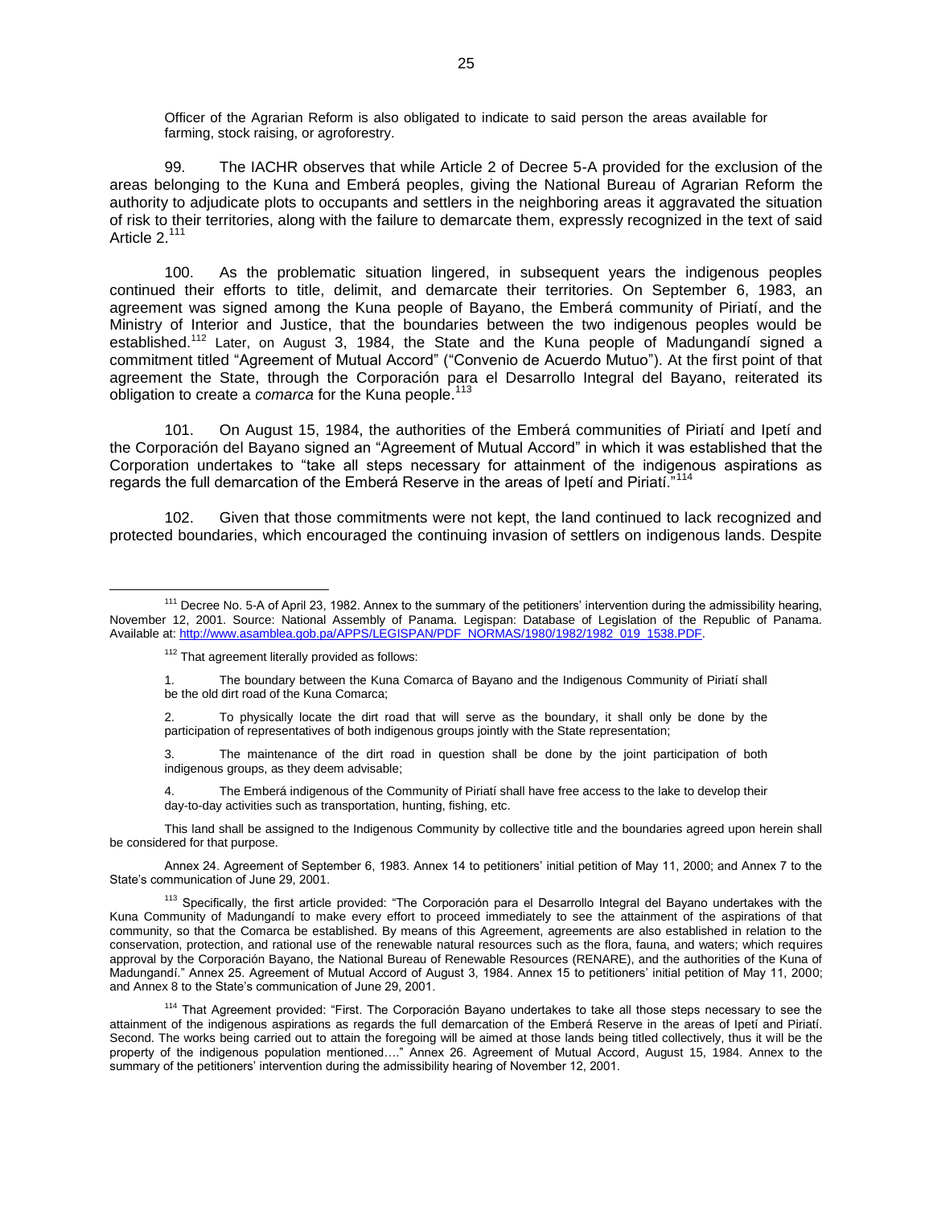Officer of the Agrarian Reform is also obligated to indicate to said person the areas available for farming, stock raising, or agroforestry.

99. The IACHR observes that while Article 2 of Decree 5-A provided for the exclusion of the areas belonging to the Kuna and Emberá peoples, giving the National Bureau of Agrarian Reform the authority to adjudicate plots to occupants and settlers in the neighboring areas it aggravated the situation of risk to their territories, along with the failure to demarcate them, expressly recognized in the text of said Article 2.[111]

100. As the problematic situation lingered, in subsequent years the indigenous peoples continued their efforts to title, delimit, and demarcate their territories. On September 6, 1983, an agreement was signed among the Kuna people of Bayano, the Emberá community of Piriatí, and the Ministry of Interior and Justice, that the boundaries between the two indigenous peoples would be established.[112] Later, on August 3, 1984, the State and the Kuna people of Madungandí signed a commitment titled "Agreement of Mutual Accord" ("Convenio de Acuerdo Mutuo"). At the first point of that agreement the State, through the Corporación para el Desarrollo Integral del Bayano, reiterated its obligation to create a *comarca* for the Kuna people.[113]

101. On August 15, 1984, the authorities of the Emberá communities of Piriatí and Ipetí and the Corporación del Bayano signed an "Agreement of Mutual Accord" in which it was established that the Corporation undertakes to "take all steps necessary for attainment of the indigenous aspirations as regards the full demarcation of the Emberá Reserve in the areas of Ipetí and Piriatí."[114]

102. Given that those commitments were not kept, the land continued to lack recognized and protected boundaries, which encouraged the continuing invasion of settlers on indigenous lands. Despite

---

[111] Decree No. 5-A of April 23, 1982. Annex to the summary of the petitioners' intervention during the admissibility hearing, November 12, 2001. Source: National Assembly of Panama. Legispan: Database of Legislation of the Republic of Panama. Available at: http://www.asamblea.gob.pa/APPS/LEGISPAN/PDF_NORMAS/1980/1982/1982_019_1538.PDF.

[112] That agreement literally provided as follows:

> 1. The boundary between the Kuna Comarca of Bayano and the Indigenous Community of Piriatí shall be the old dirt road of the Kuna Comarca;
>
> 2. To physically locate the dirt road that will serve as the boundary, it shall only be done by the participation of representatives of both indigenous groups jointly with the State representation;
>
> 3. The maintenance of the dirt road in question shall be done by the joint participation of both indigenous groups, as they deem advisable;
>
> 4. The Emberá indigenous of the Community of Piriatí shall have free access to the lake to develop their day-to-day activities such as transportation, hunting, fishing, etc.

This land shall be assigned to the Indigenous Community by collective title and the boundaries agreed upon herein shall be considered for that purpose.

Annex 24. Agreement of September 6, 1983. Annex 14 to petitioners' initial petition of May 11, 2000; and Annex 7 to the State's communication of June 29, 2001.

[113] Specifically, the first article provided: "The Corporación para el Desarrollo Integral del Bayano undertakes with the Kuna Community of Madungandí to make every effort to proceed immediately to see the attainment of the aspirations of that community, so that the Comarca be established. By means of this Agreement, agreements are also established in relation to the conservation, protection, and rational use of the renewable natural resources such as the flora, fauna, and waters; which requires approval by the Corporación Bayano, the National Bureau of Renewable Resources (RENARE), and the authorities of the Kuna of Madungandí." Annex 25. Agreement of Mutual Accord of August 3, 1984. Annex 15 to petitioners' initial petition of May 11, 2000; and Annex 8 to the State's communication of June 29, 2001.

[114] That Agreement provided: "First. The Corporación Bayano undertakes to take all those steps necessary to see the attainment of the indigenous aspirations as regards the full demarcation of the Emberá Reserve in the areas of Ipetí and Piriatí. Second. The works being carried out to attain the foregoing will be aimed at those lands being titled collectively, thus it will be the property of the indigenous population mentioned…." Annex 26. Agreement of Mutual Accord, August 15, 1984. Annex to the summary of the petitioners' intervention during the admissibility hearing of November 12, 2001.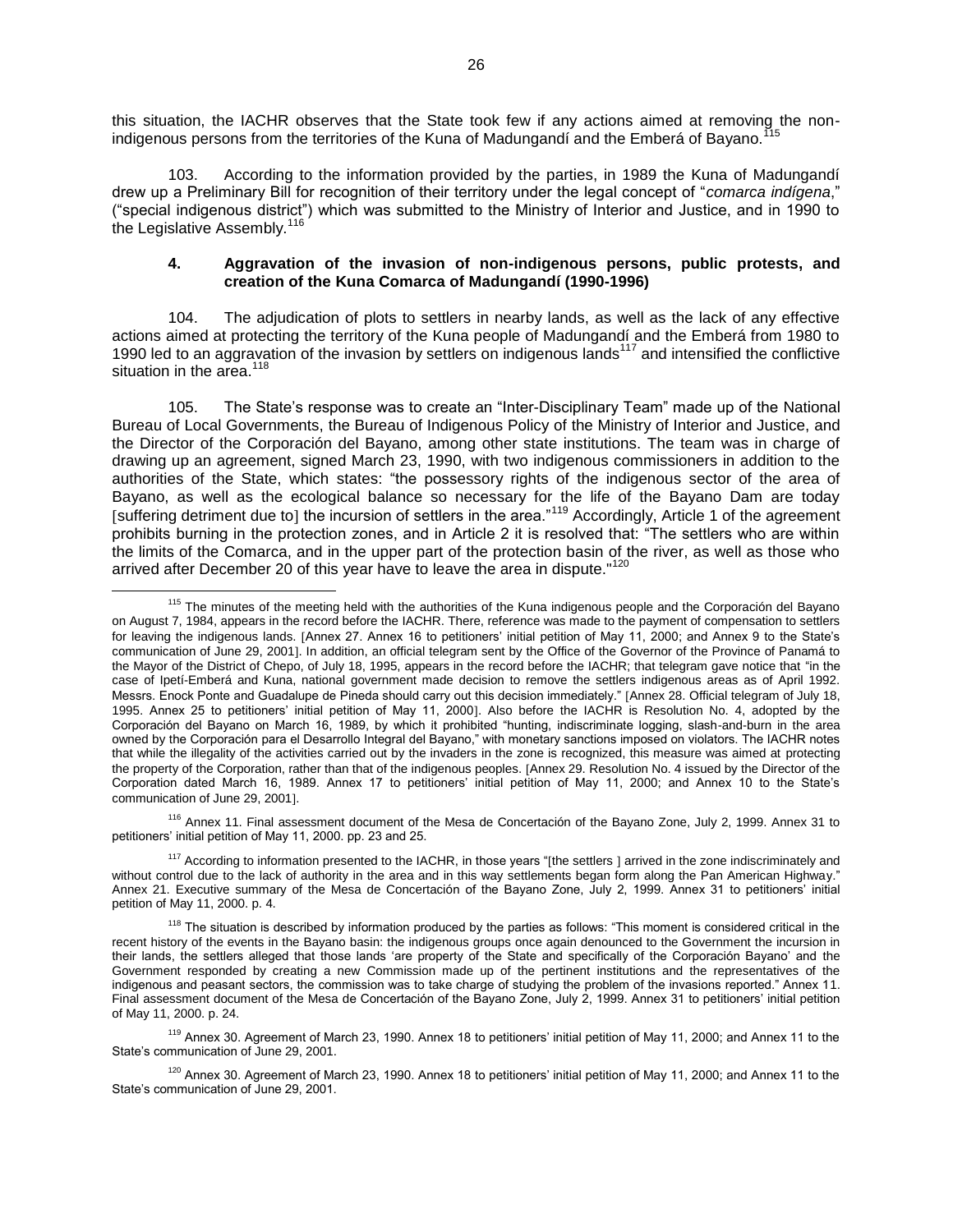this situation, the IACHR observes that the State took few if any actions aimed at removing the non-indigenous persons from the territories of the Kuna of Madungandí and the Emberá of Bayano.[115]

103. According to the information provided by the parties, in 1989 the Kuna of Madungandí drew up a Preliminary Bill for recognition of their territory under the legal concept of "*comarca indígena*," ("special indigenous district") which was submitted to the Ministry of Interior and Justice, and in 1990 to the Legislative Assembly.[116]

### 4. Aggravation of the invasion of non-indigenous persons, public protests, and creation of the Kuna Comarca of Madungandí (1990-1996)

104. The adjudication of plots to settlers in nearby lands, as well as the lack of any effective actions aimed at protecting the territory of the Kuna people of Madungandí and the Emberá from 1980 to 1990 led to an aggravation of the invasion by settlers on indigenous lands[117] and intensified the conflictive situation in the area.[118]

105. The State's response was to create an "Inter-Disciplinary Team" made up of the National Bureau of Local Governments, the Bureau of Indigenous Policy of the Ministry of Interior and Justice, and the Director of the Corporación del Bayano, among other state institutions. The team was in charge of drawing up an agreement, signed March 23, 1990, with two indigenous commissioners in addition to the authorities of the State, which states: "the possessory rights of the indigenous sector of the area of Bayano, as well as the ecological balance so necessary for the life of the Bayano Dam are today [suffering detriment due to] the incursion of settlers in the area."[119] Accordingly, Article 1 of the agreement prohibits burning in the protection zones, and in Article 2 it is resolved that: "The settlers who are within the limits of the Comarca, and in the upper part of the protection basin of the river, as well as those who arrived after December 20 of this year have to leave the area in dispute."[120]

---

[115] The minutes of the meeting held with the authorities of the Kuna indigenous people and the Corporación del Bayano on August 7, 1984, appears in the record before the IACHR. There, reference was made to the payment of compensation to settlers for leaving the indigenous lands. [Annex 27. Annex 16 to petitioners' initial petition of May 11, 2000; and Annex 9 to the State's communication of June 29, 2001]. In addition, an official telegram sent by the Office of the Governor of the Province of Panamá to the Mayor of the District of Chepo, of July 18, 1995, appears in the record before the IACHR; that telegram gave notice that "in the case of Ipetí-Emberá and Kuna, national government made decision to remove the settlers indigenous areas as of April 1992. Messrs. Enock Ponte and Guadalupe de Pineda should carry out this decision immediately." [Annex 28. Official telegram of July 18, 1995. Annex 25 to petitioners' initial petition of May 11, 2000]. Also before the IACHR is Resolution No. 4, adopted by the Corporación del Bayano on March 16, 1989, by which it prohibited "hunting, indiscriminate logging, slash-and-burn in the area owned by the Corporación para el Desarrollo Integral del Bayano," with monetary sanctions imposed on violators. The IACHR notes that while the illegality of the activities carried out by the invaders in the zone is recognized, this measure was aimed at protecting the property of the Corporation, rather than that of the indigenous peoples. [Annex 29. Resolution No. 4 issued by the Director of the Corporation dated March 16, 1989. Annex 17 to petitioners' initial petition of May 11, 2000; and Annex 10 to the State's communication of June 29, 2001].

[116] Annex 11. Final assessment document of the Mesa de Concertación of the Bayano Zone, July 2, 1999. Annex 31 to petitioners' initial petition of May 11, 2000. pp. 23 and 25.

[117] According to information presented to the IACHR, in those years "[the settlers ] arrived in the zone indiscriminately and without control due to the lack of authority in the area and in this way settlements began form along the Pan American Highway." Annex 21. Executive summary of the Mesa de Concertación of the Bayano Zone, July 2, 1999. Annex 31 to petitioners' initial petition of May 11, 2000. p. 4.

[118] The situation is described by information produced by the parties as follows: "This moment is considered critical in the recent history of the events in the Bayano basin: the indigenous groups once again denounced to the Government the incursion in their lands, the settlers alleged that those lands 'are property of the State and specifically of the Corporación Bayano' and the Government responded by creating a new Commission made up of the pertinent institutions and the representatives of the indigenous and peasant sectors, the commission was to take charge of studying the problem of the invasions reported." Annex 11. Final assessment document of the Mesa de Concertación of the Bayano Zone, July 2, 1999. Annex 31 to petitioners' initial petition of May 11, 2000. p. 24.

[119] Annex 30. Agreement of March 23, 1990. Annex 18 to petitioners' initial petition of May 11, 2000; and Annex 11 to the State's communication of June 29, 2001.

[120] Annex 30. Agreement of March 23, 1990. Annex 18 to petitioners' initial petition of May 11, 2000; and Annex 11 to the State's communication of June 29, 2001.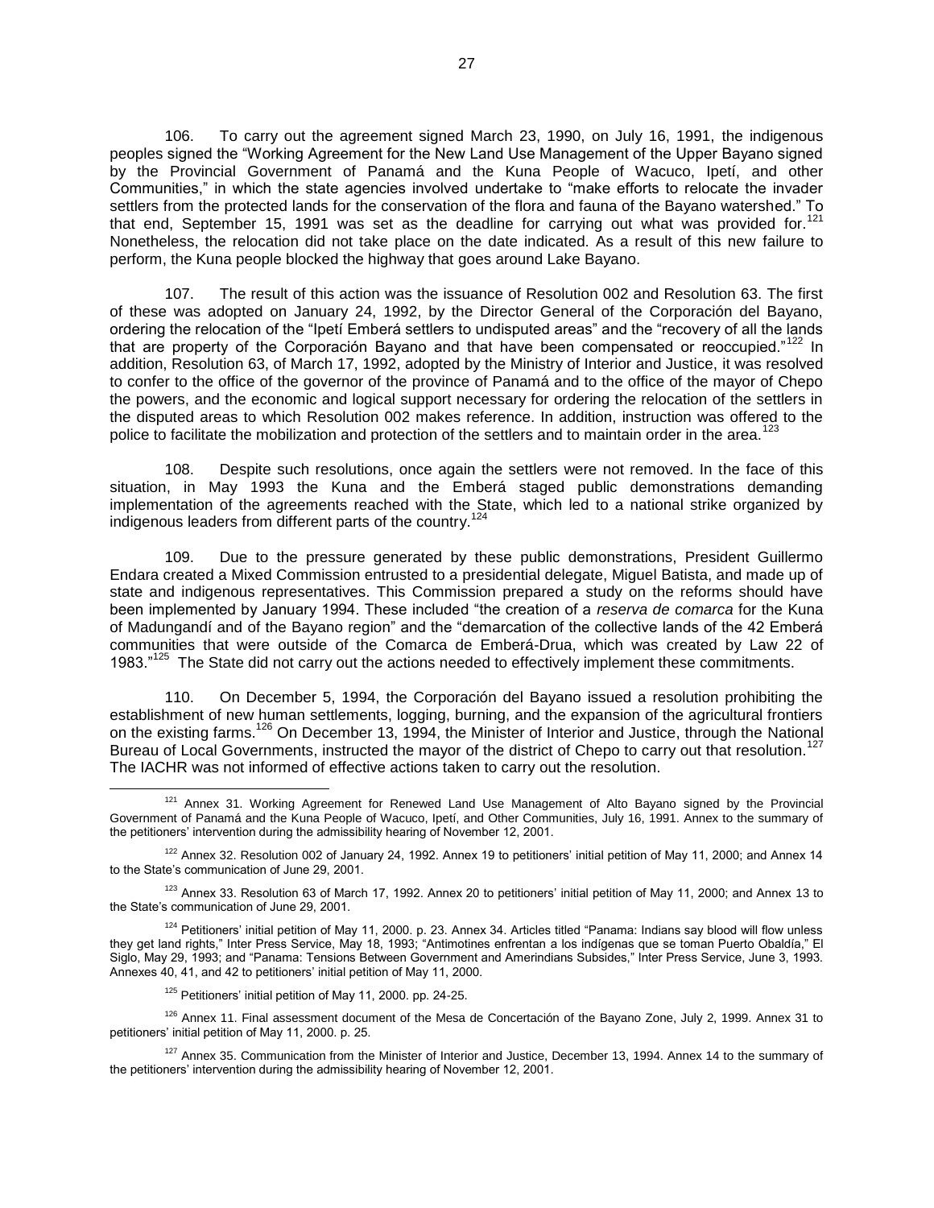106. To carry out the agreement signed March 23, 1990, on July 16, 1991, the indigenous peoples signed the "Working Agreement for the New Land Use Management of the Upper Bayano signed by the Provincial Government of Panamá and the Kuna People of Wacuco, Ipetí, and other Communities," in which the state agencies involved undertake to "make efforts to relocate the invader settlers from the protected lands for the conservation of the flora and fauna of the Bayano watershed." To that end, September 15, 1991 was set as the deadline for carrying out what was provided for.[121] Nonetheless, the relocation did not take place on the date indicated. As a result of this new failure to perform, the Kuna people blocked the highway that goes around Lake Bayano.

107. The result of this action was the issuance of Resolution 002 and Resolution 63. The first of these was adopted on January 24, 1992, by the Director General of the Corporación del Bayano, ordering the relocation of the "Ipetí Emberá settlers to undisputed areas" and the "recovery of all the lands that are property of the Corporación Bayano and that have been compensated or reoccupied."[122] In addition, Resolution 63, of March 17, 1992, adopted by the Ministry of Interior and Justice, it was resolved to confer to the office of the governor of the province of Panamá and to the office of the mayor of Chepo the powers, and the economic and logical support necessary for ordering the relocation of the settlers in the disputed areas to which Resolution 002 makes reference. In addition, instruction was offered to the police to facilitate the mobilization and protection of the settlers and to maintain order in the area.[123]

108. Despite such resolutions, once again the settlers were not removed. In the face of this situation, in May 1993 the Kuna and the Emberá staged public demonstrations demanding implementation of the agreements reached with the State, which led to a national strike organized by indigenous leaders from different parts of the country.[124]

109. Due to the pressure generated by these public demonstrations, President Guillermo Endara created a Mixed Commission entrusted to a presidential delegate, Miguel Batista, and made up of state and indigenous representatives. This Commission prepared a study on the reforms should have been implemented by January 1994. These included "the creation of a *reserva de comarca* for the Kuna of Madungandí and of the Bayano region" and the "demarcation of the collective lands of the 42 Emberá communities that were outside of the Comarca de Emberá-Drua, which was created by Law 22 of 1983."[125] The State did not carry out the actions needed to effectively implement these commitments.

110. On December 5, 1994, the Corporación del Bayano issued a resolution prohibiting the establishment of new human settlements, logging, burning, and the expansion of the agricultural frontiers on the existing farms.[126] On December 13, 1994, the Minister of Interior and Justice, through the National Bureau of Local Governments, instructed the mayor of the district of Chepo to carry out that resolution.[127] The IACHR was not informed of effective actions taken to carry out the resolution.

---

[121] Annex 31. Working Agreement for Renewed Land Use Management of Alto Bayano signed by the Provincial Government of Panamá and the Kuna People of Wacuco, Ipetí, and Other Communities, July 16, 1991. Annex to the summary of the petitioners' intervention during the admissibility hearing of November 12, 2001.

[122] Annex 32. Resolution 002 of January 24, 1992. Annex 19 to petitioners' initial petition of May 11, 2000; and Annex 14 to the State's communication of June 29, 2001.

[123] Annex 33. Resolution 63 of March 17, 1992. Annex 20 to petitioners' initial petition of May 11, 2000; and Annex 13 to the State's communication of June 29, 2001.

[124] Petitioners' initial petition of May 11, 2000. p. 23. Annex 34. Articles titled "Panama: Indians say blood will flow unless they get land rights," Inter Press Service, May 18, 1993; "Antimotines enfrentan a los indígenas que se toman Puerto Obaldía," El Siglo, May 29, 1993; and "Panama: Tensions Between Government and Amerindians Subsides," Inter Press Service, June 3, 1993. Annexes 40, 41, and 42 to petitioners' initial petition of May 11, 2000.

[125] Petitioners' initial petition of May 11, 2000. pp. 24-25.

[126] Annex 11. Final assessment document of the Mesa de Concertación of the Bayano Zone, July 2, 1999. Annex 31 to petitioners' initial petition of May 11, 2000. p. 25.

[127] Annex 35. Communication from the Minister of Interior and Justice, December 13, 1994. Annex 14 to the summary of the petitioners' intervention during the admissibility hearing of November 12, 2001.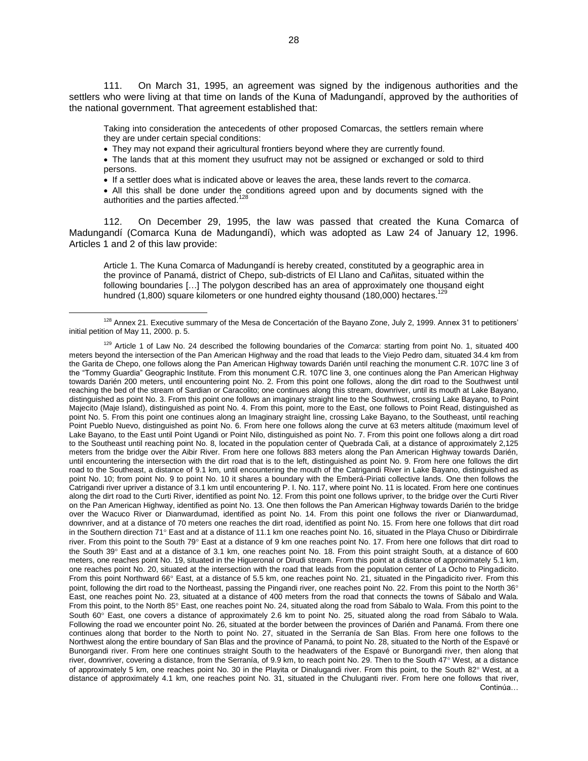111. On March 31, 1995, an agreement was signed by the indigenous authorities and the settlers who were living at that time on lands of the Kuna of Madungandí, approved by the authorities of the national government. That agreement established that:

> Taking into consideration the antecedents of other proposed Comarcas, the settlers remain where they are under certain special conditions:
>
> - They may not expand their agricultural frontiers beyond where they are currently found.
> - The lands that at this moment they usufruct may not be assigned or exchanged or sold to third persons.
> - If a settler does what is indicated above or leaves the area, these lands revert to the *comarca*.
> - All this shall be done under the conditions agreed upon and by documents signed with the authorities and the parties affected.[128]

112. On December 29, 1995, the law was passed that created the Kuna Comarca of Madungandí (Comarca Kuna de Madungandí), which was adopted as Law 24 of January 12, 1996. Articles 1 and 2 of this law provide:

> Article 1. The Kuna Comarca of Madungandí is hereby created, constituted by a geographic area in the province of Panamá, district of Chepo, sub-districts of El Llano and Cañitas, situated within the following boundaries […] The polygon described has an area of approximately one thousand eight hundred (1,800) square kilometers or one hundred eighty thousand (180,000) hectares.[129]

---

[128] Annex 21. Executive summary of the Mesa de Concertación of the Bayano Zone, July 2, 1999. Annex 31 to petitioners' initial petition of May 11, 2000. p. 5.

[129] Article 1 of Law No. 24 described the following boundaries of the *Comarca*: starting from point No. 1, situated 400 meters beyond the intersection of the Pan American Highway and the road that leads to the Viejo Pedro dam, situated 34.4 km from the Garita de Chepo, one follows along the Pan American Highway towards Darién until reaching the monument C.R. 107C line 3 of the "Tommy Guardia" Geographic Institute. From this monument C.R. 107C line 3, one continues along the Pan American Highway towards Darién 200 meters, until encountering point No. 2. From this point one follows, along the dirt road to the Southwest until reaching the bed of the stream of Sardian or Caracolito; one continues along this stream, downriver, until its mouth at Lake Bayano, distinguished as point No. 3. From this point one follows an imaginary straight line to the Southwest, crossing Lake Bayano, to Point Majecito (Maje Island), distinguished as point No. 4. From this point, more to the East, one follows to Point Read, distinguished as point No. 5. From this point one continues along an Imaginary straight line, crossing Lake Bayano, to the Southeast, until reaching Point Pueblo Nuevo, distinguished as point No. 6. From here one follows along the curve at 63 meters altitude (maximum level of Lake Bayano, to the East until Point Ugandi or Point Nilo, distinguished as point No. 7. From this point one follows along a dirt road to the Southeast until reaching point No. 8, located in the population center of Quebrada Cali, at a distance of approximately 2,125 meters from the bridge over the Aibir River. From here one follows 883 meters along the Pan American Highway towards Darién, until encountering the intersection with the dirt road that is to the left, distinguished as point No. 9. From here one follows the dirt road to the Southeast, a distance of 9.1 km, until encountering the mouth of the Catrigandi River in Lake Bayano, distinguished as point No. 10; from point No. 9 to point No. 10 it shares a boundary with the Emberá-Piriati collective lands. One then follows the Catrigandi river upriver a distance of 3.1 km until encountering P. I. No. 117, where point No. 11 is located. From here one continues along the dirt road to the Curti River, identified as point No. 12. From this point one follows upriver, to the bridge over the Curti River on the Pan American Highway, identified as point No. 13. One then follows the Pan American Highway towards Darién to the bridge over the Wacuco River or Dianwardumad, identified as point No. 14. From this point one follows the river or Dianwardumad, downriver, and at a distance of 70 meters one reaches the dirt road, identified as point No. 15. From here one follows that dirt road in the Southern direction 71° East and at a distance of 11.1 km one reaches point No. 16, situated in the Playa Chuso or Dibirdirrale river. From this point to the South 79° East at a distance of 9 km one reaches point No. 17. From here one follows that dirt road to the South 39° East and at a distance of 3.1 km, one reaches point No. 18. From this point straight South, at a distance of 600 meters, one reaches point No. 19, situated in the Higueronal or Dirudi stream. From this point at a distance of approximately 5.1 km, one reaches point No. 20, situated at the intersection with the road that leads from the population center of La Ocho to Pingadicito. From this point Northward 66° East, at a distance of 5.5 km, one reaches point No. 21, situated in the Pingadicito river. From this point, following the dirt road to the Northeast, passing the Pingandi river, one reaches point No. 22. From this point to the North 36° East, one reaches point No. 23, situated at a distance of 400 meters from the road that connects the towns of Sábalo and Wala. From this point, to the North 85° East, one reaches point No. 24, situated along the road from Sábalo to Wala. From this point to the South 60° East, one covers a distance of approximately 2.6 km to point No. 25, situated along the road from Sábalo to Wala. Following the road we encounter point No. 26, situated at the border between the provinces of Darién and Panamá. From there one continues along that border to the North to point No. 27, situated in the Serranía de San Blas. From here one follows to the Northwest along the entire boundary of San Blas and the province of Panamá, to point No. 28, situated to the North of the Espavé or Bunorgandi river. From here one continues straight South to the headwaters of the Espavé or Bunorgandi river, then along that river, downriver, covering a distance, from the Serranía, of 9.9 km, to reach point No. 29. Then to the South 47° West, at a distance of approximately 5 km, one reaches point No. 30 in the Playita or Dinalugandi river. From this point, to the South 82° West, at a distance of approximately 4.1 km, one reaches point No. 31, situated in the Chuluganti river. From here one follows that river, Continúa…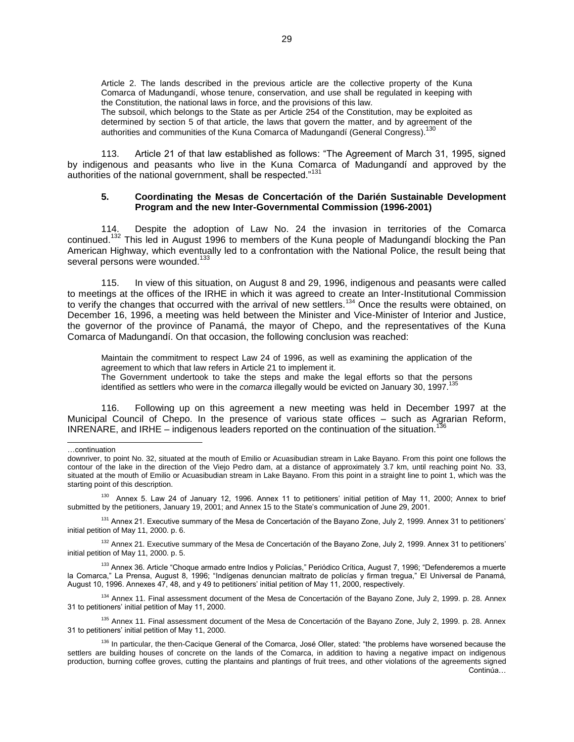Article 2. The lands described in the previous article are the collective property of the Kuna Comarca of Madungandí, whose tenure, conservation, and use shall be regulated in keeping with the Constitution, the national laws in force, and the provisions of this law.
The subsoil, which belongs to the State as per Article 254 of the Constitution, may be exploited as determined by section 5 of that article, the laws that govern the matter, and by agreement of the authorities and communities of the Kuna Comarca of Madungandí (General Congress).[130]

113. Article 21 of that law established as follows: "The Agreement of March 31, 1995, signed by indigenous and peasants who live in the Kuna Comarca of Madungandí and approved by the authorities of the national government, shall be respected."[131]

### 5. Coordinating the Mesas de Concertación of the Darién Sustainable Development Program and the new Inter-Governmental Commission (1996-2001)

114. Despite the adoption of Law No. 24 the invasion in territories of the Comarca continued.[132] This led in August 1996 to members of the Kuna people of Madungandí blocking the Pan American Highway, which eventually led to a confrontation with the National Police, the result being that several persons were wounded.[133]

115. In view of this situation, on August 8 and 29, 1996, indigenous and peasants were called to meetings at the offices of the IRHE in which it was agreed to create an Inter-Institutional Commission to verify the changes that occurred with the arrival of new settlers.[134] Once the results were obtained, on December 16, 1996, a meeting was held between the Minister and Vice-Minister of Interior and Justice, the governor of the province of Panamá, the mayor of Chepo, and the representatives of the Kuna Comarca of Madungandí. On that occasion, the following conclusion was reached:

Maintain the commitment to respect Law 24 of 1996, as well as examining the application of the agreement to which that law refers in Article 21 to implement it.
The Government undertook to take the steps and make the legal efforts so that the persons identified as settlers who were in the *comarca* illegally would be evicted on January 30, 1997.[135]

116. Following up on this agreement a new meeting was held in December 1997 at the Municipal Council of Chepo. In the presence of various state offices – such as Agrarian Reform, INRENARE, and IRHE – indigenous leaders reported on the continuation of the situation.[136]

---

…continuation

downriver, to point No. 32, situated at the mouth of Emilio or Acuasibudian stream in Lake Bayano. From this point one follows the contour of the lake in the direction of the Viejo Pedro dam, at a distance of approximately 3.7 km, until reaching point No. 33, situated at the mouth of Emilio or Acuasibudian stream in Lake Bayano. From this point in a straight line to point 1, which was the starting point of this description.

[130] Annex 5. Law 24 of January 12, 1996. Annex 11 to petitioners' initial petition of May 11, 2000; Annex to brief submitted by the petitioners, January 19, 2001; and Annex 15 to the State's communication of June 29, 2001.

[131] Annex 21. Executive summary of the Mesa de Concertación of the Bayano Zone, July 2, 1999. Annex 31 to petitioners' initial petition of May 11, 2000. p. 6.

[132] Annex 21. Executive summary of the Mesa de Concertación of the Bayano Zone, July 2, 1999. Annex 31 to petitioners' initial petition of May 11, 2000. p. 5.

[133] Annex 36. Article "Choque armado entre Indios y Policías," Periódico Crítica, August 7, 1996; "Defenderemos a muerte la Comarca," La Prensa, August 8, 1996; "Indígenas denuncian maltrato de policías y firman tregua," El Universal de Panamá, August 10, 1996. Annexes 47, 48, and y 49 to petitioners' initial petition of May 11, 2000, respectively.

[134] Annex 11. Final assessment document of the Mesa de Concertación of the Bayano Zone, July 2, 1999. p. 28. Annex 31 to petitioners' initial petition of May 11, 2000.

[135] Annex 11. Final assessment document of the Mesa de Concertación of the Bayano Zone, July 2, 1999. p. 28. Annex 31 to petitioners' initial petition of May 11, 2000.

[136] In particular, the then-Cacique General of the Comarca, José Oller, stated: "the problems have worsened because the settlers are building houses of concrete on the lands of the Comarca, in addition to having a negative impact on indigenous production, burning coffee groves, cutting the plantains and plantings of fruit trees, and other violations of the agreements signed

Continúa…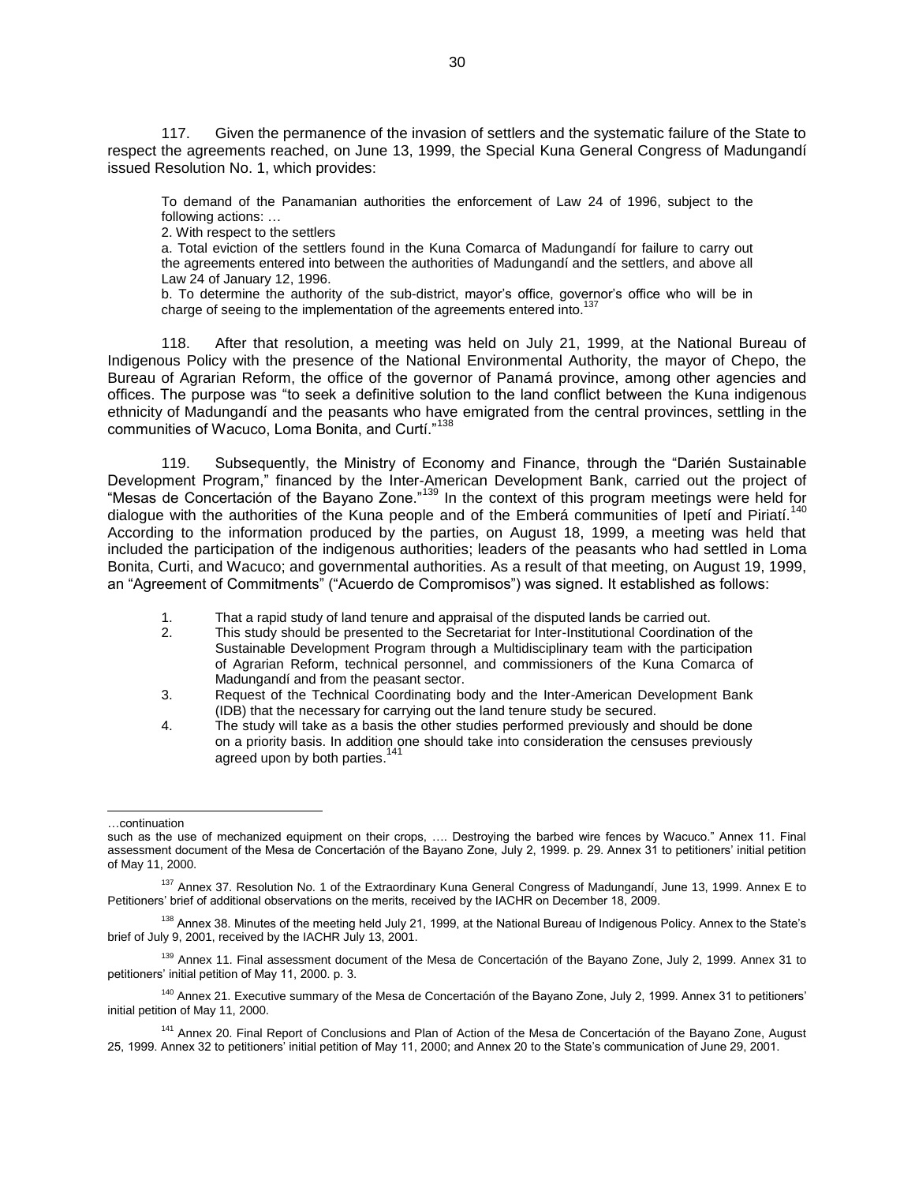117. Given the permanence of the invasion of settlers and the systematic failure of the State to respect the agreements reached, on June 13, 1999, the Special Kuna General Congress of Madungandí issued Resolution No. 1, which provides:

> To demand of the Panamanian authorities the enforcement of Law 24 of 1996, subject to the following actions: …
>
> 2. With respect to the settlers
>
> a. Total eviction of the settlers found in the Kuna Comarca of Madungandí for failure to carry out the agreements entered into between the authorities of Madungandí and the settlers, and above all Law 24 of January 12, 1996.
>
> b. To determine the authority of the sub-district, mayor's office, governor's office who will be in charge of seeing to the implementation of the agreements entered into.[137]

118. After that resolution, a meeting was held on July 21, 1999, at the National Bureau of Indigenous Policy with the presence of the National Environmental Authority, the mayor of Chepo, the Bureau of Agrarian Reform, the office of the governor of Panamá province, among other agencies and offices. The purpose was "to seek a definitive solution to the land conflict between the Kuna indigenous ethnicity of Madungandí and the peasants who have emigrated from the central provinces, settling in the communities of Wacuco, Loma Bonita, and Curtí."[138]

119. Subsequently, the Ministry of Economy and Finance, through the "Darién Sustainable Development Program," financed by the Inter-American Development Bank, carried out the project of "Mesas de Concertación of the Bayano Zone."[139] In the context of this program meetings were held for dialogue with the authorities of the Kuna people and of the Emberá communities of Ipetí and Piriatí.[140] According to the information produced by the parties, on August 18, 1999, a meeting was held that included the participation of the indigenous authorities; leaders of the peasants who had settled in Loma Bonita, Curti, and Wacuco; and governmental authorities. As a result of that meeting, on August 19, 1999, an "Agreement of Commitments" ("Acuerdo de Compromisos") was signed. It established as follows:

> 1. That a rapid study of land tenure and appraisal of the disputed lands be carried out.
> 2. This study should be presented to the Secretariat for Inter-Institutional Coordination of the Sustainable Development Program through a Multidisciplinary team with the participation of Agrarian Reform, technical personnel, and commissioners of the Kuna Comarca of Madungandí and from the peasant sector.
> 3. Request of the Technical Coordinating body and the Inter-American Development Bank (IDB) that the necessary for carrying out the land tenure study be secured.
> 4. The study will take as a basis the other studies performed previously and should be done on a priority basis. In addition one should take into consideration the censuses previously agreed upon by both parties.[141]

---

…continuation

such as the use of mechanized equipment on their crops, …. Destroying the barbed wire fences by Wacuco." Annex 11. Final assessment document of the Mesa de Concertación of the Bayano Zone, July 2, 1999. p. 29. Annex 31 to petitioners' initial petition of May 11, 2000.

[137] Annex 37. Resolution No. 1 of the Extraordinary Kuna General Congress of Madungandí, June 13, 1999. Annex E to Petitioners' brief of additional observations on the merits, received by the IACHR on December 18, 2009.

[138] Annex 38. Minutes of the meeting held July 21, 1999, at the National Bureau of Indigenous Policy. Annex to the State's brief of July 9, 2001, received by the IACHR July 13, 2001.

[139] Annex 11. Final assessment document of the Mesa de Concertación of the Bayano Zone, July 2, 1999. Annex 31 to petitioners' initial petition of May 11, 2000. p. 3.

[140] Annex 21. Executive summary of the Mesa de Concertación of the Bayano Zone, July 2, 1999. Annex 31 to petitioners' initial petition of May 11, 2000.

[141] Annex 20. Final Report of Conclusions and Plan of Action of the Mesa de Concertación of the Bayano Zone, August 25, 1999. Annex 32 to petitioners' initial petition of May 11, 2000; and Annex 20 to the State's communication of June 29, 2001.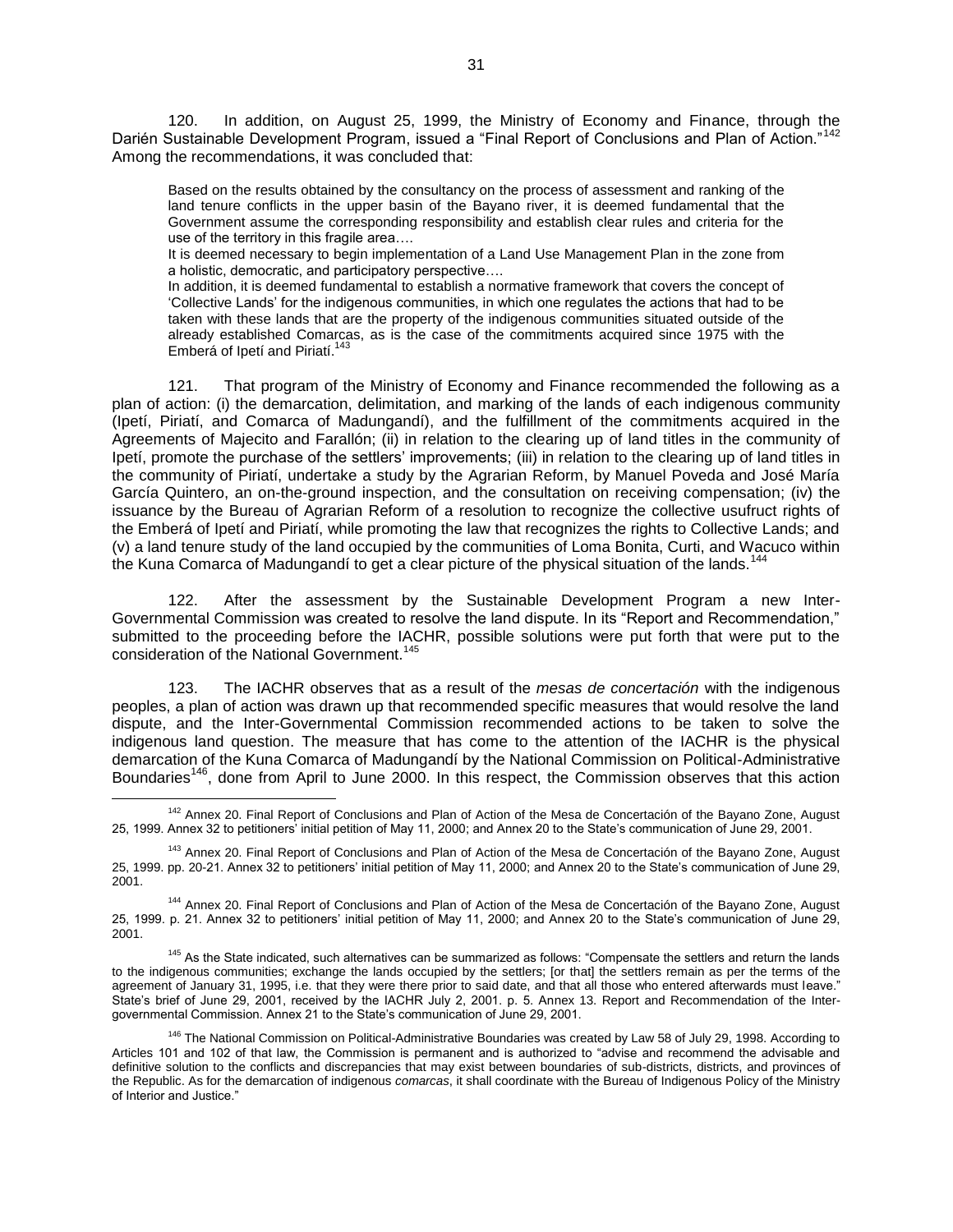120. In addition, on August 25, 1999, the Ministry of Economy and Finance, through the Darién Sustainable Development Program, issued a "Final Report of Conclusions and Plan of Action."[142] Among the recommendations, it was concluded that:

> Based on the results obtained by the consultancy on the process of assessment and ranking of the land tenure conflicts in the upper basin of the Bayano river, it is deemed fundamental that the Government assume the corresponding responsibility and establish clear rules and criteria for the use of the territory in this fragile area….
>
> It is deemed necessary to begin implementation of a Land Use Management Plan in the zone from a holistic, democratic, and participatory perspective….
>
> In addition, it is deemed fundamental to establish a normative framework that covers the concept of 'Collective Lands' for the indigenous communities, in which one regulates the actions that had to be taken with these lands that are the property of the indigenous communities situated outside of the already established Comarcas, as is the case of the commitments acquired since 1975 with the Emberá of Ipetí and Piriatí.[143]

121. That program of the Ministry of Economy and Finance recommended the following as a plan of action: (i) the demarcation, delimitation, and marking of the lands of each indigenous community (Ipetí, Piriatí, and Comarca of Madungandí), and the fulfillment of the commitments acquired in the Agreements of Majecito and Farallón; (ii) in relation to the clearing up of land titles in the community of Ipetí, promote the purchase of the settlers' improvements; (iii) in relation to the clearing up of land titles in the community of Piriatí, undertake a study by the Agrarian Reform, by Manuel Poveda and José María García Quintero, an on-the-ground inspection, and the consultation on receiving compensation; (iv) the issuance by the Bureau of Agrarian Reform of a resolution to recognize the collective usufruct rights of the Emberá of Ipetí and Piriatí, while promoting the law that recognizes the rights to Collective Lands; and (v) a land tenure study of the land occupied by the communities of Loma Bonita, Curti, and Wacuco within the Kuna Comarca of Madungandí to get a clear picture of the physical situation of the lands.[144]

122. After the assessment by the Sustainable Development Program a new Inter-Governmental Commission was created to resolve the land dispute. In its "Report and Recommendation," submitted to the proceeding before the IACHR, possible solutions were put forth that were put to the consideration of the National Government.[145]

123. The IACHR observes that as a result of the *mesas de concertación* with the indigenous peoples, a plan of action was drawn up that recommended specific measures that would resolve the land dispute, and the Inter-Governmental Commission recommended actions to be taken to solve the indigenous land question. The measure that has come to the attention of the IACHR is the physical demarcation of the Kuna Comarca of Madungandí by the National Commission on Political-Administrative Boundaries[146], done from April to June 2000. In this respect, the Commission observes that this action

---

[142] Annex 20. Final Report of Conclusions and Plan of Action of the Mesa de Concertación of the Bayano Zone, August 25, 1999. Annex 32 to petitioners' initial petition of May 11, 2000; and Annex 20 to the State's communication of June 29, 2001.

[143] Annex 20. Final Report of Conclusions and Plan of Action of the Mesa de Concertación of the Bayano Zone, August 25, 1999. pp. 20-21. Annex 32 to petitioners' initial petition of May 11, 2000; and Annex 20 to the State's communication of June 29, 2001.

[144] Annex 20. Final Report of Conclusions and Plan of Action of the Mesa de Concertación of the Bayano Zone, August 25, 1999. p. 21. Annex 32 to petitioners' initial petition of May 11, 2000; and Annex 20 to the State's communication of June 29, 2001.

[145] As the State indicated, such alternatives can be summarized as follows: "Compensate the settlers and return the lands to the indigenous communities; exchange the lands occupied by the settlers; [or that] the settlers remain as per the terms of the agreement of January 31, 1995, i.e. that they were there prior to said date, and that all those who entered afterwards must leave." State's brief of June 29, 2001, received by the IACHR July 2, 2001. p. 5. Annex 13. Report and Recommendation of the Inter-governmental Commission. Annex 21 to the State's communication of June 29, 2001.

[146] The National Commission on Political-Administrative Boundaries was created by Law 58 of July 29, 1998. According to Articles 101 and 102 of that law, the Commission is permanent and is authorized to "advise and recommend the advisable and definitive solution to the conflicts and discrepancies that may exist between boundaries of sub-districts, districts, and provinces of the Republic. As for the demarcation of indigenous *comarcas*, it shall coordinate with the Bureau of Indigenous Policy of the Ministry of Interior and Justice."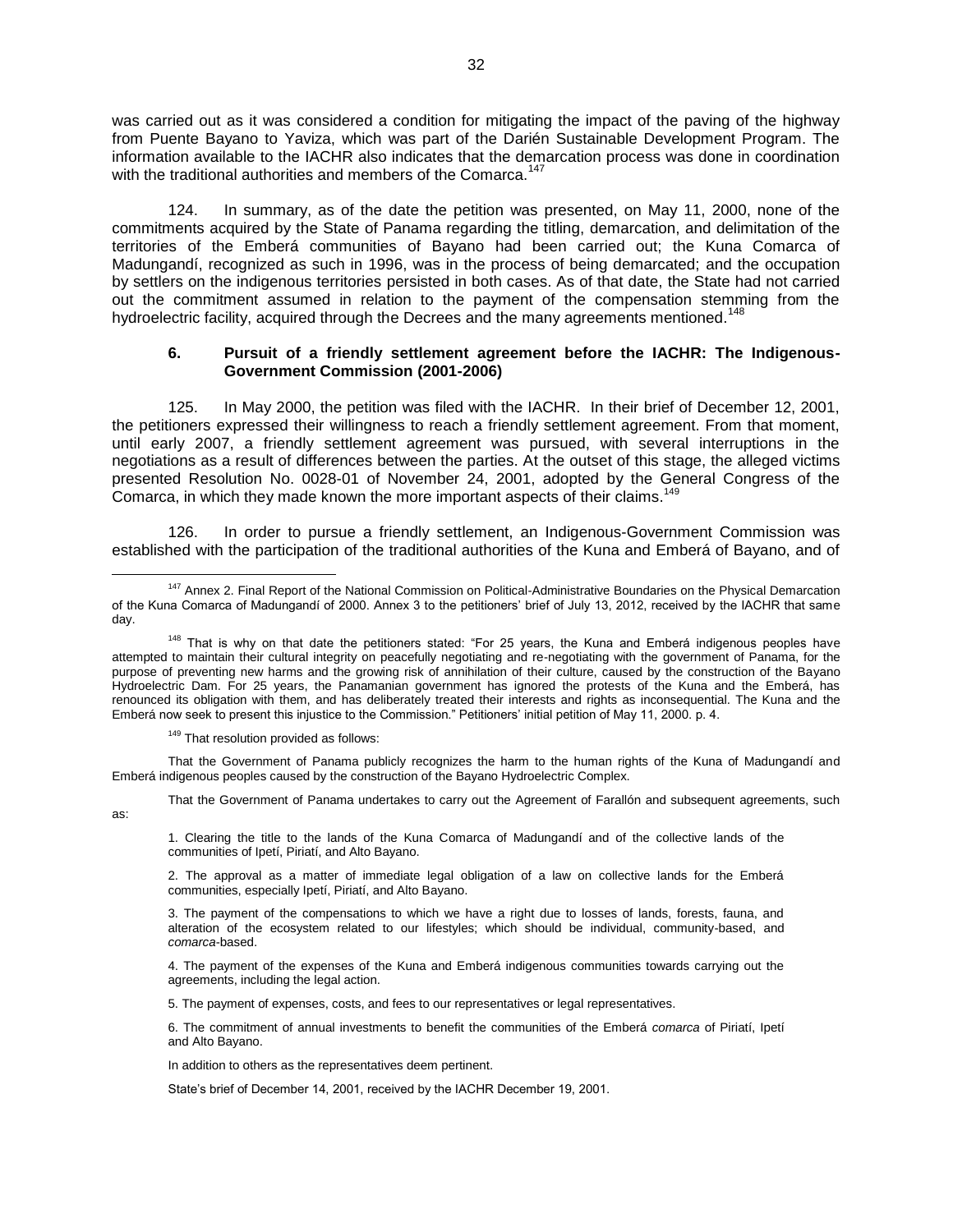was carried out as it was considered a condition for mitigating the impact of the paving of the highway from Puente Bayano to Yaviza, which was part of the Darién Sustainable Development Program. The information available to the IACHR also indicates that the demarcation process was done in coordination with the traditional authorities and members of the Comarca.[147]

124. In summary, as of the date the petition was presented, on May 11, 2000, none of the commitments acquired by the State of Panama regarding the titling, demarcation, and delimitation of the territories of the Emberá communities of Bayano had been carried out; the Kuna Comarca of Madungandí, recognized as such in 1996, was in the process of being demarcated; and the occupation by settlers on the indigenous territories persisted in both cases. As of that date, the State had not carried out the commitment assumed in relation to the payment of the compensation stemming from the hydroelectric facility, acquired through the Decrees and the many agreements mentioned.[148]

### 6. Pursuit of a friendly settlement agreement before the IACHR: The Indigenous-Government Commission (2001-2006)

125. In May 2000, the petition was filed with the IACHR. In their brief of December 12, 2001, the petitioners expressed their willingness to reach a friendly settlement agreement. From that moment, until early 2007, a friendly settlement agreement was pursued, with several interruptions in the negotiations as a result of differences between the parties. At the outset of this stage, the alleged victims presented Resolution No. 0028-01 of November 24, 2001, adopted by the General Congress of the Comarca, in which they made known the more important aspects of their claims.[149]

126. In order to pursue a friendly settlement, an Indigenous-Government Commission was established with the participation of the traditional authorities of the Kuna and Emberá of Bayano, and of

---

[147] Annex 2. Final Report of the National Commission on Political-Administrative Boundaries on the Physical Demarcation of the Kuna Comarca of Madungandí of 2000. Annex 3 to the petitioners' brief of July 13, 2012, received by the IACHR that same day.

[148] That is why on that date the petitioners stated: "For 25 years, the Kuna and Emberá indigenous peoples have attempted to maintain their cultural integrity on peacefully negotiating and re-negotiating with the government of Panama, for the purpose of preventing new harms and the growing risk of annihilation of their culture, caused by the construction of the Bayano Hydroelectric Dam. For 25 years, the Panamanian government has ignored the protests of the Kuna and the Emberá, has renounced its obligation with them, and has deliberately treated their interests and rights as inconsequential. The Kuna and the Emberá now seek to present this injustice to the Commission." Petitioners' initial petition of May 11, 2000. p. 4.

[149] That resolution provided as follows:

That the Government of Panama publicly recognizes the harm to the human rights of the Kuna of Madungandí and Emberá indigenous peoples caused by the construction of the Bayano Hydroelectric Complex.

That the Government of Panama undertakes to carry out the Agreement of Farallón and subsequent agreements, such as:

> 1. Clearing the title to the lands of the Kuna Comarca of Madungandí and of the collective lands of the communities of Ipetí, Piriatí, and Alto Bayano.
>
> 2. The approval as a matter of immediate legal obligation of a law on collective lands for the Emberá communities, especially Ipetí, Piriatí, and Alto Bayano.
>
> 3. The payment of the compensations to which we have a right due to losses of lands, forests, fauna, and alteration of the ecosystem related to our lifestyles; which should be individual, community-based, and *comarca*-based.
>
> 4. The payment of the expenses of the Kuna and Emberá indigenous communities towards carrying out the agreements, including the legal action.
>
> 5. The payment of expenses, costs, and fees to our representatives or legal representatives.
>
> 6. The commitment of annual investments to benefit the communities of the Emberá *comarca* of Piriatí, Ipetí and Alto Bayano.
>
> In addition to others as the representatives deem pertinent.
>
> State's brief of December 14, 2001, received by the IACHR December 19, 2001.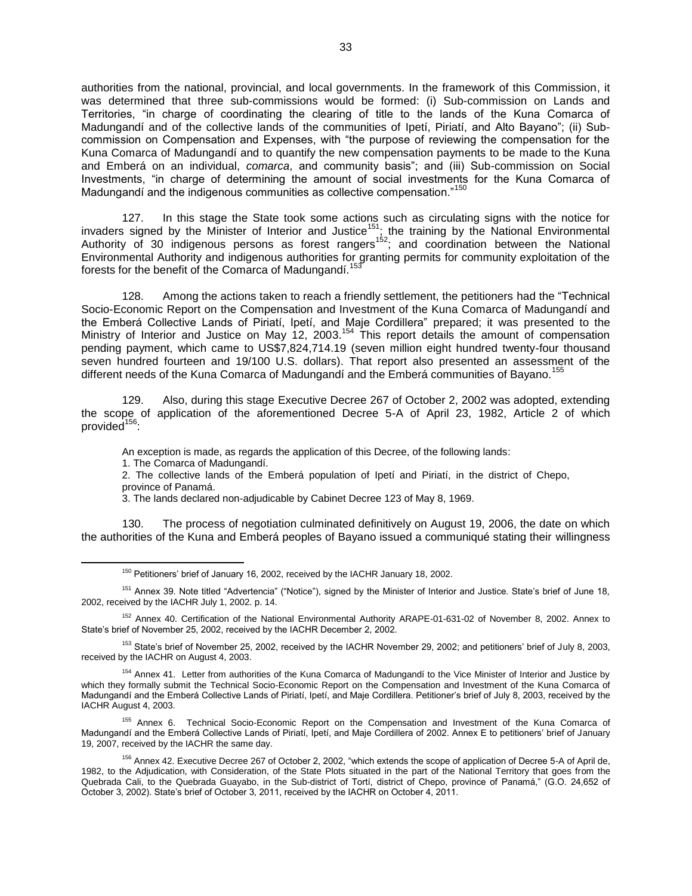authorities from the national, provincial, and local governments. In the framework of this Commission, it was determined that three sub-commissions would be formed: (i) Sub-commission on Lands and Territories, "in charge of coordinating the clearing of title to the lands of the Kuna Comarca of Madungandí and of the collective lands of the communities of Ipetí, Piriatí, and Alto Bayano"; (ii) Sub-commission on Compensation and Expenses, with "the purpose of reviewing the compensation for the Kuna Comarca of Madungandí and to quantify the new compensation payments to be made to the Kuna and Emberá on an individual, *comarca*, and community basis"; and (iii) Sub-commission on Social Investments, "in charge of determining the amount of social investments for the Kuna Comarca of Madungandí and the indigenous communities as collective compensation."[150]

127. In this stage the State took some actions such as circulating signs with the notice for invaders signed by the Minister of Interior and Justice[151]; the training by the National Environmental Authority of 30 indigenous persons as forest rangers[152]; and coordination between the National Environmental Authority and indigenous authorities for granting permits for community exploitation of the forests for the benefit of the Comarca of Madungandí.[153]

128. Among the actions taken to reach a friendly settlement, the petitioners had the "Technical Socio-Economic Report on the Compensation and Investment of the Kuna Comarca of Madungandí and the Emberá Collective Lands of Piriatí, Ipetí, and Maje Cordillera" prepared; it was presented to the Ministry of Interior and Justice on May 12, 2003.[154] This report details the amount of compensation pending payment, which came to US$7,824,714.19 (seven million eight hundred twenty-four thousand seven hundred fourteen and 19/100 U.S. dollars). That report also presented an assessment of the different needs of the Kuna Comarca of Madungandí and the Emberá communities of Bayano.[155]

129. Also, during this stage Executive Decree 267 of October 2, 2002 was adopted, extending the scope of application of the aforementioned Decree 5-A of April 23, 1982, Article 2 of which provided[156]:

> An exception is made, as regards the application of this Decree, of the following lands:
> 1. The Comarca of Madungandí.
> 2. The collective lands of the Emberá population of Ipetí and Piriatí, in the district of Chepo, province of Panamá.
> 3. The lands declared non-adjudicable by Cabinet Decree 123 of May 8, 1969.

130. The process of negotiation culminated definitively on August 19, 2006, the date on which the authorities of the Kuna and Emberá peoples of Bayano issued a communiqué stating their willingness

---

[150] Petitioners' brief of January 16, 2002, received by the IACHR January 18, 2002.

[151] Annex 39. Note titled "Advertencia" ("Notice"), signed by the Minister of Interior and Justice. State's brief of June 18, 2002, received by the IACHR July 1, 2002. p. 14.

[152] Annex 40. Certification of the National Environmental Authority ARAPE-01-631-02 of November 8, 2002. Annex to State's brief of November 25, 2002, received by the IACHR December 2, 2002.

[153] State's brief of November 25, 2002, received by the IACHR November 29, 2002; and petitioners' brief of July 8, 2003, received by the IACHR on August 4, 2003.

[154] Annex 41. Letter from authorities of the Kuna Comarca of Madungandí to the Vice Minister of Interior and Justice by which they formally submit the Technical Socio-Economic Report on the Compensation and Investment of the Kuna Comarca of Madungandí and the Emberá Collective Lands of Piriatí, Ipetí, and Maje Cordillera. Petitioner's brief of July 8, 2003, received by the IACHR August 4, 2003.

[155] Annex 6. Technical Socio-Economic Report on the Compensation and Investment of the Kuna Comarca of Madungandí and the Emberá Collective Lands of Piriatí, Ipetí, and Maje Cordillera of 2002. Annex E to petitioners' brief of January 19, 2007, received by the IACHR the same day.

[156] Annex 42. Executive Decree 267 of October 2, 2002, "which extends the scope of application of Decree 5-A of April de, 1982, to the Adjudication, with Consideration, of the State Plots situated in the part of the National Territory that goes from the Quebrada Cali, to the Quebrada Guayabo, in the Sub-district of Tortí, district of Chepo, province of Panamá," (G.O. 24,652 of October 3, 2002). State's brief of October 3, 2011, received by the IACHR on October 4, 2011.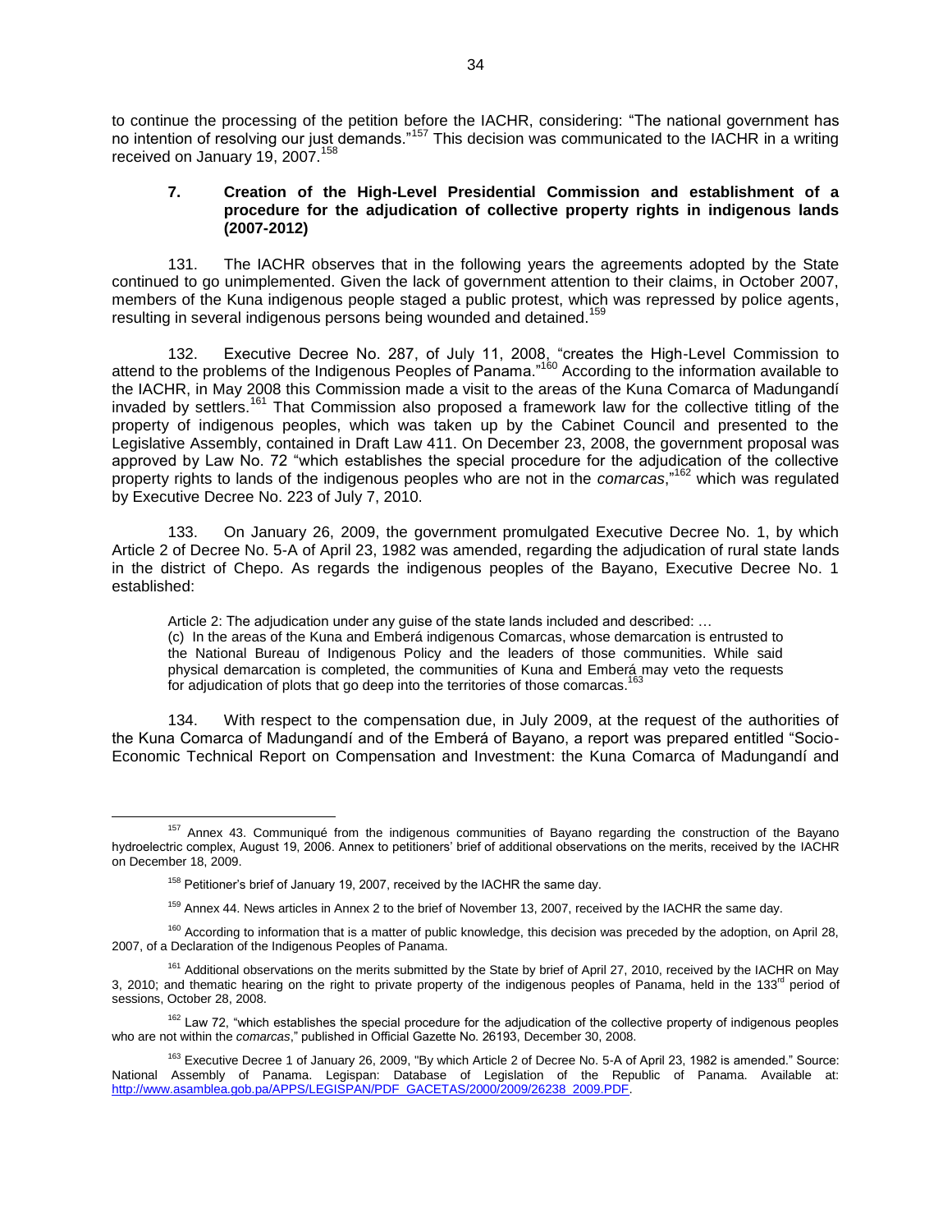to continue the processing of the petition before the IACHR, considering: "The national government has no intention of resolving our just demands."[157] This decision was communicated to the IACHR in a writing received on January 19, 2007.[158]

### 7. Creation of the High-Level Presidential Commission and establishment of a procedure for the adjudication of collective property rights in indigenous lands (2007-2012)

131. The IACHR observes that in the following years the agreements adopted by the State continued to go unimplemented. Given the lack of government attention to their claims, in October 2007, members of the Kuna indigenous people staged a public protest, which was repressed by police agents, resulting in several indigenous persons being wounded and detained.[159]

132. Executive Decree No. 287, of July 11, 2008, "creates the High-Level Commission to attend to the problems of the Indigenous Peoples of Panama."[160] According to the information available to the IACHR, in May 2008 this Commission made a visit to the areas of the Kuna Comarca of Madungandí invaded by settlers.[161] That Commission also proposed a framework law for the collective titling of the property of indigenous peoples, which was taken up by the Cabinet Council and presented to the Legislative Assembly, contained in Draft Law 411. On December 23, 2008, the government proposal was approved by Law No. 72 "which establishes the special procedure for the adjudication of the collective property rights to lands of the indigenous peoples who are not in the *comarcas*,"[162] which was regulated by Executive Decree No. 223 of July 7, 2010.

133. On January 26, 2009, the government promulgated Executive Decree No. 1, by which Article 2 of Decree No. 5-A of April 23, 1982 was amended, regarding the adjudication of rural state lands in the district of Chepo. As regards the indigenous peoples of the Bayano, Executive Decree No. 1 established:

> Article 2: The adjudication under any guise of the state lands included and described: …
> (c) In the areas of the Kuna and Emberá indigenous Comarcas, whose demarcation is entrusted to the National Bureau of Indigenous Policy and the leaders of those communities. While said physical demarcation is completed, the communities of Kuna and Emberá may veto the requests for adjudication of plots that go deep into the territories of those comarcas.[163]

134. With respect to the compensation due, in July 2009, at the request of the authorities of the Kuna Comarca of Madungandí and of the Emberá of Bayano, a report was prepared entitled "Socio-Economic Technical Report on Compensation and Investment: the Kuna Comarca of Madungandí and

---

[157] Annex 43. Communiqué from the indigenous communities of Bayano regarding the construction of the Bayano hydroelectric complex, August 19, 2006. Annex to petitioners' brief of additional observations on the merits, received by the IACHR on December 18, 2009.

[158] Petitioner's brief of January 19, 2007, received by the IACHR the same day.

[159] Annex 44. News articles in Annex 2 to the brief of November 13, 2007, received by the IACHR the same day.

[160] According to information that is a matter of public knowledge, this decision was preceded by the adoption, on April 28, 2007, of a Declaration of the Indigenous Peoples of Panama.

[161] Additional observations on the merits submitted by the State by brief of April 27, 2010, received by the IACHR on May 3, 2010; and thematic hearing on the right to private property of the indigenous peoples of Panama, held in the 133rd period of sessions, October 28, 2008.

[162] Law 72, "which establishes the special procedure for the adjudication of the collective property of indigenous peoples who are not within the *comarcas*," published in Official Gazette No. 26193, December 30, 2008.

[163] Executive Decree 1 of January 26, 2009, "By which Article 2 of Decree No. 5-A of April 23, 1982 is amended." Source: National Assembly of Panama. Legispan: Database of Legislation of the Republic of Panama. Available at: http://www.asamblea.gob.pa/APPS/LEGISPAN/PDF_GACETAS/2000/2009/26238_2009.PDF.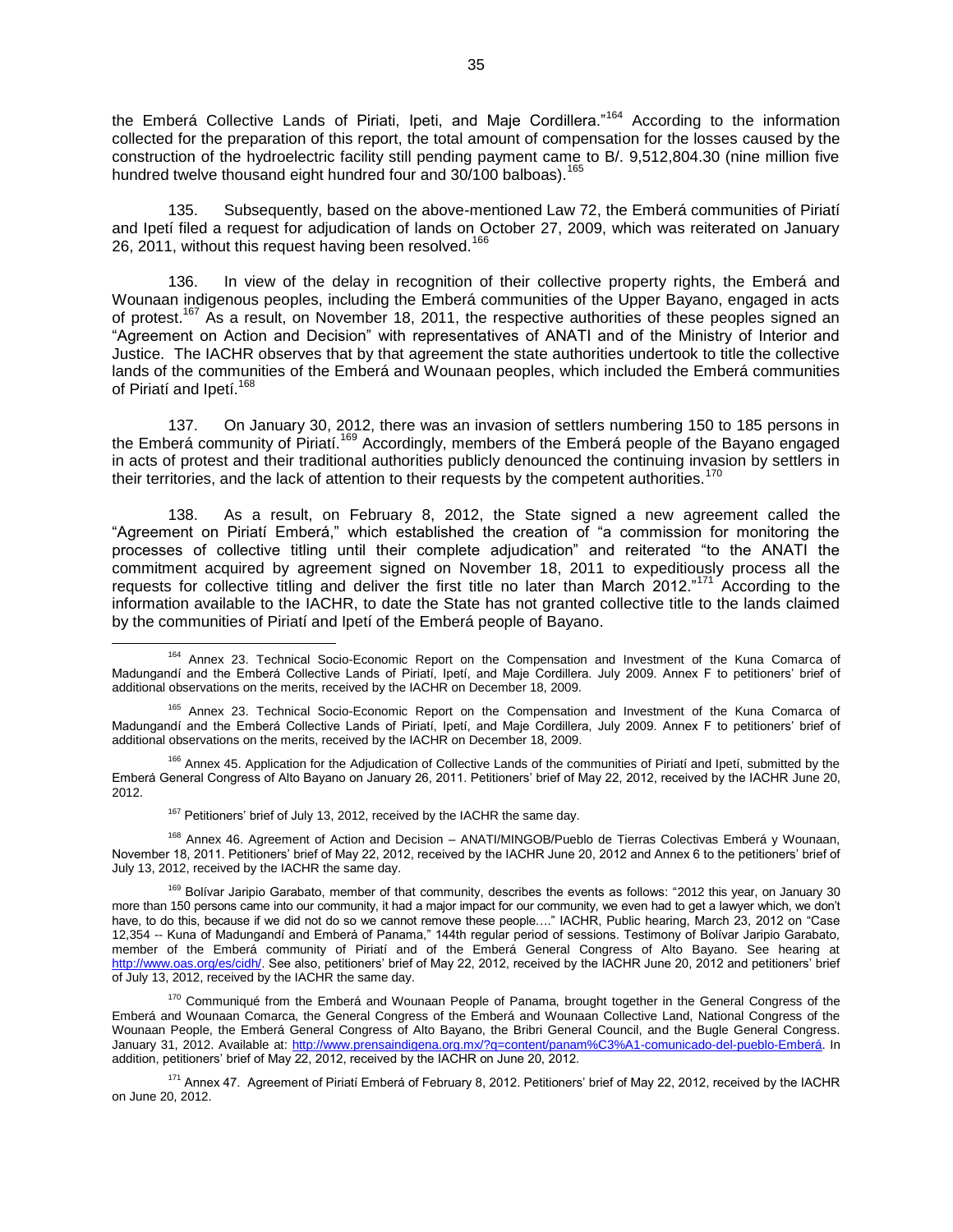the Emberá Collective Lands of Piriati, Ipeti, and Maje Cordillera."[164] According to the information collected for the preparation of this report, the total amount of compensation for the losses caused by the construction of the hydroelectric facility still pending payment came to B/. 9,512,804.30 (nine million five hundred twelve thousand eight hundred four and 30/100 balboas).[165]

135. Subsequently, based on the above-mentioned Law 72, the Emberá communities of Piriatí and Ipetí filed a request for adjudication of lands on October 27, 2009, which was reiterated on January 26, 2011, without this request having been resolved.[166]

136. In view of the delay in recognition of their collective property rights, the Emberá and Wounaan indigenous peoples, including the Emberá communities of the Upper Bayano, engaged in acts of protest.[167] As a result, on November 18, 2011, the respective authorities of these peoples signed an "Agreement on Action and Decision" with representatives of ANATI and of the Ministry of Interior and Justice. The IACHR observes that by that agreement the state authorities undertook to title the collective lands of the communities of the Emberá and Wounaan peoples, which included the Emberá communities of Piriatí and Ipetí.[168]

137. On January 30, 2012, there was an invasion of settlers numbering 150 to 185 persons in the Emberá community of Piriatí.[169] Accordingly, members of the Emberá people of the Bayano engaged in acts of protest and their traditional authorities publicly denounced the continuing invasion by settlers in their territories, and the lack of attention to their requests by the competent authorities.[170]

138. As a result, on February 8, 2012, the State signed a new agreement called the "Agreement on Piriatí Emberá," which established the creation of "a commission for monitoring the processes of collective titling until their complete adjudication" and reiterated "to the ANATI the commitment acquired by agreement signed on November 18, 2011 to expeditiously process all the requests for collective titling and deliver the first title no later than March 2012."[171] According to the information available to the IACHR, to date the State has not granted collective title to the lands claimed by the communities of Piriatí and Ipetí of the Emberá people of Bayano.

---

[164] Annex 23. Technical Socio-Economic Report on the Compensation and Investment of the Kuna Comarca of Madungandí and the Emberá Collective Lands of Piriatí, Ipetí, and Maje Cordillera. July 2009. Annex F to petitioners' brief of additional observations on the merits, received by the IACHR on December 18, 2009.

[165] Annex 23. Technical Socio-Economic Report on the Compensation and Investment of the Kuna Comarca of Madungandí and the Emberá Collective Lands of Piriatí, Ipetí, and Maje Cordillera, July 2009. Annex F to petitioners' brief of additional observations on the merits, received by the IACHR on December 18, 2009.

[166] Annex 45. Application for the Adjudication of Collective Lands of the communities of Piriatí and Ipetí, submitted by the Emberá General Congress of Alto Bayano on January 26, 2011. Petitioners' brief of May 22, 2012, received by the IACHR June 20, 2012.

[167] Petitioners' brief of July 13, 2012, received by the IACHR the same day.

[168] Annex 46. Agreement of Action and Decision – ANATI/MINGOB/Pueblo de Tierras Colectivas Emberá y Wounaan, November 18, 2011. Petitioners' brief of May 22, 2012, received by the IACHR June 20, 2012 and Annex 6 to the petitioners' brief of July 13, 2012, received by the IACHR the same day.

[169] Bolívar Jaripio Garabato, member of that community, describes the events as follows: "2012 this year, on January 30 more than 150 persons came into our community, it had a major impact for our community, we even had to get a lawyer which, we don't have, to do this, because if we did not do so we cannot remove these people…." IACHR, Public hearing, March 23, 2012 on "Case 12,354 -- Kuna of Madungandí and Emberá of Panama," 144th regular period of sessions. Testimony of Bolívar Jaripio Garabato, member of the Emberá community of Piriatí and of the Emberá General Congress of Alto Bayano. See hearing at http://www.oas.org/es/cidh/. See also, petitioners' brief of May 22, 2012, received by the IACHR June 20, 2012 and petitioners' brief of July 13, 2012, received by the IACHR the same day.

[170] Communiqué from the Emberá and Wounaan People of Panama, brought together in the General Congress of the Emberá and Wounaan Comarca, the General Congress of the Emberá and Wounaan Collective Land, National Congress of the Wounaan People, the Emberá General Congress of Alto Bayano, the Bribri General Council, and the Bugle General Congress. January 31, 2012. Available at: http://www.prensaindigena.org.mx/?q=content/panam%C3%A1-comunicado-del-pueblo-Emberá. In addition, petitioners' brief of May 22, 2012, received by the IACHR on June 20, 2012.

[171] Annex 47. Agreement of Piriatí Emberá of February 8, 2012. Petitioners' brief of May 22, 2012, received by the IACHR on June 20, 2012.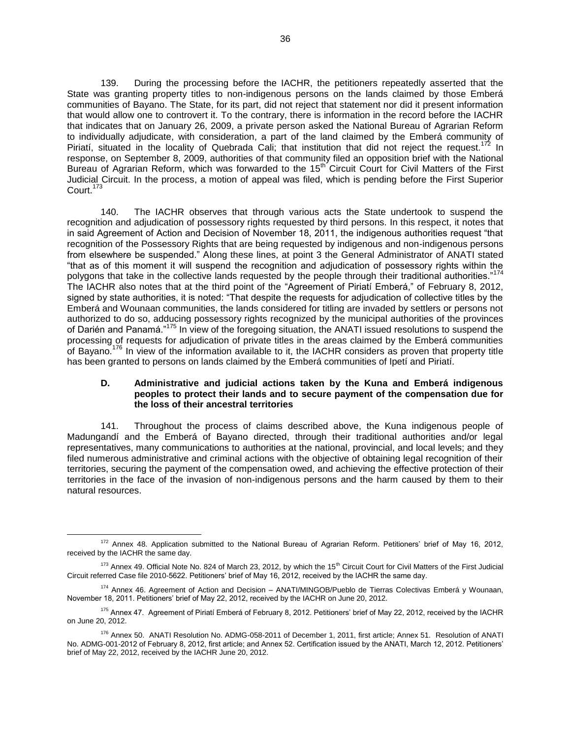139. During the processing before the IACHR, the petitioners repeatedly asserted that the State was granting property titles to non-indigenous persons on the lands claimed by those Emberá communities of Bayano. The State, for its part, did not reject that statement nor did it present information that would allow one to controvert it. To the contrary, there is information in the record before the IACHR that indicates that on January 26, 2009, a private person asked the National Bureau of Agrarian Reform to individually adjudicate, with consideration, a part of the land claimed by the Emberá community of Piriatí, situated in the locality of Quebrada Cali; that institution that did not reject the request.[172] In response, on September 8, 2009, authorities of that community filed an opposition brief with the National Bureau of Agrarian Reform, which was forwarded to the 15th Circuit Court for Civil Matters of the First Judicial Circuit. In the process, a motion of appeal was filed, which is pending before the First Superior Court.[173]

140. The IACHR observes that through various acts the State undertook to suspend the recognition and adjudication of possessory rights requested by third persons. In this respect, it notes that in said Agreement of Action and Decision of November 18, 2011, the indigenous authorities request "that recognition of the Possessory Rights that are being requested by indigenous and non-indigenous persons from elsewhere be suspended." Along these lines, at point 3 the General Administrator of ANATI stated "that as of this moment it will suspend the recognition and adjudication of possessory rights within the polygons that take in the collective lands requested by the people through their traditional authorities."[174] The IACHR also notes that at the third point of the "Agreement of Piriatí Emberá," of February 8, 2012, signed by state authorities, it is noted: "That despite the requests for adjudication of collective titles by the Emberá and Wounaan communities, the lands considered for titling are invaded by settlers or persons not authorized to do so, adducing possessory rights recognized by the municipal authorities of the provinces of Darién and Panamá."[175] In view of the foregoing situation, the ANATI issued resolutions to suspend the processing of requests for adjudication of private titles in the areas claimed by the Emberá communities of Bayano.[176] In view of the information available to it, the IACHR considers as proven that property title has been granted to persons on lands claimed by the Emberá communities of Ipetí and Piriatí.

### D. Administrative and judicial actions taken by the Kuna and Emberá indigenous peoples to protect their lands and to secure payment of the compensation due for the loss of their ancestral territories

141. Throughout the process of claims described above, the Kuna indigenous people of Madungandí and the Emberá of Bayano directed, through their traditional authorities and/or legal representatives, many communications to authorities at the national, provincial, and local levels; and they filed numerous administrative and criminal actions with the objective of obtaining legal recognition of their territories, securing the payment of the compensation owed, and achieving the effective protection of their territories in the face of the invasion of non-indigenous persons and the harm caused by them to their natural resources.

---

[172] Annex 48. Application submitted to the National Bureau of Agrarian Reform. Petitioners' brief of May 16, 2012, received by the IACHR the same day.

[173] Annex 49. Official Note No. 824 of March 23, 2012, by which the 15th Circuit Court for Civil Matters of the First Judicial Circuit referred Case file 2010-5622. Petitioners' brief of May 16, 2012, received by the IACHR the same day.

[174] Annex 46. Agreement of Action and Decision – ANATI/MINGOB/Pueblo de Tierras Colectivas Emberá y Wounaan, November 18, 2011. Petitioners' brief of May 22, 2012, received by the IACHR on June 20, 2012.

[175] Annex 47. Agreement of Piriatí Emberá of February 8, 2012. Petitioners' brief of May 22, 2012, received by the IACHR on June 20, 2012.

[176] Annex 50. ANATI Resolution No. ADMG-058-2011 of December 1, 2011, first article; Annex 51. Resolution of ANATI No. ADMG-001-2012 of February 8, 2012, first article; and Annex 52. Certification issued by the ANATI, March 12, 2012. Petitioners' brief of May 22, 2012, received by the IACHR June 20, 2012.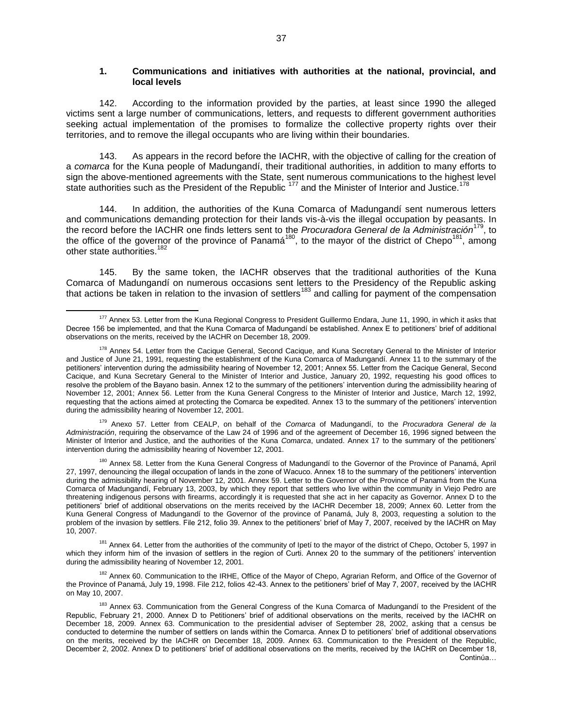### 1. Communications and initiatives with authorities at the national, provincial, and local levels

142. According to the information provided by the parties, at least since 1990 the alleged victims sent a large number of communications, letters, and requests to different government authorities seeking actual implementation of the promises to formalize the collective property rights over their territories, and to remove the illegal occupants who are living within their boundaries.

143. As appears in the record before the IACHR, with the objective of calling for the creation of a *comarca* for the Kuna people of Madungandí, their traditional authorities, in addition to many efforts to sign the above-mentioned agreements with the State, sent numerous communications to the highest level state authorities such as the President of the Republic [177] and the Minister of Interior and Justice.[178]

144. In addition, the authorities of the Kuna Comarca of Madungandí sent numerous letters and communications demanding protection for their lands vis-à-vis the illegal occupation by peasants. In the record before the IACHR one finds letters sent to the *Procuradora General de la Administración*[179], to the office of the governor of the province of Panamá[180], to the mayor of the district of Chepo[181], among other state authorities.[182]

145. By the same token, the IACHR observes that the traditional authorities of the Kuna Comarca of Madungandí on numerous occasions sent letters to the Presidency of the Republic asking that actions be taken in relation to the invasion of settlers[183] and calling for payment of the compensation

---

[177] Annex 53. Letter from the Kuna Regional Congress to President Guillermo Endara, June 11, 1990, in which it asks that Decree 156 be implemented, and that the Kuna Comarca of Madungandí be established. Annex E to petitioners' brief of additional observations on the merits, received by the IACHR on December 18, 2009.

[178] Annex 54. Letter from the Cacique General, Second Cacique, and Kuna Secretary General to the Minister of Interior and Justice of June 21, 1991, requesting the establishment of the Kuna Comarca of Madungandí. Annex 11 to the summary of the petitioners' intervention during the admissibility hearing of November 12, 2001; Annex 55. Letter from the Cacique General, Second Cacique, and Kuna Secretary General to the Minister of Interior and Justice, January 20, 1992, requesting his good offices to resolve the problem of the Bayano basin. Annex 12 to the summary of the petitioners' intervention during the admissibility hearing of November 12, 2001; Annex 56. Letter from the Kuna General Congress to the Minister of Interior and Justice, March 12, 1992, requesting that the actions aimed at protecting the Comarca be expedited. Annex 13 to the summary of the petitioners' intervention during the admissibility hearing of November 12, 2001.

[179] Anexo 57. Letter from CEALP, on behalf of the *Comarca* of Madungandí, to the *Procuradora General de la Administración*, requiring the observamce of the Law 24 of 1996 and of the agreement of December 16, 1996 signed between the Minister of Interior and Justice, and the authorities of the Kuna *Comarca*, undated. Annex 17 to the summary of the petitioners' intervention during the admissibility hearing of November 12, 2001.

[180] Annex 58. Letter from the Kuna General Congress of Madungandí to the Governor of the Province of Panamá, April 27, 1997, denouncing the illegal occupation of lands in the zone of Wacuco. Annex 18 to the summary of the petitioners' intervention during the admissibility hearing of November 12, 2001. Annex 59. Letter to the Governor of the Province of Panamá from the Kuna Comarca of Madungandí, February 13, 2003, by which they report that settlers who live within the community in Viejo Pedro are threatening indigenous persons with firearms, accordingly it is requested that she act in her capacity as Governor. Annex D to the petitioners' brief of additional observations on the merits received by the IACHR December 18, 2009; Annex 60. Letter from the Kuna General Congress of Madungandí to the Governor of the province of Panamá, July 8, 2003, requesting a solution to the problem of the invasion by settlers. File 212, folio 39. Annex to the petitioners' brief of May 7, 2007, received by the IACHR on May 10, 2007.

[181] Annex 64. Letter from the authorities of the community of Ipetí to the mayor of the district of Chepo, October 5, 1997 in which they inform him of the invasion of settlers in the region of Curti. Annex 20 to the summary of the petitioners' intervention during the admissibility hearing of November 12, 2001.

[182] Annex 60. Communication to the IRHE, Office of the Mayor of Chepo, Agrarian Reform, and Office of the Governor of the Province of Panamá, July 19, 1998. File 212, folios 42-43. Annex to the petitioners' brief of May 7, 2007, received by the IACHR on May 10, 2007.

[183] Annex 63. Communication from the General Congress of the Kuna Comarca of Madungandí to the President of the Republic, February 21, 2000. Annex D to Petitioners' brief of additional observations on the merits, received by the IACHR on December 18, 2009. Annex 63. Communication to the presidential adviser of September 28, 2002, asking that a census be conducted to determine the number of settlers on lands within the Comarca. Annex D to petitioners' brief of additional observations on the merits, received by the IACHR on December 18, 2009. Annex 63. Communication to the President of the Republic, December 2, 2002. Annex D to petitioners' brief of additional observations on the merits, received by the IACHR on December 18,

Continúa…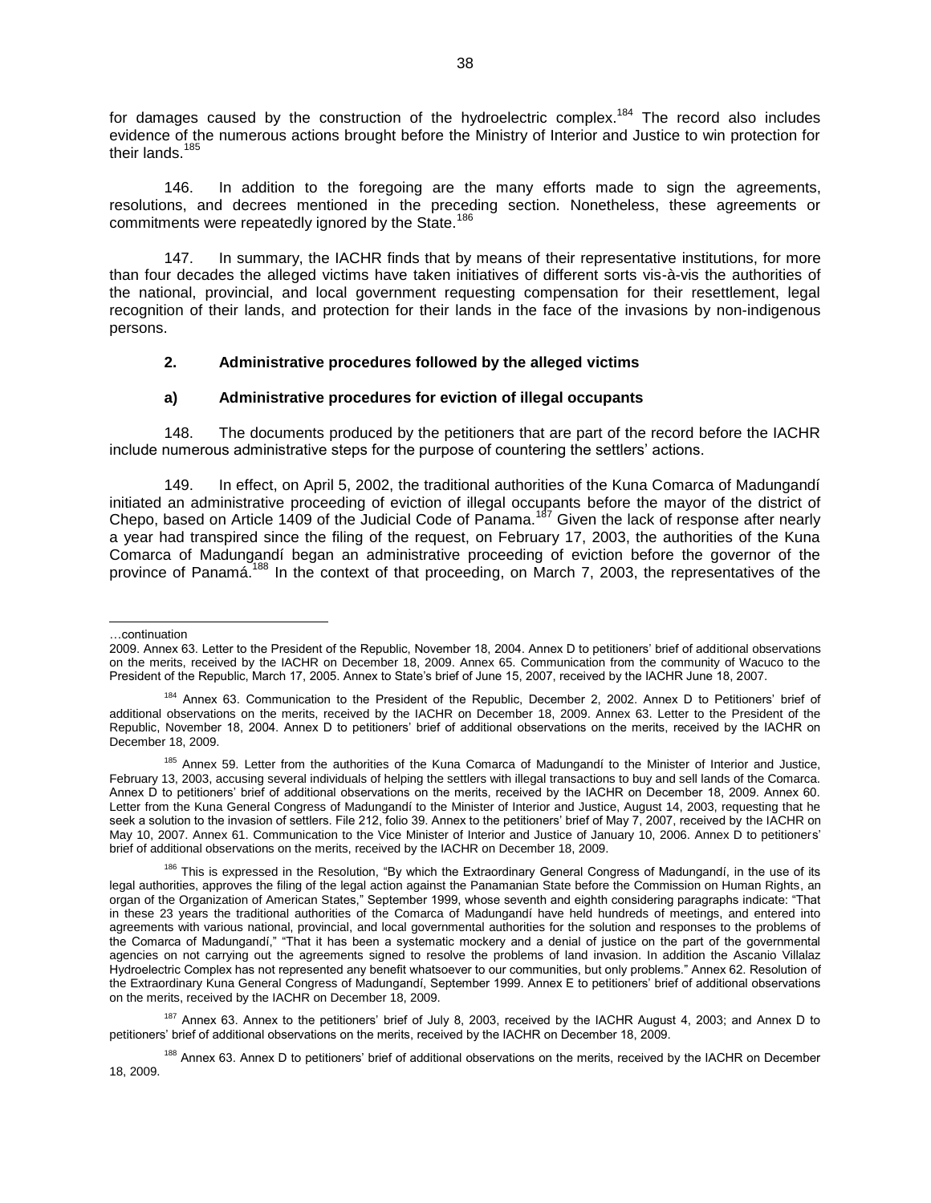for damages caused by the construction of the hydroelectric complex.[184] The record also includes evidence of the numerous actions brought before the Ministry of Interior and Justice to win protection for their lands.[185]

146. In addition to the foregoing are the many efforts made to sign the agreements, resolutions, and decrees mentioned in the preceding section. Nonetheless, these agreements or commitments were repeatedly ignored by the State.[186]

147. In summary, the IACHR finds that by means of their representative institutions, for more than four decades the alleged victims have taken initiatives of different sorts vis-à-vis the authorities of the national, provincial, and local government requesting compensation for their resettlement, legal recognition of their lands, and protection for their lands in the face of the invasions by non-indigenous persons.

### 2. Administrative procedures followed by the alleged victims

#### a) Administrative procedures for eviction of illegal occupants

148. The documents produced by the petitioners that are part of the record before the IACHR include numerous administrative steps for the purpose of countering the settlers' actions.

149. In effect, on April 5, 2002, the traditional authorities of the Kuna Comarca of Madungandí initiated an administrative proceeding of eviction of illegal occupants before the mayor of the district of Chepo, based on Article 1409 of the Judicial Code of Panamá.[187] Given the lack of response after nearly a year had transpired since the filing of the request, on February 17, 2003, the authorities of the Kuna Comarca of Madungandí began an administrative proceeding of eviction before the governor of the province of Panamá.[188] In the context of that proceeding, on March 7, 2003, the representatives of the

---

…continuation

2009. Annex 63. Letter to the President of the Republic, November 18, 2004. Annex D to petitioners' brief of additional observations on the merits, received by the IACHR on December 18, 2009. Annex 65. Communication from the community of Wacuco to the President of the Republic, March 17, 2005. Annex to State's brief of June 15, 2007, received by the IACHR June 18, 2007.

[184] Annex 63. Communication to the President of the Republic, December 2, 2002. Annex D to Petitioners' brief of additional observations on the merits, received by the IACHR on December 18, 2009. Annex 63. Letter to the President of the Republic, November 18, 2004. Annex D to petitioners' brief of additional observations on the merits, received by the IACHR on December 18, 2009.

[185] Annex 59. Letter from the authorities of the Kuna Comarca of Madungandí to the Minister of Interior and Justice, February 13, 2003, accusing several individuals of helping the settlers with illegal transactions to buy and sell lands of the Comarca. Annex D to petitioners' brief of additional observations on the merits, received by the IACHR on December 18, 2009. Annex 60. Letter from the Kuna General Congress of Madungandí to the Minister of Interior and Justice, August 14, 2003, requesting that he seek a solution to the invasion of settlers. File 212, folio 39. Annex to the petitioners' brief of May 7, 2007, received by the IACHR on May 10, 2007. Annex 61. Communication to the Vice Minister of Interior and Justice of January 10, 2006. Annex D to petitioners' brief of additional observations on the merits, received by the IACHR on December 18, 2009.

[186] This is expressed in the Resolution, "By which the Extraordinary General Congress of Madungandí, in the use of its legal authorities, approves the filing of the legal action against the Panamanian State before the Commission on Human Rights, an organ of the Organization of American States," September 1999, whose seventh and eighth considering paragraphs indicate: "That in these 23 years the traditional authorities of the Comarca of Madungandí have held hundreds of meetings, and entered into agreements with various national, provincial, and local governmental authorities for the solution and responses to the problems of the Comarca of Madungandí," "That it has been a systematic mockery and a denial of justice on the part of the governmental agencies on not carrying out the agreements signed to resolve the problems of land invasion. In addition the Ascanio Villalaz Hydroelectric Complex has not represented any benefit whatsoever to our communities, but only problems." Annex 62. Resolution of the Extraordinary Kuna General Congress of Madungandí, September 1999. Annex E to petitioners' brief of additional observations on the merits, received by the IACHR on December 18, 2009.

[187] Annex 63. Annex to the petitioners' brief of July 8, 2003, received by the IACHR August 4, 2003; and Annex D to petitioners' brief of additional observations on the merits, received by the IACHR on December 18, 2009.

[188] Annex 63. Annex D to petitioners' brief of additional observations on the merits, received by the IACHR on December 18, 2009.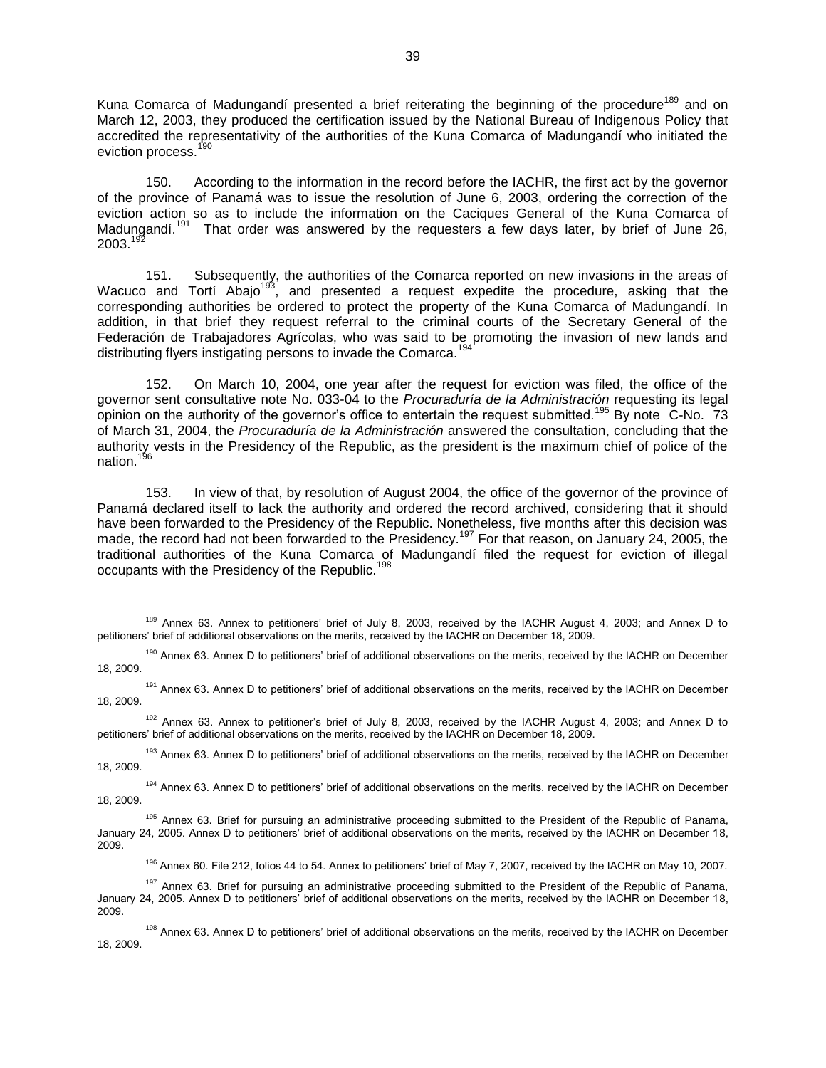Kuna Comarca of Madungandí presented a brief reiterating the beginning of the procedure[189] and on March 12, 2003, they produced the certification issued by the National Bureau of Indigenous Policy that accredited the representativity of the authorities of the Kuna Comarca of Madungandí who initiated the eviction process.[190]

150. According to the information in the record before the IACHR, the first act by the governor of the province of Panamá was to issue the resolution of June 6, 2003, ordering the correction of the eviction action so as to include the information on the Caciques General of the Kuna Comarca of Madungandí.[191] That order was answered by the requesters a few days later, by brief of June 26, 2003.[192]

151. Subsequently, the authorities of the Comarca reported on new invasions in the areas of Wacuco and Tortí Abajo[193], and presented a request expedite the procedure, asking that the corresponding authorities be ordered to protect the property of the Kuna Comarca of Madungandí. In addition, in that brief they request referral to the criminal courts of the Secretary General of the Federación de Trabajadores Agrícolas, who was said to be promoting the invasion of new lands and distributing flyers instigating persons to invade the Comarca.[194]

152. On March 10, 2004, one year after the request for eviction was filed, the office of the governor sent consultative note No. 033-04 to the *Procuraduría de la Administración* requesting its legal opinion on the authority of the governor's office to entertain the request submitted.[195] By note C-No. 73 of March 31, 2004, the *Procuraduría de la Administración* answered the consultation, concluding that the authority vests in the Presidency of the Republic, as the president is the maximum chief of police of the nation.[196]

153. In view of that, by resolution of August 2004, the office of the governor of the province of Panamá declared itself to lack the authority and ordered the record archived, considering that it should have been forwarded to the Presidency of the Republic. Nonetheless, five months after this decision was made, the record had not been forwarded to the Presidency.[197] For that reason, on January 24, 2005, the traditional authorities of the Kuna Comarca of Madungandí filed the request for eviction of illegal occupants with the Presidency of the Republic.[198]

---

[189] Annex 63. Annex to petitioners' brief of July 8, 2003, received by the IACHR August 4, 2003; and Annex D to petitioners' brief of additional observations on the merits, received by the IACHR on December 18, 2009.

[190] Annex 63. Annex D to petitioners' brief of additional observations on the merits, received by the IACHR on December 18, 2009.

[191] Annex 63. Annex D to petitioners' brief of additional observations on the merits, received by the IACHR on December 18, 2009.

[192] Annex 63. Annex to petitioner's brief of July 8, 2003, received by the IACHR August 4, 2003; and Annex D to petitioners' brief of additional observations on the merits, received by the IACHR on December 18, 2009.

[193] Annex 63. Annex D to petitioners' brief of additional observations on the merits, received by the IACHR on December 18, 2009.

[194] Annex 63. Annex D to petitioners' brief of additional observations on the merits, received by the IACHR on December 18, 2009.

[195] Annex 63. Brief for pursuing an administrative proceeding submitted to the President of the Republic of Panama, January 24, 2005. Annex D to petitioners' brief of additional observations on the merits, received by the IACHR on December 18, 2009.

[196] Annex 60. File 212, folios 44 to 54. Annex to petitioners' brief of May 7, 2007, received by the IACHR on May 10, 2007.

[197] Annex 63. Brief for pursuing an administrative proceeding submitted to the President of the Republic of Panama, January 24, 2005. Annex D to petitioners' brief of additional observations on the merits, received by the IACHR on December 18, 2009.

[198] Annex 63. Annex D to petitioners' brief of additional observations on the merits, received by the IACHR on December 18, 2009.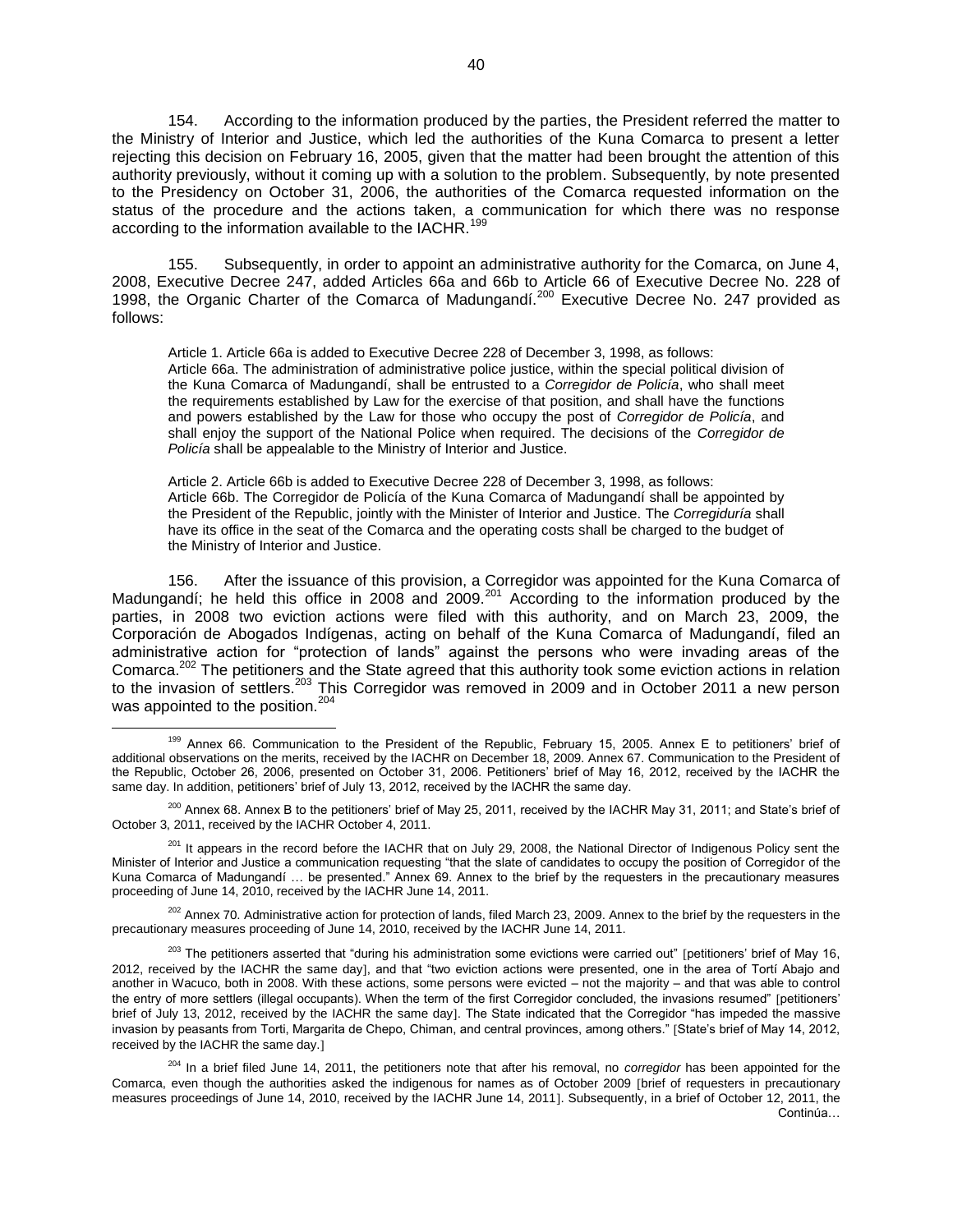154. According to the information produced by the parties, the President referred the matter to the Ministry of Interior and Justice, which led the authorities of the Kuna Comarca to present a letter rejecting this decision on February 16, 2005, given that the matter had been brought the attention of this authority previously, without it coming up with a solution to the problem. Subsequently, by note presented to the Presidency on October 31, 2006, the authorities of the Comarca requested information on the status of the procedure and the actions taken, a communication for which there was no response according to the information available to the IACHR.[199]

155. Subsequently, in order to appoint an administrative authority for the Comarca, on June 4, 2008, Executive Decree 247, added Articles 66a and 66b to Article 66 of Executive Decree No. 228 of 1998, the Organic Charter of the Comarca of Madungandí.[200] Executive Decree No. 247 provided as follows:

> Article 1. Article 66a is added to Executive Decree 228 of December 3, 1998, as follows:
> Article 66a. The administration of administrative police justice, within the special political division of the Kuna Comarca of Madungandí, shall be entrusted to a *Corregidor de Policía*, who shall meet the requirements established by Law for the exercise of that position, and shall have the functions and powers established by the Law for those who occupy the post of *Corregidor de Policía*, and shall enjoy the support of the National Police when required. The decisions of the *Corregidor de Policía* shall be appealable to the Ministry of Interior and Justice.
>
> Article 2. Article 66b is added to Executive Decree 228 of December 3, 1998, as follows:
> Article 66b. The Corregidor de Policía of the Kuna Comarca of Madungandí shall be appointed by the President of the Republic, jointly with the Minister of Interior and Justice. The *Corregiduría* shall have its office in the seat of the Comarca and the operating costs shall be charged to the budget of the Ministry of Interior and Justice.

156. After the issuance of this provision, a Corregidor was appointed for the Kuna Comarca of Madungandí; he held this office in 2008 and 2009.[201] According to the information produced by the parties, in 2008 two eviction actions were filed with this authority, and on March 23, 2009, the Corporación de Abogados Indígenas, acting on behalf of the Kuna Comarca of Madungandí, filed an administrative action for "protection of lands" against the persons who were invading areas of the Comarca.[202] The petitioners and the State agreed that this authority took some eviction actions in relation to the invasion of settlers.[203] This Corregidor was removed in 2009 and in October 2011 a new person was appointed to the position.[204]

---

[199] Annex 66. Communication to the President of the Republic, February 15, 2005. Annex E to petitioners' brief of additional observations on the merits, received by the IACHR on December 18, 2009. Annex 67. Communication to the President of the Republic, October 26, 2006, presented on October 31, 2006. Petitioners' brief of May 16, 2012, received by the IACHR the same day. In addition, petitioners' brief of July 13, 2012, received by the IACHR the same day.

[200] Annex 68. Annex B to the petitioners' brief of May 25, 2011, received by the IACHR May 31, 2011; and State's brief of October 3, 2011, received by the IACHR October 4, 2011.

[201] It appears in the record before the IACHR that on July 29, 2008, the National Director of Indigenous Policy sent the Minister of Interior and Justice a communication requesting "that the slate of candidates to occupy the position of Corregidor of the Kuna Comarca of Madungandí … be presented." Annex 69. Annex to the brief by the requesters in the precautionary measures proceeding of June 14, 2010, received by the IACHR June 14, 2011.

[202] Annex 70. Administrative action for protection of lands, filed March 23, 2009. Annex to the brief by the requesters in the precautionary measures proceeding of June 14, 2010, received by the IACHR June 14, 2011.

[203] The petitioners asserted that "during his administration some evictions were carried out" [petitioners' brief of May 16, 2012, received by the IACHR the same day], and that "two eviction actions were presented, one in the area of Tortí Abajo and another in Wacuco, both in 2008. With these actions, some persons were evicted – not the majority – and that was able to control the entry of more settlers (illegal occupants). When the term of the first Corregidor concluded, the invasions resumed" [petitioners' brief of July 13, 2012, received by the IACHR the same day]. The State indicated that the Corregidor "has impeded the massive invasion by peasants from Torti, Margarita de Chepo, Chiman, and central provinces, among others." [State's brief of May 14, 2012, received by the IACHR the same day.]

[204] In a brief filed June 14, 2011, the petitioners note that after his removal, no *corregidor* has been appointed for the Comarca, even though the authorities asked the indigenous for names as of October 2009 [brief of requesters in precautionary measures proceedings of June 14, 2010, received by the IACHR June 14, 2011]. Subsequently, in a brief of October 12, 2011, the

Continúa…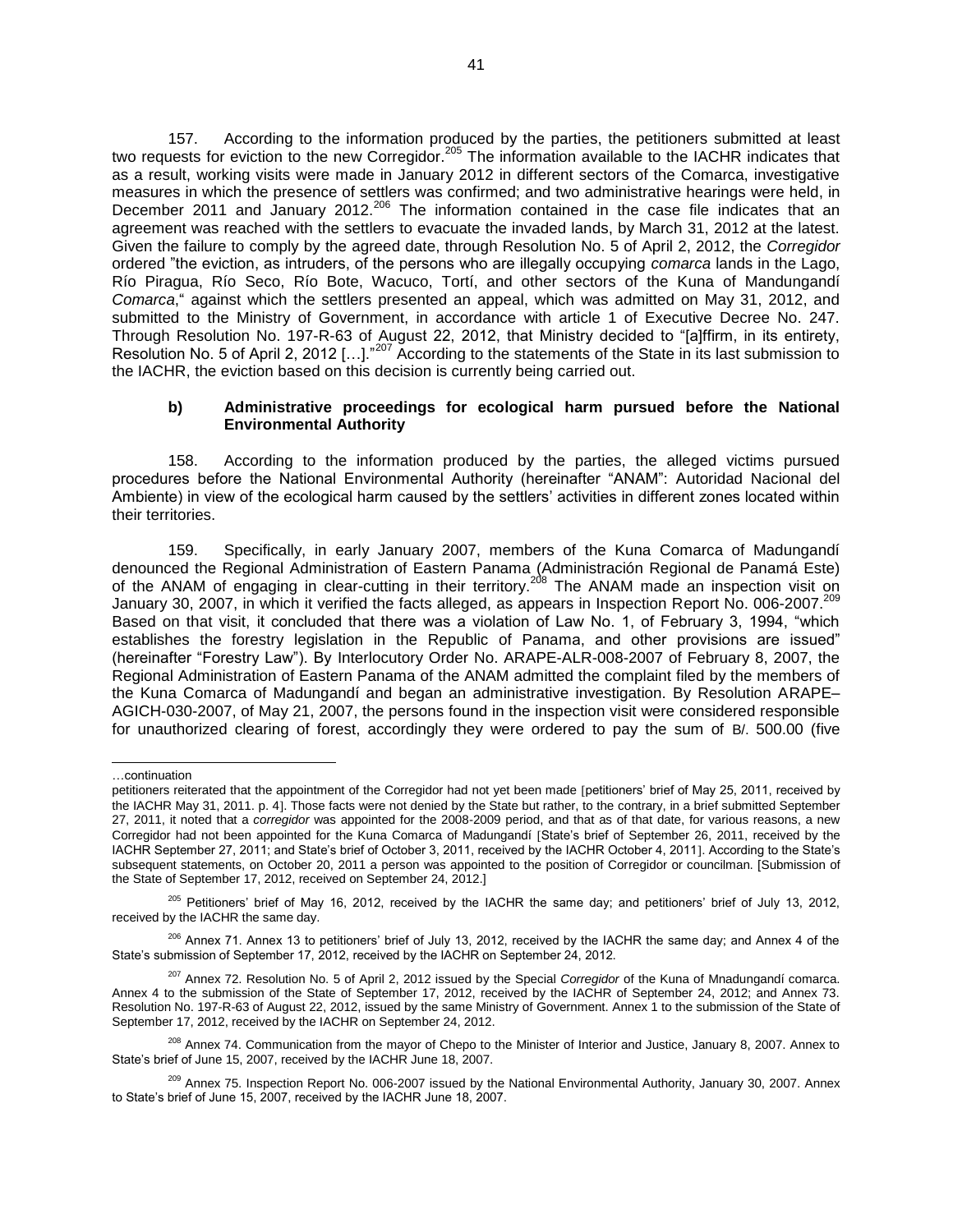157. According to the information produced by the parties, the petitioners submitted at least two requests for eviction to the new Corregidor.[205] The information available to the IACHR indicates that as a result, working visits were made in January 2012 in different sectors of the Comarca, investigative measures in which the presence of settlers was confirmed; and two administrative hearings were held, in December 2011 and January 2012.[206] The information contained in the case file indicates that an agreement was reached with the settlers to evacuate the invaded lands, by March 31, 2012 at the latest. Given the failure to comply by the agreed date, through Resolution No. 5 of April 2, 2012, the *Corregidor* ordered "the eviction, as intruders, of the persons who are illegally occupying *comarca* lands in the Lago, Río Piragua, Río Seco, Río Bote, Wacuco, Tortí, and other sectors of the Kuna of Mandungandí *Comarca*," against which the settlers presented an appeal, which was admitted on May 31, 2012, and submitted to the Ministry of Government, in accordance with article 1 of Executive Decree No. 247. Through Resolution No. 197-R-63 of August 22, 2012, that Ministry decided to "[a]ffirm, in its entirety, Resolution No. 5 of April 2, 2012 […]."[207] According to the statements of the State in its last submission to the IACHR, the eviction based on this decision is currently being carried out.

#### b) Administrative proceedings for ecological harm pursued before the National Environmental Authority

158. According to the information produced by the parties, the alleged victims pursued procedures before the National Environmental Authority (hereinafter "ANAM": Autoridad Nacional del Ambiente) in view of the ecological harm caused by the settlers' activities in different zones located within their territories.

159. Specifically, in early January 2007, members of the Kuna Comarca of Madungandí denounced the Regional Administration of Eastern Panama (Administración Regional de Panamá Este) of the ANAM of engaging in clear-cutting in their territory.[208] The ANAM made an inspection visit on January 30, 2007, in which it verified the facts alleged, as appears in Inspection Report No. 006-2007.[209] Based on that visit, it concluded that there was a violation of Law No. 1, of February 3, 1994, "which establishes the forestry legislation in the Republic of Panama, and other provisions are issued" (hereinafter "Forestry Law"). By Interlocutory Order No. ARAPE-ALR-008-2007 of February 8, 2007, the Regional Administration of Eastern Panama of the ANAM admitted the complaint filed by the members of the Kuna Comarca of Madungandí and began an administrative investigation. By Resolution ARAPE–AGICH-030-2007, of May 21, 2007, the persons found in the inspection visit were considered responsible for unauthorized clearing of forest, accordingly they were ordered to pay the sum of B/. 500.00 (five

---

…continuation

petitioners reiterated that the appointment of the Corregidor had not yet been made [petitioners' brief of May 25, 2011, received by the IACHR May 31, 2011. p. 4]. Those facts were not denied by the State but rather, to the contrary, in a brief submitted September 27, 2011, it noted that a *corregidor* was appointed for the 2008-2009 period, and that as of that date, for various reasons, a new Corregidor had not been appointed for the Kuna Comarca of Madungandí [State's brief of September 26, 2011, received by the IACHR September 27, 2011; and State's brief of October 3, 2011, received by the IACHR October 4, 2011]. According to the State's subsequent statements, on October 20, 2011 a person was appointed to the position of Corregidor or councilman. [Submission of the State of September 17, 2012, received on September 24, 2012.]

[205] Petitioners' brief of May 16, 2012, received by the IACHR the same day; and petitioners' brief of July 13, 2012, received by the IACHR the same day.

[206] Annex 71. Annex 13 to petitioners' brief of July 13, 2012, received by the IACHR the same day; and Annex 4 of the State's submission of September 17, 2012, received by the IACHR on September 24, 2012.

[207] Annex 72. Resolution No. 5 of April 2, 2012 issued by the Special *Corregidor* of the Kuna of Mnadungandí comarca. Annex 4 to the submission of the State of September 17, 2012, received by the IACHR of September 24, 2012; and Annex 73. Resolution No. 197-R-63 of August 22, 2012, issued by the same Ministry of Government. Annex 1 to the submission of the State of September 17, 2012, received by the IACHR on September 24, 2012.

[208] Annex 74. Communication from the mayor of Chepo to the Minister of Interior and Justice, January 8, 2007. Annex to State's brief of June 15, 2007, received by the IACHR June 18, 2007.

[209] Annex 75. Inspection Report No. 006-2007 issued by the National Environmental Authority, January 30, 2007. Annex to State's brief of June 15, 2007, received by the IACHR June 18, 2007.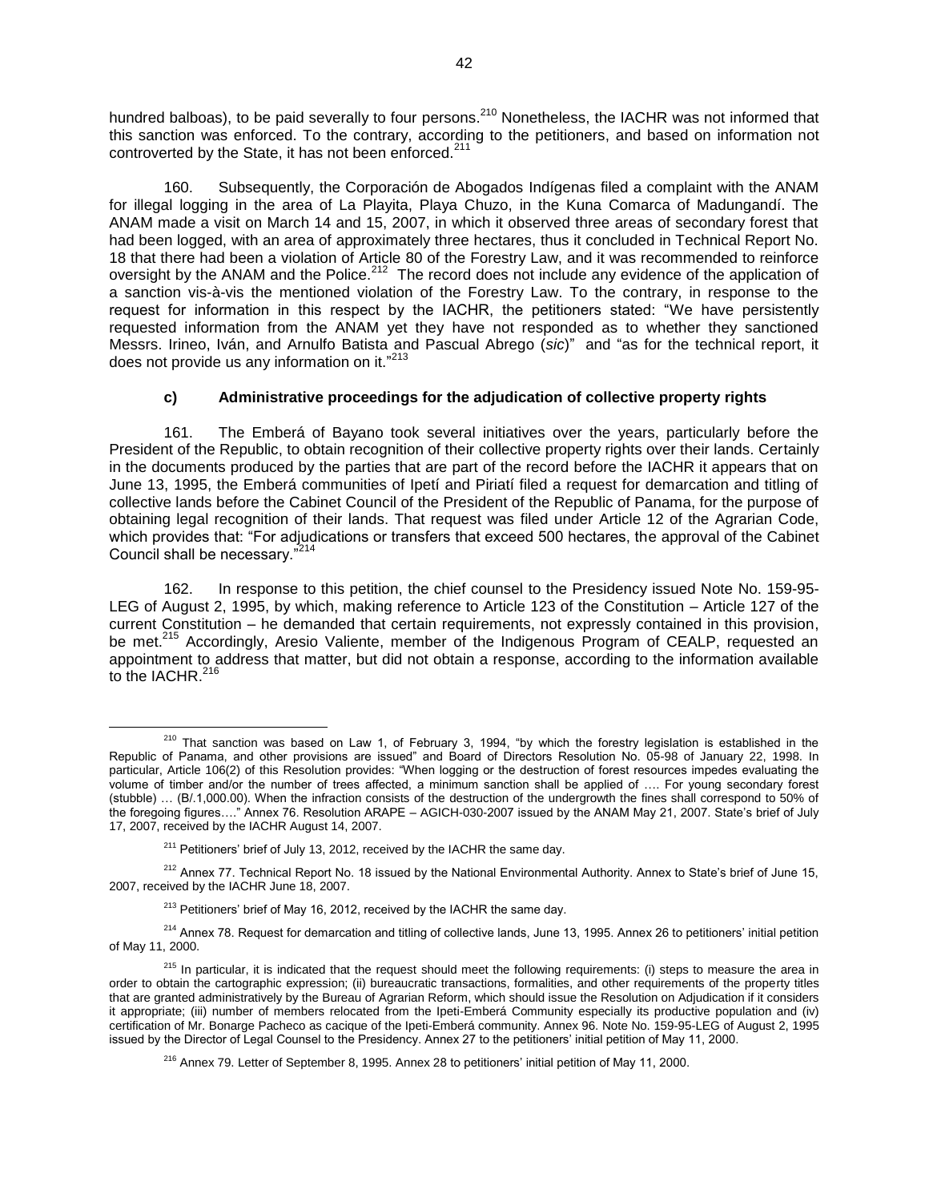hundred balboas), to be paid severally to four persons.[210] Nonetheless, the IACHR was not informed that this sanction was enforced. To the contrary, according to the petitioners, and based on information not controverted by the State, it has not been enforced.[211]

160. Subsequently, the Corporación de Abogados Indígenas filed a complaint with the ANAM for illegal logging in the area of La Playita, Playa Chuzo, in the Kuna Comarca of Madungandí. The ANAM made a visit on March 14 and 15, 2007, in which it observed three areas of secondary forest that had been logged, with an area of approximately three hectares, thus it concluded in Technical Report No. 18 that there had been a violation of Article 80 of the Forestry Law, and it was recommended to reinforce oversight by the ANAM and the Police.[212] The record does not include any evidence of the application of a sanction vis-à-vis the mentioned violation of the Forestry Law. To the contrary, in response to the request for information in this respect by the IACHR, the petitioners stated: "We have persistently requested information from the ANAM yet they have not responded as to whether they sanctioned Messrs. Irineo, Iván, and Arnulfo Batista and Pascual Abrego (*sic*)" and "as for the technical report, it does not provide us any information on it."[213]

### c) Administrative proceedings for the adjudication of collective property rights

161. The Emberá of Bayano took several initiatives over the years, particularly before the President of the Republic, to obtain recognition of their collective property rights over their lands. Certainly in the documents produced by the parties that are part of the record before the IACHR it appears that on June 13, 1995, the Emberá communities of Ipetí and Piriatí filed a request for demarcation and titling of collective lands before the Cabinet Council of the President of the Republic of Panama, for the purpose of obtaining legal recognition of their lands. That request was filed under Article 12 of the Agrarian Code, which provides that: "For adjudications or transfers that exceed 500 hectares, the approval of the Cabinet Council shall be necessary."[214]

162. In response to this petition, the chief counsel to the Presidency issued Note No. 159-95-LEG of August 2, 1995, by which, making reference to Article 123 of the Constitution – Article 127 of the current Constitution – he demanded that certain requirements, not expressly contained in this provision, be met.[215] Accordingly, Aresio Valiente, member of the Indigenous Program of CEALP, requested an appointment to address that matter, but did not obtain a response, according to the information available to the IACHR.[216]

---

[210] That sanction was based on Law 1, of February 3, 1994, "by which the forestry legislation is established in the Republic of Panama, and other provisions are issued" and Board of Directors Resolution No. 05-98 of January 22, 1998. In particular, Article 106(2) of this Resolution provides: "When logging or the destruction of forest resources impedes evaluating the volume of timber and/or the number of trees affected, a minimum sanction shall be applied of …. For young secondary forest (stubble) … (B/.1,000.00). When the infraction consists of the destruction of the undergrowth the fines shall correspond to 50% of the foregoing figures…." Annex 76. Resolution ARAPE – AGICH-030-2007 issued by the ANAM May 21, 2007. State's brief of July 17, 2007, received by the IACHR August 14, 2007.

[211] Petitioners' brief of July 13, 2012, received by the IACHR the same day.

[212] Annex 77. Technical Report No. 18 issued by the National Environmental Authority. Annex to State's brief of June 15, 2007, received by the IACHR June 18, 2007.

[213] Petitioners' brief of May 16, 2012, received by the IACHR the same day.

[214] Annex 78. Request for demarcation and titling of collective lands, June 13, 1995. Annex 26 to petitioners' initial petition of May 11, 2000.

[215] In particular, it is indicated that the request should meet the following requirements: (i) steps to measure the area in order to obtain the cartographic expression; (ii) bureaucratic transactions, formalities, and other requirements of the property titles that are granted administratively by the Bureau of Agrarian Reform, which should issue the Resolution on Adjudication if it considers it appropriate; (iii) number of members relocated from the Ipeti-Emberá Community especially its productive population and (iv) certification of Mr. Bonarge Pacheco as cacique of the Ipeti-Emberá community. Annex 96. Note No. 159-95-LEG of August 2, 1995 issued by the Director of Legal Counsel to the Presidency. Annex 27 to the petitioners' initial petition of May 11, 2000.

[216] Annex 79. Letter of September 8, 1995. Annex 28 to petitioners' initial petition of May 11, 2000.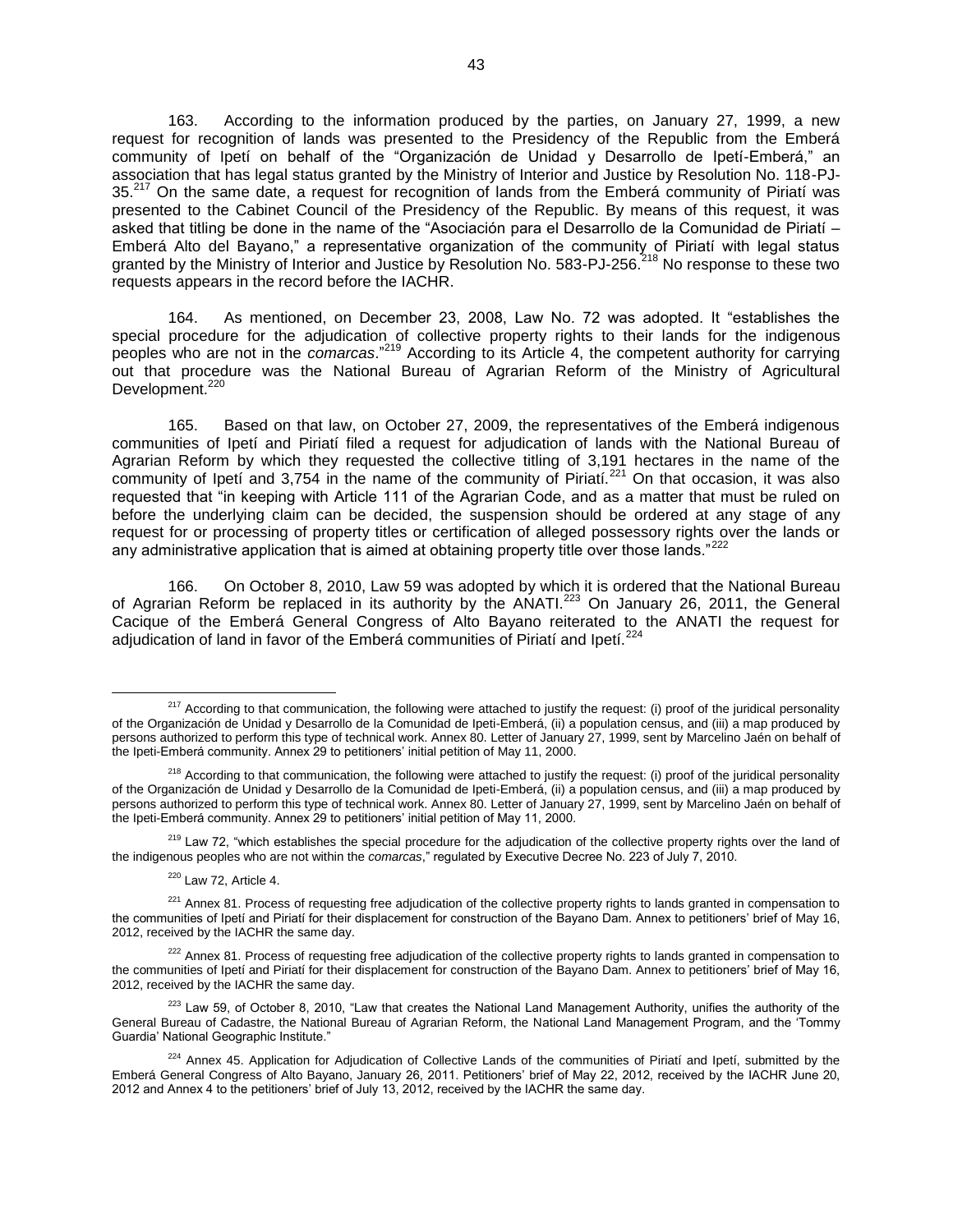163. According to the information produced by the parties, on January 27, 1999, a new request for recognition of lands was presented to the Presidency of the Republic from the Emberá community of Ipetí on behalf of the "Organización de Unidad y Desarrollo de Ipetí-Emberá," an association that has legal status granted by the Ministry of Interior and Justice by Resolution No. 118-PJ-35.[217] On the same date, a request for recognition of lands from the Emberá community of Piriatí was presented to the Cabinet Council of the Presidency of the Republic. By means of this request, it was asked that titling be done in the name of the "Asociación para el Desarrollo de la Comunidad de Piriatí – Emberá Alto del Bayano," a representative organization of the community of Piriatí with legal status granted by the Ministry of Interior and Justice by Resolution No. 583-PJ-256.[218] No response to these two requests appears in the record before the IACHR.

164. As mentioned, on December 23, 2008, Law No. 72 was adopted. It "establishes the special procedure for the adjudication of collective property rights to their lands for the indigenous peoples who are not in the *comarcas*."[219] According to its Article 4, the competent authority for carrying out that procedure was the National Bureau of Agrarian Reform of the Ministry of Agricultural Development.[220]

165. Based on that law, on October 27, 2009, the representatives of the Emberá indigenous communities of Ipetí and Piriatí filed a request for adjudication of lands with the National Bureau of Agrarian Reform by which they requested the collective titling of 3,191 hectares in the name of the community of Ipetí and 3,754 in the name of the community of Piriatí.[221] On that occasion, it was also requested that "in keeping with Article 111 of the Agrarian Code, and as a matter that must be ruled on before the underlying claim can be decided, the suspension should be ordered at any stage of any request for or processing of property titles or certification of alleged possessory rights over the lands or any administrative application that is aimed at obtaining property title over those lands."[222]

166. On October 8, 2010, Law 59 was adopted by which it is ordered that the National Bureau of Agrarian Reform be replaced in its authority by the ANATI.[223] On January 26, 2011, the General Cacique of the Emberá General Congress of Alto Bayano reiterated to the ANATI the request for adjudication of land in favor of the Emberá communities of Piriatí and Ipetí.[224]

---

[217] According to that communication, the following were attached to justify the request: (i) proof of the juridical personality of the Organización de Unidad y Desarrollo de la Comunidad de Ipeti-Emberá, (ii) a population census, and (iii) a map produced by persons authorized to perform this type of technical work. Annex 80. Letter of January 27, 1999, sent by Marcelino Jaén on behalf of the Ipeti-Emberá community. Annex 29 to petitioners' initial petition of May 11, 2000.

[218] According to that communication, the following were attached to justify the request: (i) proof of the juridical personality of the Organización de Unidad y Desarrollo de la Comunidad de Ipeti-Emberá, (ii) a population census, and (iii) a map produced by persons authorized to perform this type of technical work. Annex 80. Letter of January 27, 1999, sent by Marcelino Jaén on behalf of the Ipeti-Emberá community. Annex 29 to petitioners' initial petition of May 11, 2000.

[219] Law 72, "which establishes the special procedure for the adjudication of the collective property rights over the land of the indigenous peoples who are not within the *comarcas*," regulated by Executive Decree No. 223 of July 7, 2010.

[220] Law 72, Article 4.

[221] Annex 81. Process of requesting free adjudication of the collective property rights to lands granted in compensation to the communities of Ipetí and Piriatí for their displacement for construction of the Bayano Dam. Annex to petitioners' brief of May 16, 2012, received by the IACHR the same day.

[222] Annex 81. Process of requesting free adjudication of the collective property rights to lands granted in compensation to the communities of Ipetí and Piriatí for their displacement for construction of the Bayano Dam. Annex to petitioners' brief of May 16, 2012, received by the IACHR the same day.

[223] Law 59, of October 8, 2010, "Law that creates the National Land Management Authority, unifies the authority of the General Bureau of Cadastre, the National Bureau of Agrarian Reform, the National Land Management Program, and the 'Tommy Guardia' National Geographic Institute."

[224] Annex 45. Application for Adjudication of Collective Lands of the communities of Piriatí and Ipetí, submitted by the Emberá General Congress of Alto Bayano, January 26, 2011. Petitioners' brief of May 22, 2012, received by the IACHR June 20, 2012 and Annex 4 to the petitioners' brief of July 13, 2012, received by the IACHR the same day.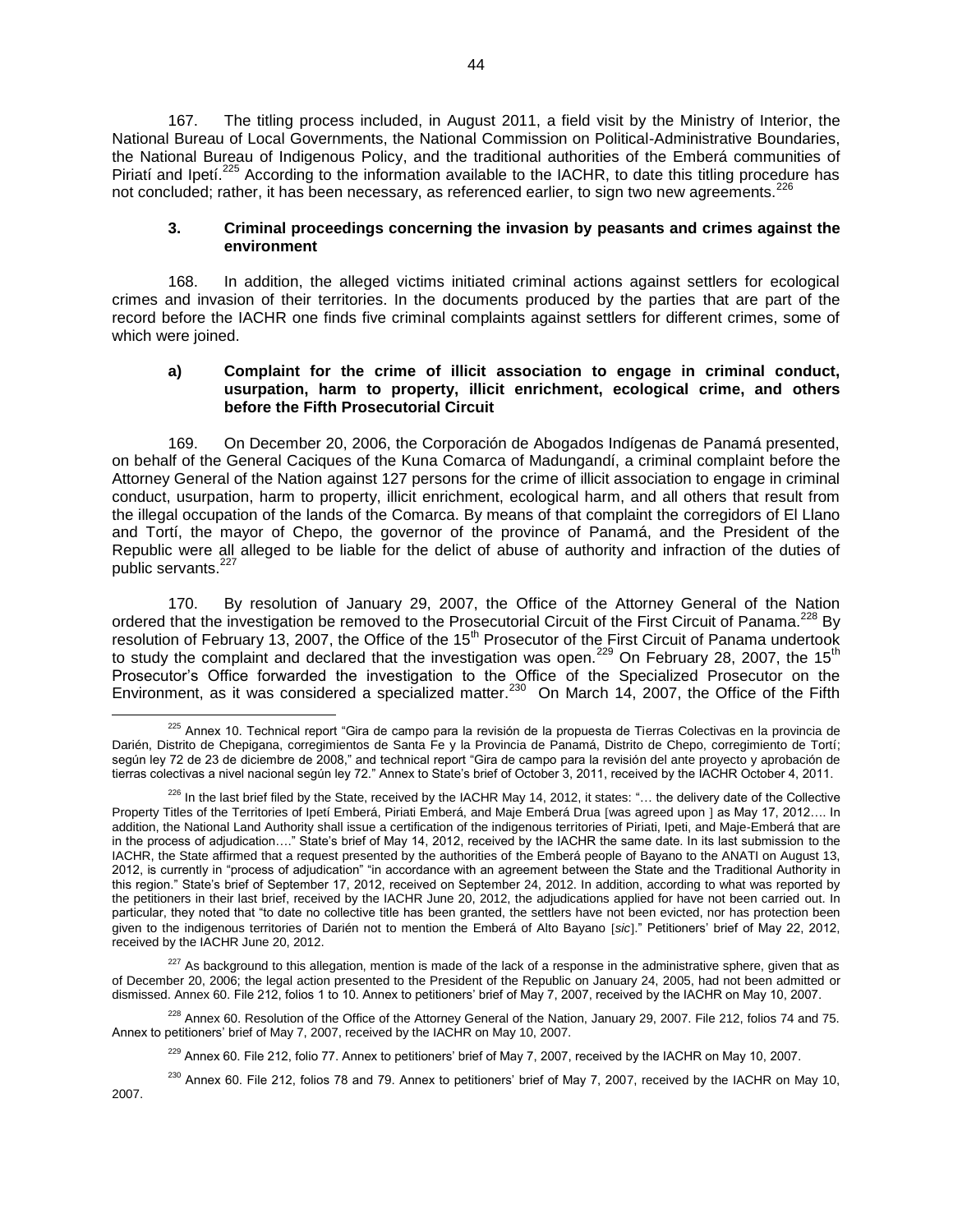167. The titling process included, in August 2011, a field visit by the Ministry of Interior, the National Bureau of Local Governments, the National Commission on Political-Administrative Boundaries, the National Bureau of Indigenous Policy, and the traditional authorities of the Emberá communities of Piriatí and Ipetí.[225] According to the information available to the IACHR, to date this titling procedure has not concluded; rather, it has been necessary, as referenced earlier, to sign two new agreements.[226]

### 3. Criminal proceedings concerning the invasion by peasants and crimes against the environment

168. In addition, the alleged victims initiated criminal actions against settlers for ecological crimes and invasion of their territories. In the documents produced by the parties that are part of the record before the IACHR one finds five criminal complaints against settlers for different crimes, some of which were joined.

#### a) Complaint for the crime of illicit association to engage in criminal conduct, usurpation, harm to property, illicit enrichment, ecological crime, and others before the Fifth Prosecutorial Circuit

169. On December 20, 2006, the Corporación de Abogados Indígenas de Panamá presented, on behalf of the General Caciques of the Kuna Comarca of Madungandí, a criminal complaint before the Attorney General of the Nation against 127 persons for the crime of illicit association to engage in criminal conduct, usurpation, harm to property, illicit enrichment, ecological harm, and all others that result from the illegal occupation of the lands of the Comarca. By means of that complaint the corregidors of El Llano and Tortí, the mayor of Chepo, the governor of the province of Panamá, and the President of the Republic were all alleged to be liable for the delict of abuse of authority and infraction of the duties of public servants.[227]

170. By resolution of January 29, 2007, the Office of the Attorney General of the Nation ordered that the investigation be removed to the Prosecutorial Circuit of the First Circuit of Panama.[228] By resolution of February 13, 2007, the Office of the 15th Prosecutor of the First Circuit of Panama undertook to study the complaint and declared that the investigation was open.[229] On February 28, 2007, the 15th Prosecutor's Office forwarded the investigation to the Office of the Specialized Prosecutor on the Environment, as it was considered a specialized matter.[230] On March 14, 2007, the Office of the Fifth

---

[225] Annex 10. Technical report "Gira de campo para la revisión de la propuesta de Tierras Colectivas en la provincia de Darién, Distrito de Chepigana, corregimientos de Santa Fe y la Provincia de Panamá, Distrito de Chepo, corregimiento de Tortí; según ley 72 de 23 de diciembre de 2008," and technical report "Gira de campo para la revisión del ante proyecto y aprobación de tierras colectivas a nivel nacional según ley 72." Annex to State's brief of October 3, 2011, received by the IACHR October 4, 2011.

[226] In the last brief filed by the State, received by the IACHR May 14, 2012, it states: "… the delivery date of the Collective Property Titles of the Territories of Ipetí Emberá, Piriati Emberá, and Maje Emberá Drua [was agreed upon ] as May 17, 2012…. In addition, the National Land Authority shall issue a certification of the indigenous territories of Piriati, Ipeti, and Maje-Emberá that are in the process of adjudication…." State's brief of May 14, 2012, received by the IACHR the same date. In its last submission to the IACHR, the State affirmed that a request presented by the authorities of the Emberá people of Bayano to the ANATI on August 13, 2012, is currently in "process of adjudication" "in accordance with an agreement between the State and the Traditional Authority in this region." State's brief of September 17, 2012, received on September 24, 2012. In addition, according to what was reported by the petitioners in their last brief, received by the IACHR June 20, 2012, the adjudications applied for have not been carried out. In particular, they noted that "to date no collective title has been granted, the settlers have not been evicted, nor has protection been given to the indigenous territories of Darién not to mention the Emberá of Alto Bayano [*sic*]." Petitioners' brief of May 22, 2012, received by the IACHR June 20, 2012.

[227] As background to this allegation, mention is made of the lack of a response in the administrative sphere, given that as of December 20, 2006; the legal action presented to the President of the Republic on January 24, 2005, had not been admitted or dismissed. Annex 60. File 212, folios 1 to 10. Annex to petitioners' brief of May 7, 2007, received by the IACHR on May 10, 2007.

[228] Annex 60. Resolution of the Office of the Attorney General of the Nation, January 29, 2007. File 212, folios 74 and 75. Annex to petitioners' brief of May 7, 2007, received by the IACHR on May 10, 2007.

[229] Annex 60. File 212, folio 77. Annex to petitioners' brief of May 7, 2007, received by the IACHR on May 10, 2007.

[230] Annex 60. File 212, folios 78 and 79. Annex to petitioners' brief of May 7, 2007, received by the IACHR on May 10, 2007.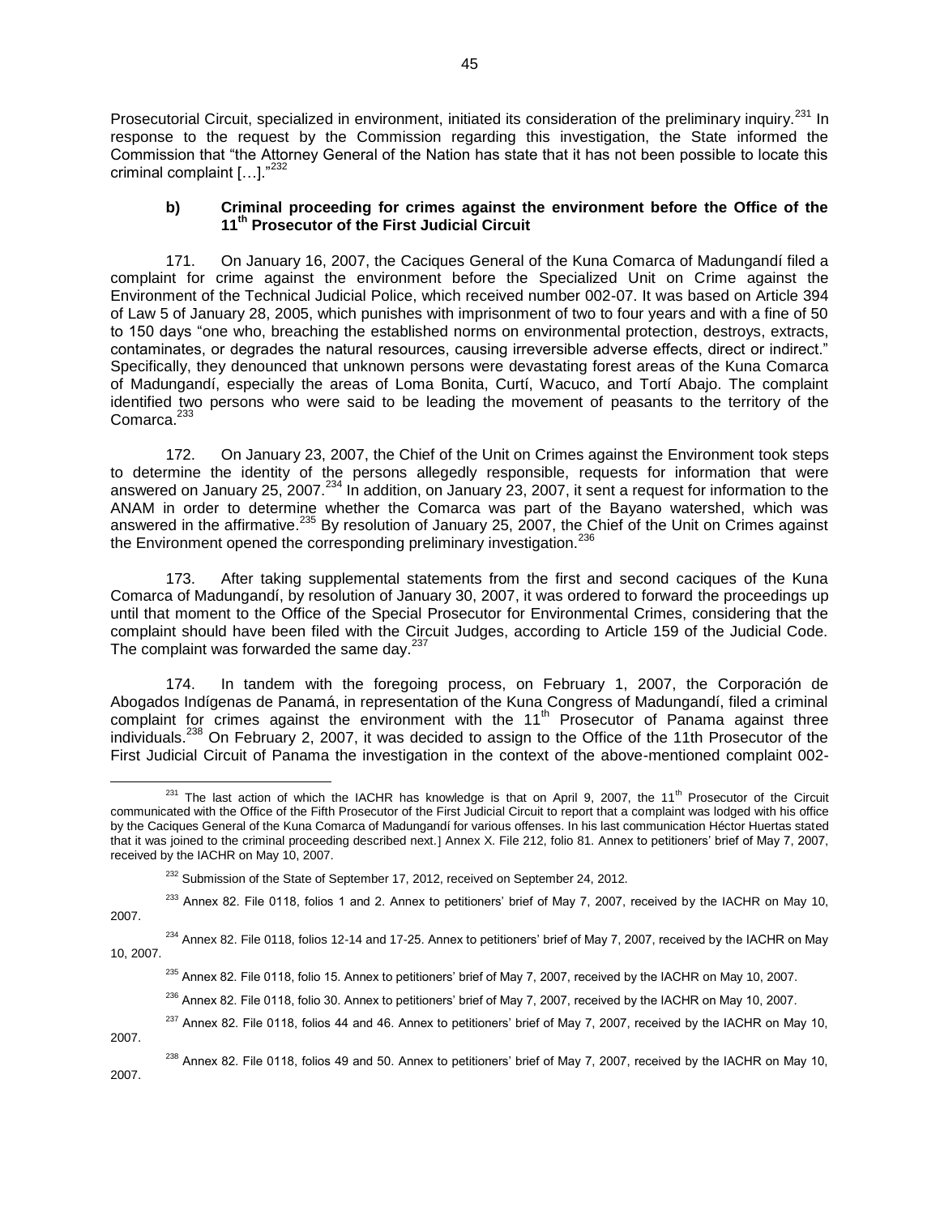Prosecutorial Circuit, specialized in environment, initiated its consideration of the preliminary inquiry.[231] In response to the request by the Commission regarding this investigation, the State informed the Commission that "the Attorney General of the Nation has state that it has not been possible to locate this criminal complaint […]."[232]

#### b) Criminal proceeding for crimes against the environment before the Office of the 11th Prosecutor of the First Judicial Circuit

171. On January 16, 2007, the Caciques General of the Kuna Comarca of Madungandí filed a complaint for crime against the environment before the Specialized Unit on Crime against the Environment of the Technical Judicial Police, which received number 002-07. It was based on Article 394 of Law 5 of January 28, 2005, which punishes with imprisonment of two to four years and with a fine of 50 to 150 days "one who, breaching the established norms on environmental protection, destroys, extracts, contaminates, or degrades the natural resources, causing irreversible adverse effects, direct or indirect." Specifically, they denounced that unknown persons were devastating forest areas of the Kuna Comarca of Madungandí, especially the areas of Loma Bonita, Curtí, Wacuco, and Tortí Abajo. The complaint identified two persons who were said to be leading the movement of peasants to the territory of the Comarca.[233]

172. On January 23, 2007, the Chief of the Unit on Crimes against the Environment took steps to determine the identity of the persons allegedly responsible, requests for information that were answered on January 25, 2007.[234] In addition, on January 23, 2007, it sent a request for information to the ANAM in order to determine whether the Comarca was part of the Bayano watershed, which was answered in the affirmative.[235] By resolution of January 25, 2007, the Chief of the Unit on Crimes against the Environment opened the corresponding preliminary investigation.[236]

173. After taking supplemental statements from the first and second caciques of the Kuna Comarca of Madungandí, by resolution of January 30, 2007, it was ordered to forward the proceedings up until that moment to the Office of the Special Prosecutor for Environmental Crimes, considering that the complaint should have been filed with the Circuit Judges, according to Article 159 of the Judicial Code. The complaint was forwarded the same day.[237]

174. In tandem with the foregoing process, on February 1, 2007, the Corporación de Abogados Indígenas de Panamá, in representation of the Kuna Congress of Madungandí, filed a criminal complaint for crimes against the environment with the 11th Prosecutor of Panama against three individuals.[238] On February 2, 2007, it was decided to assign to the Office of the 11th Prosecutor of the First Judicial Circuit of Panama the investigation in the context of the above-mentioned complaint 002-

---

[231] The last action of which the IACHR has knowledge is that on April 9, 2007, the 11th Prosecutor of the Circuit communicated with the Office of the Fifth Prosecutor of the First Judicial Circuit to report that a complaint was lodged with his office by the Caciques General of the Kuna Comarca of Madungandí for various offenses. In his last communication Héctor Huertas stated that it was joined to the criminal proceeding described next.] Annex X. File 212, folio 81. Annex to petitioners' brief of May 7, 2007, received by the IACHR on May 10, 2007.

[232] Submission of the State of September 17, 2012, received on September 24, 2012.

[233] Annex 82. File 0118, folios 1 and 2. Annex to petitioners' brief of May 7, 2007, received by the IACHR on May 10, 2007.

[234] Annex 82. File 0118, folios 12-14 and 17-25. Annex to petitioners' brief of May 7, 2007, received by the IACHR on May 10, 2007.

[235] Annex 82. File 0118, folio 15. Annex to petitioners' brief of May 7, 2007, received by the IACHR on May 10, 2007.

[236] Annex 82. File 0118, folio 30. Annex to petitioners' brief of May 7, 2007, received by the IACHR on May 10, 2007.

[237] Annex 82. File 0118, folios 44 and 46. Annex to petitioners' brief of May 7, 2007, received by the IACHR on May 10, 2007.

[238] Annex 82. File 0118, folios 49 and 50. Annex to petitioners' brief of May 7, 2007, received by the IACHR on May 10, 2007.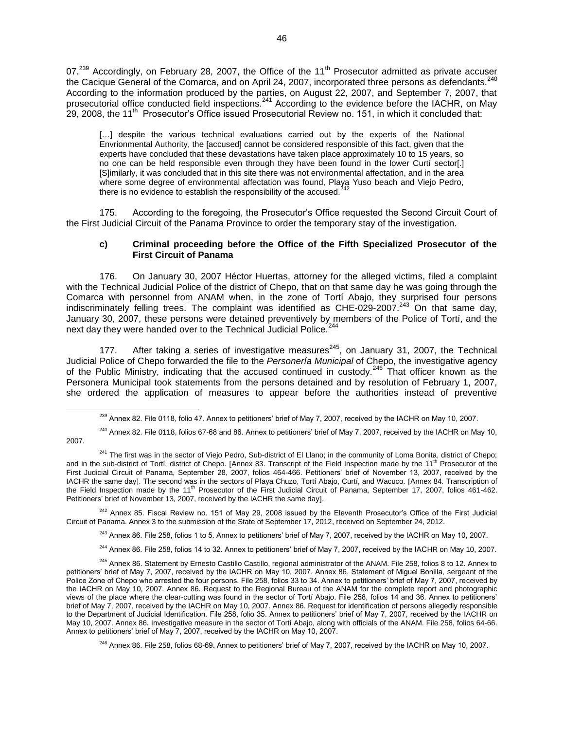07.[239] Accordingly, on February 28, 2007, the Office of the 11th Prosecutor admitted as private accuser the Cacique General of the Comarca, and on April 24, 2007, incorporated three persons as defendants.[240] According to the information produced by the parties, on August 22, 2007, and September 7, 2007, that prosecutorial office conducted field inspections.[241] According to the evidence before the IACHR, on May 29, 2008, the 11th Prosecutor's Office issued Prosecutorial Review no. 151, in which it concluded that:

> […] despite the various technical evaluations carried out by the experts of the National Envrionmental Authority, the [accused] cannot be considered responsible of this fact, given that the experts have concluded that these devastations have taken place approximately 10 to 15 years, so no one can be held responsible even through they have been found in the lower Curtí sector[.] [S]imilarly, it was concluded that in this site there was not environmental affectation, and in the area where some degree of environmental affectation was found, Playa Yuso beach and Viejo Pedro, there is no evidence to establish the responsibility of the accused.[242]

175. According to the foregoing, the Prosecutor's Office requested the Second Circuit Court of the First Judicial Circuit of the Panama Province to order the temporary stay of the investigation.

### c) Criminal proceeding before the Office of the Fifth Specialized Prosecutor of the First Circuit of Panama

176. On January 30, 2007 Héctor Huertas, attorney for the alleged victims, filed a complaint with the Technical Judicial Police of the district of Chepo, that on that same day he was going through the Comarca with personnel from ANAM when, in the zone of Tortí Abajo, they surprised four persons indiscriminately felling trees. The complaint was identified as CHE-029-2007.[243] On that same day, January 30, 2007, these persons were detained preventively by members of the Police of Tortí, and the next day they were handed over to the Technical Judicial Police.[244]

177. After taking a series of investigative measures[245], on January 31, 2007, the Technical Judicial Police of Chepo forwarded the file to the *Personería Municipal* of Chepo, the investigative agency of the Public Ministry, indicating that the accused continued in custody.[246] That officer known as the Personera Municipal took statements from the persons detained and by resolution of February 1, 2007, she ordered the application of measures to appear before the authorities instead of preventive

---

[239] Annex 82. File 0118, folio 47. Annex to petitioners' brief of May 7, 2007, received by the IACHR on May 10, 2007.

[240] Annex 82. File 0118, folios 67-68 and 86. Annex to petitioners' brief of May 7, 2007, received by the IACHR on May 10, 2007.

[241] The first was in the sector of Viejo Pedro, Sub-district of El Llano; in the community of Loma Bonita, district of Chepo; and in the sub-district of Tortí, district of Chepo. [Annex 83. Transcript of the Field Inspection made by the 11th Prosecutor of the First Judicial Circuit of Panama, September 28, 2007, folios 464-466. Petitioners' brief of November 13, 2007, received by the IACHR the same day]. The second was in the sectors of Playa Chuzo, Tortí Abajo, Curtí, and Wacuco. [Annex 84. Transcription of the Field Inspection made by the 11th Prosecutor of the First Judicial Circuit of Panama, September 17, 2007, folios 461-462. Petitioners' brief of November 13, 2007, received by the IACHR the same day].

[242] Annex 85. Fiscal Review no. 151 of May 29, 2008 issued by the Eleventh Prosecutor's Office of the First Judicial Circuit of Panama. Annex 3 to the submission of the State of September 17, 2012, received on September 24, 2012.

[243] Annex 86. File 258, folios 1 to 5. Annex to petitioners' brief of May 7, 2007, received by the IACHR on May 10, 2007.

[244] Annex 86. File 258, folios 14 to 32. Annex to petitioners' brief of May 7, 2007, received by the IACHR on May 10, 2007.

[245] Annex 86. Statement by Ernesto Castillo Castillo, regional administrator of the ANAM. File 258, folios 8 to 12. Annex to petitioners' brief of May 7, 2007, received by the IACHR on May 10, 2007. Annex 86. Statement of Miguel Bonilla, sergeant of the Police Zone of Chepo who arrested the four persons. File 258, folios 33 to 34. Annex to petitioners' brief of May 7, 2007, received by the IACHR on May 10, 2007. Annex 86. Request to the Regional Bureau of the ANAM for the complete report and photographic views of the place where the clear-cutting was found in the sector of Tortí Abajo. File 258, folios 14 and 36. Annex to petitioners' brief of May 7, 2007, received by the IACHR on May 10, 2007. Annex 86. Request for identification of persons allegedly responsible to the Department of Judicial Identification. File 258, folio 35. Annex to petitioners' brief of May 7, 2007, received by the IACHR on May 10, 2007. Annex 86. Investigative measure in the sector of Tortí Abajo, along with officials of the ANAM. File 258, folios 64-66. Annex to petitioners' brief of May 7, 2007, received by the IACHR on May 10, 2007.

[246] Annex 86. File 258, folios 68-69. Annex to petitioners' brief of May 7, 2007, received by the IACHR on May 10, 2007.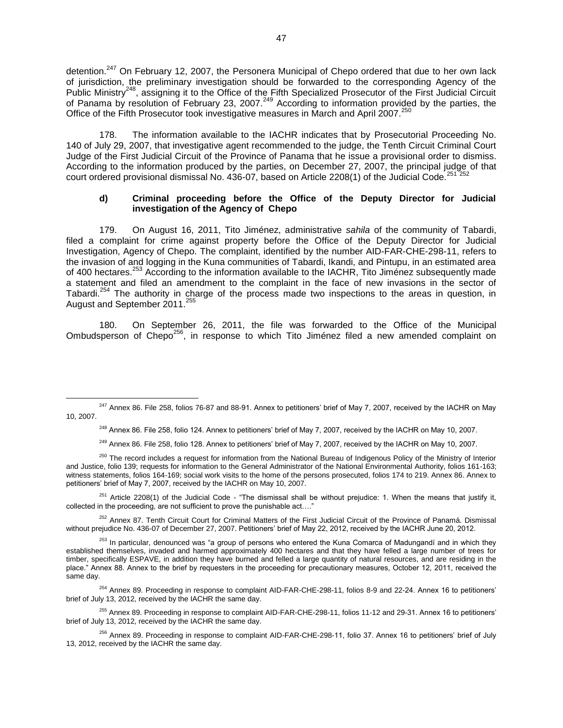detention.[247] On February 12, 2007, the Personera Municipal of Chepo ordered that due to her own lack of jurisdiction, the preliminary investigation should be forwarded to the corresponding Agency of the Public Ministry[248], assigning it to the Office of the Fifth Specialized Prosecutor of the First Judicial Circuit of Panama by resolution of February 23, 2007.[249] According to information provided by the parties, the Office of the Fifth Prosecutor took investigative measures in March and April 2007.[250]

178. The information available to the IACHR indicates that by Prosecutorial Proceeding No. 140 of July 29, 2007, that investigative agent recommended to the judge, the Tenth Circuit Criminal Court Judge of the First Judicial Circuit of the Province of Panama that he issue a provisional order to dismiss. According to the information produced by the parties, on December 27, 2007, the principal judge of that court ordered provisional dismissal No. 436-07, based on Article 2208(1) of the Judicial Code.[251] [252]

### d) Criminal proceeding before the Office of the Deputy Director for Judicial investigation of the Agency of Chepo

179. On August 16, 2011, Tito Jiménez, administrative *sahila* of the community of Tabardi, filed a complaint for crime against property before the Office of the Deputy Director for Judicial Investigation, Agency of Chepo. The complaint, identified by the number AID-FAR-CHE-298-11, refers to the invasion of and logging in the Kuna communities of Tabardi, Ikandi, and Pintupu, in an estimated area of 400 hectares.[253] According to the information available to the IACHR, Tito Jiménez subsequently made a statement and filed an amendment to the complaint in the face of new invasions in the sector of Tabardi.[254] The authority in charge of the process made two inspections to the areas in question, in August and September 2011.[255]

180. On September 26, 2011, the file was forwarded to the Office of the Municipal Ombudsperson of Chepo[256], in response to which Tito Jiménez filed a new amended complaint on

---

[247] Annex 86. File 258, folios 76-87 and 88-91. Annex to petitioners' brief of May 7, 2007, received by the IACHR on May 10, 2007.

[248] Annex 86. File 258, folio 124. Annex to petitioners' brief of May 7, 2007, received by the IACHR on May 10, 2007.

[249] Annex 86. File 258, folio 128. Annex to petitioners' brief of May 7, 2007, received by the IACHR on May 10, 2007.

[250] The record includes a request for information from the National Bureau of Indigenous Policy of the Ministry of Interior and Justice, folio 139; requests for information to the General Administrator of the National Environmental Authority, folios 161-163; witness statements, folios 164-169; social work visits to the home of the persons prosecuted, folios 174 to 219. Annex 86. Annex to petitioners' brief of May 7, 2007, received by the IACHR on May 10, 2007.

[251] Article 2208(1) of the Judicial Code - "The dismissal shall be without prejudice: 1. When the means that justify it, collected in the proceeding, are not sufficient to prove the punishable act…."

[252] Annex 87. Tenth Circuit Court for Criminal Matters of the First Judicial Circuit of the Province of Panamá. Dismissal without prejudice No. 436-07 of December 27, 2007. Petitioners' brief of May 22, 2012, received by the IACHR June 20, 2012.

[253] In particular, denounced was "a group of persons who entered the Kuna Comarca of Madungandí and in which they established themselves, invaded and harmed approximately 400 hectares and that they have felled a large number of trees for timber, specifically ESPAVE, in addition they have burned and felled a large quantity of natural resources, and are residing in the place." Annex 88. Annex to the brief by requesters in the proceeding for precautionary measures, October 12, 2011, received the same day.

[254] Annex 89. Proceeding in response to complaint AID-FAR-CHE-298-11, folios 8-9 and 22-24. Annex 16 to petitioners' brief of July 13, 2012, received by the IACHR the same day.

[255] Annex 89. Proceeding in response to complaint AID-FAR-CHE-298-11, folios 11-12 and 29-31. Annex 16 to petitioners' brief of July 13, 2012, received by the IACHR the same day.

[256] Annex 89. Proceeding in response to complaint AID-FAR-CHE-298-11, folio 37. Annex 16 to petitioners' brief of July 13, 2012, received by the IACHR the same day.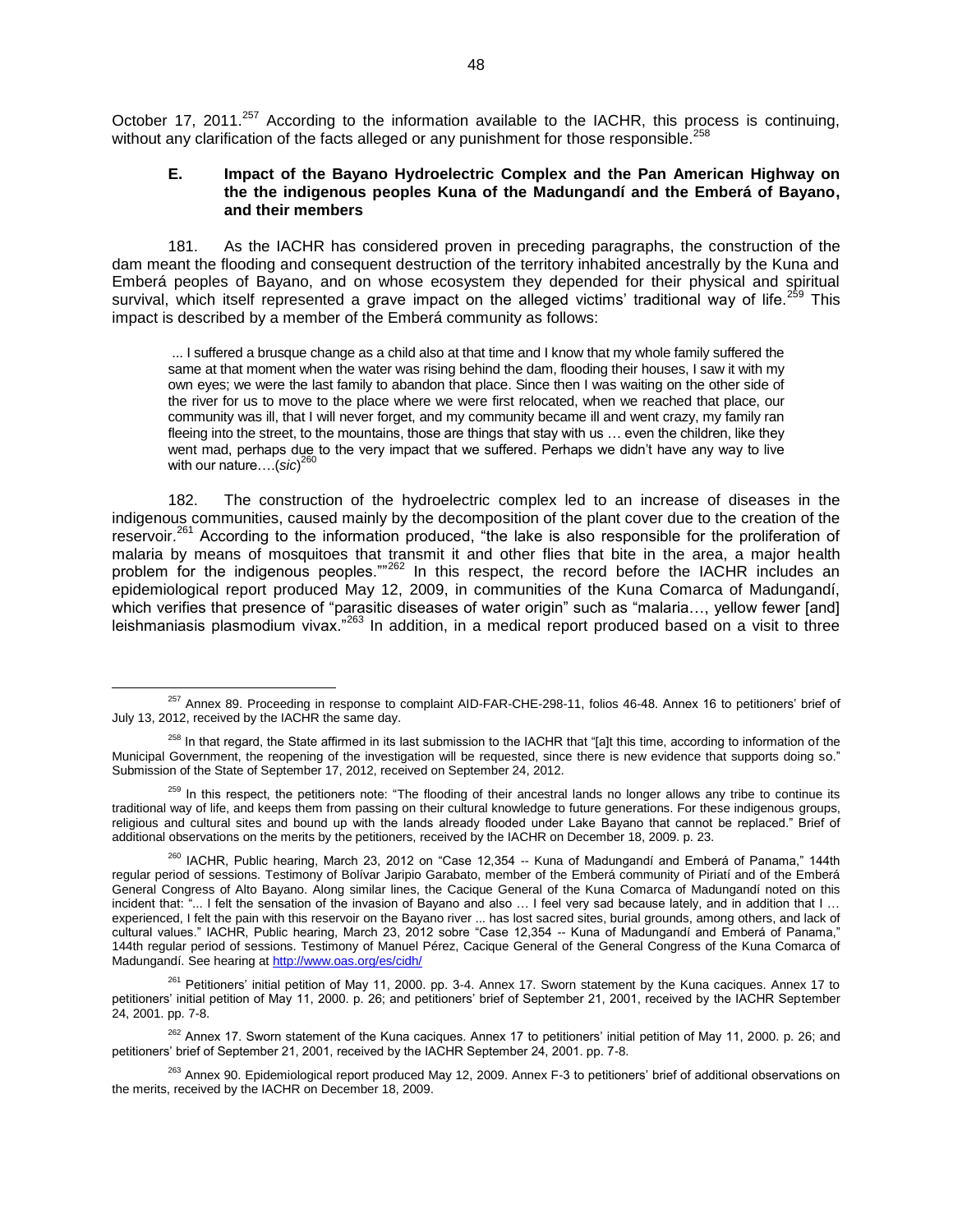October 17, 2011.[257] According to the information available to the IACHR, this process is continuing, without any clarification of the facts alleged or any punishment for those responsible.[258]

### E. Impact of the Bayano Hydroelectric Complex and the Pan American Highway on the the indigenous peoples Kuna of the Madungandí and the Emberá of Bayano, and their members

181. As the IACHR has considered proven in preceding paragraphs, the construction of the dam meant the flooding and consequent destruction of the territory inhabited ancestrally by the Kuna and Emberá peoples of Bayano, and on whose ecosystem they depended for their physical and spiritual survival, which itself represented a grave impact on the alleged victims' traditional way of life.[259] This impact is described by a member of the Emberá community as follows:

> ... I suffered a brusque change as a child also at that time and I know that my whole family suffered the same at that moment when the water was rising behind the dam, flooding their houses, I saw it with my own eyes; we were the last family to abandon that place. Since then I was waiting on the other side of the river for us to move to the place where we were first relocated, when we reached that place, our community was ill, that I will never forget, and my community became ill and went crazy, my family ran fleeing into the street, to the mountains, those are things that stay with us … even the children, like they went mad, perhaps due to the very impact that we suffered. Perhaps we didn't have any way to live with our nature….(*sic*)[260]

182. The construction of the hydroelectric complex led to an increase of diseases in the indigenous communities, caused mainly by the decomposition of the plant cover due to the creation of the reservoir.[261] According to the information produced, "the lake is also responsible for the proliferation of malaria by means of mosquitoes that transmit it and other flies that bite in the area, a major health problem for the indigenous peoples.""[262] In this respect, the record before the IACHR includes an epidemiological report produced May 12, 2009, in communities of the Kuna Comarca of Madungandí, which verifies that presence of "parasitic diseases of water origin" such as "malaria…, yellow fewer [and] leishmaniasis plasmodium vivax."[263] In addition, in a medical report produced based on a visit to three

---

[257] Annex 89. Proceeding in response to complaint AID-FAR-CHE-298-11, folios 46-48. Annex 16 to petitioners' brief of July 13, 2012, received by the IACHR the same day.

[258] In that regard, the State affirmed in its last submission to the IACHR that "[a]t this time, according to information of the Municipal Government, the reopening of the investigation will be requested, since there is new evidence that supports doing so." Submission of the State of September 17, 2012, received on September 24, 2012.

[259] In this respect, the petitioners note: "The flooding of their ancestral lands no longer allows any tribe to continue its traditional way of life, and keeps them from passing on their cultural knowledge to future generations. For these indigenous groups, religious and cultural sites and bound up with the lands already flooded under Lake Bayano that cannot be replaced." Brief of additional observations on the merits by the petitioners, received by the IACHR on December 18, 2009. p. 23.

[260] IACHR, Public hearing, March 23, 2012 on "Case 12,354 -- Kuna of Madungandí and Emberá of Panama," 144th regular period of sessions. Testimony of Bolívar Jaripio Garabato, member of the Emberá community of Piriatí and of the Emberá General Congress of Alto Bayano. Along similar lines, the Cacique General of the Kuna Comarca of Madungandí noted on this incident that: "... I felt the sensation of the invasion of Bayano and also … I feel very sad because lately, and in addition that I … experienced, I felt the pain with this reservoir on the Bayano river ... has lost sacred sites, burial grounds, among others, and lack of cultural values." IACHR, Public hearing, March 23, 2012 sobre "Case 12,354 -- Kuna of Madungandí and Emberá of Panama," 144th regular period of sessions. Testimony of Manuel Pérez, Cacique General of the General Congress of the Kuna Comarca of Madungandí. See hearing at http://www.oas.org/es/cidh/

[261] Petitioners' initial petition of May 11, 2000. pp. 3-4. Annex 17. Sworn statement by the Kuna caciques. Annex 17 to petitioners' initial petition of May 11, 2000. p. 26; and petitioners' brief of September 21, 2001, received by the IACHR September 24, 2001. pp. 7-8.

[262] Annex 17. Sworn statement of the Kuna caciques. Annex 17 to petitioners' initial petition of May 11, 2000. p. 26; and petitioners' brief of September 21, 2001, received by the IACHR September 24, 2001. pp. 7-8.

[263] Annex 90. Epidemiological report produced May 12, 2009. Annex F-3 to petitioners' brief of additional observations on the merits, received by the IACHR on December 18, 2009.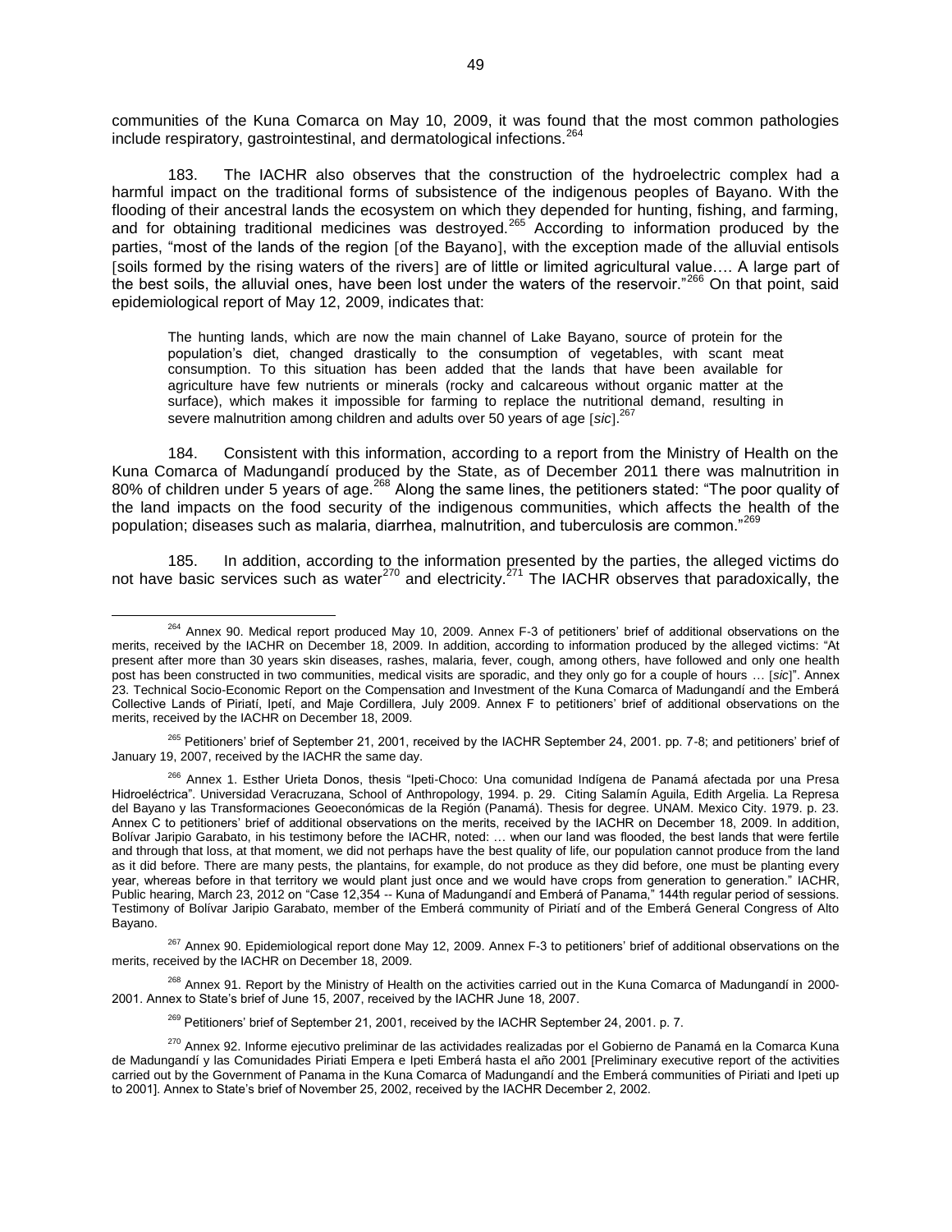communities of the Kuna Comarca on May 10, 2009, it was found that the most common pathologies include respiratory, gastrointestinal, and dermatological infections.[264]

183. The IACHR also observes that the construction of the hydroelectric complex had a harmful impact on the traditional forms of subsistence of the indigenous peoples of Bayano. With the flooding of their ancestral lands the ecosystem on which they depended for hunting, fishing, and farming, and for obtaining traditional medicines was destroyed.[265] According to information produced by the parties, "most of the lands of the region [of the Bayano], with the exception made of the alluvial entisols [soils formed by the rising waters of the rivers] are of little or limited agricultural value…. A large part of the best soils, the alluvial ones, have been lost under the waters of the reservoir."[266] On that point, said epidemiological report of May 12, 2009, indicates that:

> The hunting lands, which are now the main channel of Lake Bayano, source of protein for the population's diet, changed drastically to the consumption of vegetables, with scant meat consumption. To this situation has been added that the lands that have been available for agriculture have few nutrients or minerals (rocky and calcareous without organic matter at the surface), which makes it impossible for farming to replace the nutritional demand, resulting in severe malnutrition among children and adults over 50 years of age [*sic*].[267]

184. Consistent with this information, according to a report from the Ministry of Health on the Kuna Comarca of Madungandí produced by the State, as of December 2011 there was malnutrition in 80% of children under 5 years of age.[268] Along the same lines, the petitioners stated: "The poor quality of the land impacts on the food security of the indigenous communities, which affects the health of the population; diseases such as malaria, diarrhea, malnutrition, and tuberculosis are common."[269]

185. In addition, according to the information presented by the parties, the alleged victims do not have basic services such as water[270] and electricity.[271] The IACHR observes that paradoxically, the

---

[264] Annex 90. Medical report produced May 10, 2009. Annex F-3 of petitioners' brief of additional observations on the merits, received by the IACHR on December 18, 2009. In addition, according to information produced by the alleged victims: "At present after more than 30 years skin diseases, rashes, malaria, fever, cough, among others, have followed and only one health post has been constructed in two communities, medical visits are sporadic, and they only go for a couple of hours … [*sic*]". Annex 23. Technical Socio-Economic Report on the Compensation and Investment of the Kuna Comarca of Madungandí and the Emberá Collective Lands of Piriatí, Ipetí, and Maje Cordillera, July 2009. Annex F to petitioners' brief of additional observations on the merits, received by the IACHR on December 18, 2009.

[265] Petitioners' brief of September 21, 2001, received by the IACHR September 24, 2001. pp. 7-8; and petitioners' brief of January 19, 2007, received by the IACHR the same day.

[266] Annex 1. Esther Urieta Donos, thesis "Ipeti-Choco: Una comunidad Indígena de Panamá afectada por una Presa Hidroeléctrica". Universidad Veracruzana, School of Anthropology, 1994. p. 29. Citing Salamín Aguila, Edith Argelia. La Represa del Bayano y las Transformaciones Geoeconómicas de la Región (Panamá). Thesis for degree. UNAM. Mexico City. 1979. p. 23. Annex C to petitioners' brief of additional observations on the merits, received by the IACHR on December 18, 2009. In addition, Bolívar Jaripio Garabato, in his testimony before the IACHR, noted: … when our land was flooded, the best lands that were fertile and through that loss, at that moment, we did not perhaps have the best quality of life, our population cannot produce from the land as it did before. There are many pests, the plantains, for example, do not produce as they did before, one must be planting every year, whereas before in that territory we would plant just once and we would have crops from generation to generation." IACHR, Public hearing, March 23, 2012 on "Case 12,354 -- Kuna of Madungandí and Emberá of Panama," 144th regular period of sessions. Testimony of Bolívar Jaripio Garabato, member of the Emberá community of Piriatí and of the Emberá General Congress of Alto Bayano.

[267] Annex 90. Epidemiological report done May 12, 2009. Annex F-3 to petitioners' brief of additional observations on the merits, received by the IACHR on December 18, 2009.

[268] Annex 91. Report by the Ministry of Health on the activities carried out in the Kuna Comarca of Madungandí in 2000-2001. Annex to State's brief of June 15, 2007, received by the IACHR June 18, 2007.

[269] Petitioners' brief of September 21, 2001, received by the IACHR September 24, 2001. p. 7.

[270] Annex 92. Informe ejecutivo preliminar de las actividades realizadas por el Gobierno de Panamá en la Comarca Kuna de Madungandí y las Comunidades Piriati Empera e Ipeti Emberá hasta el año 2001 [Preliminary executive report of the activities carried out by the Government of Panama in the Kuna Comarca of Madungandí and the Emberá communities of Piriati and Ipeti up to 2001]. Annex to State's brief of November 25, 2002, received by the IACHR December 2, 2002.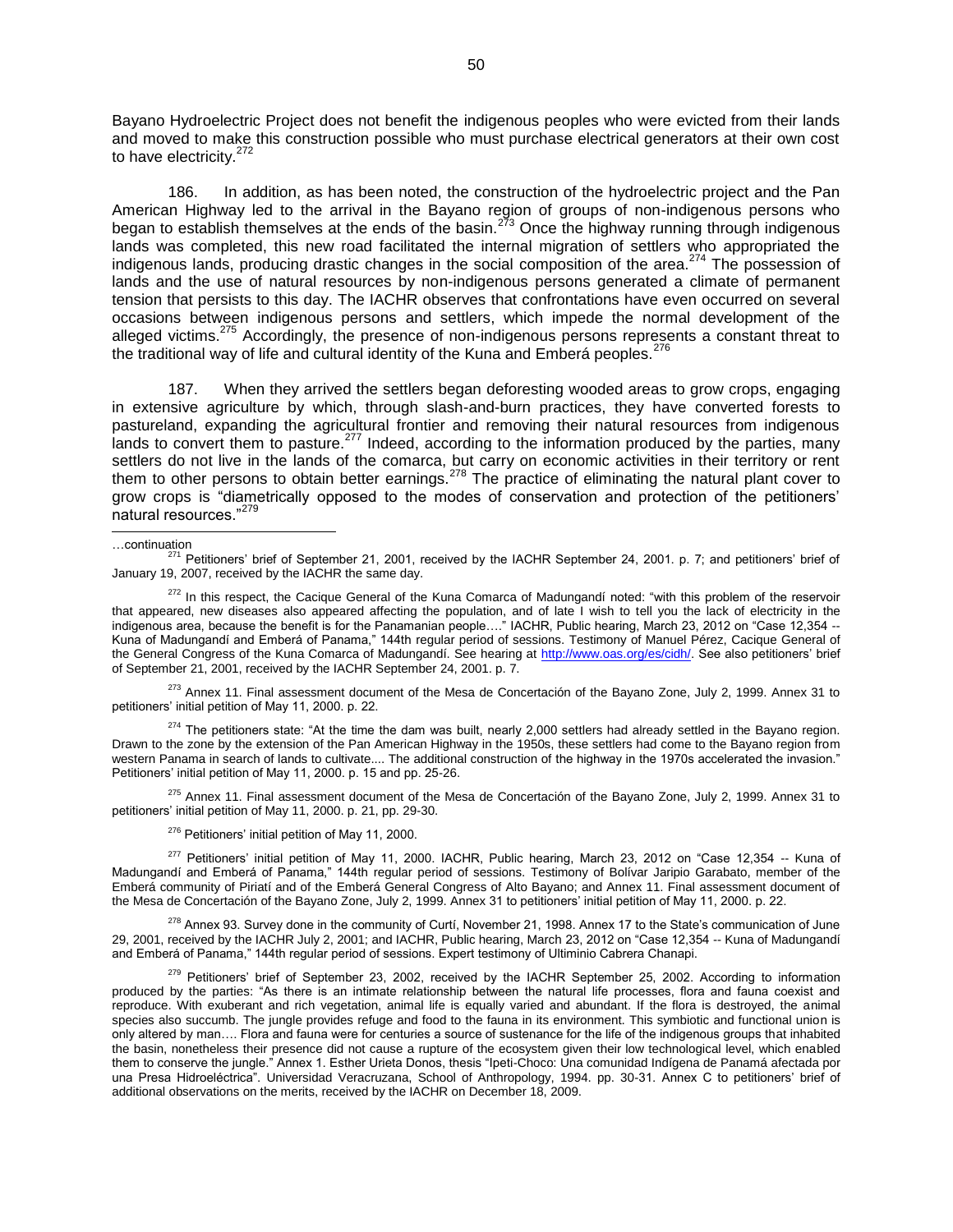Bayano Hydroelectric Project does not benefit the indigenous peoples who were evicted from their lands and moved to make this construction possible who must purchase electrical generators at their own cost to have electricity.[272]

186. In addition, as has been noted, the construction of the hydroelectric project and the Pan American Highway led to the arrival in the Bayano region of groups of non-indigenous persons who began to establish themselves at the ends of the basin.[273] Once the highway running through indigenous lands was completed, this new road facilitated the internal migration of settlers who appropriated the indigenous lands, producing drastic changes in the social composition of the area.[274] The possession of lands and the use of natural resources by non-indigenous persons generated a climate of permanent tension that persists to this day. The IACHR observes that confrontations have even occurred on several occasions between indigenous persons and settlers, which impede the normal development of the alleged victims.[275] Accordingly, the presence of non-indigenous persons represents a constant threat to the traditional way of life and cultural identity of the Kuna and Emberá peoples.[276]

187. When they arrived the settlers began deforesting wooded areas to grow crops, engaging in extensive agriculture by which, through slash-and-burn practices, they have converted forests to pastureland, expanding the agricultural frontier and removing their natural resources from indigenous lands to convert them to pasture.[277] Indeed, according to the information produced by the parties, many settlers do not live in the lands of the comarca, but carry on economic activities in their territory or rent them to other persons to obtain better earnings.[278] The practice of eliminating the natural plant cover to grow crops is "diametrically opposed to the modes of conservation and protection of the petitioners' natural resources."[279]

---

…continuation

[271] Petitioners' brief of September 21, 2001, received by the IACHR September 24, 2001. p. 7; and petitioners' brief of January 19, 2007, received by the IACHR the same day.

[272] In this respect, the Cacique General of the Kuna Comarca of Madungandí noted: "with this problem of the reservoir that appeared, new diseases also appeared affecting the population, and of late I wish to tell you the lack of electricity in the indigenous area, because the benefit is for the Panamanian people…." IACHR, Public hearing, March 23, 2012 on "Case 12,354 -- Kuna of Madungandí and Emberá of Panama," 144th regular period of sessions. Testimony of Manuel Pérez, Cacique General of the General Congress of the Kuna Comarca of Madungandí. See hearing at http://www.oas.org/es/cidh/. See also petitioners' brief of September 21, 2001, received by the IACHR September 24, 2001. p. 7.

[273] Annex 11. Final assessment document of the Mesa de Concertación of the Bayano Zone, July 2, 1999. Annex 31 to petitioners' initial petition of May 11, 2000. p. 22.

[274] The petitioners state: "At the time the dam was built, nearly 2,000 settlers had already settled in the Bayano region. Drawn to the zone by the extension of the Pan American Highway in the 1950s, these settlers had come to the Bayano region from western Panama in search of lands to cultivate.... The additional construction of the highway in the 1970s accelerated the invasion." Petitioners' initial petition of May 11, 2000. p. 15 and pp. 25-26.

[275] Annex 11. Final assessment document of the Mesa de Concertación of the Bayano Zone, July 2, 1999. Annex 31 to petitioners' initial petition of May 11, 2000. p. 21, pp. 29-30.

[276] Petitioners' initial petition of May 11, 2000.

[277] Petitioners' initial petition of May 11, 2000. IACHR, Public hearing, March 23, 2012 on "Case 12,354 -- Kuna of Madungandí and Emberá of Panama," 144th regular period of sessions. Testimony of Bolívar Jaripio Garabato, member of the Emberá community of Piriatí and of the Emberá General Congress of Alto Bayano; and Annex 11. Final assessment document of the Mesa de Concertación of the Bayano Zone, July 2, 1999. Annex 31 to petitioners' initial petition of May 11, 2000. p. 22.

[278] Annex 93. Survey done in the community of Curtí, November 21, 1998. Annex 17 to the State's communication of June 29, 2001, received by the IACHR July 2, 2001; and IACHR, Public hearing, March 23, 2012 on "Case 12,354 -- Kuna of Madungandí and Emberá of Panama," 144th regular period of sessions. Expert testimony of Ultiminio Cabrera Chanapi.

[279] Petitioners' brief of September 23, 2002, received by the IACHR September 25, 2002. According to information produced by the parties: "As there is an intimate relationship between the natural life processes, flora and fauna coexist and reproduce. With exuberant and rich vegetation, animal life is equally varied and abundant. If the flora is destroyed, the animal species also succumb. The jungle provides refuge and food to the fauna in its environment. This symbiotic and functional union is only altered by man…. Flora and fauna were for centuries a source of sustenance for the life of the indigenous groups that inhabited the basin, nonetheless their presence did not cause a rupture of the ecosystem given their low technological level, which enabled them to conserve the jungle." Annex 1. Esther Urieta Donos, thesis "Ipeti-Choco: Una comunidad Indígena de Panamá afectada por una Presa Hidroeléctrica". Universidad Veracruzana, School of Anthropology, 1994. pp. 30-31. Annex C to petitioners' brief of additional observations on the merits, received by the IACHR on December 18, 2009.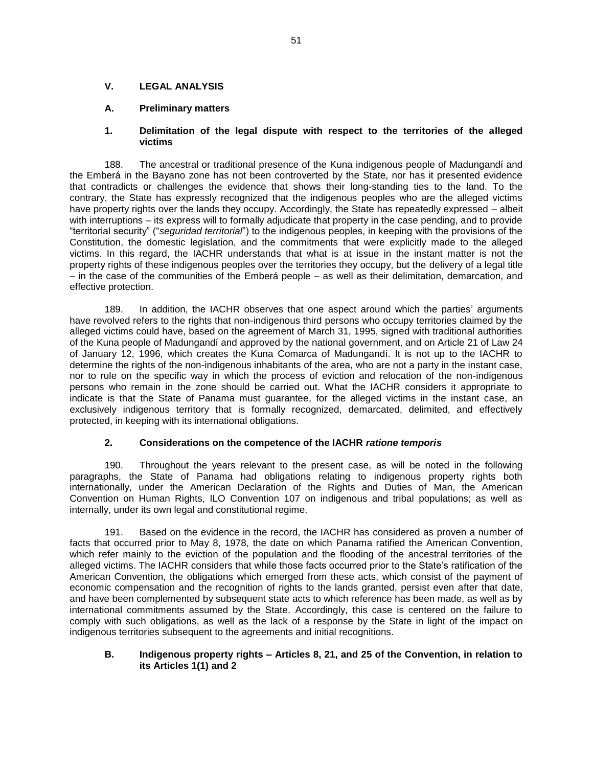## V. LEGAL ANALYSIS

### A. Preliminary matters

#### 1. Delimitation of the legal dispute with respect to the territories of the alleged victims

188. The ancestral or traditional presence of the Kuna indigenous people of Madungandí and the Emberá in the Bayano zone has not been controverted by the State, nor has it presented evidence that contradicts or challenges the evidence that shows their long-standing ties to the land. To the contrary, the State has expressly recognized that the indigenous peoples who are the alleged victims have property rights over the lands they occupy. Accordingly, the State has repeatedly expressed – albeit with interruptions – its express will to formally adjudicate that property in the case pending, and to provide "territorial security" ("*seguridad territorial*") to the indigenous peoples, in keeping with the provisions of the Constitution, the domestic legislation, and the commitments that were explicitly made to the alleged victims. In this regard, the IACHR understands that what is at issue in the instant matter is not the property rights of these indigenous peoples over the territories they occupy, but the delivery of a legal title – in the case of the communities of the Emberá people – as well as their delimitation, demarcation, and effective protection.

189. In addition, the IACHR observes that one aspect around which the parties' arguments have revolved refers to the rights that non-indigenous third persons who occupy territories claimed by the alleged victims could have, based on the agreement of March 31, 1995, signed with traditional authorities of the Kuna people of Madungandí and approved by the national government, and on Article 21 of Law 24 of January 12, 1996, which creates the Kuna Comarca of Madungandí. It is not up to the IACHR to determine the rights of the non-indigenous inhabitants of the area, who are not a party in the instant case, nor to rule on the specific way in which the process of eviction and relocation of the non-indigenous persons who remain in the zone should be carried out. What the IACHR considers it appropriate to indicate is that the State of Panama must guarantee, for the alleged victims in the instant case, an exclusively indigenous territory that is formally recognized, demarcated, delimited, and effectively protected, in keeping with its international obligations.

#### 2. Considerations on the competence of the IACHR *ratione temporis*

190. Throughout the years relevant to the present case, as will be noted in the following paragraphs, the State of Panama had obligations relating to indigenous property rights both internationally, under the American Declaration of the Rights and Duties of Man, the American Convention on Human Rights, ILO Convention 107 on indigenous and tribal populations; as well as internally, under its own legal and constitutional regime.

191. Based on the evidence in the record, the IACHR has considered as proven a number of facts that occurred prior to May 8, 1978, the date on which Panama ratified the American Convention, which refer mainly to the eviction of the population and the flooding of the ancestral territories of the alleged victims. The IACHR considers that while those facts occurred prior to the State's ratification of the American Convention, the obligations which emerged from these acts, which consist of the payment of economic compensation and the recognition of rights to the lands granted, persist even after that date, and have been complemented by subsequent state acts to which reference has been made, as well as by international commitments assumed by the State. Accordingly, this case is centered on the failure to comply with such obligations, as well as the lack of a response by the State in light of the impact on indigenous territories subsequent to the agreements and initial recognitions.

### B. Indigenous property rights – Articles 8, 21, and 25 of the Convention, in relation to its Articles 1(1) and 2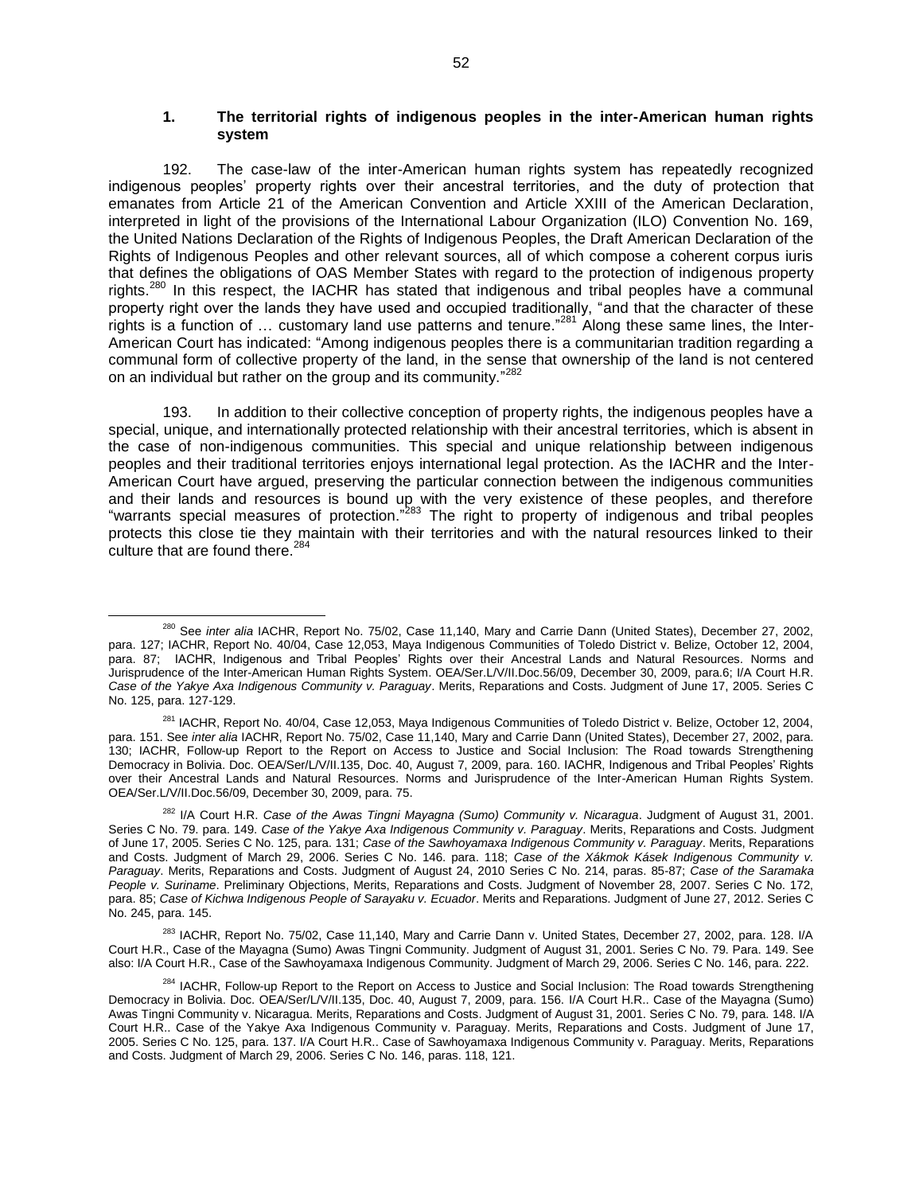### 1. The territorial rights of indigenous peoples in the inter-American human rights system

192. The case-law of the inter-American human rights system has repeatedly recognized indigenous peoples' property rights over their ancestral territories, and the duty of protection that emanates from Article 21 of the American Convention and Article XXIII of the American Declaration, interpreted in light of the provisions of the International Labour Organization (ILO) Convention No. 169, the United Nations Declaration of the Rights of Indigenous Peoples, the Draft American Declaration of the Rights of Indigenous Peoples and other relevant sources, all of which compose a coherent corpus iuris that defines the obligations of OAS Member States with regard to the protection of indigenous property rights.[280] In this respect, the IACHR has stated that indigenous and tribal peoples have a communal property right over the lands they have used and occupied traditionally, "and that the character of these rights is a function of … customary land use patterns and tenure."[281] Along these same lines, the Inter-American Court has indicated: "Among indigenous peoples there is a communitarian tradition regarding a communal form of collective property of the land, in the sense that ownership of the land is not centered on an individual but rather on the group and its community."[282]

193. In addition to their collective conception of property rights, the indigenous peoples have a special, unique, and internationally protected relationship with their ancestral territories, which is absent in the case of non-indigenous communities. This special and unique relationship between indigenous peoples and their traditional territories enjoys international legal protection. As the IACHR and the Inter-American Court have argued, preserving the particular connection between the indigenous communities and their lands and resources is bound up with the very existence of these peoples, and therefore "warrants special measures of protection."[283] The right to property of indigenous and tribal peoples protects this close tie they maintain with their territories and with the natural resources linked to their culture that are found there.[284]

---

[280] See *inter alia* IACHR, Report No. 75/02, Case 11,140, Mary and Carrie Dann (United States), December 27, 2002, para. 127; IACHR, Report No. 40/04, Case 12,053, Maya Indigenous Communities of Toledo District v. Belize, October 12, 2004, para. 87; IACHR, Indigenous and Tribal Peoples' Rights over their Ancestral Lands and Natural Resources. Norms and Jurisprudence of the Inter-American Human Rights System. OEA/Ser.L/V/II.Doc.56/09, December 30, 2009, para.6; I/A Court H.R. *Case of the Yakye Axa Indigenous Community v. Paraguay*. Merits, Reparations and Costs. Judgment of June 17, 2005. Series C No. 125, para. 127-129.

[281] IACHR, Report No. 40/04, Case 12,053, Maya Indigenous Communities of Toledo District v. Belize, October 12, 2004, para. 151. See *inter alia* IACHR, Report No. 75/02, Case 11,140, Mary and Carrie Dann (United States), December 27, 2002, para. 130; IACHR, Follow-up Report to the Report on Access to Justice and Social Inclusion: The Road towards Strengthening Democracy in Bolivia. Doc. OEA/Ser/L/V/II.135, Doc. 40, August 7, 2009, para. 160. IACHR, Indigenous and Tribal Peoples' Rights over their Ancestral Lands and Natural Resources. Norms and Jurisprudence of the Inter-American Human Rights System. OEA/Ser.L/V/II.Doc.56/09, December 30, 2009, para. 75.

[282] I/A Court H.R. *Case of the Awas Tingni Mayagna (Sumo) Community v. Nicaragua*. Judgment of August 31, 2001. Series C No. 79. para. 149. *Case of the Yakye Axa Indigenous Community v. Paraguay*. Merits, Reparations and Costs. Judgment of June 17, 2005. Series C No. 125, para. 131; *Case of the Sawhoyamaxa Indigenous Community v. Paraguay*. Merits, Reparations and Costs. Judgment of March 29, 2006. Series C No. 146. para. 118; *Case of the Xákmok Kásek Indigenous Community v. Paraguay*. Merits, Reparations and Costs. Judgment of August 24, 2010 Series C No. 214, paras. 85-87; *Case of the Saramaka People v. Suriname*. Preliminary Objections, Merits, Reparations and Costs. Judgment of November 28, 2007. Series C No. 172, para. 85; *Case of Kichwa Indigenous People of Sarayaku v. Ecuador*. Merits and Reparations. Judgment of June 27, 2012. Series C No. 245, para. 145.

[283] IACHR, Report No. 75/02, Case 11,140, Mary and Carrie Dann v. United States, December 27, 2002, para. 128. I/A Court H.R., Case of the Mayagna (Sumo) Awas Tingni Community. Judgment of August 31, 2001. Series C No. 79. Para. 149. See also: I/A Court H.R., Case of the Sawhoyamaxa Indigenous Community. Judgment of March 29, 2006. Series C No. 146, para. 222.

[284] IACHR, Follow-up Report to the Report on Access to Justice and Social Inclusion: The Road towards Strengthening Democracy in Bolivia. Doc. OEA/Ser/L/V/II.135, Doc. 40, August 7, 2009, para. 156. I/A Court H.R.. Case of the Mayagna (Sumo) Awas Tingni Community v. Nicaragua. Merits, Reparations and Costs. Judgment of August 31, 2001. Series C No. 79, para. 148. I/A Court H.R.. Case of the Yakye Axa Indigenous Community v. Paraguay. Merits, Reparations and Costs. Judgment of June 17, 2005. Series C No. 125, para. 137. I/A Court H.R.. Case of Sawhoyamaxa Indigenous Community v. Paraguay. Merits, Reparations and Costs. Judgment of March 29, 2006. Series C No. 146, paras. 118, 121.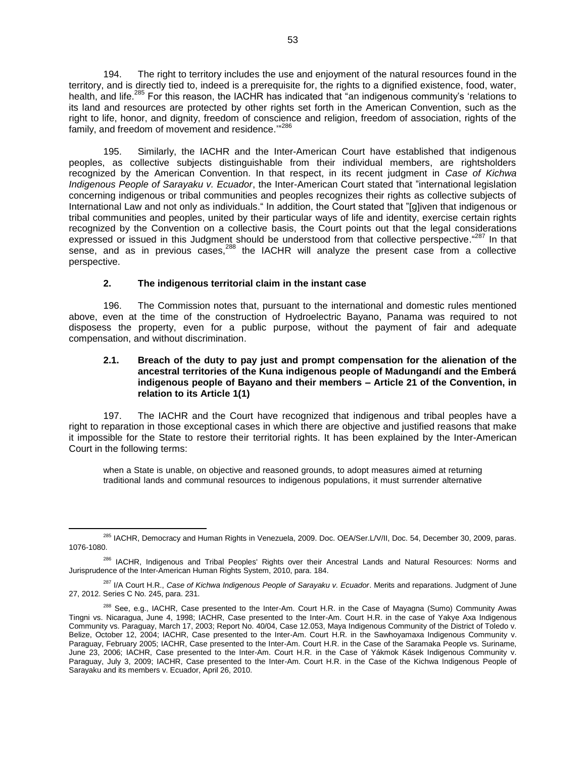194. The right to territory includes the use and enjoyment of the natural resources found in the territory, and is directly tied to, indeed is a prerequisite for, the rights to a dignified existence, food, water, health, and life.[285] For this reason, the IACHR has indicated that "an indigenous community's 'relations to its land and resources are protected by other rights set forth in the American Convention, such as the right to life, honor, and dignity, freedom of conscience and religion, freedom of association, rights of the family, and freedom of movement and residence.'"[286]

195. Similarly, the IACHR and the Inter-American Court have established that indigenous peoples, as collective subjects distinguishable from their individual members, are rightsholders recognized by the American Convention. In that respect, in its recent judgment in *Case of Kichwa Indigenous People of Sarayaku v. Ecuador*, the Inter-American Court stated that "international legislation concerning indigenous or tribal communities and peoples recognizes their rights as collective subjects of International Law and not only as individuals." In addition, the Court stated that "[g]iven that indigenous or tribal communities and peoples, united by their particular ways of life and identity, exercise certain rights recognized by the Convention on a collective basis, the Court points out that the legal considerations expressed or issued in this Judgment should be understood from that collective perspective."[287] In that sense, and as in previous cases,[288] the IACHR will analyze the present case from a collective perspective.

### 2. The indigenous territorial claim in the instant case

196. The Commission notes that, pursuant to the international and domestic rules mentioned above, even at the time of the construction of Hydroelectric Bayano, Panama was required to not disposess the property, even for a public purpose, without the payment of fair and adequate compensation, and without discrimination.

#### 2.1. Breach of the duty to pay just and prompt compensation for the alienation of the ancestral territories of the Kuna indigenous people of Madungandí and the Emberá indigenous people of Bayano and their members – Article 21 of the Convention, in relation to its Article 1(1)

197. The IACHR and the Court have recognized that indigenous and tribal peoples have a right to reparation in those exceptional cases in which there are objective and justified reasons that make it impossible for the State to restore their territorial rights. It has been explained by the Inter-American Court in the following terms:

> when a State is unable, on objective and reasoned grounds, to adopt measures aimed at returning traditional lands and communal resources to indigenous populations, it must surrender alternative

---

[285] IACHR, Democracy and Human Rights in Venezuela, 2009. Doc. OEA/Ser.L/V/II, Doc. 54, December 30, 2009, paras. 1076-1080.

[286] IACHR, Indigenous and Tribal Peoples' Rights over their Ancestral Lands and Natural Resources: Norms and Jurisprudence of the Inter-American Human Rights System, 2010, para. 184.

[287] I/A Court H.R., *Case of Kichwa Indigenous People of Sarayaku v. Ecuador*. Merits and reparations. Judgment of June 27, 2012. Series C No. 245, para. 231.

[288] See, e.g., IACHR, Case presented to the Inter-Am. Court H.R. in the Case of Mayagna (Sumo) Community Awas Tingni vs. Nicaragua, June 4, 1998; IACHR, Case presented to the Inter-Am. Court H.R. in the case of Yakye Axa Indigenous Community vs. Paraguay, March 17, 2003; Report No. 40/04, Case 12.053, Maya Indigenous Community of the District of Toledo v. Belize, October 12, 2004; IACHR, Case presented to the Inter-Am. Court H.R. in the Sawhoyamaxa Indigenous Community v. Paraguay, February 2005; IACHR, Case presented to the Inter-Am. Court H.R. in the Case of the Saramaka People vs. Suriname, June 23, 2006; IACHR, Case presented to the Inter-Am. Court H.R. in the Case of Yákmok Kásek Indigenous Community v. Paraguay, July 3, 2009; IACHR, Case presented to the Inter-Am. Court H.R. in the Case of the Kichwa Indigenous People of Sarayaku and its members v. Ecuador, April 26, 2010.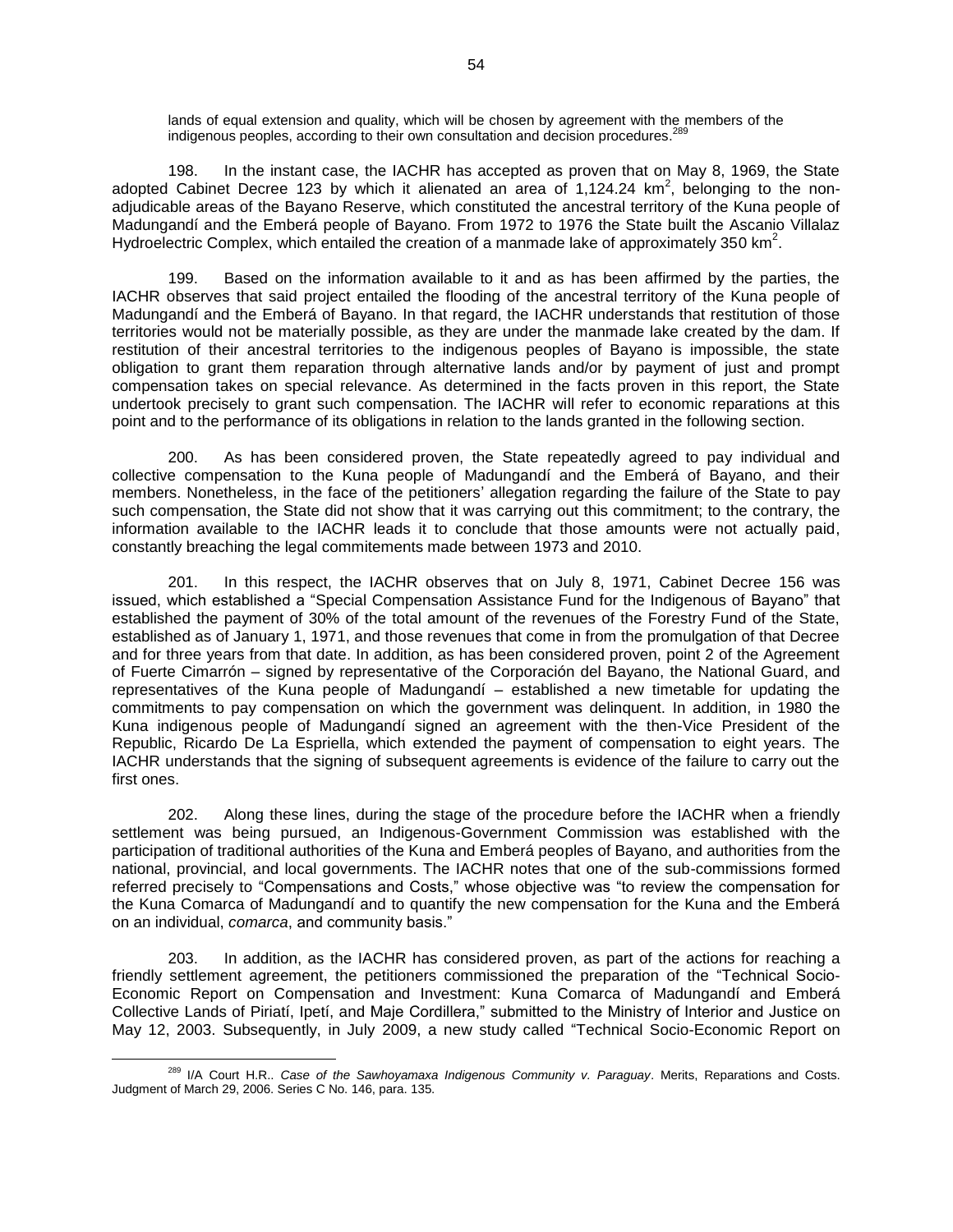lands of equal extension and quality, which will be chosen by agreement with the members of the indigenous peoples, according to their own consultation and decision procedures.[289]

198. In the instant case, the IACHR has accepted as proven that on May 8, 1969, the State adopted Cabinet Decree 123 by which it alienated an area of 1,124.24 km$^2$, belonging to the non-adjudicable areas of the Bayano Reserve, which constituted the ancestral territory of the Kuna people of Madungandí and the Emberá people of Bayano. From 1972 to 1976 the State built the Ascanio Villalaz Hydroelectric Complex, which entailed the creation of a manmade lake of approximately 350 km$^2$.

199. Based on the information available to it and as has been affirmed by the parties, the IACHR observes that said project entailed the flooding of the ancestral territory of the Kuna people of Madungandí and the Emberá of Bayano. In that regard, the IACHR understands that restitution of those territories would not be materially possible, as they are under the manmade lake created by the dam. If restitution of their ancestral territories to the indigenous peoples of Bayano is impossible, the state obligation to grant them reparation through alternative lands and/or by payment of just and prompt compensation takes on special relevance. As determined in the facts proven in this report, the State undertook precisely to grant such compensation. The IACHR will refer to economic reparations at this point and to the performance of its obligations in relation to the lands granted in the following section.

200. As has been considered proven, the State repeatedly agreed to pay individual and collective compensation to the Kuna people of Madungandí and the Emberá of Bayano, and their members. Nonetheless, in the face of the petitioners' allegation regarding the failure of the State to pay such compensation, the State did not show that it was carrying out this commitment; to the contrary, the information available to the IACHR leads it to conclude that those amounts were not actually paid, constantly breaching the legal commitements made between 1973 and 2010.

201. In this respect, the IACHR observes that on July 8, 1971, Cabinet Decree 156 was issued, which established a "Special Compensation Assistance Fund for the Indigenous of Bayano" that established the payment of 30% of the total amount of the revenues of the Forestry Fund of the State, established as of January 1, 1971, and those revenues that come in from the promulgation of that Decree and for three years from that date. In addition, as has been considered proven, point 2 of the Agreement of Fuerte Cimarrón – signed by representative of the Corporación del Bayano, the National Guard, and representatives of the Kuna people of Madungandí – established a new timetable for updating the commitments to pay compensation on which the government was delinquent. In addition, in 1980 the Kuna indigenous people of Madungandí signed an agreement with the then-Vice President of the Republic, Ricardo De La Espriella, which extended the payment of compensation to eight years. The IACHR understands that the signing of subsequent agreements is evidence of the failure to carry out the first ones.

202. Along these lines, during the stage of the procedure before the IACHR when a friendly settlement was being pursued, an Indigenous-Government Commission was established with the participation of traditional authorities of the Kuna and Emberá peoples of Bayano, and authorities from the national, provincial, and local governments. The IACHR notes that one of the sub-commissions formed referred precisely to "Compensations and Costs," whose objective was "to review the compensation for the Kuna Comarca of Madungandí and to quantify the new compensation for the Kuna and the Emberá on an individual, *comarca*, and community basis."

203. In addition, as the IACHR has considered proven, as part of the actions for reaching a friendly settlement agreement, the petitioners commissioned the preparation of the "Technical Socio-Economic Report on Compensation and Investment: Kuna Comarca of Madungandí and Emberá Collective Lands of Piriatí, Ipetí, and Maje Cordillera," submitted to the Ministry of Interior and Justice on May 12, 2003. Subsequently, in July 2009, a new study called "Technical Socio-Economic Report on

---

[289] I/A Court H.R.. *Case of the Sawhoyamaxa Indigenous Community v. Paraguay*. Merits, Reparations and Costs. Judgment of March 29, 2006. Series C No. 146, para. 135.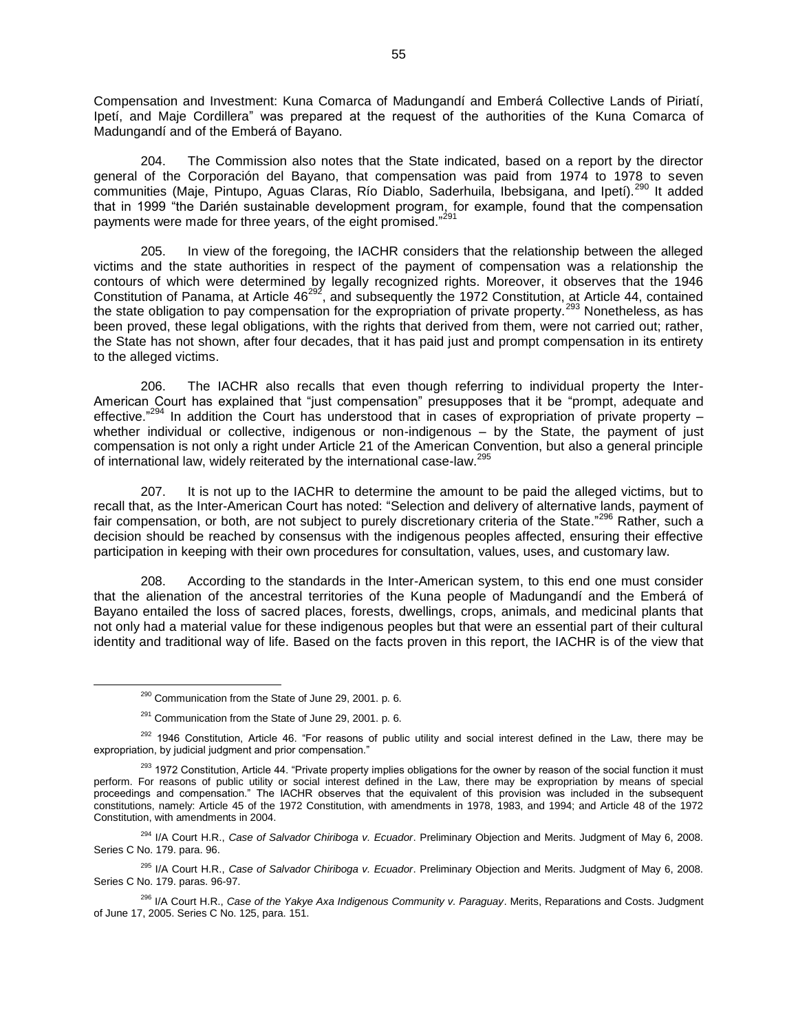Compensation and Investment: Kuna Comarca of Madungandí and Emberá Collective Lands of Piriatí, Ipetí, and Maje Cordillera" was prepared at the request of the authorities of the Kuna Comarca of Madungandí and of the Emberá of Bayano.

204. The Commission also notes that the State indicated, based on a report by the director general of the Corporación del Bayano, that compensation was paid from 1974 to 1978 to seven communities (Maje, Pintupo, Aguas Claras, Río Diablo, Saderhuila, Ibebsigana, and Ipetí).[290] It added that in 1999 "the Darién sustainable development program, for example, found that the compensation payments were made for three years, of the eight promised."[291]

205. In view of the foregoing, the IACHR considers that the relationship between the alleged victims and the state authorities in respect of the payment of compensation was a relationship the contours of which were determined by legally recognized rights. Moreover, it observes that the 1946 Constitution of Panama, at Article 46[292], and subsequently the 1972 Constitution, at Article 44, contained the state obligation to pay compensation for the expropriation of private property.[293] Nonetheless, as has been proved, these legal obligations, with the rights that derived from them, were not carried out; rather, the State has not shown, after four decades, that it has paid just and prompt compensation in its entirety to the alleged victims.

206. The IACHR also recalls that even though referring to individual property the Inter-American Court has explained that "just compensation" presupposes that it be "prompt, adequate and effective."[294] In addition the Court has understood that in cases of expropriation of private property – whether individual or collective, indigenous or non-indigenous – by the State, the payment of just compensation is not only a right under Article 21 of the American Convention, but also a general principle of international law, widely reiterated by the international case-law.[295]

207. It is not up to the IACHR to determine the amount to be paid the alleged victims, but to recall that, as the Inter-American Court has noted: "Selection and delivery of alternative lands, payment of fair compensation, or both, are not subject to purely discretionary criteria of the State."[296] Rather, such a decision should be reached by consensus with the indigenous peoples affected, ensuring their effective participation in keeping with their own procedures for consultation, values, uses, and customary law.

208. According to the standards in the Inter-American system, to this end one must consider that the alienation of the ancestral territories of the Kuna people of Madungandí and the Emberá of Bayano entailed the loss of sacred places, forests, dwellings, crops, animals, and medicinal plants that not only had a material value for these indigenous peoples but that were an essential part of their cultural identity and traditional way of life. Based on the facts proven in this report, the IACHR is of the view that

---

[290] Communication from the State of June 29, 2001. p. 6.

[291] Communication from the State of June 29, 2001. p. 6.

[292] 1946 Constitution, Article 46. "For reasons of public utility and social interest defined in the Law, there may be expropriation, by judicial judgment and prior compensation."

[293] 1972 Constitution, Article 44. "Private property implies obligations for the owner by reason of the social function it must perform. For reasons of public utility or social interest defined in the Law, there may be expropriation by means of special proceedings and compensation." The IACHR observes that the equivalent of this provision was included in the subsequent constitutions, namely: Article 45 of the 1972 Constitution, with amendments in 1978, 1983, and 1994; and Article 48 of the 1972 Constitution, with amendments in 2004.

[294] I/A Court H.R., *Case of Salvador Chiriboga v. Ecuador*. Preliminary Objection and Merits. Judgment of May 6, 2008. Series C No. 179. para. 96.

[295] I/A Court H.R., *Case of Salvador Chiriboga v. Ecuador*. Preliminary Objection and Merits. Judgment of May 6, 2008. Series C No. 179. paras. 96-97.

[296] I/A Court H.R., *Case of the Yakye Axa Indigenous Community v. Paraguay*. Merits, Reparations and Costs. Judgment of June 17, 2005. Series C No. 125, para. 151.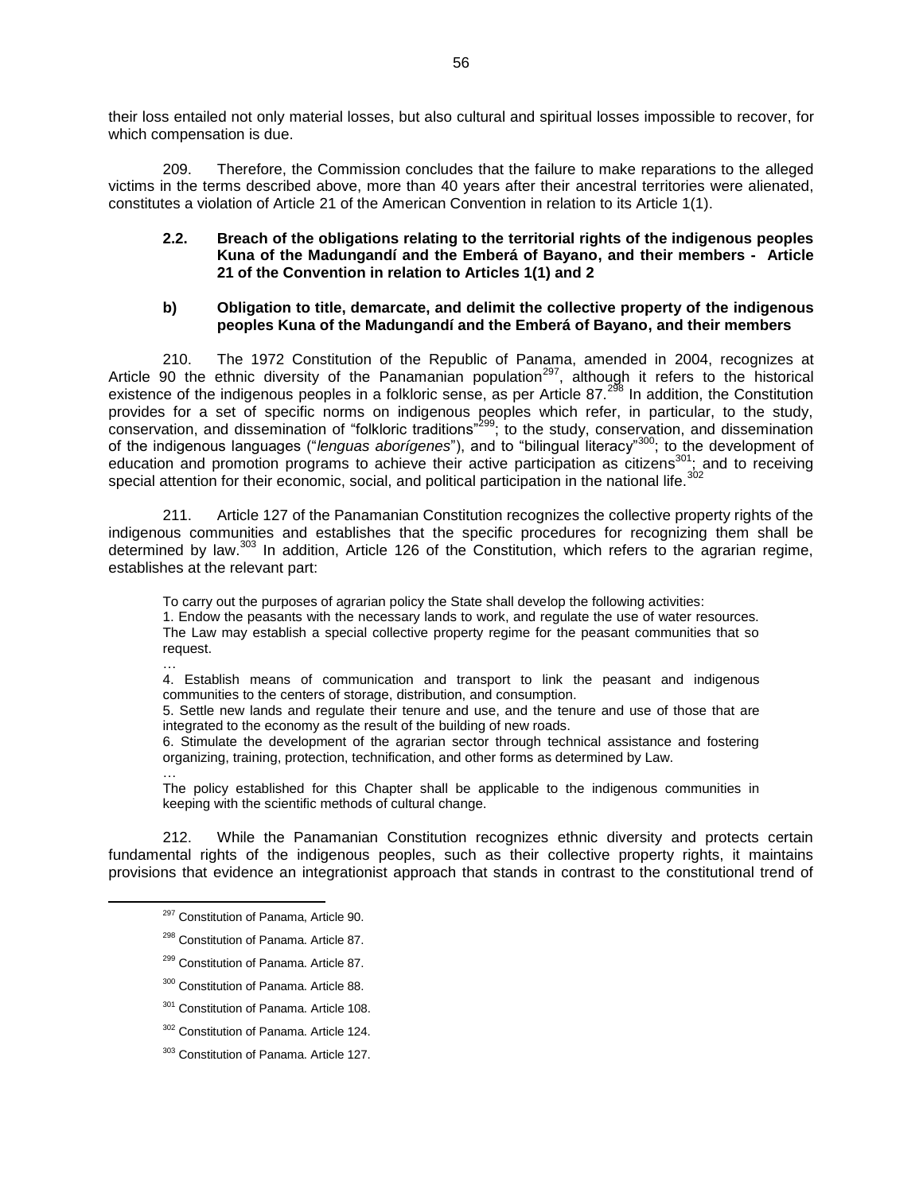their loss entailed not only material losses, but also cultural and spiritual losses impossible to recover, for which compensation is due.

209. Therefore, the Commission concludes that the failure to make reparations to the alleged victims in the terms described above, more than 40 years after their ancestral territories were alienated, constitutes a violation of Article 21 of the American Convention in relation to its Article 1(1).

**2.2. Breach of the obligations relating to the territorial rights of the indigenous peoples Kuna of the Madungandí and the Emberá of Bayano, and their members - Article 21 of the Convention in relation to Articles 1(1) and 2**

**b) Obligation to title, demarcate, and delimit the collective property of the indigenous peoples Kuna of the Madungandí and the Emberá of Bayano, and their members**

210. The 1972 Constitution of the Republic of Panama, amended in 2004, recognizes at Article 90 the ethnic diversity of the Panamanian population[297], although it refers to the historical existence of the indigenous peoples in a folkloric sense, as per Article 87.[298] In addition, the Constitution provides for a set of specific norms on indigenous peoples which refer, in particular, to the study, conservation, and dissemination of "folkloric traditions"[299]; to the study, conservation, and dissemination of the indigenous languages ("*lenguas aborígenes*"), and to "bilingual literacy"[300]; to the development of education and promotion programs to achieve their active participation as citizens[301]; and to receiving special attention for their economic, social, and political participation in the national life.[302]

211. Article 127 of the Panamanian Constitution recognizes the collective property rights of the indigenous communities and establishes that the specific procedures for recognizing them shall be determined by law.[303] In addition, Article 126 of the Constitution, which refers to the agrarian regime, establishes at the relevant part:

> To carry out the purposes of agrarian policy the State shall develop the following activities:
> 1. Endow the peasants with the necessary lands to work, and regulate the use of water resources. The Law may establish a special collective property regime for the peasant communities that so request.
> …
> 4. Establish means of communication and transport to link the peasant and indigenous communities to the centers of storage, distribution, and consumption.
> 5. Settle new lands and regulate their tenure and use, and the tenure and use of those that are integrated to the economy as the result of the building of new roads.
> 6. Stimulate the development of the agrarian sector through technical assistance and fostering organizing, training, protection, technification, and other forms as determined by Law.
> …
> The policy established for this Chapter shall be applicable to the indigenous communities in keeping with the scientific methods of cultural change.

212. While the Panamanian Constitution recognizes ethnic diversity and protects certain fundamental rights of the indigenous peoples, such as their collective property rights, it maintains provisions that evidence an integrationist approach that stands in contrast to the constitutional trend of

[297] Constitution of Panama, Article 90.

[298] Constitution of Panama. Article 87.

[299] Constitution of Panama. Article 87.

[300] Constitution of Panama. Article 88.

[301] Constitution of Panama. Article 108.

[302] Constitution of Panama. Article 124.

[303] Constitution of Panama. Article 127.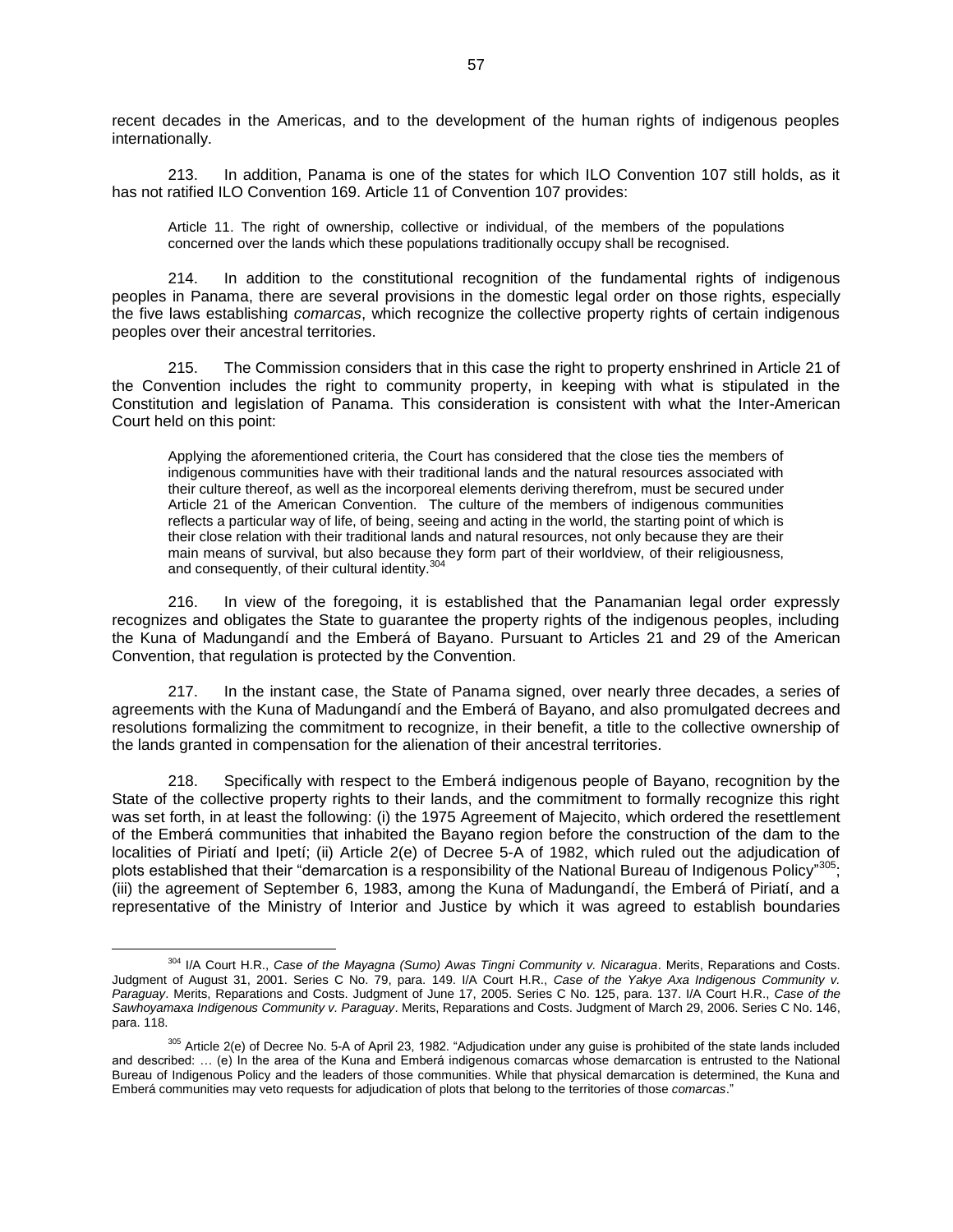recent decades in the Americas, and to the development of the human rights of indigenous peoples internationally.

213. In addition, Panama is one of the states for which ILO Convention 107 still holds, as it has not ratified ILO Convention 169. Article 11 of Convention 107 provides:

> Article 11. The right of ownership, collective or individual, of the members of the populations concerned over the lands which these populations traditionally occupy shall be recognised.

214. In addition to the constitutional recognition of the fundamental rights of indigenous peoples in Panama, there are several provisions in the domestic legal order on those rights, especially the five laws establishing *comarcas*, which recognize the collective property rights of certain indigenous peoples over their ancestral territories.

215. The Commission considers that in this case the right to property enshrined in Article 21 of the Convention includes the right to community property, in keeping with what is stipulated in the Constitution and legislation of Panama. This consideration is consistent with what the Inter-American Court held on this point:

> Applying the aforementioned criteria, the Court has considered that the close ties the members of indigenous communities have with their traditional lands and the natural resources associated with their culture thereof, as well as the incorporeal elements deriving therefrom, must be secured under Article 21 of the American Convention. The culture of the members of indigenous communities reflects a particular way of life, of being, seeing and acting in the world, the starting point of which is their close relation with their traditional lands and natural resources, not only because they are their main means of survival, but also because they form part of their worldview, of their religiousness, and consequently, of their cultural identity.[304]

216. In view of the foregoing, it is established that the Panamanian legal order expressly recognizes and obligates the State to guarantee the property rights of the indigenous peoples, including the Kuna of Madungandí and the Emberá of Bayano. Pursuant to Articles 21 and 29 of the American Convention, that regulation is protected by the Convention.

217. In the instant case, the State of Panama signed, over nearly three decades, a series of agreements with the Kuna of Madungandí and the Emberá of Bayano, and also promulgated decrees and resolutions formalizing the commitment to recognize, in their benefit, a title to the collective ownership of the lands granted in compensation for the alienation of their ancestral territories.

218. Specifically with respect to the Emberá indigenous people of Bayano, recognition by the State of the collective property rights to their lands, and the commitment to formally recognize this right was set forth, in at least the following: (i) the 1975 Agreement of Majecito, which ordered the resettlement of the Emberá communities that inhabited the Bayano region before the construction of the dam to the localities of Piriatí and Ipetí; (ii) Article 2(e) of Decree 5-A of 1982, which ruled out the adjudication of plots established that their "demarcation is a responsibility of the National Bureau of Indigenous Policy"[305]; (iii) the agreement of September 6, 1983, among the Kuna of Madungandí, the Emberá of Piriatí, and a representative of the Ministry of Interior and Justice by which it was agreed to establish boundaries

---

[304] I/A Court H.R., *Case of the Mayagna (Sumo) Awas Tingni Community v. Nicaragua*. Merits, Reparations and Costs. Judgment of August 31, 2001. Series C No. 79, para. 149. I/A Court H.R., *Case of the Yakye Axa Indigenous Community v. Paraguay*. Merits, Reparations and Costs. Judgment of June 17, 2005. Series C No. 125, para. 137. I/A Court H.R., *Case of the Sawhoyamaxa Indigenous Community v. Paraguay*. Merits, Reparations and Costs. Judgment of March 29, 2006. Series C No. 146, para. 118.

[305] Article 2(e) of Decree No. 5-A of April 23, 1982. "Adjudication under any guise is prohibited of the state lands included and described: … (e) In the area of the Kuna and Emberá indigenous comarcas whose demarcation is entrusted to the National Bureau of Indigenous Policy and the leaders of those communities. While that physical demarcation is determined, the Kuna and Emberá communities may veto requests for adjudication of plots that belong to the territories of those *comarcas*."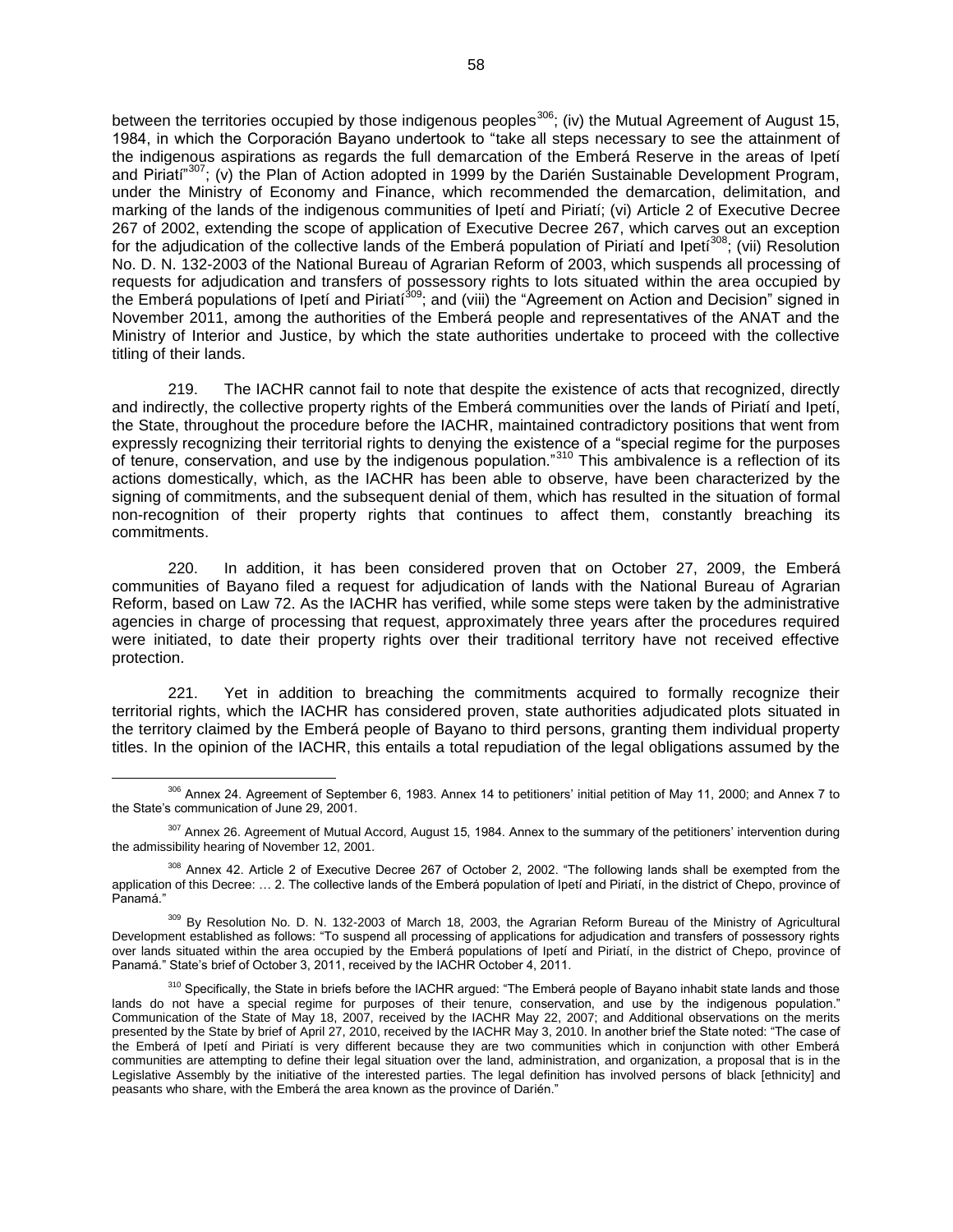between the territories occupied by those indigenous peoples[306]; (iv) the Mutual Agreement of August 15, 1984, in which the Corporación Bayano undertook to "take all steps necessary to see the attainment of the indigenous aspirations as regards the full demarcation of the Emberá Reserve in the areas of Ipetí and Piriatí"[307]; (v) the Plan of Action adopted in 1999 by the Darién Sustainable Development Program, under the Ministry of Economy and Finance, which recommended the demarcation, delimitation, and marking of the lands of the indigenous communities of Ipetí and Piriatí; (vi) Article 2 of Executive Decree 267 of 2002, extending the scope of application of Executive Decree 267, which carves out an exception for the adjudication of the collective lands of the Emberá population of Piriatí and Ipetí[308]; (vii) Resolution No. D. N. 132-2003 of the National Bureau of Agrarian Reform of 2003, which suspends all processing of requests for adjudication and transfers of possessory rights to lots situated within the area occupied by the Emberá populations of Ipetí and Piriatí[309]; and (viii) the "Agreement on Action and Decision" signed in November 2011, among the authorities of the Emberá people and representatives of the ANAT and the Ministry of Interior and Justice, by which the state authorities undertake to proceed with the collective titling of their lands.

219. The IACHR cannot fail to note that despite the existence of acts that recognized, directly and indirectly, the collective property rights of the Emberá communities over the lands of Piriatí and Ipetí, the State, throughout the procedure before the IACHR, maintained contradictory positions that went from expressly recognizing their territorial rights to denying the existence of a "special regime for the purposes of tenure, conservation, and use by the indigenous population."[310] This ambivalence is a reflection of its actions domestically, which, as the IACHR has been able to observe, have been characterized by the signing of commitments, and the subsequent denial of them, which has resulted in the situation of formal non-recognition of their property rights that continues to affect them, constantly breaching its commitments.

220. In addition, it has been considered proven that on October 27, 2009, the Emberá communities of Bayano filed a request for adjudication of lands with the National Bureau of Agrarian Reform, based on Law 72. As the IACHR has verified, while some steps were taken by the administrative agencies in charge of processing that request, approximately three years after the procedures required were initiated, to date their property rights over their traditional territory have not received effective protection.

221. Yet in addition to breaching the commitments acquired to formally recognize their territorial rights, which the IACHR has considered proven, state authorities adjudicated plots situated in the territory claimed by the Emberá people of Bayano to third persons, granting them individual property titles. In the opinion of the IACHR, this entails a total repudiation of the legal obligations assumed by the

---

[306] Annex 24. Agreement of September 6, 1983. Annex 14 to petitioners' initial petition of May 11, 2000; and Annex 7 to the State's communication of June 29, 2001.

[307] Annex 26. Agreement of Mutual Accord, August 15, 1984. Annex to the summary of the petitioners' intervention during the admissibility hearing of November 12, 2001.

[308] Annex 42. Article 2 of Executive Decree 267 of October 2, 2002. "The following lands shall be exempted from the application of this Decree: … 2. The collective lands of the Emberá population of Ipetí and Piriatí, in the district of Chepo, province of Panamá."

[309] By Resolution No. D. N. 132-2003 of March 18, 2003, the Agrarian Reform Bureau of the Ministry of Agricultural Development established as follows: "To suspend all processing of applications for adjudication and transfers of possessory rights over lands situated within the area occupied by the Emberá populations of Ipetí and Piriatí, in the district of Chepo, province of Panamá." State's brief of October 3, 2011, received by the IACHR October 4, 2011.

[310] Specifically, the State in briefs before the IACHR argued: "The Emberá people of Bayano inhabit state lands and those lands do not have a special regime for purposes of their tenure, conservation, and use by the indigenous population." Communication of the State of May 18, 2007, received by the IACHR May 22, 2007; and Additional observations on the merits presented by the State by brief of April 27, 2010, received by the IACHR May 3, 2010. In another brief the State noted: "The case of the Emberá of Ipetí and Piriatí is very different because they are two communities which in conjunction with other Emberá communities are attempting to define their legal situation over the land, administration, and organization, a proposal that is in the Legislative Assembly by the initiative of the interested parties. The legal definition has involved persons of black [ethnicity] and peasants who share, with the Emberá the area known as the province of Darién."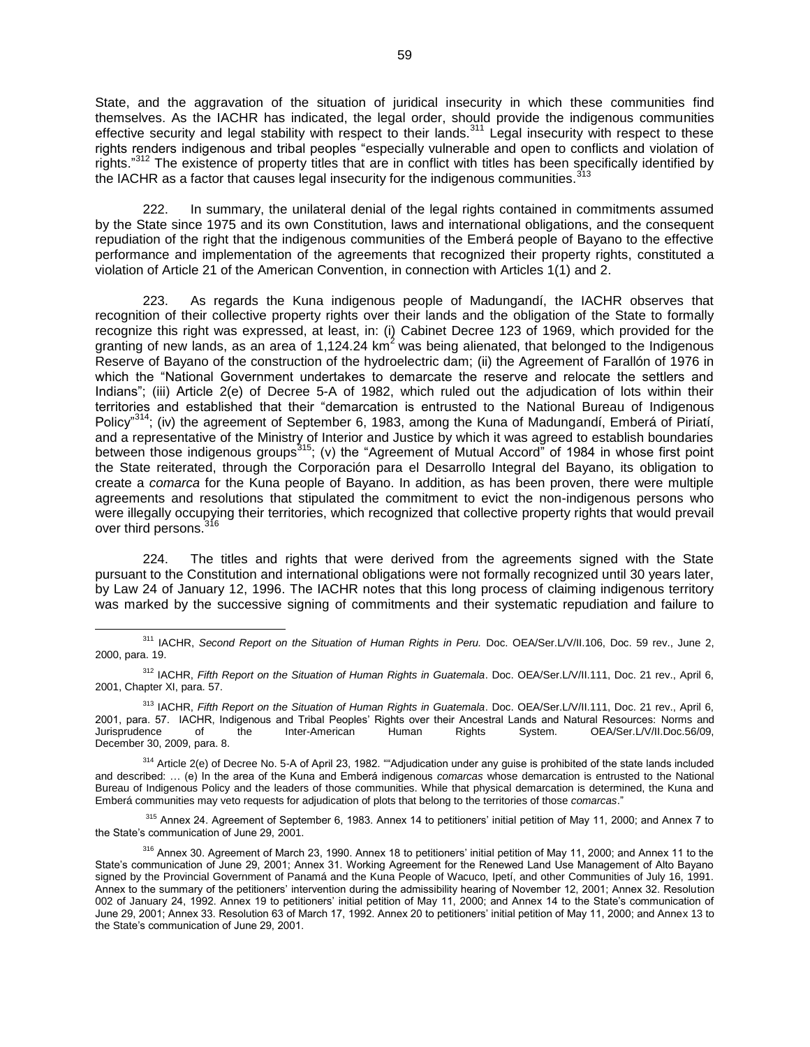State, and the aggravation of the situation of juridical insecurity in which these communities find themselves. As the IACHR has indicated, the legal order, should provide the indigenous communities effective security and legal stability with respect to their lands.[311] Legal insecurity with respect to these rights renders indigenous and tribal peoples "especially vulnerable and open to conflicts and violation of rights."[312] The existence of property titles that are in conflict with titles has been specifically identified by the IACHR as a factor that causes legal insecurity for the indigenous communities.[313]

222. In summary, the unilateral denial of the legal rights contained in commitments assumed by the State since 1975 and its own Constitution, laws and international obligations, and the consequent repudiation of the right that the indigenous communities of the Emberá people of Bayano to the effective performance and implementation of the agreements that recognized their property rights, constituted a violation of Article 21 of the American Convention, in connection with Articles 1(1) and 2.

223. As regards the Kuna indigenous people of Madungandí, the IACHR observes that recognition of their collective property rights over their lands and the obligation of the State to formally recognize this right was expressed, at least, in: (i) Cabinet Decree 123 of 1969, which provided for the granting of new lands, as an area of 1,124.24 $km^2$ was being alienated, that belonged to the Indigenous Reserve of Bayano of the construction of the hydroelectric dam; (ii) the Agreement of Farallón of 1976 in which the "National Government undertakes to demarcate the reserve and relocate the settlers and Indians"; (iii) Article 2(e) of Decree 5-A of 1982, which ruled out the adjudication of lots within their territories and established that their "demarcation is entrusted to the National Bureau of Indigenous Policy"[314]; (iv) the agreement of September 6, 1983, among the Kuna of Madungandí, Emberá of Piriatí, and a representative of the Ministry of Interior and Justice by which it was agreed to establish boundaries between those indigenous groups[315]; (v) the "Agreement of Mutual Accord" of 1984 in whose first point the State reiterated, through the Corporación para el Desarrollo Integral del Bayano, its obligation to create a *comarca* for the Kuna people of Bayano. In addition, as has been proven, there were multiple agreements and resolutions that stipulated the commitment to evict the non-indigenous persons who were illegally occupying their territories, which recognized that collective property rights that would prevail over third persons.[316]

224. The titles and rights that were derived from the agreements signed with the State pursuant to the Constitution and international obligations were not formally recognized until 30 years later, by Law 24 of January 12, 1996. The IACHR notes that this long process of claiming indigenous territory was marked by the successive signing of commitments and their systematic repudiation and failure to

---

[311] IACHR, *Second Report on the Situation of Human Rights in Peru.* Doc. OEA/Ser.L/V/II.106, Doc. 59 rev., June 2, 2000, para. 19.

[312] IACHR, *Fifth Report on the Situation of Human Rights in Guatemala*. Doc. OEA/Ser.L/V/II.111, Doc. 21 rev., April 6, 2001, Chapter XI, para. 57.

[313] IACHR, *Fifth Report on the Situation of Human Rights in Guatemala*. Doc. OEA/Ser.L/V/II.111, Doc. 21 rev., April 6, 2001, para. 57. IACHR, Indigenous and Tribal Peoples' Rights over their Ancestral Lands and Natural Resources: Norms and Jurisprudence of the Inter-American Human Rights System. OEA/Ser.L/V/II.Doc.56/09, December 30, 2009, para. 8.

[314] Article 2(e) of Decree No. 5-A of April 23, 1982. ""Adjudication under any guise is prohibited of the state lands included and described: … (e) In the area of the Kuna and Emberá indigenous *comarcas* whose demarcation is entrusted to the National Bureau of Indigenous Policy and the leaders of those communities. While that physical demarcation is determined, the Kuna and Emberá communities may veto requests for adjudication of plots that belong to the territories of those *comarcas*."

[315] Annex 24. Agreement of September 6, 1983. Annex 14 to petitioners' initial petition of May 11, 2000; and Annex 7 to the State's communication of June 29, 2001.

[316] Annex 30. Agreement of March 23, 1990. Annex 18 to petitioners' initial petition of May 11, 2000; and Annex 11 to the State's communication of June 29, 2001; Annex 31. Working Agreement for the Renewed Land Use Management of Alto Bayano signed by the Provincial Government of Panamá and the Kuna People of Wacuco, Ipetí, and other Communities of July 16, 1991. Annex to the summary of the petitioners' intervention during the admissibility hearing of November 12, 2001; Annex 32. Resolution 002 of January 24, 1992. Annex 19 to petitioners' initial petition of May 11, 2000; and Annex 14 to the State's communication of June 29, 2001; Annex 33. Resolution 63 of March 17, 1992. Annex 20 to petitioners' initial petition of May 11, 2000; and Annex 13 to the State's communication of June 29, 2001.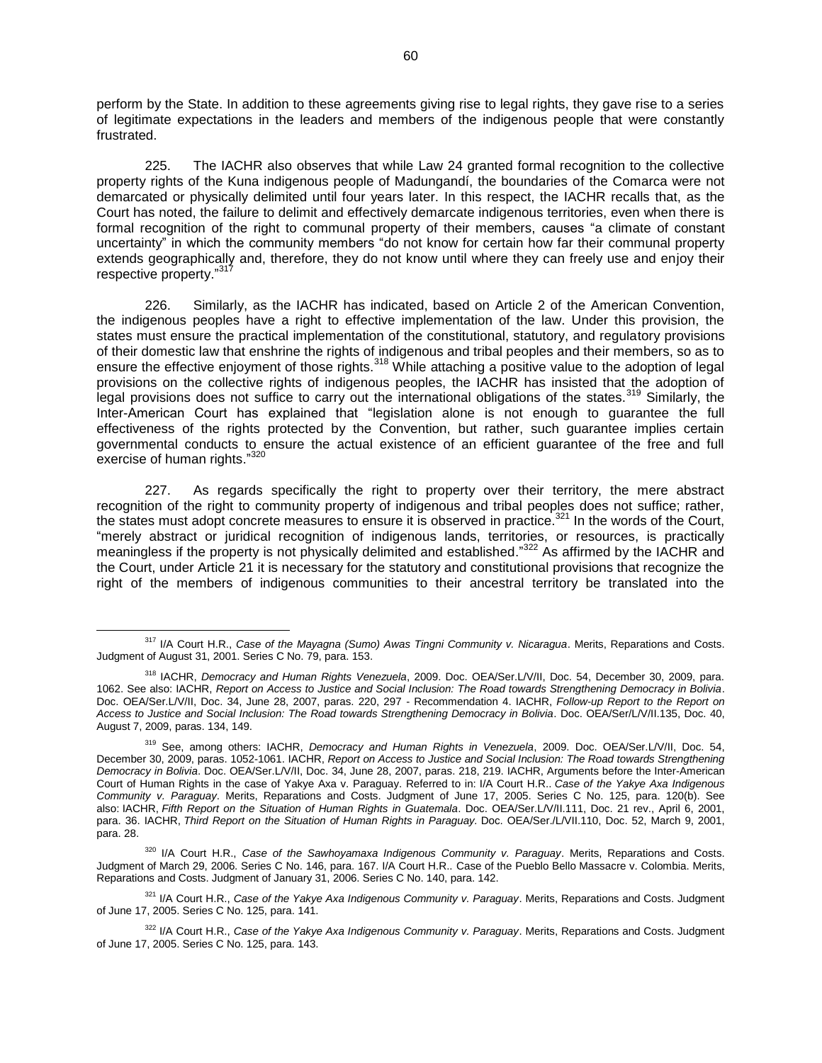perform by the State. In addition to these agreements giving rise to legal rights, they gave rise to a series of legitimate expectations in the leaders and members of the indigenous people that were constantly frustrated.

225. The IACHR also observes that while Law 24 granted formal recognition to the collective property rights of the Kuna indigenous people of Madungandí, the boundaries of the Comarca were not demarcated or physically delimited until four years later. In this respect, the IACHR recalls that, as the Court has noted, the failure to delimit and effectively demarcate indigenous territories, even when there is formal recognition of the right to communal property of their members, causes "a climate of constant uncertainty" in which the community members "do not know for certain how far their communal property extends geographically and, therefore, they do not know until where they can freely use and enjoy their respective property."[317]

226. Similarly, as the IACHR has indicated, based on Article 2 of the American Convention, the indigenous peoples have a right to effective implementation of the law. Under this provision, the states must ensure the practical implementation of the constitutional, statutory, and regulatory provisions of their domestic law that enshrine the rights of indigenous and tribal peoples and their members, so as to ensure the effective enjoyment of those rights.[318] While attaching a positive value to the adoption of legal provisions on the collective rights of indigenous peoples, the IACHR has insisted that the adoption of legal provisions does not suffice to carry out the international obligations of the states.[319] Similarly, the Inter-American Court has explained that "legislation alone is not enough to guarantee the full effectiveness of the rights protected by the Convention, but rather, such guarantee implies certain governmental conducts to ensure the actual existence of an efficient guarantee of the free and full exercise of human rights."[320]

227. As regards specifically the right to property over their territory, the mere abstract recognition of the right to community property of indigenous and tribal peoples does not suffice; rather, the states must adopt concrete measures to ensure it is observed in practice.[321] In the words of the Court, "merely abstract or juridical recognition of indigenous lands, territories, or resources, is practically meaningless if the property is not physically delimited and established."[322] As affirmed by the IACHR and the Court, under Article 21 it is necessary for the statutory and constitutional provisions that recognize the right of the members of indigenous communities to their ancestral territory be translated into the

---

[317] I/A Court H.R., *Case of the Mayagna (Sumo) Awas Tingni Community v. Nicaragua*. Merits, Reparations and Costs. Judgment of August 31, 2001. Series C No. 79, para. 153.

[318] IACHR, *Democracy and Human Rights Venezuela*, 2009. Doc. OEA/Ser.L/V/II, Doc. 54, December 30, 2009, para. 1062. See also: IACHR, *Report on Access to Justice and Social Inclusion: The Road towards Strengthening Democracy in Bolivia*. Doc. OEA/Ser.L/V/II, Doc. 34, June 28, 2007, paras. 220, 297 - Recommendation 4. IACHR, *Follow-up Report to the Report on Access to Justice and Social Inclusion: The Road towards Strengthening Democracy in Bolivia*. Doc. OEA/Ser/L/V/II.135, Doc. 40, August 7, 2009, paras. 134, 149.

[319] See, among others: IACHR, *Democracy and Human Rights in Venezuela*, 2009. Doc. OEA/Ser.L/V/II, Doc. 54, December 30, 2009, paras. 1052-1061. IACHR, *Report on Access to Justice and Social Inclusion: The Road towards Strengthening Democracy in Bolivia*. Doc. OEA/Ser.L/V/II, Doc. 34, June 28, 2007, paras. 218, 219. IACHR, Arguments before the Inter-American Court of Human Rights in the case of Yakye Axa v. Paraguay. Referred to in: I/A Court H.R.. *Case of the Yakye Axa Indigenous Community v. Paraguay*. Merits, Reparations and Costs. Judgment of June 17, 2005. Series C No. 125, para. 120(b). See also: IACHR, *Fifth Report on the Situation of Human Rights in Guatemala*. Doc. OEA/Ser.L/V/II.111, Doc. 21 rev., April 6, 2001, para. 36. IACHR, *Third Report on the Situation of Human Rights in Paraguay*. Doc. OEA/Ser./L/VII.110, Doc. 52, March 9, 2001, para. 28.

[320] I/A Court H.R., *Case of the Sawhoyamaxa Indigenous Community v. Paraguay*. Merits, Reparations and Costs. Judgment of March 29, 2006. Series C No. 146, para. 167. I/A Court H.R.. Case of the Pueblo Bello Massacre v. Colombia. Merits, Reparations and Costs. Judgment of January 31, 2006. Series C No. 140, para. 142.

[321] I/A Court H.R., *Case of the Yakye Axa Indigenous Community v. Paraguay*. Merits, Reparations and Costs. Judgment of June 17, 2005. Series C No. 125, para. 141.

[322] I/A Court H.R., *Case of the Yakye Axa Indigenous Community v. Paraguay*. Merits, Reparations and Costs. Judgment of June 17, 2005. Series C No. 125, para. 143.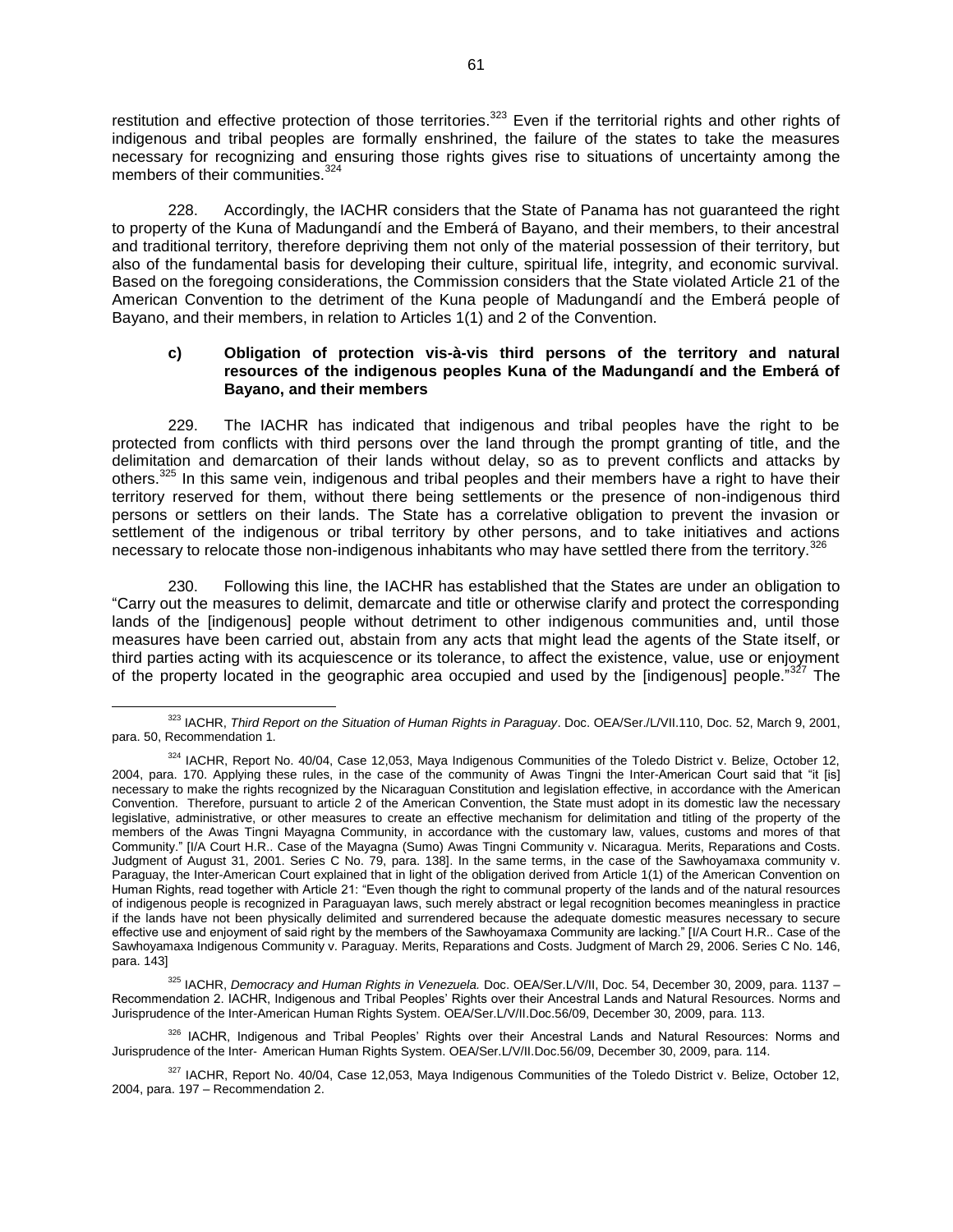restitution and effective protection of those territories.[323] Even if the territorial rights and other rights of indigenous and tribal peoples are formally enshrined, the failure of the states to take the measures necessary for recognizing and ensuring those rights gives rise to situations of uncertainty among the members of their communities.[324]

228. Accordingly, the IACHR considers that the State of Panama has not guaranteed the right to property of the Kuna of Madungandí and the Emberá of Bayano, and their members, to their ancestral and traditional territory, therefore depriving them not only of the material possession of their territory, but also of the fundamental basis for developing their culture, spiritual life, integrity, and economic survival. Based on the foregoing considerations, the Commission considers that the State violated Article 21 of the American Convention to the detriment of the Kuna people of Madungandí and the Emberá people of Bayano, and their members, in relation to Articles 1(1) and 2 of the Convention.

### c) Obligation of protection vis-à-vis third persons of the territory and natural resources of the indigenous peoples Kuna of the Madungandí and the Emberá of Bayano, and their members

229. The IACHR has indicated that indigenous and tribal peoples have the right to be protected from conflicts with third persons over the land through the prompt granting of title, and the delimitation and demarcation of their lands without delay, so as to prevent conflicts and attacks by others.[325] In this same vein, indigenous and tribal peoples and their members have a right to have their territory reserved for them, without there being settlements or the presence of non-indigenous third persons or settlers on their lands. The State has a correlative obligation to prevent the invasion or settlement of the indigenous or tribal territory by other persons, and to take initiatives and actions necessary to relocate those non-indigenous inhabitants who may have settled there from the territory.[326]

230. Following this line, the IACHR has established that the States are under an obligation to "Carry out the measures to delimit, demarcate and title or otherwise clarify and protect the corresponding lands of the [indigenous] people without detriment to other indigenous communities and, until those measures have been carried out, abstain from any acts that might lead the agents of the State itself, or third parties acting with its acquiescence or its tolerance, to affect the existence, value, use or enjoyment of the property located in the geographic area occupied and used by the [indigenous] people."[327] The

---

[323] IACHR, *Third Report on the Situation of Human Rights in Paraguay*. Doc. OEA/Ser./L/VII.110, Doc. 52, March 9, 2001, para. 50, Recommendation 1.

[324] IACHR, Report No. 40/04, Case 12,053, Maya Indigenous Communities of the Toledo District v. Belize, October 12, 2004, para. 170. Applying these rules, in the case of the community of Awas Tingni the Inter-American Court said that "it [is] necessary to make the rights recognized by the Nicaraguan Constitution and legislation effective, in accordance with the American Convention. Therefore, pursuant to article 2 of the American Convention, the State must adopt in its domestic law the necessary legislative, administrative, or other measures to create an effective mechanism for delimitation and titling of the property of the members of the Awas Tingni Mayagna Community, in accordance with the customary law, values, customs and mores of that Community." [I/A Court H.R.. Case of the Mayagna (Sumo) Awas Tingni Community v. Nicaragua. Merits, Reparations and Costs. Judgment of August 31, 2001. Series C No. 79, para. 138]. In the same terms, in the case of the Sawhoyamaxa community v. Paraguay, the Inter-American Court explained that in light of the obligation derived from Article 1(1) of the American Convention on Human Rights, read together with Article 21: "Even though the right to communal property of the lands and of the natural resources of indigenous people is recognized in Paraguayan laws, such merely abstract or legal recognition becomes meaningless in practice if the lands have not been physically delimited and surrendered because the adequate domestic measures necessary to secure effective use and enjoyment of said right by the members of the Sawhoyamaxa Community are lacking." [I/A Court H.R.. Case of the Sawhoyamaxa Indigenous Community v. Paraguay. Merits, Reparations and Costs. Judgment of March 29, 2006. Series C No. 146, para. 143]

[325] IACHR, *Democracy and Human Rights in Venezuela.* Doc. OEA/Ser.L/V/II, Doc. 54, December 30, 2009, para. 1137 – Recommendation 2. IACHR, Indigenous and Tribal Peoples' Rights over their Ancestral Lands and Natural Resources. Norms and Jurisprudence of the Inter-American Human Rights System. OEA/Ser.L/V/II.Doc.56/09, December 30, 2009, para. 113.

[326] IACHR, Indigenous and Tribal Peoples' Rights over their Ancestral Lands and Natural Resources: Norms and Jurisprudence of the Inter- American Human Rights System. OEA/Ser.L/V/II.Doc.56/09, December 30, 2009, para. 114.

[327] IACHR, Report No. 40/04, Case 12,053, Maya Indigenous Communities of the Toledo District v. Belize, October 12, 2004, para. 197 – Recommendation 2.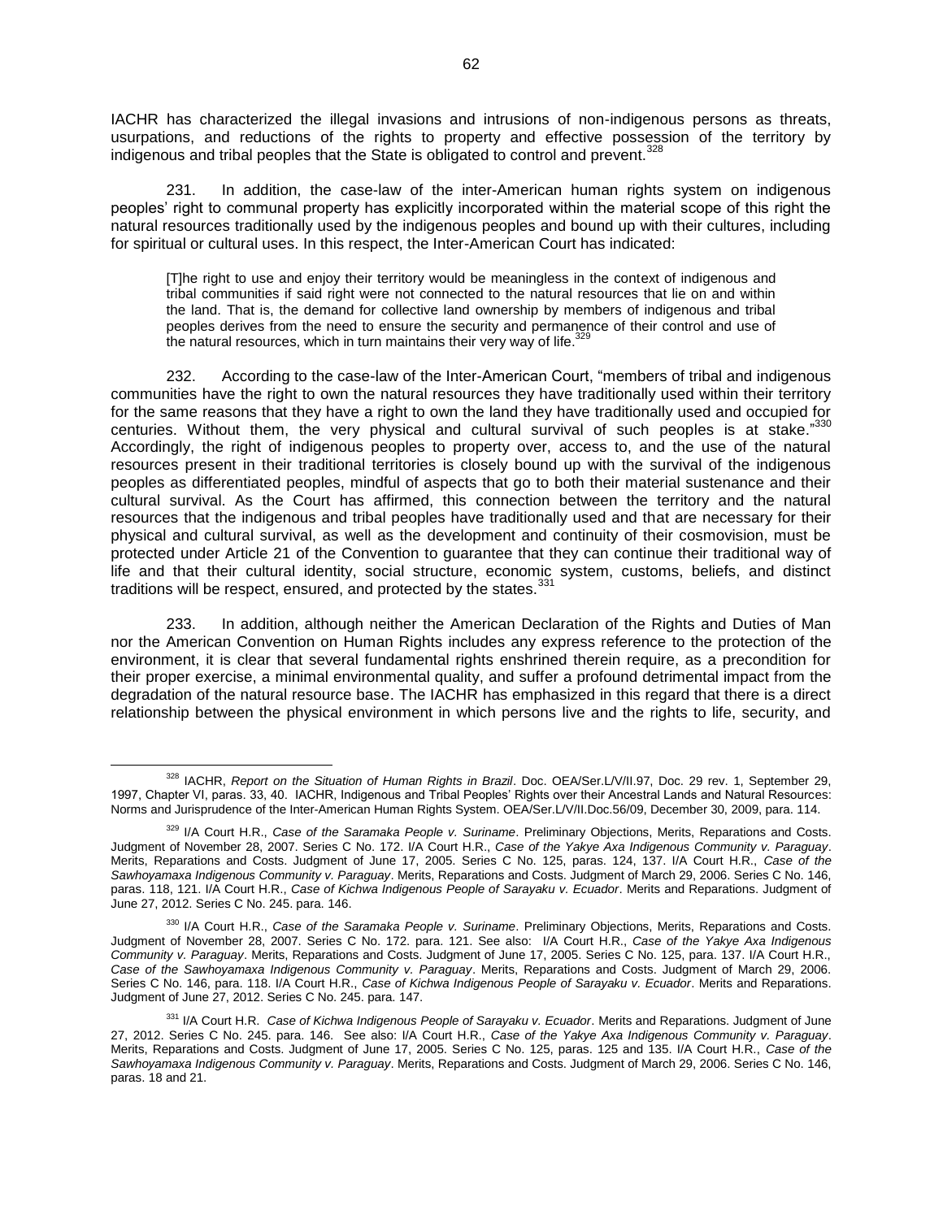IACHR has characterized the illegal invasions and intrusions of non-indigenous persons as threats, usurpations, and reductions of the rights to property and effective possession of the territory by indigenous and tribal peoples that the State is obligated to control and prevent.[328]

231. In addition, the case-law of the inter-American human rights system on indigenous peoples' right to communal property has explicitly incorporated within the material scope of this right the natural resources traditionally used by the indigenous peoples and bound up with their cultures, including for spiritual or cultural uses. In this respect, the Inter-American Court has indicated:

> [T]he right to use and enjoy their territory would be meaningless in the context of indigenous and tribal communities if said right were not connected to the natural resources that lie on and within the land. That is, the demand for collective land ownership by members of indigenous and tribal peoples derives from the need to ensure the security and permanence of their control and use of the natural resources, which in turn maintains their very way of life.[329]

232. According to the case-law of the Inter-American Court, "members of tribal and indigenous communities have the right to own the natural resources they have traditionally used within their territory for the same reasons that they have a right to own the land they have traditionally used and occupied for centuries. Without them, the very physical and cultural survival of such peoples is at stake."[330] Accordingly, the right of indigenous peoples to property over, access to, and the use of the natural resources present in their traditional territories is closely bound up with the survival of the indigenous peoples as differentiated peoples, mindful of aspects that go to both their material sustenance and their cultural survival. As the Court has affirmed, this connection between the territory and the natural resources that the indigenous and tribal peoples have traditionally used and that are necessary for their physical and cultural survival, as well as the development and continuity of their cosmovision, must be protected under Article 21 of the Convention to guarantee that they can continue their traditional way of life and that their cultural identity, social structure, economic system, customs, beliefs, and distinct traditions will be respect, ensured, and protected by the states.[331]

233. In addition, although neither the American Declaration of the Rights and Duties of Man nor the American Convention on Human Rights includes any express reference to the protection of the environment, it is clear that several fundamental rights enshrined therein require, as a precondition for their proper exercise, a minimal environmental quality, and suffer a profound detrimental impact from the degradation of the natural resource base. The IACHR has emphasized in this regard that there is a direct relationship between the physical environment in which persons live and the rights to life, security, and

---

[328] IACHR, *Report on the Situation of Human Rights in Brazil*. Doc. OEA/Ser.L/V/II.97, Doc. 29 rev. 1, September 29, 1997, Chapter VI, paras. 33, 40. IACHR, Indigenous and Tribal Peoples' Rights over their Ancestral Lands and Natural Resources: Norms and Jurisprudence of the Inter-American Human Rights System. OEA/Ser.L/V/II.Doc.56/09, December 30, 2009, para. 114.

[329] I/A Court H.R., *Case of the Saramaka People v. Suriname*. Preliminary Objections, Merits, Reparations and Costs. Judgment of November 28, 2007. Series C No. 172. I/A Court H.R., *Case of the Yakye Axa Indigenous Community v. Paraguay*. Merits, Reparations and Costs. Judgment of June 17, 2005. Series C No. 125, paras. 124, 137. I/A Court H.R., *Case of the Sawhoyamaxa Indigenous Community v. Paraguay*. Merits, Reparations and Costs. Judgment of March 29, 2006. Series C No. 146, paras. 118, 121. I/A Court H.R., *Case of Kichwa Indigenous People of Sarayaku v. Ecuador*. Merits and Reparations. Judgment of June 27, 2012. Series C No. 245. para. 146.

[330] I/A Court H.R., *Case of the Saramaka People v. Suriname*. Preliminary Objections, Merits, Reparations and Costs. Judgment of November 28, 2007. Series C No. 172. para. 121. See also: I/A Court H.R., *Case of the Yakye Axa Indigenous Community v. Paraguay*. Merits, Reparations and Costs. Judgment of June 17, 2005. Series C No. 125, para. 137. I/A Court H.R., *Case of the Sawhoyamaxa Indigenous Community v. Paraguay*. Merits, Reparations and Costs. Judgment of March 29, 2006. Series C No. 146, para. 118. I/A Court H.R., *Case of Kichwa Indigenous People of Sarayaku v. Ecuador*. Merits and Reparations. Judgment of June 27, 2012. Series C No. 245. para. 147.

[331] I/A Court H.R. *Case of Kichwa Indigenous People of Sarayaku v. Ecuador*. Merits and Reparations. Judgment of June 27, 2012. Series C No. 245. para. 146. See also: I/A Court H.R., *Case of the Yakye Axa Indigenous Community v. Paraguay*. Merits, Reparations and Costs. Judgment of June 17, 2005. Series C No. 125, paras. 125 and 135. I/A Court H.R., *Case of the Sawhoyamaxa Indigenous Community v. Paraguay*. Merits, Reparations and Costs. Judgment of March 29, 2006. Series C No. 146, paras. 18 and 21.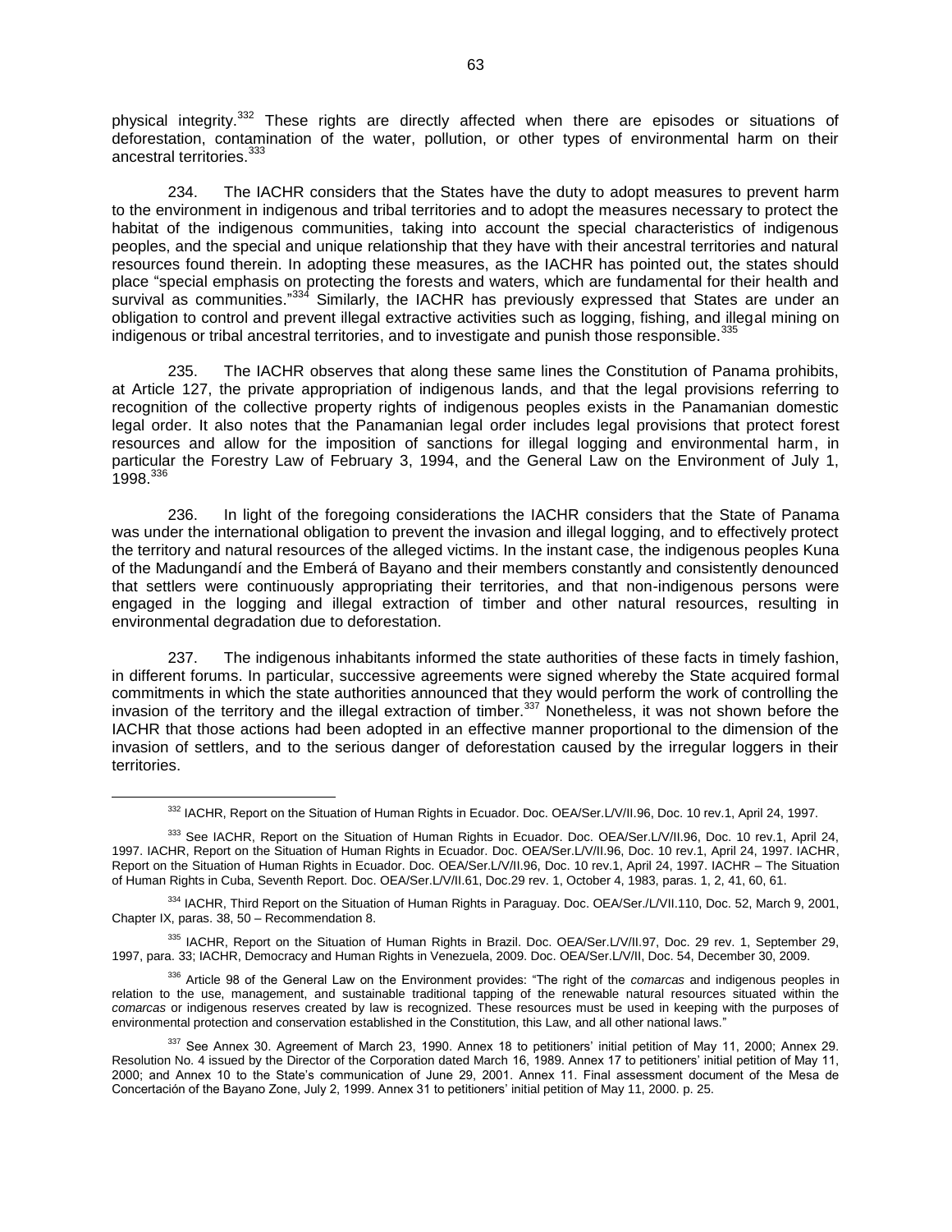physical integrity.[332] These rights are directly affected when there are episodes or situations of deforestation, contamination of the water, pollution, or other types of environmental harm on their ancestral territories.[333]

234. The IACHR considers that the States have the duty to adopt measures to prevent harm to the environment in indigenous and tribal territories and to adopt the measures necessary to protect the habitat of the indigenous communities, taking into account the special characteristics of indigenous peoples, and the special and unique relationship that they have with their ancestral territories and natural resources found therein. In adopting these measures, as the IACHR has pointed out, the states should place "special emphasis on protecting the forests and waters, which are fundamental for their health and survival as communities."[334] Similarly, the IACHR has previously expressed that States are under an obligation to control and prevent illegal extractive activities such as logging, fishing, and illegal mining on indigenous or tribal ancestral territories, and to investigate and punish those responsible.[335]

235. The IACHR observes that along these same lines the Constitution of Panama prohibits, at Article 127, the private appropriation of indigenous lands, and that the legal provisions referring to recognition of the collective property rights of indigenous peoples exists in the Panamanian domestic legal order. It also notes that the Panamanian legal order includes legal provisions that protect forest resources and allow for the imposition of sanctions for illegal logging and environmental harm, in particular the Forestry Law of February 3, 1994, and the General Law on the Environment of July 1, 1998.[336]

236. In light of the foregoing considerations the IACHR considers that the State of Panama was under the international obligation to prevent the invasion and illegal logging, and to effectively protect the territory and natural resources of the alleged victims. In the instant case, the indigenous peoples Kuna of the Madungandí and the Emberá of Bayano and their members constantly and consistently denounced that settlers were continuously appropriating their territories, and that non-indigenous persons were engaged in the logging and illegal extraction of timber and other natural resources, resulting in environmental degradation due to deforestation.

237. The indigenous inhabitants informed the state authorities of these facts in timely fashion, in different forums. In particular, successive agreements were signed whereby the State acquired formal commitments in which the state authorities announced that they would perform the work of controlling the invasion of the territory and the illegal extraction of timber.[337] Nonetheless, it was not shown before the IACHR that those actions had been adopted in an effective manner proportional to the dimension of the invasion of settlers, and to the serious danger of deforestation caused by the irregular loggers in their territories.

---

[332] IACHR, Report on the Situation of Human Rights in Ecuador. Doc. OEA/Ser.L/V/II.96, Doc. 10 rev.1, April 24, 1997.

[333] See IACHR, Report on the Situation of Human Rights in Ecuador. Doc. OEA/Ser.L/V/II.96, Doc. 10 rev.1, April 24, 1997. IACHR, Report on the Situation of Human Rights in Ecuador. Doc. OEA/Ser.L/V/II.96, Doc. 10 rev.1, April 24, 1997. IACHR, Report on the Situation of Human Rights in Ecuador. Doc. OEA/Ser.L/V/II.96, Doc. 10 rev.1, April 24, 1997. IACHR – The Situation of Human Rights in Cuba, Seventh Report. Doc. OEA/Ser.L/V/II.61, Doc.29 rev. 1, October 4, 1983, paras. 1, 2, 41, 60, 61.

[334] IACHR, Third Report on the Situation of Human Rights in Paraguay. Doc. OEA/Ser./L/VII.110, Doc. 52, March 9, 2001, Chapter IX, paras. 38, 50 – Recommendation 8.

[335] IACHR, Report on the Situation of Human Rights in Brazil. Doc. OEA/Ser.L/V/II.97, Doc. 29 rev. 1, September 29, 1997, para. 33; IACHR, Democracy and Human Rights in Venezuela, 2009. Doc. OEA/Ser.L/V/II, Doc. 54, December 30, 2009.

[336] Article 98 of the General Law on the Environment provides: "The right of the *comarcas* and indigenous peoples in relation to the use, management, and sustainable traditional tapping of the renewable natural resources situated within the *comarcas* or indigenous reserves created by law is recognized. These resources must be used in keeping with the purposes of environmental protection and conservation established in the Constitution, this Law, and all other national laws."

[337] See Annex 30. Agreement of March 23, 1990. Annex 18 to petitioners' initial petition of May 11, 2000; Annex 29. Resolution No. 4 issued by the Director of the Corporation dated March 16, 1989. Annex 17 to petitioners' initial petition of May 11, 2000; and Annex 10 to the State's communication of June 29, 2001. Annex 11. Final assessment document of the Mesa de Concertación of the Bayano Zone, July 2, 1999. Annex 31 to petitioners' initial petition of May 11, 2000. p. 25.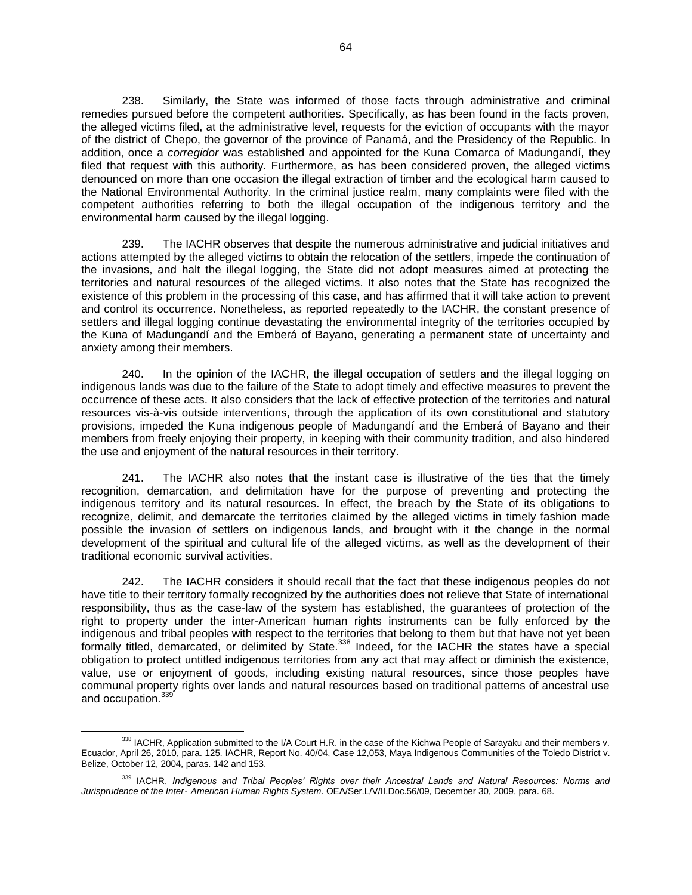238. Similarly, the State was informed of those facts through administrative and criminal remedies pursued before the competent authorities. Specifically, as has been found in the facts proven, the alleged victims filed, at the administrative level, requests for the eviction of occupants with the mayor of the district of Chepo, the governor of the province of Panamá, and the Presidency of the Republic. In addition, once a *corregidor* was established and appointed for the Kuna Comarca of Madungandí, they filed that request with this authority. Furthermore, as has been considered proven, the alleged victims denounced on more than one occasion the illegal extraction of timber and the ecological harm caused to the National Environmental Authority. In the criminal justice realm, many complaints were filed with the competent authorities referring to both the illegal occupation of the indigenous territory and the environmental harm caused by the illegal logging.

239. The IACHR observes that despite the numerous administrative and judicial initiatives and actions attempted by the alleged victims to obtain the relocation of the settlers, impede the continuation of the invasions, and halt the illegal logging, the State did not adopt measures aimed at protecting the territories and natural resources of the alleged victims. It also notes that the State has recognized the existence of this problem in the processing of this case, and has affirmed that it will take action to prevent and control its occurrence. Nonetheless, as reported repeatedly to the IACHR, the constant presence of settlers and illegal logging continue devastating the environmental integrity of the territories occupied by the Kuna of Madungandí and the Emberá of Bayano, generating a permanent state of uncertainty and anxiety among their members.

240. In the opinion of the IACHR, the illegal occupation of settlers and the illegal logging on indigenous lands was due to the failure of the State to adopt timely and effective measures to prevent the occurrence of these acts. It also considers that the lack of effective protection of the territories and natural resources vis-à-vis outside interventions, through the application of its own constitutional and statutory provisions, impeded the Kuna indigenous people of Madungandí and the Emberá of Bayano and their members from freely enjoying their property, in keeping with their community tradition, and also hindered the use and enjoyment of the natural resources in their territory.

241. The IACHR also notes that the instant case is illustrative of the ties that the timely recognition, demarcation, and delimitation have for the purpose of preventing and protecting the indigenous territory and its natural resources. In effect, the breach by the State of its obligations to recognize, delimit, and demarcate the territories claimed by the alleged victims in timely fashion made possible the invasion of settlers on indigenous lands, and brought with it the change in the normal development of the spiritual and cultural life of the alleged victims, as well as the development of their traditional economic survival activities.

242. The IACHR considers it should recall that the fact that these indigenous peoples do not have title to their territory formally recognized by the authorities does not relieve that State of international responsibility, thus as the case-law of the system has established, the guarantees of protection of the right to property under the inter-American human rights instruments can be fully enforced by the indigenous and tribal peoples with respect to the territories that belong to them but that have not yet been formally titled, demarcated, or delimited by State.[338] Indeed, for the IACHR the states have a special obligation to protect untitled indigenous territories from any act that may affect or diminish the existence, value, use or enjoyment of goods, including existing natural resources, since those peoples have communal property rights over lands and natural resources based on traditional patterns of ancestral use and occupation.[339]

---

[338] IACHR, Application submitted to the I/A Court H.R. in the case of the Kichwa People of Sarayaku and their members v. Ecuador, April 26, 2010, para. 125. IACHR, Report No. 40/04, Case 12,053, Maya Indigenous Communities of the Toledo District v. Belize, October 12, 2004, paras. 142 and 153.

[339] IACHR, *Indigenous and Tribal Peoples' Rights over their Ancestral Lands and Natural Resources: Norms and Jurisprudence of the Inter- American Human Rights System*. OEA/Ser.L/V/II.Doc.56/09, December 30, 2009, para. 68.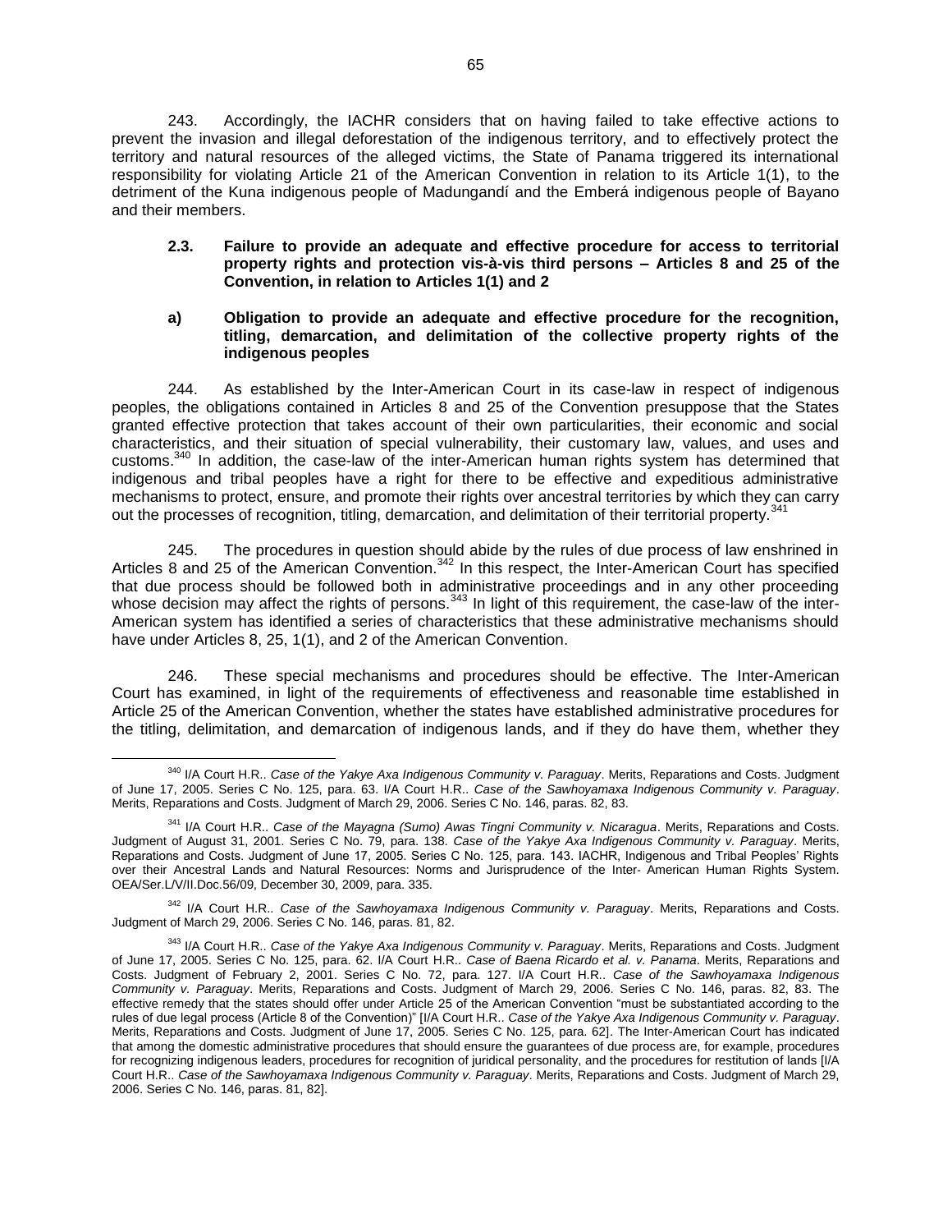243. Accordingly, the IACHR considers that on having failed to take effective actions to prevent the invasion and illegal deforestation of the indigenous territory, and to effectively protect the territory and natural resources of the alleged victims, the State of Panama triggered its international responsibility for violating Article 21 of the American Convention in relation to its Article 1(1), to the detriment of the Kuna indigenous people of Madungandí and the Emberá indigenous people of Bayano and their members.

### 2.3. Failure to provide an adequate and effective procedure for access to territorial property rights and protection vis-à-vis third persons – Articles 8 and 25 of the Convention, in relation to Articles 1(1) and 2

#### a) Obligation to provide an adequate and effective procedure for the recognition, titling, demarcation, and delimitation of the collective property rights of the indigenous peoples

244. As established by the Inter-American Court in its case-law in respect of indigenous peoples, the obligations contained in Articles 8 and 25 of the Convention presuppose that the States granted effective protection that takes account of their own particularities, their economic and social characteristics, and their situation of special vulnerability, their customary law, values, and uses and customs.[340] In addition, the case-law of the inter-American human rights system has determined that indigenous and tribal peoples have a right for there to be effective and expeditious administrative mechanisms to protect, ensure, and promote their rights over ancestral territories by which they can carry out the processes of recognition, titling, demarcation, and delimitation of their territorial property.[341]

245. The procedures in question should abide by the rules of due process of law enshrined in Articles 8 and 25 of the American Convention.[342] In this respect, the Inter-American Court has specified that due process should be followed both in administrative proceedings and in any other proceeding whose decision may affect the rights of persons.[343] In light of this requirement, the case-law of the inter-American system has identified a series of characteristics that these administrative mechanisms should have under Articles 8, 25, 1(1), and 2 of the American Convention.

246. These special mechanisms and procedures should be effective. The Inter-American Court has examined, in light of the requirements of effectiveness and reasonable time established in Article 25 of the American Convention, whether the states have established administrative procedures for the titling, delimitation, and demarcation of indigenous lands, and if they do have them, whether they

---

[340] I/A Court H.R.. *Case of the Yakye Axa Indigenous Community v. Paraguay*. Merits, Reparations and Costs. Judgment of June 17, 2005. Series C No. 125, para. 63. I/A Court H.R.. *Case of the Sawhoyamaxa Indigenous Community v. Paraguay*. Merits, Reparations and Costs. Judgment of March 29, 2006. Series C No. 146, paras. 82, 83.

[341] I/A Court H.R.. *Case of the Mayagna (Sumo) Awas Tingni Community v. Nicaragua*. Merits, Reparations and Costs. Judgment of August 31, 2001. Series C No. 79, para. 138. *Case of the Yakye Axa Indigenous Community v. Paraguay*. Merits, Reparations and Costs. Judgment of June 17, 2005. Series C No. 125, para. 143. IACHR, Indigenous and Tribal Peoples' Rights over their Ancestral Lands and Natural Resources: Norms and Jurisprudence of the Inter- American Human Rights System. OEA/Ser.L/V/II.Doc.56/09, December 30, 2009, para. 335.

[342] I/A Court H.R.. *Case of the Sawhoyamaxa Indigenous Community v. Paraguay*. Merits, Reparations and Costs. Judgment of March 29, 2006. Series C No. 146, paras. 81, 82.

[343] I/A Court H.R.. *Case of the Yakye Axa Indigenous Community v. Paraguay*. Merits, Reparations and Costs. Judgment of June 17, 2005. Series C No. 125, para. 62. I/A Court H.R.. *Case of Baena Ricardo et al. v. Panama*. Merits, Reparations and Costs. Judgment of February 2, 2001. Series C No. 72, para. 127. I/A Court H.R.. *Case of the Sawhoyamaxa Indigenous Community v. Paraguay*. Merits, Reparations and Costs. Judgment of March 29, 2006. Series C No. 146, paras. 82, 83. The effective remedy that the states should offer under Article 25 of the American Convention "must be substantiated according to the rules of due legal process (Article 8 of the Convention)" [I/A Court H.R.. *Case of the Yakye Axa Indigenous Community v. Paraguay*. Merits, Reparations and Costs. Judgment of June 17, 2005. Series C No. 125, para. 62]. The Inter-American Court has indicated that among the domestic administrative procedures that should ensure the guarantees of due process are, for example, procedures for recognizing indigenous leaders, procedures for recognition of juridical personality, and the procedures for restitution of lands [I/A Court H.R.. *Case of the Sawhoyamaxa Indigenous Community v. Paraguay*. Merits, Reparations and Costs. Judgment of March 29, 2006. Series C No. 146, paras. 81, 82].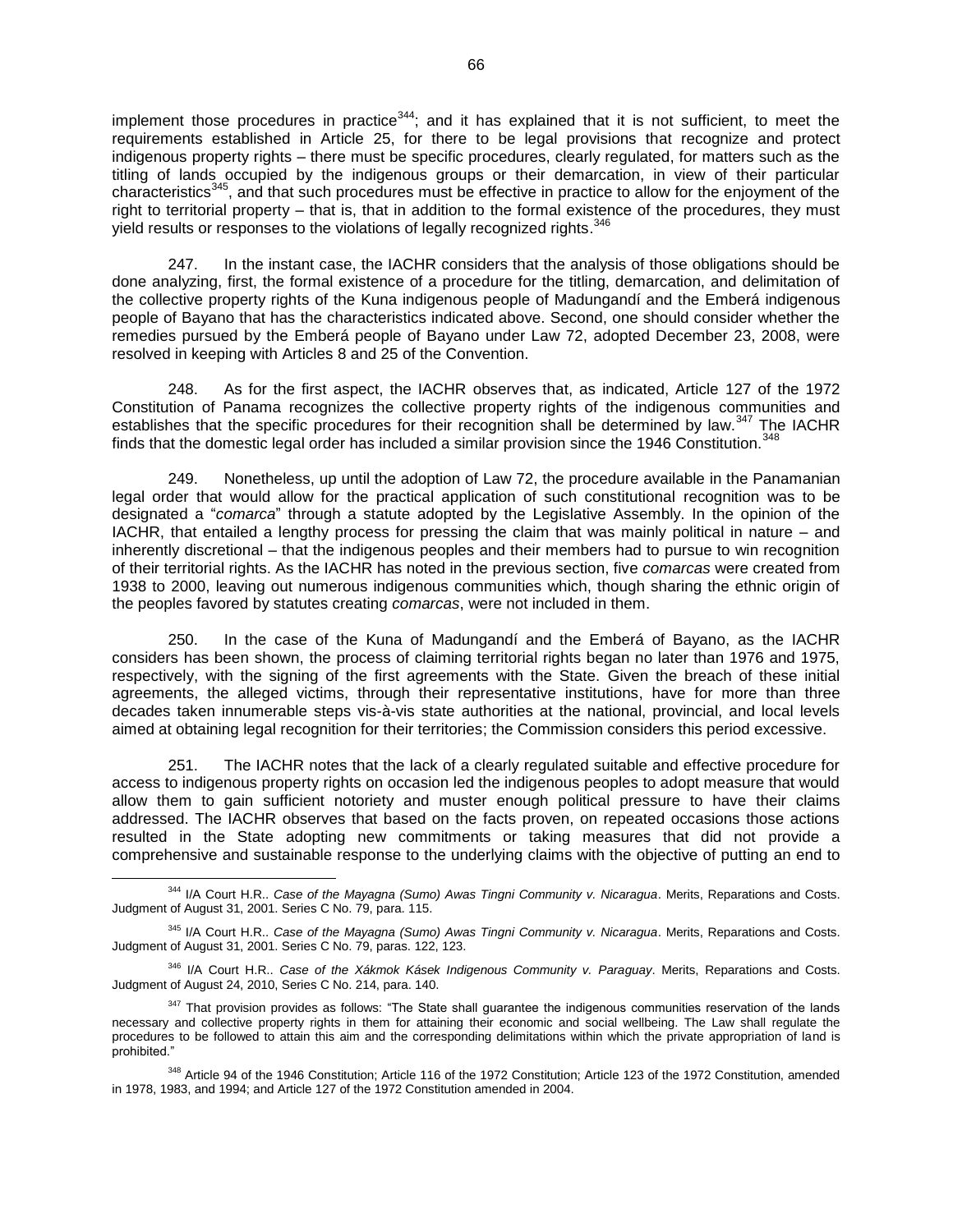implement those procedures in practice[344]; and it has explained that it is not sufficient, to meet the requirements established in Article 25, for there to be legal provisions that recognize and protect indigenous property rights – there must be specific procedures, clearly regulated, for matters such as the titling of lands occupied by the indigenous groups or their demarcation, in view of their particular characteristics[345], and that such procedures must be effective in practice to allow for the enjoyment of the right to territorial property – that is, that in addition to the formal existence of the procedures, they must yield results or responses to the violations of legally recognized rights.[346]

247. In the instant case, the IACHR considers that the analysis of those obligations should be done analyzing, first, the formal existence of a procedure for the titling, demarcation, and delimitation of the collective property rights of the Kuna indigenous people of Madungandí and the Emberá indigenous people of Bayano that has the characteristics indicated above. Second, one should consider whether the remedies pursued by the Emberá people of Bayano under Law 72, adopted December 23, 2008, were resolved in keeping with Articles 8 and 25 of the Convention.

248. As for the first aspect, the IACHR observes that, as indicated, Article 127 of the 1972 Constitution of Panama recognizes the collective property rights of the indigenous communities and establishes that the specific procedures for their recognition shall be determined by law.[347] The IACHR finds that the domestic legal order has included a similar provision since the 1946 Constitution.[348]

249. Nonetheless, up until the adoption of Law 72, the procedure available in the Panamanian legal order that would allow for the practical application of such constitutional recognition was to be designated a "*comarca*" through a statute adopted by the Legislative Assembly. In the opinion of the IACHR, that entailed a lengthy process for pressing the claim that was mainly political in nature – and inherently discretional – that the indigenous peoples and their members had to pursue to win recognition of their territorial rights. As the IACHR has noted in the previous section, five *comarcas* were created from 1938 to 2000, leaving out numerous indigenous communities which, though sharing the ethnic origin of the peoples favored by statutes creating *comarcas*, were not included in them.

250. In the case of the Kuna of Madungandí and the Emberá of Bayano, as the IACHR considers has been shown, the process of claiming territorial rights began no later than 1976 and 1975, respectively, with the signing of the first agreements with the State. Given the breach of these initial agreements, the alleged victims, through their representative institutions, have for more than three decades taken innumerable steps vis-à-vis state authorities at the national, provincial, and local levels aimed at obtaining legal recognition for their territories; the Commission considers this period excessive.

251. The IACHR notes that the lack of a clearly regulated suitable and effective procedure for access to indigenous property rights on occasion led the indigenous peoples to adopt measure that would allow them to gain sufficient notoriety and muster enough political pressure to have their claims addressed. The IACHR observes that based on the facts proven, on repeated occasions those actions resulted in the State adopting new commitments or taking measures that did not provide a comprehensive and sustainable response to the underlying claims with the objective of putting an end to

---

[344] I/A Court H.R.. *Case of the Mayagna (Sumo) Awas Tingni Community v. Nicaragua*. Merits, Reparations and Costs. Judgment of August 31, 2001. Series C No. 79, para. 115.

[345] I/A Court H.R.. *Case of the Mayagna (Sumo) Awas Tingni Community v. Nicaragua*. Merits, Reparations and Costs. Judgment of August 31, 2001. Series C No. 79, paras. 122, 123.

[346] I/A Court H.R.. *Case of the Xákmok Kásek Indigenous Community v. Paraguay*. Merits, Reparations and Costs. Judgment of August 24, 2010, Series C No. 214, para. 140.

[347] That provision provides as follows: "The State shall guarantee the indigenous communities reservation of the lands necessary and collective property rights in them for attaining their economic and social wellbeing. The Law shall regulate the procedures to be followed to attain this aim and the corresponding delimitations within which the private appropriation of land is prohibited."

[348] Article 94 of the 1946 Constitution; Article 116 of the 1972 Constitution; Article 123 of the 1972 Constitution, amended in 1978, 1983, and 1994; and Article 127 of the 1972 Constitution amended in 2004.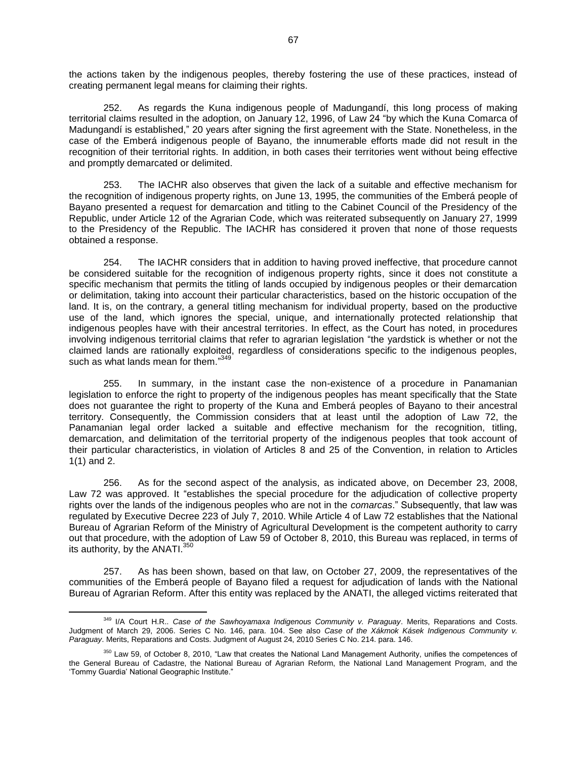the actions taken by the indigenous peoples, thereby fostering the use of these practices, instead of creating permanent legal means for claiming their rights.

252. As regards the Kuna indigenous people of Madungandí, this long process of making territorial claims resulted in the adoption, on January 12, 1996, of Law 24 "by which the Kuna Comarca of Madungandí is established," 20 years after signing the first agreement with the State. Nonetheless, in the case of the Emberá indigenous people of Bayano, the innumerable efforts made did not result in the recognition of their territorial rights. In addition, in both cases their territories went without being effective and promptly demarcated or delimited.

253. The IACHR also observes that given the lack of a suitable and effective mechanism for the recognition of indigenous property rights, on June 13, 1995, the communities of the Emberá people of Bayano presented a request for demarcation and titling to the Cabinet Council of the Presidency of the Republic, under Article 12 of the Agrarian Code, which was reiterated subsequently on January 27, 1999 to the Presidency of the Republic. The IACHR has considered it proven that none of those requests obtained a response.

254. The IACHR considers that in addition to having proved ineffective, that procedure cannot be considered suitable for the recognition of indigenous property rights, since it does not constitute a specific mechanism that permits the titling of lands occupied by indigenous peoples or their demarcation or delimitation, taking into account their particular characteristics, based on the historic occupation of the land. It is, on the contrary, a general titling mechanism for individual property, based on the productive use of the land, which ignores the special, unique, and internationally protected relationship that indigenous peoples have with their ancestral territories. In effect, as the Court has noted, in procedures involving indigenous territorial claims that refer to agrarian legislation "the yardstick is whether or not the claimed lands are rationally exploited, regardless of considerations specific to the indigenous peoples, such as what lands mean for them."[349]

255. In summary, in the instant case the non-existence of a procedure in Panamanian legislation to enforce the right to property of the indigenous peoples has meant specifically that the State does not guarantee the right to property of the Kuna and Emberá peoples of Bayano to their ancestral territory. Consequently, the Commission considers that at least until the adoption of Law 72, the Panamanian legal order lacked a suitable and effective mechanism for the recognition, titling, demarcation, and delimitation of the territorial property of the indigenous peoples that took account of their particular characteristics, in violation of Articles 8 and 25 of the Convention, in relation to Articles 1(1) and 2.

256. As for the second aspect of the analysis, as indicated above, on December 23, 2008, Law 72 was approved. It "establishes the special procedure for the adjudication of collective property rights over the lands of the indigenous peoples who are not in the *comarcas*." Subsequently, that law was regulated by Executive Decree 223 of July 7, 2010. While Article 4 of Law 72 establishes that the National Bureau of Agrarian Reform of the Ministry of Agricultural Development is the competent authority to carry out that procedure, with the adoption of Law 59 of October 8, 2010, this Bureau was replaced, in terms of its authority, by the ANATI.[350]

257. As has been shown, based on that law, on October 27, 2009, the representatives of the communities of the Emberá people of Bayano filed a request for adjudication of lands with the National Bureau of Agrarian Reform. After this entity was replaced by the ANATI, the alleged victims reiterated that

---

[349] I/A Court H.R.. *Case of the Sawhoyamaxa Indigenous Community v. Paraguay*. Merits, Reparations and Costs. Judgment of March 29, 2006. Series C No. 146, para. 104. See also *Case of the Xákmok Kásek Indigenous Community v. Paraguay*. Merits, Reparations and Costs. Judgment of August 24, 2010 Series C No. 214. para. 146.

[350] Law 59, of October 8, 2010, "Law that creates the National Land Management Authority, unifies the competences of the General Bureau of Cadastre, the National Bureau of Agrarian Reform, the National Land Management Program, and the 'Tommy Guardia' National Geographic Institute."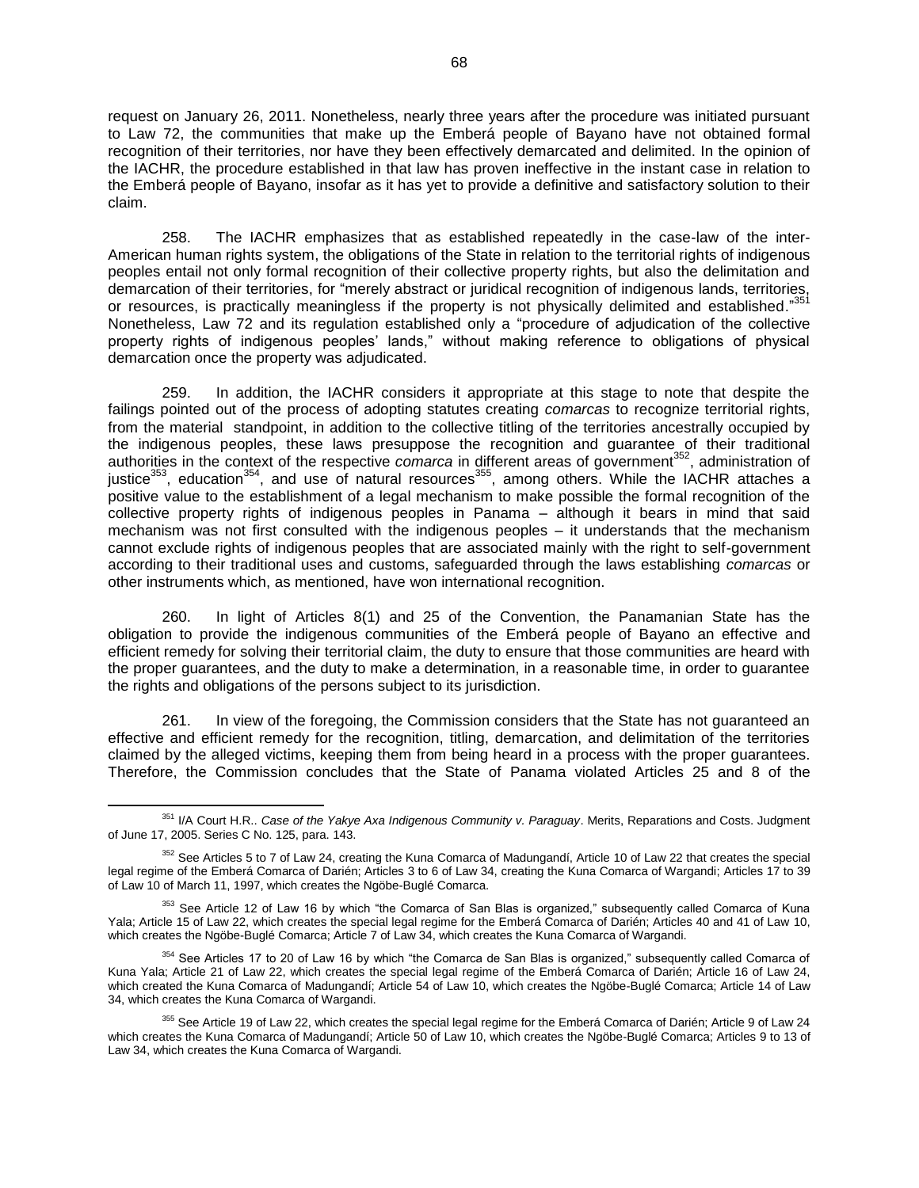request on January 26, 2011. Nonetheless, nearly three years after the procedure was initiated pursuant to Law 72, the communities that make up the Emberá people of Bayano have not obtained formal recognition of their territories, nor have they been effectively demarcated and delimited. In the opinion of the IACHR, the procedure established in that law has proven ineffective in the instant case in relation to the Emberá people of Bayano, insofar as it has yet to provide a definitive and satisfactory solution to their claim.

258. The IACHR emphasizes that as established repeatedly in the case-law of the inter-American human rights system, the obligations of the State in relation to the territorial rights of indigenous peoples entail not only formal recognition of their collective property rights, but also the delimitation and demarcation of their territories, for "merely abstract or juridical recognition of indigenous lands, territories, or resources, is practically meaningless if the property is not physically delimited and established."[351] Nonetheless, Law 72 and its regulation established only a "procedure of adjudication of the collective property rights of indigenous peoples' lands," without making reference to obligations of physical demarcation once the property was adjudicated.

259. In addition, the IACHR considers it appropriate at this stage to note that despite the failings pointed out of the process of adopting statutes creating *comarcas* to recognize territorial rights, from the material standpoint, in addition to the collective titling of the territories ancestrally occupied by the indigenous peoples, these laws presuppose the recognition and guarantee of their traditional authorities in the context of the respective *comarca* in different areas of government[352], administration of justice[353], education[354], and use of natural resources[355], among others. While the IACHR attaches a positive value to the establishment of a legal mechanism to make possible the formal recognition of the collective property rights of indigenous peoples in Panama – although it bears in mind that said mechanism was not first consulted with the indigenous peoples – it understands that the mechanism cannot exclude rights of indigenous peoples that are associated mainly with the right to self-government according to their traditional uses and customs, safeguarded through the laws establishing *comarcas* or other instruments which, as mentioned, have won international recognition.

260. In light of Articles 8(1) and 25 of the Convention, the Panamanian State has the obligation to provide the indigenous communities of the Emberá people of Bayano an effective and efficient remedy for solving their territorial claim, the duty to ensure that those communities are heard with the proper guarantees, and the duty to make a determination, in a reasonable time, in order to guarantee the rights and obligations of the persons subject to its jurisdiction.

261. In view of the foregoing, the Commission considers that the State has not guaranteed an effective and efficient remedy for the recognition, titling, demarcation, and delimitation of the territories claimed by the alleged victims, keeping them from being heard in a process with the proper guarantees. Therefore, the Commission concludes that the State of Panama violated Articles 25 and 8 of the

---

[351] I/A Court H.R.. *Case of the Yakye Axa Indigenous Community v. Paraguay*. Merits, Reparations and Costs. Judgment of June 17, 2005. Series C No. 125, para. 143.

[352] See Articles 5 to 7 of Law 24, creating the Kuna Comarca of Madungandí, Article 10 of Law 22 that creates the special legal regime of the Emberá Comarca of Darién; Articles 3 to 6 of Law 34, creating the Kuna Comarca of Wargandi; Articles 17 to 39 of Law 10 of March 11, 1997, which creates the Ngöbe-Buglé Comarca.

[353] See Article 12 of Law 16 by which "the Comarca of San Blas is organized," subsequently called Comarca of Kuna Yala; Article 15 of Law 22, which creates the special legal regime for the Emberá Comarca of Darién; Articles 40 and 41 of Law 10, which creates the Ngöbe-Buglé Comarca; Article 7 of Law 34, which creates the Kuna Comarca of Wargandi.

[354] See Articles 17 to 20 of Law 16 by which "the Comarca de San Blas is organized," subsequently called Comarca of Kuna Yala; Article 21 of Law 22, which creates the special legal regime of the Emberá Comarca of Darién; Article 16 of Law 24, which created the Kuna Comarca of Madungandí; Article 54 of Law 10, which creates the Ngöbe-Buglé Comarca; Article 14 of Law 34, which creates the Kuna Comarca of Wargandi.

[355] See Article 19 of Law 22, which creates the special legal regime for the Emberá Comarca of Darién; Article 9 of Law 24 which creates the Kuna Comarca of Madungandí; Article 50 of Law 10, which creates the Ngöbe-Buglé Comarca; Articles 9 to 13 of Law 34, which creates the Kuna Comarca of Wargandi.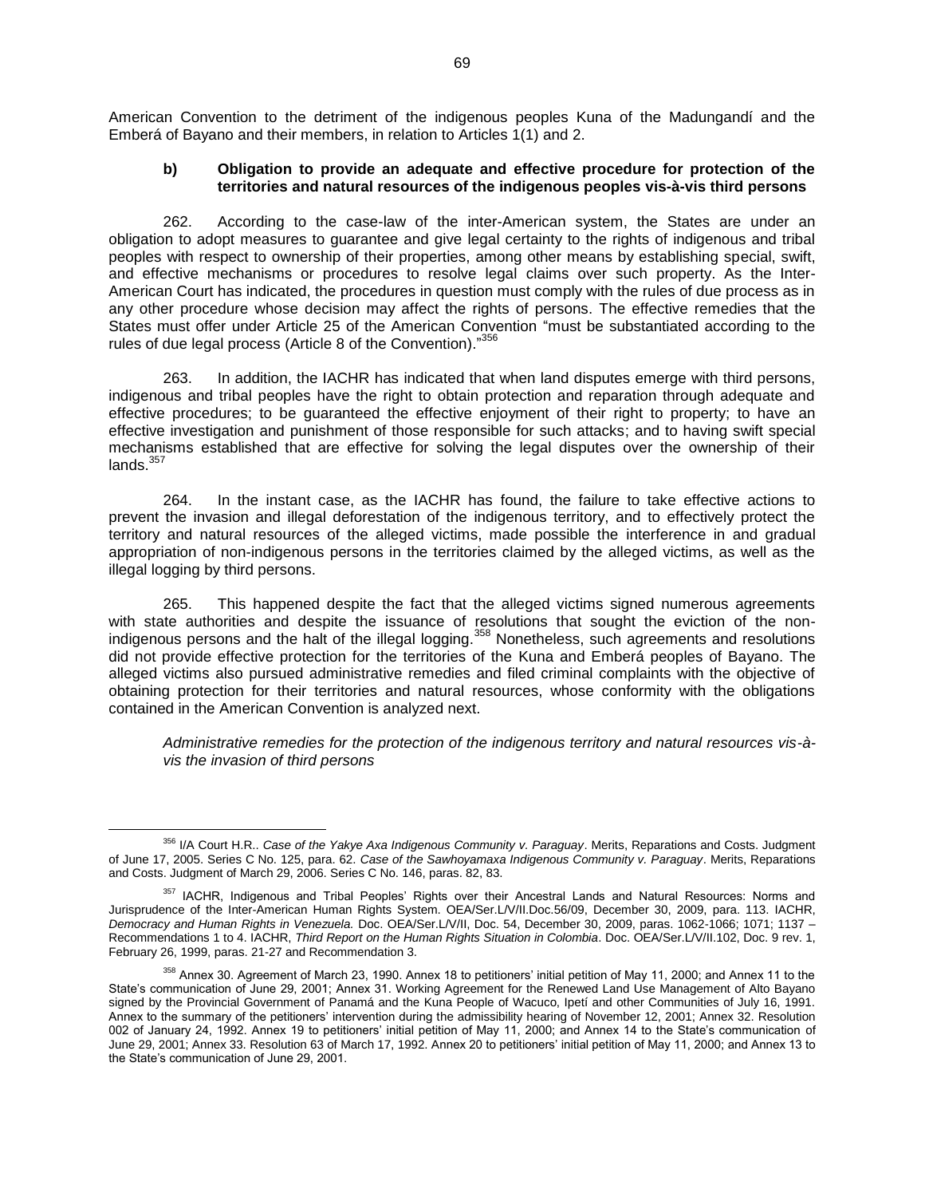American Convention to the detriment of the indigenous peoples Kuna of the Madungandí and the Emberá of Bayano and their members, in relation to Articles 1(1) and 2.

### b) Obligation to provide an adequate and effective procedure for protection of the territories and natural resources of the indigenous peoples vis-à-vis third persons

262. According to the case-law of the inter-American system, the States are under an obligation to adopt measures to guarantee and give legal certainty to the rights of indigenous and tribal peoples with respect to ownership of their properties, among other means by establishing special, swift, and effective mechanisms or procedures to resolve legal claims over such property. As the Inter-American Court has indicated, the procedures in question must comply with the rules of due process as in any other procedure whose decision may affect the rights of persons. The effective remedies that the States must offer under Article 25 of the American Convention "must be substantiated according to the rules of due legal process (Article 8 of the Convention)."[356]

263. In addition, the IACHR has indicated that when land disputes emerge with third persons, indigenous and tribal peoples have the right to obtain protection and reparation through adequate and effective procedures; to be guaranteed the effective enjoyment of their right to property; to have an effective investigation and punishment of those responsible for such attacks; and to having swift special mechanisms established that are effective for solving the legal disputes over the ownership of their lands.[357]

264. In the instant case, as the IACHR has found, the failure to take effective actions to prevent the invasion and illegal deforestation of the indigenous territory, and to effectively protect the territory and natural resources of the alleged victims, made possible the interference in and gradual appropriation of non-indigenous persons in the territories claimed by the alleged victims, as well as the illegal logging by third persons.

265. This happened despite the fact that the alleged victims signed numerous agreements with state authorities and despite the issuance of resolutions that sought the eviction of the non-indigenous persons and the halt of the illegal logging.[358] Nonetheless, such agreements and resolutions did not provide effective protection for the territories of the Kuna and Emberá peoples of Bayano. The alleged victims also pursued administrative remedies and filed criminal complaints with the objective of obtaining protection for their territories and natural resources, whose conformity with the obligations contained in the American Convention is analyzed next.

*Administrative remedies for the protection of the indigenous territory and natural resources vis-à-vis the invasion of third persons*

---

[356] I/A Court H.R.. *Case of the Yakye Axa Indigenous Community v. Paraguay*. Merits, Reparations and Costs. Judgment of June 17, 2005. Series C No. 125, para. 62. *Case of the Sawhoyamaxa Indigenous Community v. Paraguay*. Merits, Reparations and Costs. Judgment of March 29, 2006. Series C No. 146, paras. 82, 83.

[357] IACHR, Indigenous and Tribal Peoples' Rights over their Ancestral Lands and Natural Resources: Norms and Jurisprudence of the Inter-American Human Rights System. OEA/Ser.L/V/II.Doc.56/09, December 30, 2009, para. 113. IACHR, *Democracy and Human Rights in Venezuela.* Doc. OEA/Ser.L/V/II, Doc. 54, December 30, 2009, paras. 1062-1066; 1071; 1137 – Recommendations 1 to 4. IACHR, *Third Report on the Human Rights Situation in Colombia*. Doc. OEA/Ser.L/V/II.102, Doc. 9 rev. 1, February 26, 1999, paras. 21-27 and Recommendation 3.

[358] Annex 30. Agreement of March 23, 1990. Annex 18 to petitioners' initial petition of May 11, 2000; and Annex 11 to the State's communication of June 29, 2001; Annex 31. Working Agreement for the Renewed Land Use Management of Alto Bayano signed by the Provincial Government of Panamá and the Kuna People of Wacuco, Ipetí and other Communities of July 16, 1991. Annex to the summary of the petitioners' intervention during the admissibility hearing of November 12, 2001; Annex 32. Resolution 002 of January 24, 1992. Annex 19 to petitioners' initial petition of May 11, 2000; and Annex 14 to the State's communication of June 29, 2001; Annex 33. Resolution 63 of March 17, 1992. Annex 20 to petitioners' initial petition of May 11, 2000; and Annex 13 to the State's communication of June 29, 2001.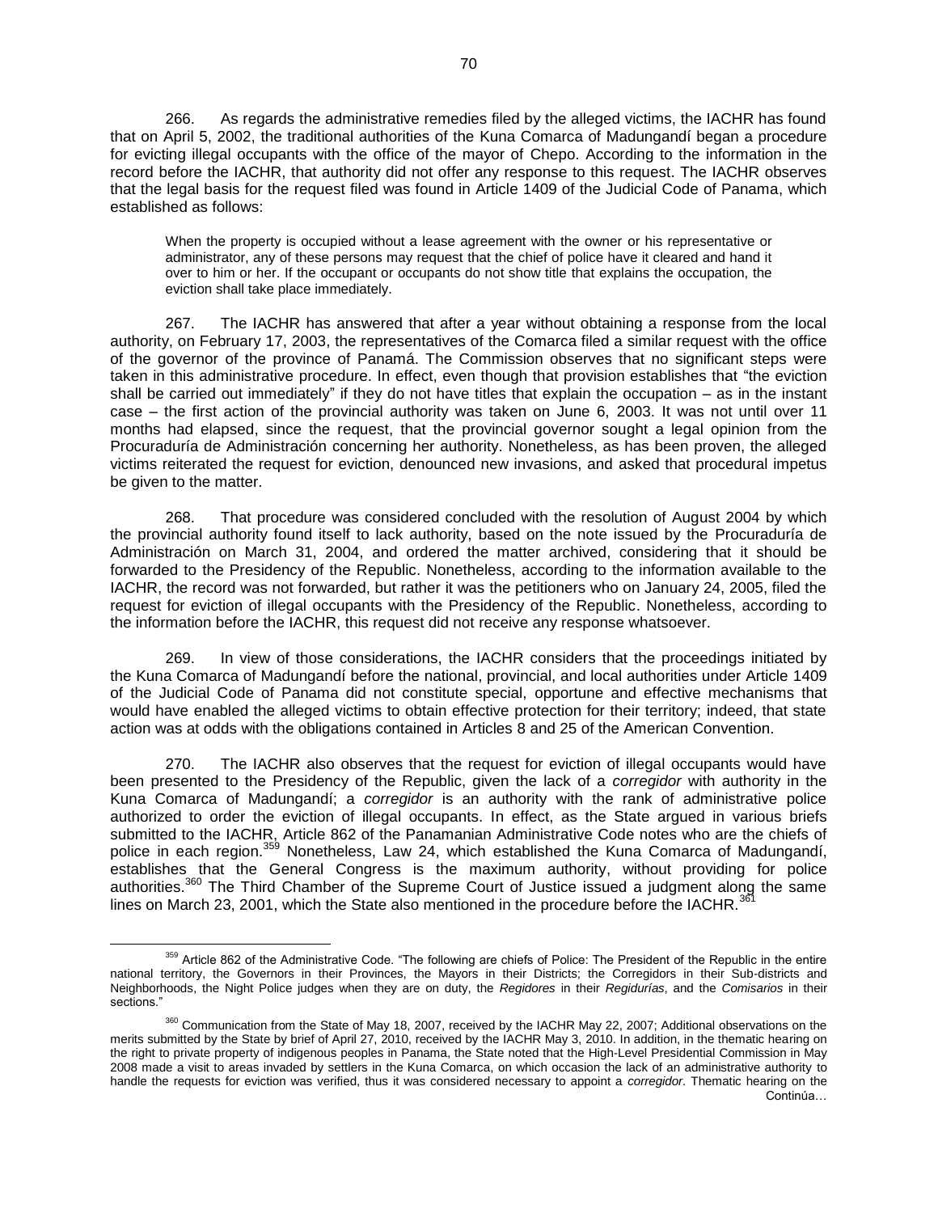266. As regards the administrative remedies filed by the alleged victims, the IACHR has found that on April 5, 2002, the traditional authorities of the Kuna Comarca of Madungandí began a procedure for evicting illegal occupants with the office of the mayor of Chepo. According to the information in the record before the IACHR, that authority did not offer any response to this request. The IACHR observes that the legal basis for the request filed was found in Article 1409 of the Judicial Code of Panama, which established as follows:

> When the property is occupied without a lease agreement with the owner or his representative or administrator, any of these persons may request that the chief of police have it cleared and hand it over to him or her. If the occupant or occupants do not show title that explains the occupation, the eviction shall take place immediately.

267. The IACHR has answered that after a year without obtaining a response from the local authority, on February 17, 2003, the representatives of the Comarca filed a similar request with the office of the governor of the province of Panamá. The Commission observes that no significant steps were taken in this administrative procedure. In effect, even though that provision establishes that "the eviction shall be carried out immediately" if they do not have titles that explain the occupation – as in the instant case – the first action of the provincial authority was taken on June 6, 2003. It was not until over 11 months had elapsed, since the request, that the provincial governor sought a legal opinion from the Procuraduría de Administración concerning her authority. Nonetheless, as has been proven, the alleged victims reiterated the request for eviction, denounced new invasions, and asked that procedural impetus be given to the matter.

268. That procedure was considered concluded with the resolution of August 2004 by which the provincial authority found itself to lack authority, based on the note issued by the Procuraduría de Administración on March 31, 2004, and ordered the matter archived, considering that it should be forwarded to the Presidency of the Republic. Nonetheless, according to the information available to the IACHR, the record was not forwarded, but rather it was the petitioners who on January 24, 2005, filed the request for eviction of illegal occupants with the Presidency of the Republic. Nonetheless, according to the information before the IACHR, this request did not receive any response whatsoever.

269. In view of those considerations, the IACHR considers that the proceedings initiated by the Kuna Comarca of Madungandí before the national, provincial, and local authorities under Article 1409 of the Judicial Code of Panama did not constitute special, opportune and effective mechanisms that would have enabled the alleged victims to obtain effective protection for their territory; indeed, that state action was at odds with the obligations contained in Articles 8 and 25 of the American Convention.

270. The IACHR also observes that the request for eviction of illegal occupants would have been presented to the Presidency of the Republic, given the lack of a *corregidor* with authority in the Kuna Comarca of Madungandí; a *corregidor* is an authority with the rank of administrative police authorized to order the eviction of illegal occupants. In effect, as the State argued in various briefs submitted to the IACHR, Article 862 of the Panamanian Administrative Code notes who are the chiefs of police in each region.[359] Nonetheless, Law 24, which established the Kuna Comarca of Madungandí, establishes that the General Congress is the maximum authority, without providing for police authorities.[360] The Third Chamber of the Supreme Court of Justice issued a judgment along the same lines on March 23, 2001, which the State also mentioned in the procedure before the IACHR.[361]

---

[359] Article 862 of the Administrative Code. "The following are chiefs of Police: The President of the Republic in the entire national territory, the Governors in their Provinces, the Mayors in their Districts; the Corregidors in their Sub-districts and Neighborhoods, the Night Police judges when they are on duty, the *Regidores* in their *Regidurías*, and the *Comisarios* in their sections."

[360] Communication from the State of May 18, 2007, received by the IACHR May 22, 2007; Additional observations on the merits submitted by the State by brief of April 27, 2010, received by the IACHR May 3, 2010. In addition, in the thematic hearing on the right to private property of indigenous peoples in Panama, the State noted that the High-Level Presidential Commission in May 2008 made a visit to areas invaded by settlers in the Kuna Comarca, on which occasion the lack of an administrative authority to handle the requests for eviction was verified, thus it was considered necessary to appoint a *corregidor*. Thematic hearing on the

Continúa…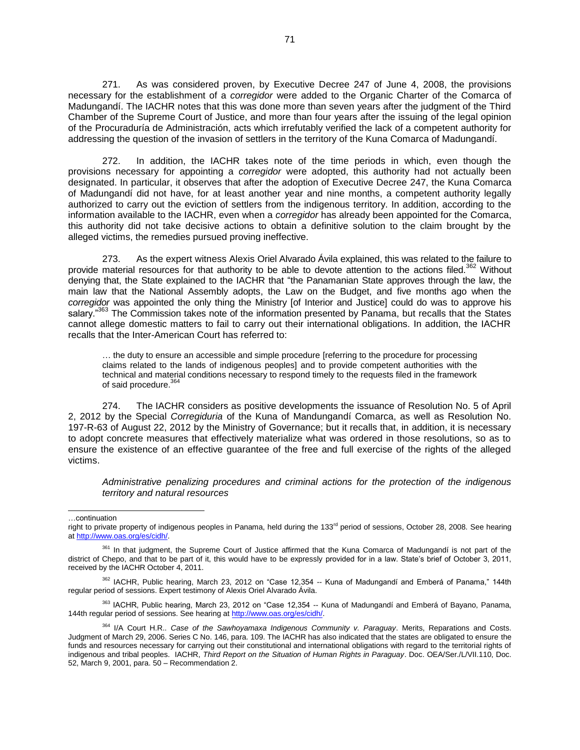271. As was considered proven, by Executive Decree 247 of June 4, 2008, the provisions necessary for the establishment of a *corregidor* were added to the Organic Charter of the Comarca of Madungandí. The IACHR notes that this was done more than seven years after the judgment of the Third Chamber of the Supreme Court of Justice, and more than four years after the issuing of the legal opinion of the Procuraduría de Administración, acts which irrefutably verified the lack of a competent authority for addressing the question of the invasion of settlers in the territory of the Kuna Comarca of Madungandí.

272. In addition, the IACHR takes note of the time periods in which, even though the provisions necessary for appointing a *corregidor* were adopted, this authority had not actually been designated. In particular, it observes that after the adoption of Executive Decree 247, the Kuna Comarca of Madungandí did not have, for at least another year and nine months, a competent authority legally authorized to carry out the eviction of settlers from the indigenous territory. In addition, according to the information available to the IACHR, even when a *corregidor* has already been appointed for the Comarca, this authority did not take decisive actions to obtain a definitive solution to the claim brought by the alleged victims, the remedies pursued proving ineffective.

273. As the expert witness Alexis Oriel Alvarado Ávila explained, this was related to the failure to provide material resources for that authority to be able to devote attention to the actions filed.[362] Without denying that, the State explained to the IACHR that "the Panamanian State approves through the law, the main law that the National Assembly adopts, the Law on the Budget, and five months ago when the *corregidor* was appointed the only thing the Ministry [of Interior and Justice] could do was to approve his salary."[363] The Commission takes note of the information presented by Panama, but recalls that the States cannot allege domestic matters to fail to carry out their international obligations. In addition, the IACHR recalls that the Inter-American Court has referred to:

> … the duty to ensure an accessible and simple procedure [referring to the procedure for processing claims related to the lands of indigenous peoples] and to provide competent authorities with the technical and material conditions necessary to respond timely to the requests filed in the framework of said procedure.[364]

274. The IACHR considers as positive developments the issuance of Resolution No. 5 of April 2, 2012 by the Special *Corregiduria* of the Kuna of Mandungandí Comarca, as well as Resolution No. 197-R-63 of August 22, 2012 by the Ministry of Governance; but it recalls that, in addition, it is necessary to adopt concrete measures that effectively materialize what was ordered in those resolutions, so as to ensure the existence of an effective guarantee of the free and full exercise of the rights of the alleged victims.

*Administrative penalizing procedures and criminal actions for the protection of the indigenous territory and natural resources*

---

…continuation

right to private property of indigenous peoples in Panama, held during the 133rd period of sessions, October 28, 2008. See hearing at http://www.oas.org/es/cidh/.

[361] In that judgment, the Supreme Court of Justice affirmed that the Kuna Comarca of Madungandí is not part of the district of Chepo, and that to be part of it, this would have to be expressly provided for in a law. State's brief of October 3, 2011, received by the IACHR October 4, 2011.

[362] IACHR, Public hearing, March 23, 2012 on "Case 12,354 -- Kuna of Madungandí and Emberá of Panama," 144th regular period of sessions. Expert testimony of Alexis Oriel Alvarado Ávila.

[363] IACHR, Public hearing, March 23, 2012 on "Case 12,354 -- Kuna of Madungandí and Emberá of Bayano, Panama, 144th regular period of sessions. See hearing at http://www.oas.org/es/cidh/.

[364] I/A Court H.R.. *Case of the Sawhoyamaxa Indigenous Community v. Paraguay*. Merits, Reparations and Costs. Judgment of March 29, 2006. Series C No. 146, para. 109. The IACHR has also indicated that the states are obligated to ensure the funds and resources necessary for carrying out their constitutional and international obligations with regard to the territorial rights of indigenous and tribal peoples. IACHR, *Third Report on the Situation of Human Rights in Paraguay*. Doc. OEA/Ser./L/VII.110, Doc. 52, March 9, 2001, para. 50 – Recommendation 2.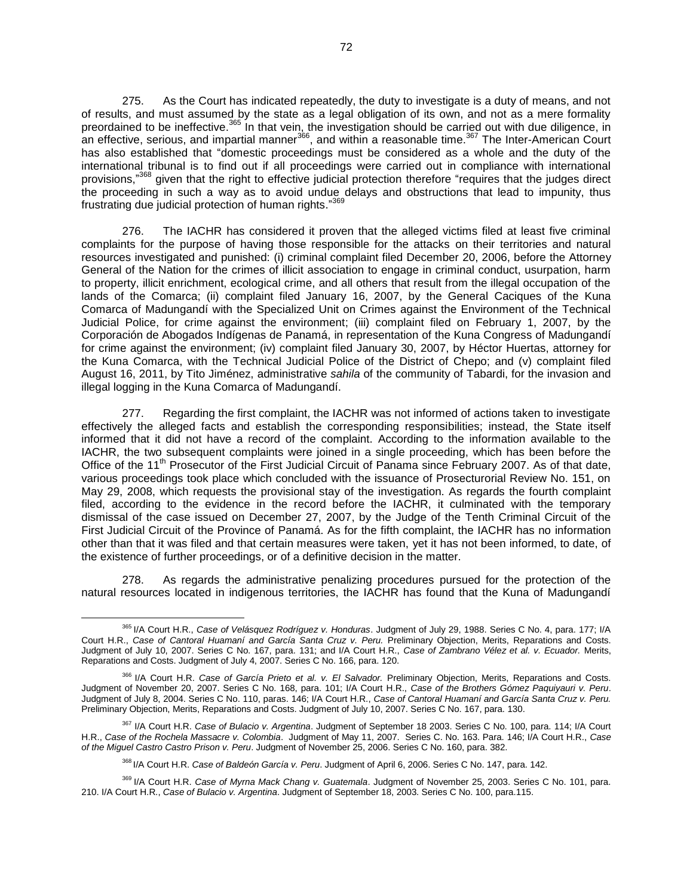275. As the Court has indicated repeatedly, the duty to investigate is a duty of means, and not of results, and must assumed by the state as a legal obligation of its own, and not as a mere formality preordained to be ineffective.[365] In that vein, the investigation should be carried out with due diligence, in an effective, serious, and impartial manner[366], and within a reasonable time.[367] The Inter-American Court has also established that "domestic proceedings must be considered as a whole and the duty of the international tribunal is to find out if all proceedings were carried out in compliance with international provisions,"[368] given that the right to effective judicial protection therefore "requires that the judges direct the proceeding in such a way as to avoid undue delays and obstructions that lead to impunity, thus frustrating due judicial protection of human rights."[369]

276. The IACHR has considered it proven that the alleged victims filed at least five criminal complaints for the purpose of having those responsible for the attacks on their territories and natural resources investigated and punished: (i) criminal complaint filed December 20, 2006, before the Attorney General of the Nation for the crimes of illicit association to engage in criminal conduct, usurpation, harm to property, illicit enrichment, ecological crime, and all others that result from the illegal occupation of the lands of the Comarca; (ii) complaint filed January 16, 2007, by the General Caciques of the Kuna Comarca of Madungandí with the Specialized Unit on Crimes against the Environment of the Technical Judicial Police, for crime against the environment; (iii) complaint filed on February 1, 2007, by the Corporación de Abogados Indígenas de Panamá, in representation of the Kuna Congress of Madungandí for crime against the environment; (iv) complaint filed January 30, 2007, by Héctor Huertas, attorney for the Kuna Comarca, with the Technical Judicial Police of the District of Chepo; and (v) complaint filed August 16, 2011, by Tito Jiménez, administrative *sahila* of the community of Tabardi, for the invasion and illegal logging in the Kuna Comarca of Madungandí.

277. Regarding the first complaint, the IACHR was not informed of actions taken to investigate effectively the alleged facts and establish the corresponding responsibilities; instead, the State itself informed that it did not have a record of the complaint. According to the information available to the IACHR, the two subsequent complaints were joined in a single proceeding, which has been before the Office of the 11th Prosecutor of the First Judicial Circuit of Panama since February 2007. As of that date, various proceedings took place which concluded with the issuance of Prosecturorial Review No. 151, on May 29, 2008, which requests the provisional stay of the investigation. As regards the fourth complaint filed, according to the evidence in the record before the IACHR, it culminated with the temporary dismissal of the case issued on December 27, 2007, by the Judge of the Tenth Criminal Circuit of the First Judicial Circuit of the Province of Panamá. As for the fifth complaint, the IACHR has no information other than that it was filed and that certain measures were taken, yet it has not been informed, to date, of the existence of further proceedings, or of a definitive decision in the matter.

278. As regards the administrative penalizing procedures pursued for the protection of the natural resources located in indigenous territories, the IACHR has found that the Kuna of Madungandí

---

[365] I/A Court H.R., *Case of Velásquez Rodríguez v. Honduras*. Judgment of July 29, 1988. Series C No. 4, para. 177; I/A Court H.R., *Case of Cantoral Huamaní and García Santa Cruz v. Peru.* Preliminary Objection, Merits, Reparations and Costs. Judgment of July 10, 2007. Series C No. 167, para. 131; and I/A Court H.R., *Case of Zambrano Vélez et al. v. Ecuador.* Merits, Reparations and Costs. Judgment of July 4, 2007. Series C No. 166, para. 120.

[366] I/A Court H.R. *Case of García Prieto et al. v. El Salvador.* Preliminary Objection, Merits, Reparations and Costs. Judgment of November 20, 2007. Series C No. 168, para. 101; I/A Court H.R., *Case of the Brothers Gómez Paquiyauri v. Peru*. Judgment of July 8, 2004. Series C No. 110, paras. 146; I/A Court H.R., *Case of Cantoral Huamaní and García Santa Cruz v. Peru.* Preliminary Objection, Merits, Reparations and Costs. Judgment of July 10, 2007. Series C No. 167, para. 130.

[367] I/A Court H.R. *Case of Bulacio v. Argentina*. Judgment of September 18 2003. Series C No. 100, para. 114; I/A Court H.R., *Case of the Rochela Massacre v. Colombia*. Judgment of May 11, 2007. Series C. No. 163. Para. 146; I/A Court H.R., *Case of the Miguel Castro Castro Prison v. Peru*. Judgment of November 25, 2006. Series C No. 160, para. 382.

[368] I/A Court H.R. *Case of Baldeón García v. Peru*. Judgment of April 6, 2006. Series C No. 147, para. 142.

[369] I/A Court H.R. *Case of Myrna Mack Chang v. Guatemala*. Judgment of November 25, 2003. Series C No. 101, para. 210. I/A Court H.R., *Case of Bulacio v. Argentina*. Judgment of September 18, 2003. Series C No. 100, para.115.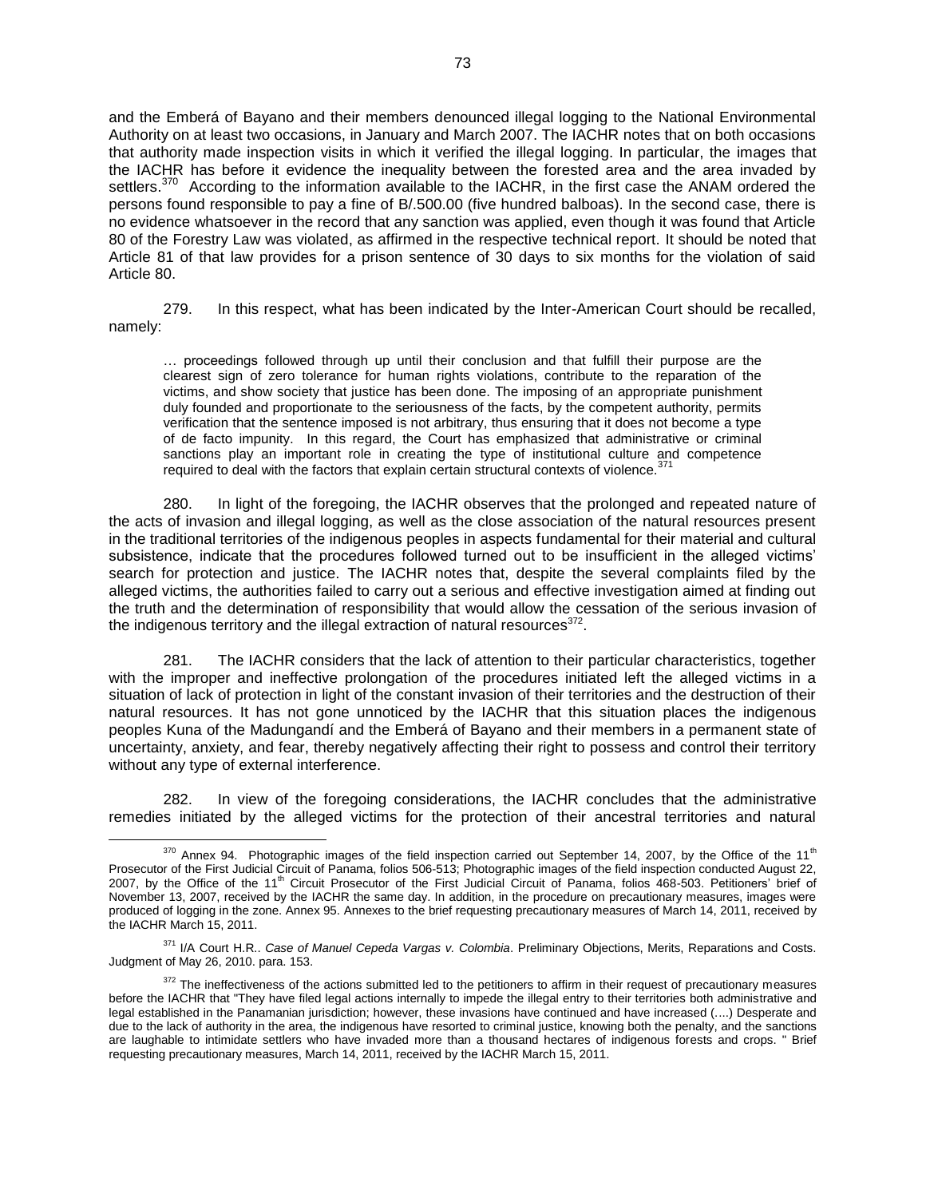and the Emberá of Bayano and their members denounced illegal logging to the National Environmental Authority on at least two occasions, in January and March 2007. The IACHR notes that on both occasions that authority made inspection visits in which it verified the illegal logging. In particular, the images that the IACHR has before it evidence the inequality between the forested area and the area invaded by settlers.[370] According to the information available to the IACHR, in the first case the ANAM ordered the persons found responsible to pay a fine of B/.500.00 (five hundred balboas). In the second case, there is no evidence whatsoever in the record that any sanction was applied, even though it was found that Article 80 of the Forestry Law was violated, as affirmed in the respective technical report. It should be noted that Article 81 of that law provides for a prison sentence of 30 days to six months for the violation of said Article 80.

279. In this respect, what has been indicated by the Inter-American Court should be recalled, namely:

> … proceedings followed through up until their conclusion and that fulfill their purpose are the clearest sign of zero tolerance for human rights violations, contribute to the reparation of the victims, and show society that justice has been done. The imposing of an appropriate punishment duly founded and proportionate to the seriousness of the facts, by the competent authority, permits verification that the sentence imposed is not arbitrary, thus ensuring that it does not become a type of de facto impunity. In this regard, the Court has emphasized that administrative or criminal sanctions play an important role in creating the type of institutional culture and competence required to deal with the factors that explain certain structural contexts of violence.[371]

280. In light of the foregoing, the IACHR observes that the prolonged and repeated nature of the acts of invasion and illegal logging, as well as the close association of the natural resources present in the traditional territories of the indigenous peoples in aspects fundamental for their material and cultural subsistence, indicate that the procedures followed turned out to be insufficient in the alleged victims' search for protection and justice. The IACHR notes that, despite the several complaints filed by the alleged victims, the authorities failed to carry out a serious and effective investigation aimed at finding out the truth and the determination of responsibility that would allow the cessation of the serious invasion of the indigenous territory and the illegal extraction of natural resources[372].

281. The IACHR considers that the lack of attention to their particular characteristics, together with the improper and ineffective prolongation of the procedures initiated left the alleged victims in a situation of lack of protection in light of the constant invasion of their territories and the destruction of their natural resources. It has not gone unnoticed by the IACHR that this situation places the indigenous peoples Kuna of the Madungandí and the Emberá of Bayano and their members in a permanent state of uncertainty, anxiety, and fear, thereby negatively affecting their right to possess and control their territory without any type of external interference.

282. In view of the foregoing considerations, the IACHR concludes that the administrative remedies initiated by the alleged victims for the protection of their ancestral territories and natural

---

[370] Annex 94. Photographic images of the field inspection carried out September 14, 2007, by the Office of the 11th Prosecutor of the First Judicial Circuit of Panama, folios 506-513; Photographic images of the field inspection conducted August 22, 2007, by the Office of the 11th Circuit Prosecutor of the First Judicial Circuit of Panama, folios 468-503. Petitioners' brief of November 13, 2007, received by the IACHR the same day. In addition, in the procedure on precautionary measures, images were produced of logging in the zone. Annex 95. Annexes to the brief requesting precautionary measures of March 14, 2011, received by the IACHR March 15, 2011.

[371] I/A Court H.R.. *Case of Manuel Cepeda Vargas v. Colombia*. Preliminary Objections, Merits, Reparations and Costs. Judgment of May 26, 2010. para. 153.

[372] The ineffectiveness of the actions submitted led to the petitioners to affirm in their request of precautionary measures before the IACHR that "They have filed legal actions internally to impede the illegal entry to their territories both administrative and legal established in the Panamanian jurisdiction; however, these invasions have continued and have increased (….) Desperate and due to the lack of authority in the area, the indigenous have resorted to criminal justice, knowing both the penalty, and the sanctions are laughable to intimidate settlers who have invaded more than a thousand hectares of indigenous forests and crops. " Brief requesting precautionary measures, March 14, 2011, received by the IACHR March 15, 2011.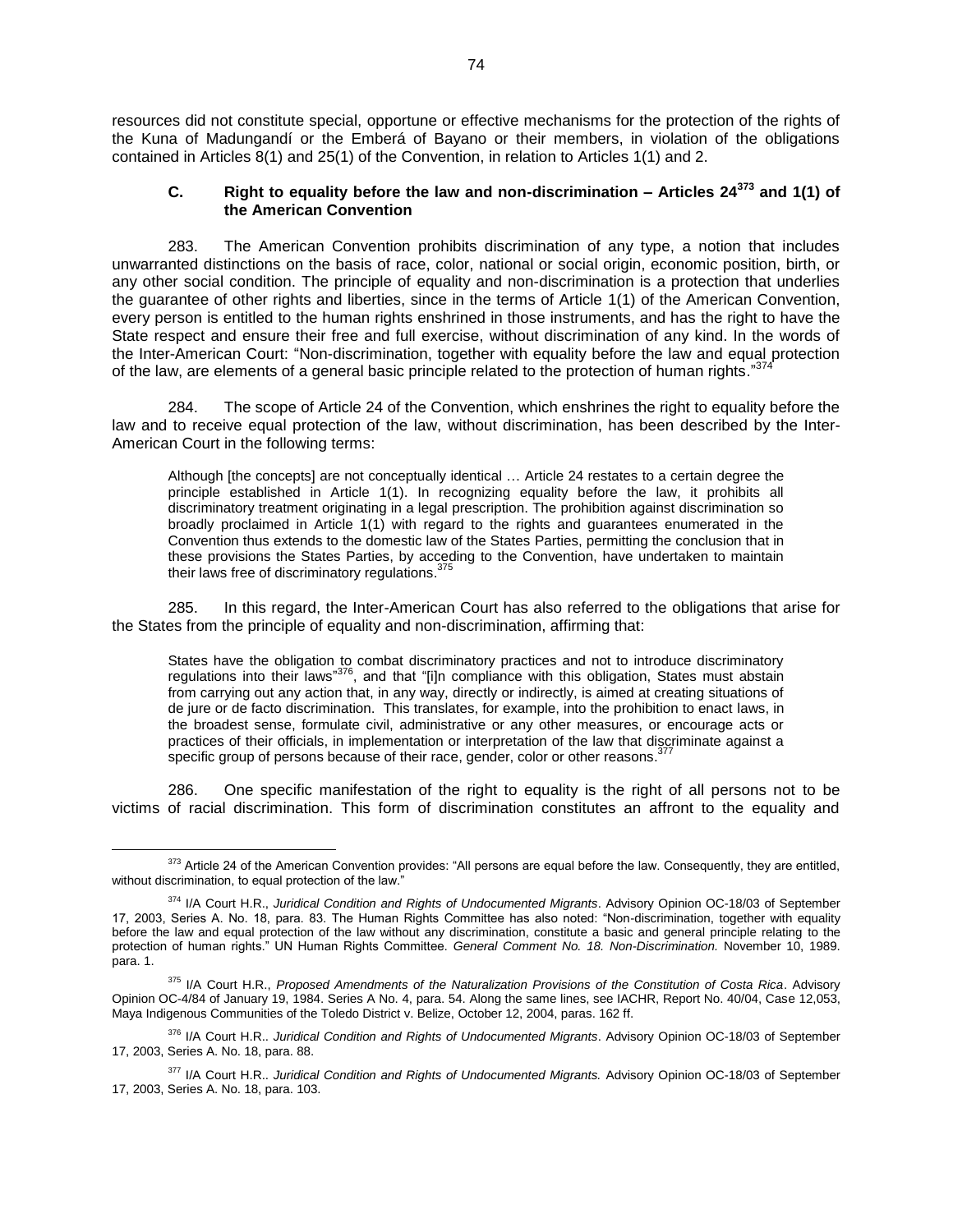resources did not constitute special, opportune or effective mechanisms for the protection of the rights of the Kuna of Madungandí or the Emberá of Bayano or their members, in violation of the obligations contained in Articles 8(1) and 25(1) of the Convention, in relation to Articles 1(1) and 2.

### C. Right to equality before the law and non-discrimination – Articles 24[373] and 1(1) of the American Convention

283. The American Convention prohibits discrimination of any type, a notion that includes unwarranted distinctions on the basis of race, color, national or social origin, economic position, birth, or any other social condition. The principle of equality and non-discrimination is a protection that underlies the guarantee of other rights and liberties, since in the terms of Article 1(1) of the American Convention, every person is entitled to the human rights enshrined in those instruments, and has the right to have the State respect and ensure their free and full exercise, without discrimination of any kind. In the words of the Inter-American Court: "Non-discrimination, together with equality before the law and equal protection of the law, are elements of a general basic principle related to the protection of human rights."[374]

284. The scope of Article 24 of the Convention, which enshrines the right to equality before the law and to receive equal protection of the law, without discrimination, has been described by the Inter-American Court in the following terms:

> Although [the concepts] are not conceptually identical … Article 24 restates to a certain degree the principle established in Article 1(1). In recognizing equality before the law, it prohibits all discriminatory treatment originating in a legal prescription. The prohibition against discrimination so broadly proclaimed in Article 1(1) with regard to the rights and guarantees enumerated in the Convention thus extends to the domestic law of the States Parties, permitting the conclusion that in these provisions the States Parties, by acceding to the Convention, have undertaken to maintain their laws free of discriminatory regulations.[375]

285. In this regard, the Inter-American Court has also referred to the obligations that arise for the States from the principle of equality and non-discrimination, affirming that:

> States have the obligation to combat discriminatory practices and not to introduce discriminatory regulations into their laws"[376], and that "[i]n compliance with this obligation, States must abstain from carrying out any action that, in any way, directly or indirectly, is aimed at creating situations of de jure or de facto discrimination. This translates, for example, into the prohibition to enact laws, in the broadest sense, formulate civil, administrative or any other measures, or encourage acts or practices of their officials, in implementation or interpretation of the law that discriminate against a specific group of persons because of their race, gender, color or other reasons.[377]

286. One specific manifestation of the right to equality is the right of all persons not to be victims of racial discrimination. This form of discrimination constitutes an affront to the equality and

---

[373] Article 24 of the American Convention provides: "All persons are equal before the law. Consequently, they are entitled, without discrimination, to equal protection of the law."

[374] I/A Court H.R., *Juridical Condition and Rights of Undocumented Migrants*. Advisory Opinion OC-18/03 of September 17, 2003, Series A. No. 18, para. 83. The Human Rights Committee has also noted: "Non-discrimination, together with equality before the law and equal protection of the law without any discrimination, constitute a basic and general principle relating to the protection of human rights." UN Human Rights Committee. *General Comment No. 18. Non-Discrimination.* November 10, 1989. para. 1.

[375] I/A Court H.R., *Proposed Amendments of the Naturalization Provisions of the Constitution of Costa Rica*. Advisory Opinion OC-4/84 of January 19, 1984. Series A No. 4, para. 54. Along the same lines, see IACHR, Report No. 40/04, Case 12,053, Maya Indigenous Communities of the Toledo District v. Belize, October 12, 2004, paras. 162 ff.

[376] I/A Court H.R.. *Juridical Condition and Rights of Undocumented Migrants*. Advisory Opinion OC-18/03 of September 17, 2003, Series A. No. 18, para. 88.

[377] I/A Court H.R.. *Juridical Condition and Rights of Undocumented Migrants.* Advisory Opinion OC-18/03 of September 17, 2003, Series A. No. 18, para. 103.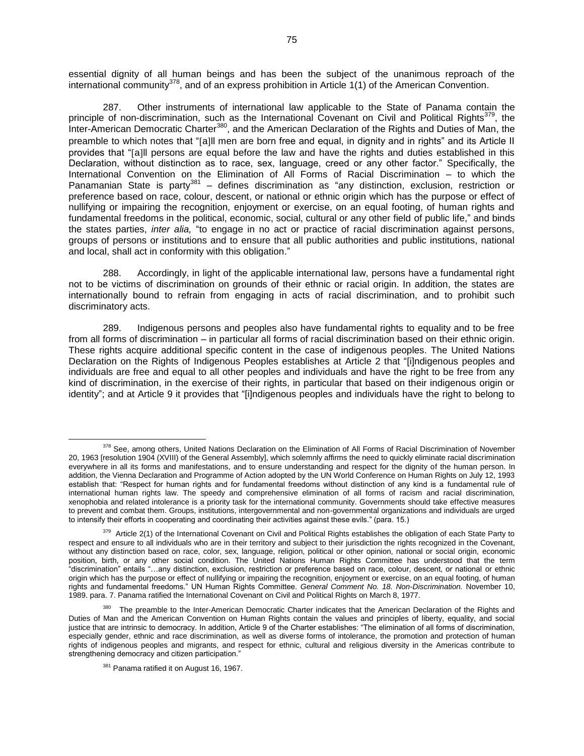essential dignity of all human beings and has been the subject of the unanimous reproach of the international community[378], and of an express prohibition in Article 1(1) of the American Convention.

287. Other instruments of international law applicable to the State of Panama contain the principle of non-discrimination, such as the International Covenant on Civil and Political Rights[379], the Inter-American Democratic Charter[380], and the American Declaration of the Rights and Duties of Man, the preamble to which notes that "[a]ll men are born free and equal, in dignity and in rights" and its Article II provides that "[a]ll persons are equal before the law and have the rights and duties established in this Declaration, without distinction as to race, sex, language, creed or any other factor." Specifically, the International Convention on the Elimination of All Forms of Racial Discrimination – to which the Panamanian State is party[381] – defines discrimination as "any distinction, exclusion, restriction or preference based on race, colour, descent, or national or ethnic origin which has the purpose or effect of nullifying or impairing the recognition, enjoyment or exercise, on an equal footing, of human rights and fundamental freedoms in the political, economic, social, cultural or any other field of public life," and binds the states parties, *inter alia,* "to engage in no act or practice of racial discrimination against persons, groups of persons or institutions and to ensure that all public authorities and public institutions, national and local, shall act in conformity with this obligation."

288. Accordingly, in light of the applicable international law, persons have a fundamental right not to be victims of discrimination on grounds of their ethnic or racial origin. In addition, the states are internationally bound to refrain from engaging in acts of racial discrimination, and to prohibit such discriminatory acts.

289. Indigenous persons and peoples also have fundamental rights to equality and to be free from all forms of discrimination – in particular all forms of racial discrimination based on their ethnic origin. These rights acquire additional specific content in the case of indigenous peoples. The United Nations Declaration on the Rights of Indigenous Peoples establishes at Article 2 that "[i]ndigenous peoples and individuals are free and equal to all other peoples and individuals and have the right to be free from any kind of discrimination, in the exercise of their rights, in particular that based on their indigenous origin or identity"; and at Article 9 it provides that "[i]ndigenous peoples and individuals have the right to belong to

---

[378] See, among others, United Nations Declaration on the Elimination of All Forms of Racial Discrimination of November 20, 1963 [resolution 1904 (XVIII) of the General Assembly], which solemnly affirms the need to quickly eliminate racial discrimination everywhere in all its forms and manifestations, and to ensure understanding and respect for the dignity of the human person. In addition, the Vienna Declaration and Programme of Action adopted by the UN World Conference on Human Rights on July 12, 1993 establish that: "Respect for human rights and for fundamental freedoms without distinction of any kind is a fundamental rule of international human rights law. The speedy and comprehensive elimination of all forms of racism and racial discrimination, xenophobia and related intolerance is a priority task for the international community. Governments should take effective measures to prevent and combat them. Groups, institutions, intergovernmental and non-governmental organizations and individuals are urged to intensify their efforts in cooperating and coordinating their activities against these evils." (para. 15.)

[379] Article 2(1) of the International Covenant on Civil and Political Rights establishes the obligation of each State Party to respect and ensure to all individuals who are in their territory and subject to their jurisdiction the rights recognized in the Covenant, without any distinction based on race, color, sex, language, religion, political or other opinion, national or social origin, economic position, birth, or any other social condition. The United Nations Human Rights Committee has understood that the term "discrimination" entails "…any distinction, exclusion, restriction or preference based on race, colour, descent, or national or ethnic origin which has the purpose or effect of nullifying or impairing the recognition, enjoyment or exercise, on an equal footing, of human rights and fundamental freedoms." UN Human Rights Committee. *General Comment No. 18. Non-Discrimination.* November 10, 1989. para. 7. Panama ratified the International Covenant on Civil and Political Rights on March 8, 1977.

[380] The preamble to the Inter-American Democratic Charter indicates that the American Declaration of the Rights and Duties of Man and the American Convention on Human Rights contain the values and principles of liberty, equality, and social justice that are intrinsic to democracy. In addition, Article 9 of the Charter establishes: "The elimination of all forms of discrimination, especially gender, ethnic and race discrimination, as well as diverse forms of intolerance, the promotion and protection of human rights of indigenous peoples and migrants, and respect for ethnic, cultural and religious diversity in the Americas contribute to strengthening democracy and citizen participation."

[381] Panama ratified it on August 16, 1967.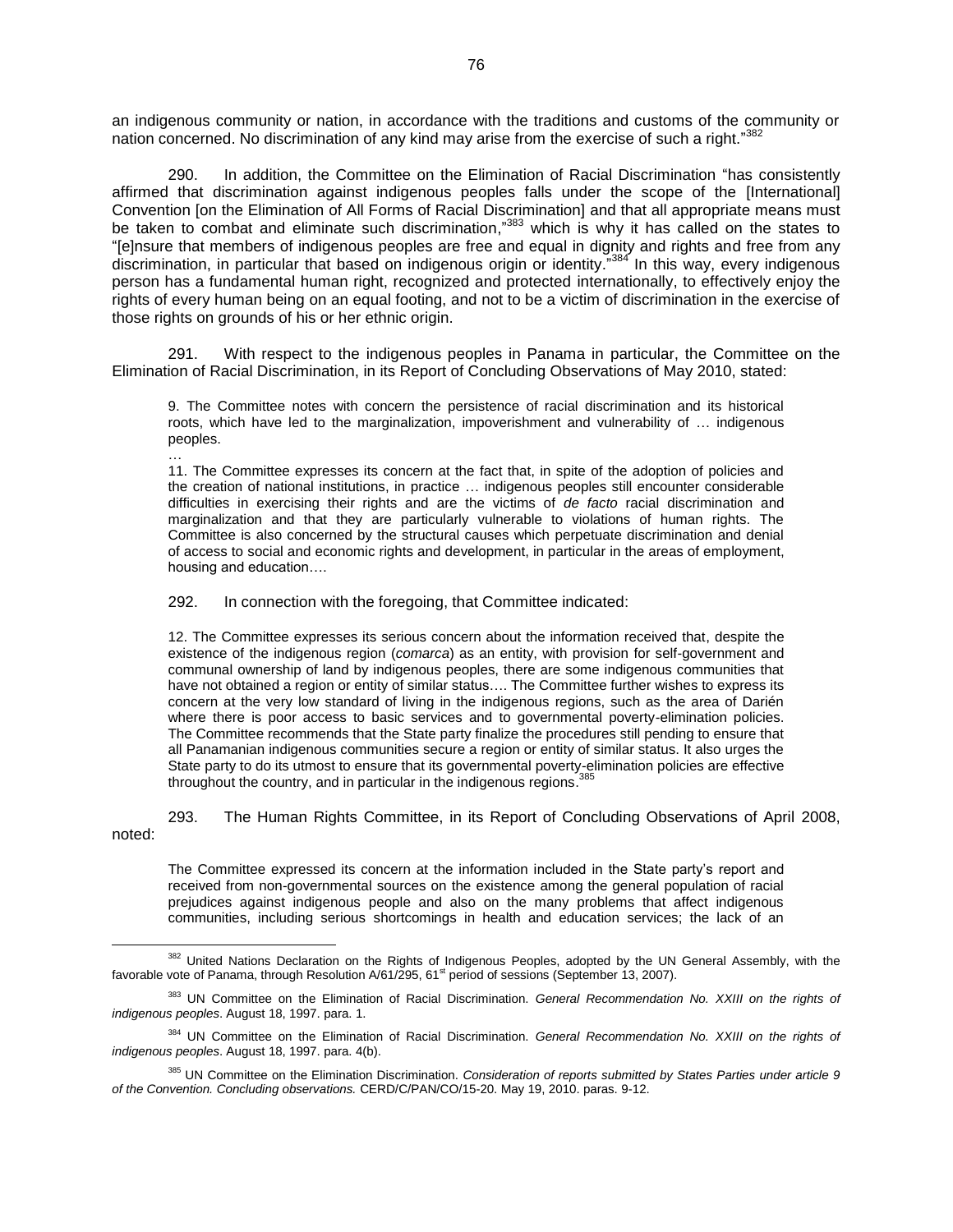an indigenous community or nation, in accordance with the traditions and customs of the community or nation concerned. No discrimination of any kind may arise from the exercise of such a right."[382]

290. In addition, the Committee on the Elimination of Racial Discrimination "has consistently affirmed that discrimination against indigenous peoples falls under the scope of the [International] Convention [on the Elimination of All Forms of Racial Discrimination] and that all appropriate means must be taken to combat and eliminate such discrimination,"[383] which is why it has called on the states to "[e]nsure that members of indigenous peoples are free and equal in dignity and rights and free from any discrimination, in particular that based on indigenous origin or identity."[384] In this way, every indigenous person has a fundamental human right, recognized and protected internationally, to effectively enjoy the rights of every human being on an equal footing, and not to be a victim of discrimination in the exercise of those rights on grounds of his or her ethnic origin.

291. With respect to the indigenous peoples in Panama in particular, the Committee on the Elimination of Racial Discrimination, in its Report of Concluding Observations of May 2010, stated:

> 9. The Committee notes with concern the persistence of racial discrimination and its historical roots, which have led to the marginalization, impoverishment and vulnerability of … indigenous peoples.
>
> …
>
> 11. The Committee expresses its concern at the fact that, in spite of the adoption of policies and the creation of national institutions, in practice … indigenous peoples still encounter considerable difficulties in exercising their rights and are the victims of *de facto* racial discrimination and marginalization and that they are particularly vulnerable to violations of human rights. The Committee is also concerned by the structural causes which perpetuate discrimination and denial of access to social and economic rights and development, in particular in the areas of employment, housing and education….

292. In connection with the foregoing, that Committee indicated:

> 12. The Committee expresses its serious concern about the information received that, despite the existence of the indigenous region (*comarca*) as an entity, with provision for self-government and communal ownership of land by indigenous peoples, there are some indigenous communities that have not obtained a region or entity of similar status…. The Committee further wishes to express its concern at the very low standard of living in the indigenous regions, such as the area of Darién where there is poor access to basic services and to governmental poverty-elimination policies. The Committee recommends that the State party finalize the procedures still pending to ensure that all Panamanian indigenous communities secure a region or entity of similar status. It also urges the State party to do its utmost to ensure that its governmental poverty-elimination policies are effective throughout the country, and in particular in the indigenous regions.[385]

293. The Human Rights Committee, in its Report of Concluding Observations of April 2008, noted:

> The Committee expressed its concern at the information included in the State party's report and received from non-governmental sources on the existence among the general population of racial prejudices against indigenous people and also on the many problems that affect indigenous communities, including serious shortcomings in health and education services; the lack of an

---

[382] United Nations Declaration on the Rights of Indigenous Peoples, adopted by the UN General Assembly, with the favorable vote of Panama, through Resolution A/61/295, 61st period of sessions (September 13, 2007).

[383] UN Committee on the Elimination of Racial Discrimination. *General Recommendation No. XXIII on the rights of indigenous peoples*. August 18, 1997. para. 1.

[384] UN Committee on the Elimination of Racial Discrimination. *General Recommendation No. XXIII on the rights of indigenous peoples*. August 18, 1997. para. 4(b).

[385] UN Committee on the Elimination Discrimination. *Consideration of reports submitted by States Parties under article 9 of the Convention. Concluding observations.* CERD/C/PAN/CO/15-20. May 19, 2010. paras. 9-12.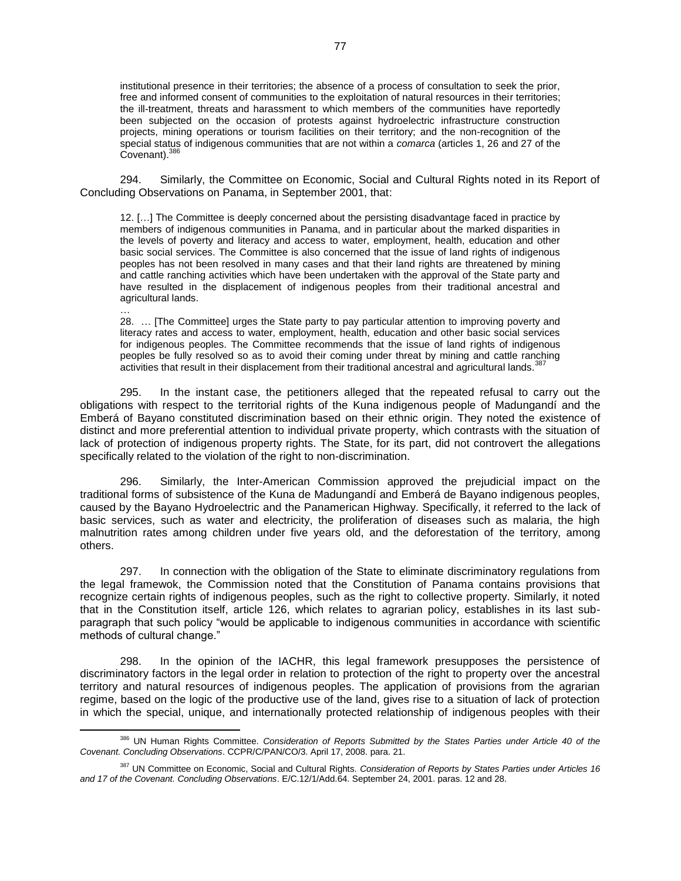> institutional presence in their territories; the absence of a process of consultation to seek the prior, free and informed consent of communities to the exploitation of natural resources in their territories; the ill-treatment, threats and harassment to which members of the communities have reportedly been subjected on the occasion of protests against hydroelectric infrastructure construction projects, mining operations or tourism facilities on their territory; and the non-recognition of the special status of indigenous communities that are not within a *comarca* (articles 1, 26 and 27 of the Covenant).[386]

294. Similarly, the Committee on Economic, Social and Cultural Rights noted in its Report of Concluding Observations on Panama, in September 2001, that:

> 12. […] The Committee is deeply concerned about the persisting disadvantage faced in practice by members of indigenous communities in Panama, and in particular about the marked disparities in the levels of poverty and literacy and access to water, employment, health, education and other basic social services. The Committee is also concerned that the issue of land rights of indigenous peoples has not been resolved in many cases and that their land rights are threatened by mining and cattle ranching activities which have been undertaken with the approval of the State party and have resulted in the displacement of indigenous peoples from their traditional ancestral and agricultural lands.
>
> …
>
> 28. … [The Committee] urges the State party to pay particular attention to improving poverty and literacy rates and access to water, employment, health, education and other basic social services for indigenous peoples. The Committee recommends that the issue of land rights of indigenous peoples be fully resolved so as to avoid their coming under threat by mining and cattle ranching activities that result in their displacement from their traditional ancestral and agricultural lands.[387]

295. In the instant case, the petitioners alleged that the repeated refusal to carry out the obligations with respect to the territorial rights of the Kuna indigenous people of Madungandí and the Emberá of Bayano constituted discrimination based on their ethnic origin. They noted the existence of distinct and more preferential attention to individual private property, which contrasts with the situation of lack of protection of indigenous property rights. The State, for its part, did not controvert the allegations specifically related to the violation of the right to non-discrimination.

296. Similarly, the Inter-American Commission approved the prejudicial impact on the traditional forms of subsistence of the Kuna de Madungandí and Emberá de Bayano indigenous peoples, caused by the Bayano Hydroelectric and the Panamerican Highway. Specifically, it referred to the lack of basic services, such as water and electricity, the proliferation of diseases such as malaria, the high malnutrition rates among children under five years old, and the deforestation of the territory, among others.

297. In connection with the obligation of the State to eliminate discriminatory regulations from the legal framewok, the Commission noted that the Constitution of Panama contains provisions that recognize certain rights of indigenous peoples, such as the right to collective property. Similarly, it noted that in the Constitution itself, article 126, which relates to agrarian policy, establishes in its last sub-paragraph that such policy "would be applicable to indigenous communities in accordance with scientific methods of cultural change."

298. In the opinion of the IACHR, this legal framework presupposes the persistence of discriminatory factors in the legal order in relation to protection of the right to property over the ancestral territory and natural resources of indigenous peoples. The application of provisions from the agrarian regime, based on the logic of the productive use of the land, gives rise to a situation of lack of protection in which the special, unique, and internationally protected relationship of indigenous peoples with their

---

[386] UN Human Rights Committee. *Consideration of Reports Submitted by the States Parties under Article 40 of the Covenant. Concluding Observations*. CCPR/C/PAN/CO/3. April 17, 2008. para. 21.

[387] UN Committee on Economic, Social and Cultural Rights. *Consideration of Reports by States Parties under Articles 16 and 17 of the Covenant. Concluding Observations*. E/C.12/1/Add.64. September 24, 2001. paras. 12 and 28.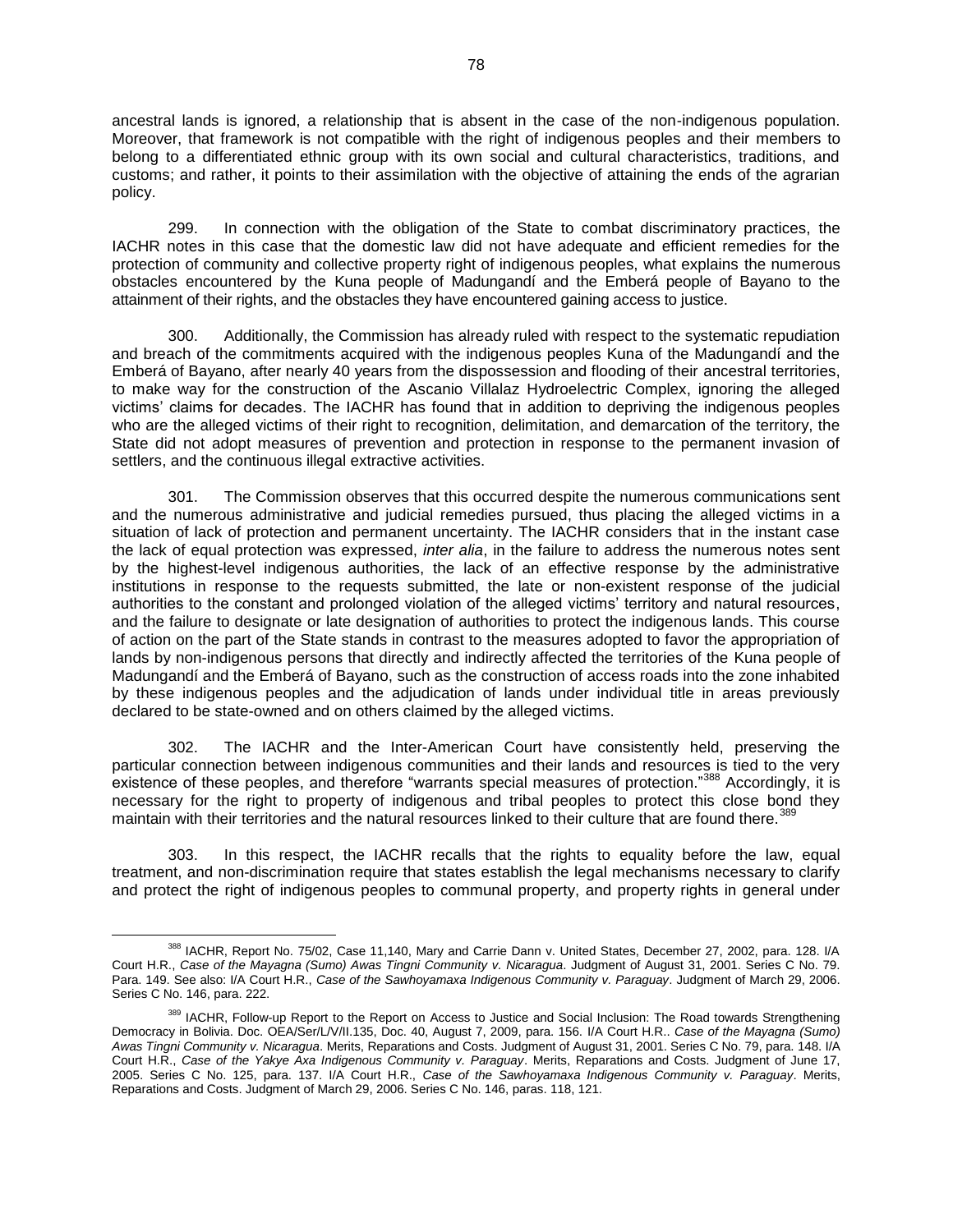ancestral lands is ignored, a relationship that is absent in the case of the non-indigenous population. Moreover, that framework is not compatible with the right of indigenous peoples and their members to belong to a differentiated ethnic group with its own social and cultural characteristics, traditions, and customs; and rather, it points to their assimilation with the objective of attaining the ends of the agrarian policy.

299. In connection with the obligation of the State to combat discriminatory practices, the IACHR notes in this case that the domestic law did not have adequate and efficient remedies for the protection of community and collective property right of indigenous peoples, what explains the numerous obstacles encountered by the Kuna people of Madungandí and the Emberá people of Bayano to the attainment of their rights, and the obstacles they have encountered gaining access to justice.

300. Additionally, the Commission has already ruled with respect to the systematic repudiation and breach of the commitments acquired with the indigenous peoples Kuna of the Madungandí and the Emberá of Bayano, after nearly 40 years from the dispossession and flooding of their ancestral territories, to make way for the construction of the Ascanio Villalaz Hydroelectric Complex, ignoring the alleged victims' claims for decades. The IACHR has found that in addition to depriving the indigenous peoples who are the alleged victims of their right to recognition, delimitation, and demarcation of the territory, the State did not adopt measures of prevention and protection in response to the permanent invasion of settlers, and the continuous illegal extractive activities.

301. The Commission observes that this occurred despite the numerous communications sent and the numerous administrative and judicial remedies pursued, thus placing the alleged victims in a situation of lack of protection and permanent uncertainty. The IACHR considers that in the instant case the lack of equal protection was expressed, *inter alia*, in the failure to address the numerous notes sent by the highest-level indigenous authorities, the lack of an effective response by the administrative institutions in response to the requests submitted, the late or non-existent response of the judicial authorities to the constant and prolonged violation of the alleged victims' territory and natural resources, and the failure to designate or late designation of authorities to protect the indigenous lands. This course of action on the part of the State stands in contrast to the measures adopted to favor the appropriation of lands by non-indigenous persons that directly and indirectly affected the territories of the Kuna people of Madungandí and the Emberá of Bayano, such as the construction of access roads into the zone inhabited by these indigenous peoples and the adjudication of lands under individual title in areas previously declared to be state-owned and on others claimed by the alleged victims.

302. The IACHR and the Inter-American Court have consistently held, preserving the particular connection between indigenous communities and their lands and resources is tied to the very existence of these peoples, and therefore "warrants special measures of protection."[388] Accordingly, it is necessary for the right to property of indigenous and tribal peoples to protect this close bond they maintain with their territories and the natural resources linked to their culture that are found there.[389]

303. In this respect, the IACHR recalls that the rights to equality before the law, equal treatment, and non-discrimination require that states establish the legal mechanisms necessary to clarify and protect the right of indigenous peoples to communal property, and property rights in general under

---

[388] IACHR, Report No. 75/02, Case 11,140, Mary and Carrie Dann v. United States, December 27, 2002, para. 128. I/A Court H.R., *Case of the Mayagna (Sumo) Awas Tingni Community v. Nicaragua*. Judgment of August 31, 2001. Series C No. 79. Para. 149. See also: I/A Court H.R., *Case of the Sawhoyamaxa Indigenous Community v. Paraguay*. Judgment of March 29, 2006. Series C No. 146, para. 222.

[389] IACHR, Follow-up Report to the Report on Access to Justice and Social Inclusion: The Road towards Strengthening Democracy in Bolivia. Doc. OEA/Ser/L/V/II.135, Doc. 40, August 7, 2009, para. 156. I/A Court H.R.. *Case of the Mayagna (Sumo) Awas Tingni Community v. Nicaragua*. Merits, Reparations and Costs. Judgment of August 31, 2001. Series C No. 79, para. 148. I/A Court H.R., *Case of the Yakye Axa Indigenous Community v. Paraguay*. Merits, Reparations and Costs. Judgment of June 17, 2005. Series C No. 125, para. 137. I/A Court H.R., *Case of the Sawhoyamaxa Indigenous Community v. Paraguay*. Merits, Reparations and Costs. Judgment of March 29, 2006. Series C No. 146, paras. 118, 121.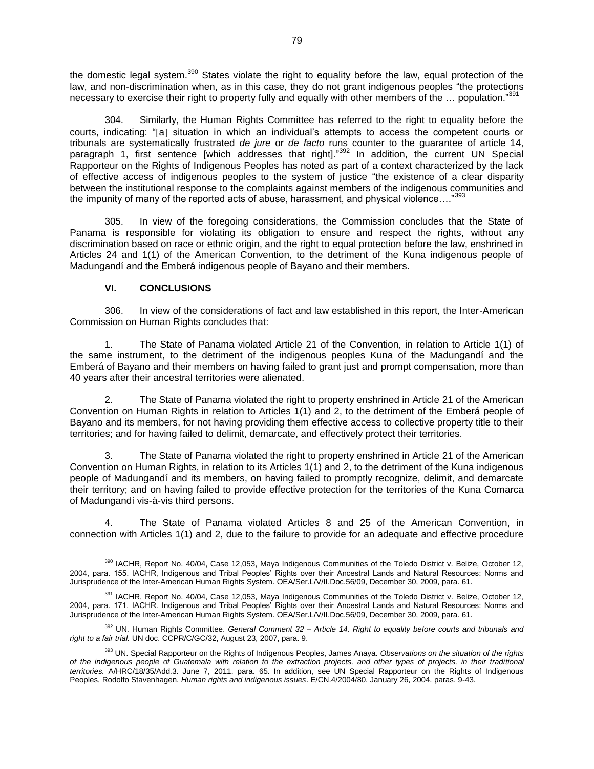the domestic legal system.[390] States violate the right to equality before the law, equal protection of the law, and non-discrimination when, as in this case, they do not grant indigenous peoples "the protections necessary to exercise their right to property fully and equally with other members of the … population."[391]

304. Similarly, the Human Rights Committee has referred to the right to equality before the courts, indicating: "[a] situation in which an individual's attempts to access the competent courts or tribunals are systematically frustrated *de jure* or *de facto* runs counter to the guarantee of article 14, paragraph 1, first sentence [which addresses that right]."[392] In addition, the current UN Special Rapporteur on the Rights of Indigenous Peoples has noted as part of a context characterized by the lack of effective access of indigenous peoples to the system of justice "the existence of a clear disparity between the institutional response to the complaints against members of the indigenous communities and the impunity of many of the reported acts of abuse, harassment, and physical violence…."[393]

305. In view of the foregoing considerations, the Commission concludes that the State of Panama is responsible for violating its obligation to ensure and respect the rights, without any discrimination based on race or ethnic origin, and the right to equal protection before the law, enshrined in Articles 24 and 1(1) of the American Convention, to the detriment of the Kuna indigenous people of Madungandí and the Emberá indigenous people of Bayano and their members.

## VI. CONCLUSIONS

306. In view of the considerations of fact and law established in this report, the Inter-American Commission on Human Rights concludes that:

1. The State of Panama violated Article 21 of the Convention, in relation to Article 1(1) of the same instrument, to the detriment of the indigenous peoples Kuna of the Madungandí and the Emberá of Bayano and their members on having failed to grant just and prompt compensation, more than 40 years after their ancestral territories were alienated.

2. The State of Panama violated the right to property enshrined in Article 21 of the American Convention on Human Rights in relation to Articles 1(1) and 2, to the detriment of the Emberá people of Bayano and its members, for not having providing them effective access to collective property title to their territories; and for having failed to delimit, demarcate, and effectively protect their territories.

3. The State of Panama violated the right to property enshrined in Article 21 of the American Convention on Human Rights, in relation to its Articles 1(1) and 2, to the detriment of the Kuna indigenous people of Madungandí and its members, on having failed to promptly recognize, delimit, and demarcate their territory; and on having failed to provide effective protection for the territories of the Kuna Comarca of Madungandí vis-à-vis third persons.

4. The State of Panama violated Articles 8 and 25 of the American Convention, in connection with Articles 1(1) and 2, due to the failure to provide for an adequate and effective procedure

---

[390] IACHR, Report No. 40/04, Case 12,053, Maya Indigenous Communities of the Toledo District v. Belize, October 12, 2004, para. 155. IACHR, Indigenous and Tribal Peoples' Rights over their Ancestral Lands and Natural Resources: Norms and Jurisprudence of the Inter-American Human Rights System. OEA/Ser.L/V/II.Doc.56/09, December 30, 2009, para. 61.

[391] IACHR, Report No. 40/04, Case 12,053, Maya Indigenous Communities of the Toledo District v. Belize, October 12, 2004, para. 171. IACHR. Indigenous and Tribal Peoples' Rights over their Ancestral Lands and Natural Resources: Norms and Jurisprudence of the Inter-American Human Rights System. OEA/Ser.L/V/II.Doc.56/09, December 30, 2009, para. 61.

[392] UN. Human Rights Committee. *General Comment 32 – Article 14. Right to equality before courts and tribunals and right to a fair trial.* UN doc. CCPR/C/GC/32, August 23, 2007, para. 9.

[393] UN. Special Rapporteur on the Rights of Indigenous Peoples, James Anaya. *Observations on the situation of the rights of the indigenous people of Guatemala with relation to the extraction projects, and other types of projects, in their traditional territories.* A/HRC/18/35/Add.3. June 7, 2011. para. 65. In addition, see UN Special Rapporteur on the Rights of Indigenous Peoples, Rodolfo Stavenhagen. *Human rights and indigenous issues*. E/CN.4/2004/80. January 26, 2004. paras. 9-43.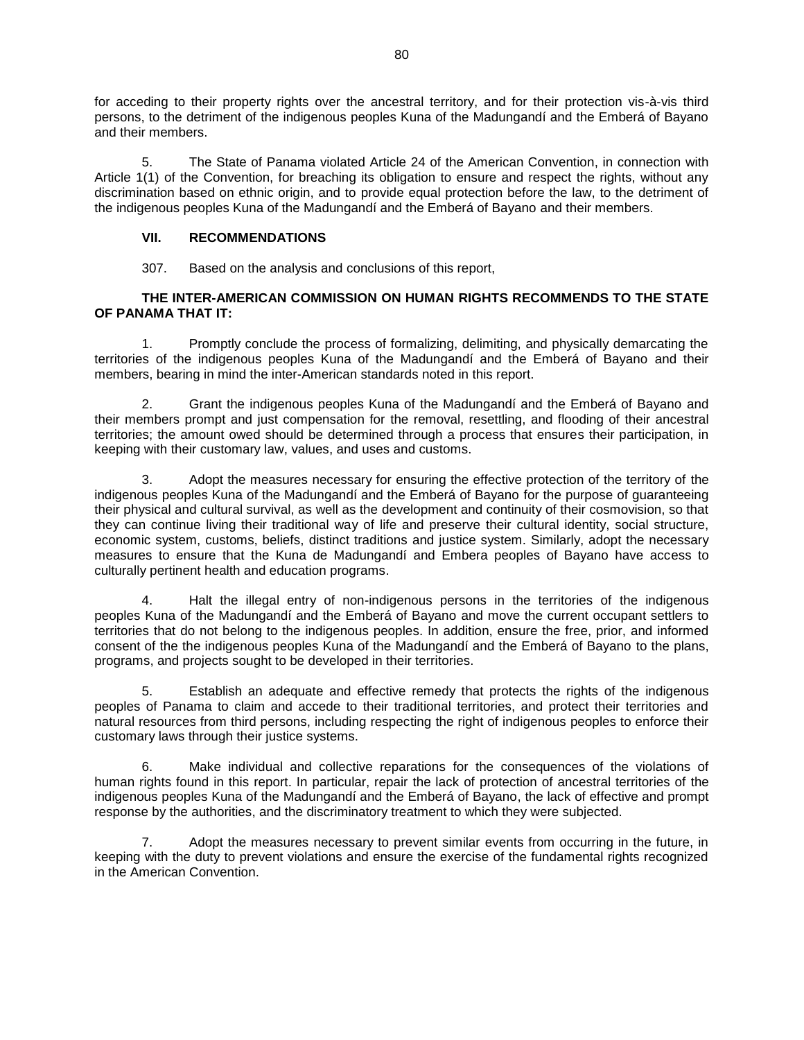for acceding to their property rights over the ancestral territory, and for their protection vis-à-vis third persons, to the detriment of the indigenous peoples Kuna of the Madungandí and the Emberá of Bayano and their members.

5. The State of Panama violated Article 24 of the American Convention, in connection with Article 1(1) of the Convention, for breaching its obligation to ensure and respect the rights, without any discrimination based on ethnic origin, and to provide equal protection before the law, to the detriment of the indigenous peoples Kuna of the Madungandí and the Emberá of Bayano and their members.

## VII. RECOMMENDATIONS

307. Based on the analysis and conclusions of this report,

**THE INTER-AMERICAN COMMISSION ON HUMAN RIGHTS RECOMMENDS TO THE STATE OF PANAMA THAT IT:**

1. Promptly conclude the process of formalizing, delimiting, and physically demarcating the territories of the indigenous peoples Kuna of the Madungandí and the Emberá of Bayano and their members, bearing in mind the inter-American standards noted in this report.

2. Grant the indigenous peoples Kuna of the Madungandí and the Emberá of Bayano and their members prompt and just compensation for the removal, resettling, and flooding of their ancestral territories; the amount owed should be determined through a process that ensures their participation, in keeping with their customary law, values, and uses and customs.

3. Adopt the measures necessary for ensuring the effective protection of the territory of the indigenous peoples Kuna of the Madungandí and the Emberá of Bayano for the purpose of guaranteeing their physical and cultural survival, as well as the development and continuity of their cosmovision, so that they can continue living their traditional way of life and preserve their cultural identity, social structure, economic system, customs, beliefs, distinct traditions and justice system. Similarly, adopt the necessary measures to ensure that the Kuna de Madungandí and Embera peoples of Bayano have access to culturally pertinent health and education programs.

4. Halt the illegal entry of non-indigenous persons in the territories of the indigenous peoples Kuna of the Madungandí and the Emberá of Bayano and move the current occupant settlers to territories that do not belong to the indigenous peoples. In addition, ensure the free, prior, and informed consent of the the indigenous peoples Kuna of the Madungandí and the Emberá of Bayano to the plans, programs, and projects sought to be developed in their territories.

5. Establish an adequate and effective remedy that protects the rights of the indigenous peoples of Panama to claim and accede to their traditional territories, and protect their territories and natural resources from third persons, including respecting the right of indigenous peoples to enforce their customary laws through their justice systems.

6. Make individual and collective reparations for the consequences of the violations of human rights found in this report. In particular, repair the lack of protection of ancestral territories of the indigenous peoples Kuna of the Madungandí and the Emberá of Bayano, the lack of effective and prompt response by the authorities, and the discriminatory treatment to which they were subjected.

7. Adopt the measures necessary to prevent similar events from occurring in the future, in keeping with the duty to prevent violations and ensure the exercise of the fundamental rights recognized in the American Convention.